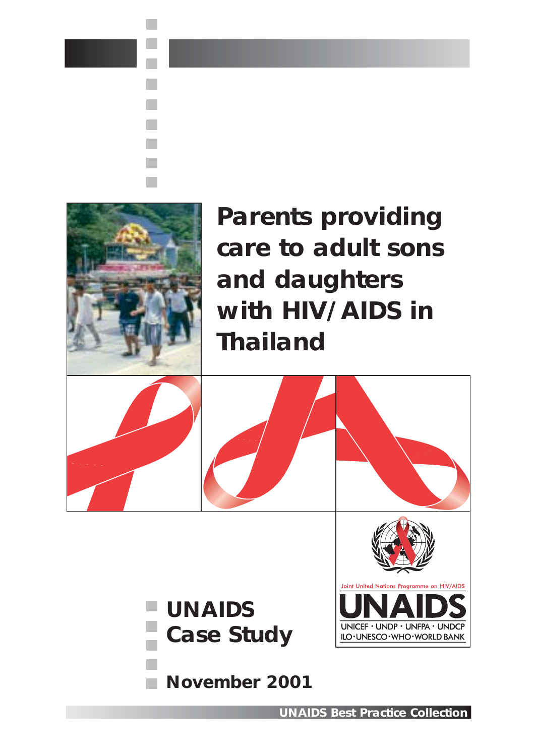# Parents providing care to adult sons and daughters with HIV/AIDS in Thailand

Joint United Nations Programme on HIV/AIDS

UNAIDS

UNICEF · UNDP · UNFPA · UNDCP
ILO · UNESCO · WHO · WORLD BANK

**UNAIDS Case Study**

**November 2001**

**UNAIDS Best Practice Collection**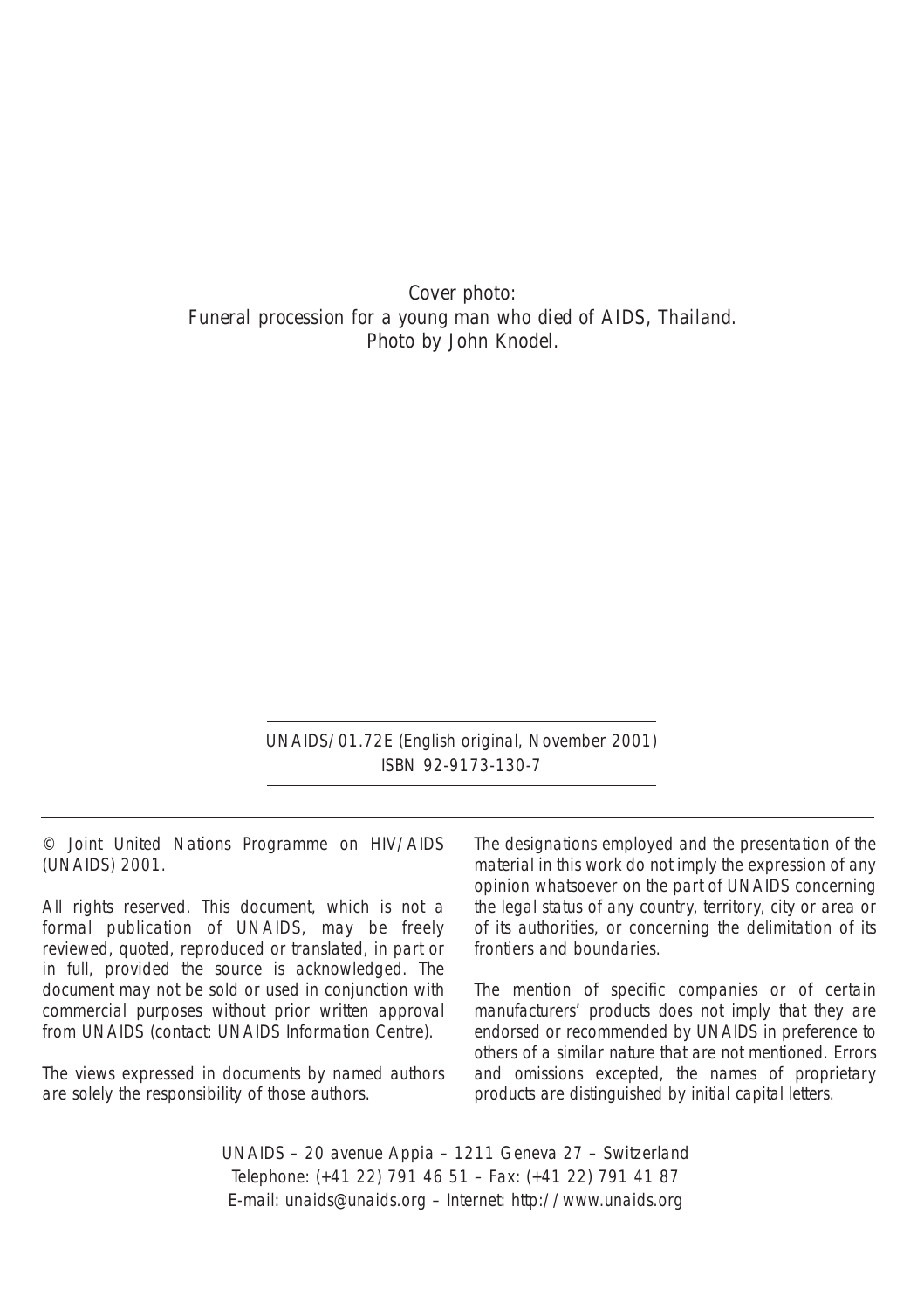*Cover photo:*
*Funeral procession for a young man who died of AIDS, Thailand.*
*Photo by John Knodel.*

UNAIDS/01.72E (English original, November 2001)
ISBN 92-9173-130-7

© Joint United Nations Programme on HIV/AIDS (UNAIDS) 2001.

All rights reserved. This document, which is not a formal publication of UNAIDS, may be freely reviewed, quoted, reproduced or translated, in part or in full, provided the source is acknowledged. The document may not be sold or used in conjunction with commercial purposes without prior written approval from UNAIDS (contact: UNAIDS Information Centre).

The views expressed in documents by named authors are solely the responsibility of those authors.

The designations employed and the presentation of the material in this work do not imply the expression of any opinion whatsoever on the part of UNAIDS concerning the legal status of any country, territory, city or area or of its authorities, or concerning the delimitation of its frontiers and boundaries.

The mention of specific companies or of certain manufacturers' products does not imply that they are endorsed or recommended by UNAIDS in preference to others of a similar nature that are not mentioned. Errors and omissions excepted, the names of proprietary products are distinguished by initial capital letters.

UNAIDS – 20 avenue Appia – 1211 Geneva 27 – Switzerland
Telephone: (+41 22) 791 46 51 – Fax: (+41 22) 791 41 87
E-mail: unaids@unaids.org – Internet: http://www.unaids.org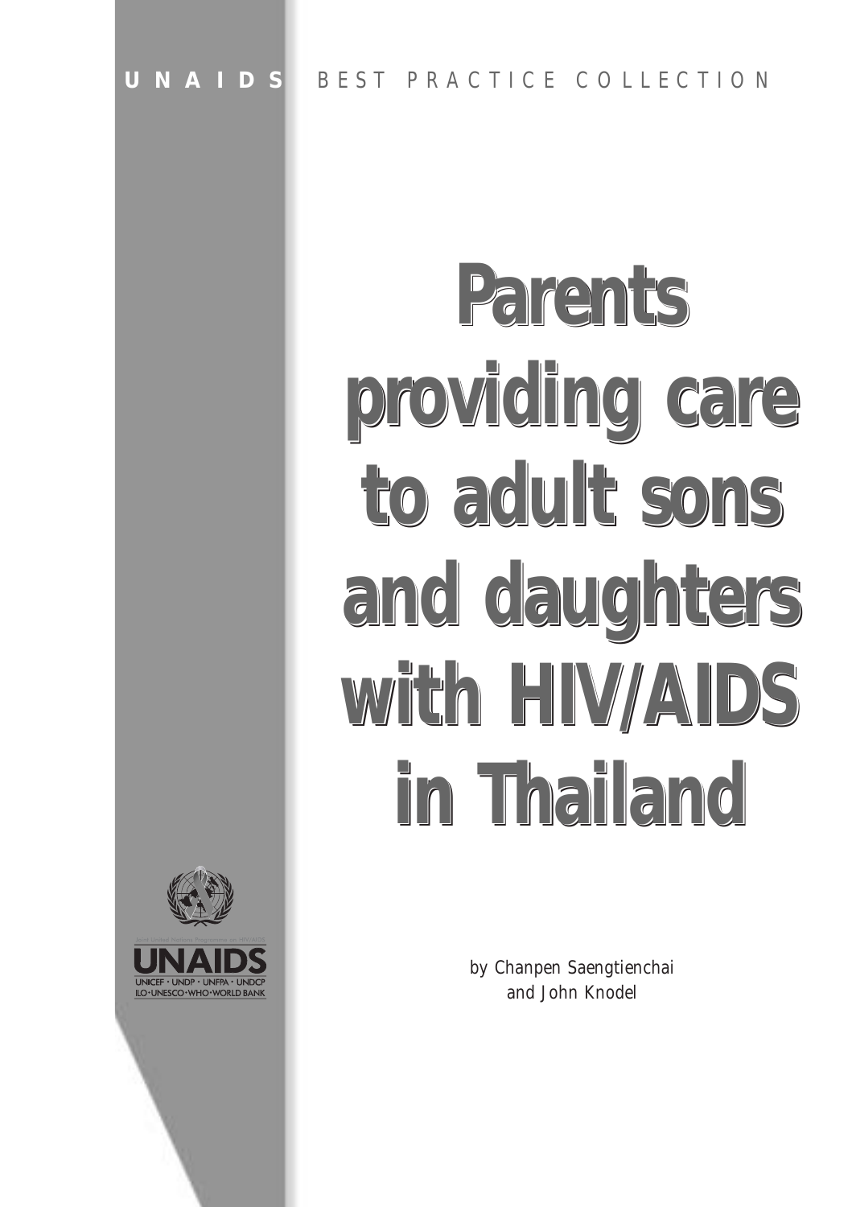**UNAIDS** BEST PRACTICE COLLECTION

# Parents providing care to adult sons and daughters with HIV/AIDS in Thailand

UNAIDS

UNICEF · UNDP · UNFPA · UNDCP
ILO · UNESCO · WHO · WORLD BANK

by Chanpen Saengtienchai
and John Knodel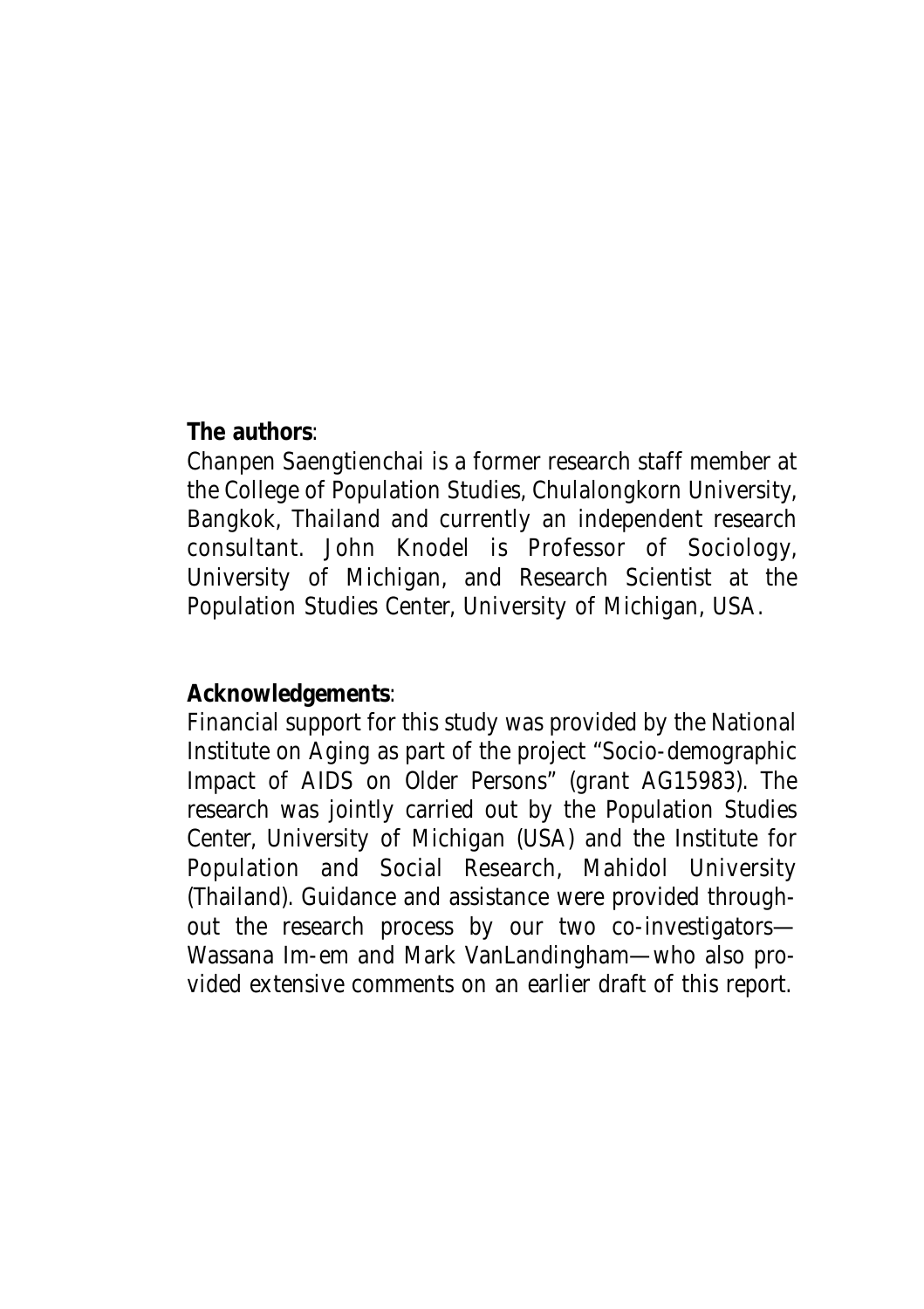**The authors**:

Chanpen Saengtienchai is a former research staff member at the College of Population Studies, Chulalongkorn University, Bangkok, Thailand and currently an independent research consultant. John Knodel is Professor of Sociology, University of Michigan, and Research Scientist at the Population Studies Center, University of Michigan, USA.

**Acknowledgements**:

Financial support for this study was provided by the National Institute on Aging as part of the project "Socio-demographic Impact of AIDS on Older Persons" (grant AG15983). The research was jointly carried out by the Population Studies Center, University of Michigan (USA) and the Institute for Population and Social Research, Mahidol University (Thailand). Guidance and assistance were provided throughout the research process by our two co-investigators—Wassana Im-em and Mark VanLandingham—who also provided extensive comments on an earlier draft of this report.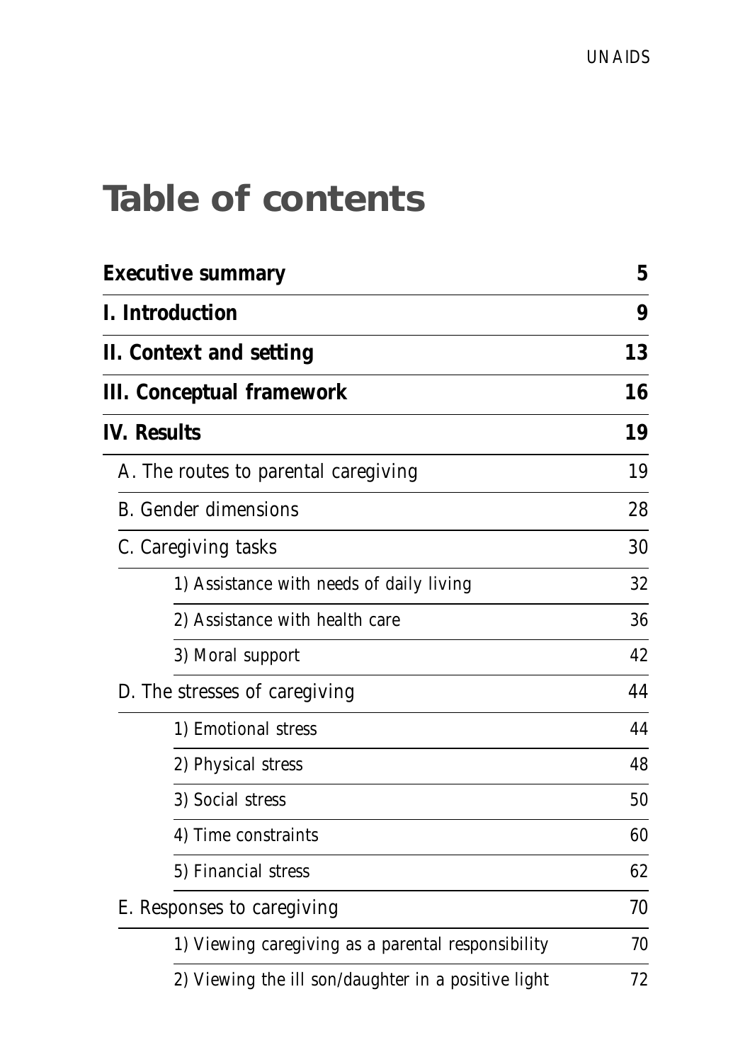# Table of contents

| | |
|---|---|
| **Executive summary** | **5** |
| **I. Introduction** | **9** |
| **II. Context and setting** | **13** |
| **III. Conceptual framework** | **16** |
| **IV. Results** | **19** |
| A. The routes to parental caregiving | 19 |
| B. Gender dimensions | 28 |
| C. Caregiving tasks | 30 |
| 1) Assistance with needs of daily living | 32 |
| 2) Assistance with health care | 36 |
| 3) Moral support | 42 |
| D. The stresses of caregiving | 44 |
| 1) Emotional stress | 44 |
| 2) Physical stress | 48 |
| 3) Social stress | 50 |
| 4) Time constraints | 60 |
| 5) Financial stress | 62 |
| E. Responses to caregiving | 70 |
| 1) Viewing caregiving as a parental responsibility | 70 |
| 2) Viewing the ill son/daughter in a positive light | 72 |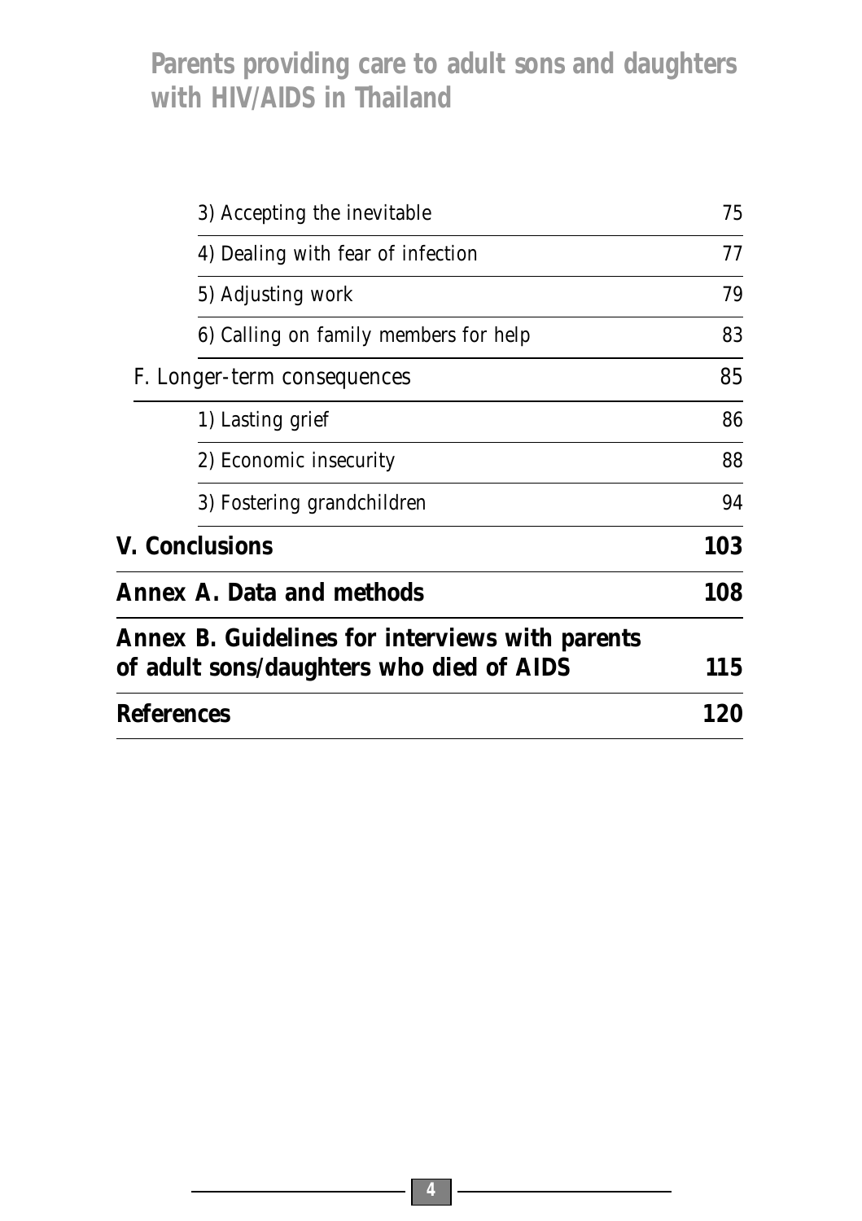| | |
|---|---|
| 3) Accepting the inevitable | 75 |
| 4) Dealing with fear of infection | 77 |
| 5) Adjusting work | 79 |
| 6) Calling on family members for help | 83 |
| F. Longer-term consequences | 85 |
| 1) Lasting grief | 86 |
| 2) Economic insecurity | 88 |
| 3) Fostering grandchildren | 94 |
| **V. Conclusions** | **103** |
| **Annex A. Data and methods** | **108** |
| **Annex B. Guidelines for interviews with parents of adult sons/daughters who died of AIDS** | **115** |
| **References** | **120** |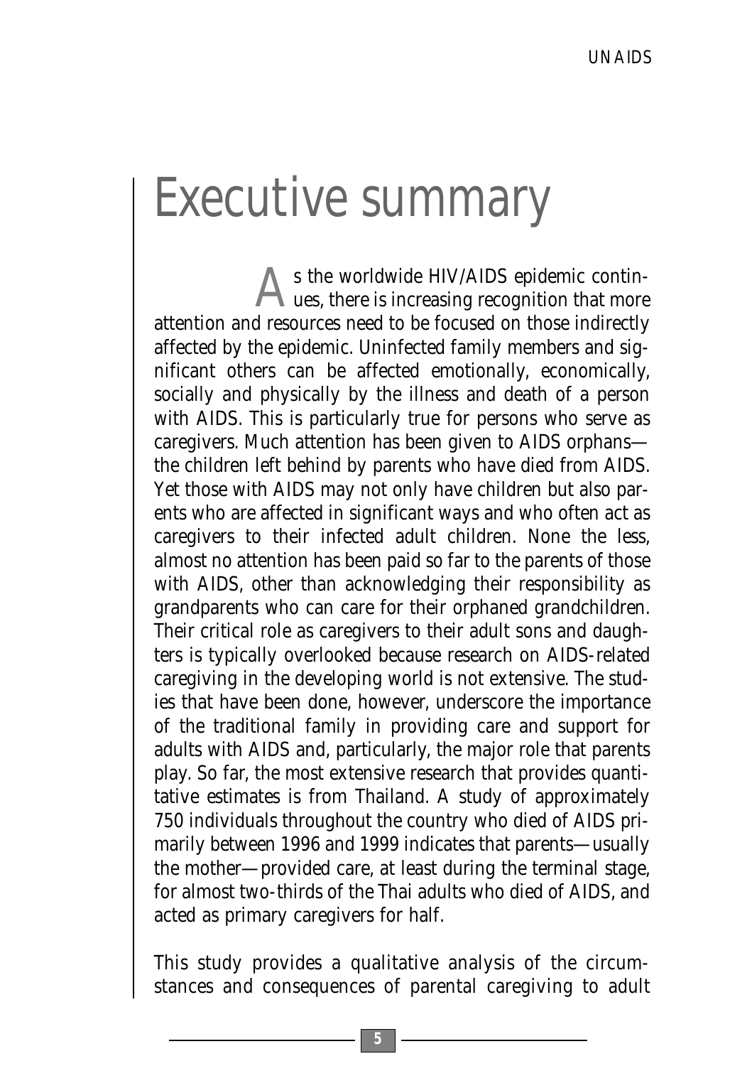# Executive summary

As the worldwide HIV/AIDS epidemic continues, there is increasing recognition that more attention and resources need to be focused on those indirectly affected by the epidemic. Uninfected family members and significant others can be affected emotionally, economically, socially and physically by the illness and death of a person with AIDS. This is particularly true for persons who serve as caregivers. Much attention has been given to AIDS orphans—the children left behind by parents who have died from AIDS. Yet those with AIDS may not only have children but also parents who are affected in significant ways and who often act as caregivers to their infected adult children. None the less, almost no attention has been paid so far to the parents of those with AIDS, other than acknowledging their responsibility as grandparents who can care for their orphaned grandchildren. Their critical role as caregivers to their adult sons and daughters is typically overlooked because research on AIDS-related caregiving in the developing world is not extensive. The studies that have been done, however, underscore the importance of the traditional family in providing care and support for adults with AIDS and, particularly, the major role that parents play. So far, the most extensive research that provides quantitative estimates is from Thailand. A study of approximately 750 individuals throughout the country who died of AIDS primarily between 1996 and 1999 indicates that parents—usually the mother—provided care, at least during the terminal stage, for almost two-thirds of the Thai adults who died of AIDS, and acted as primary caregivers for half.

This study provides a qualitative analysis of the circumstances and consequences of parental caregiving to adult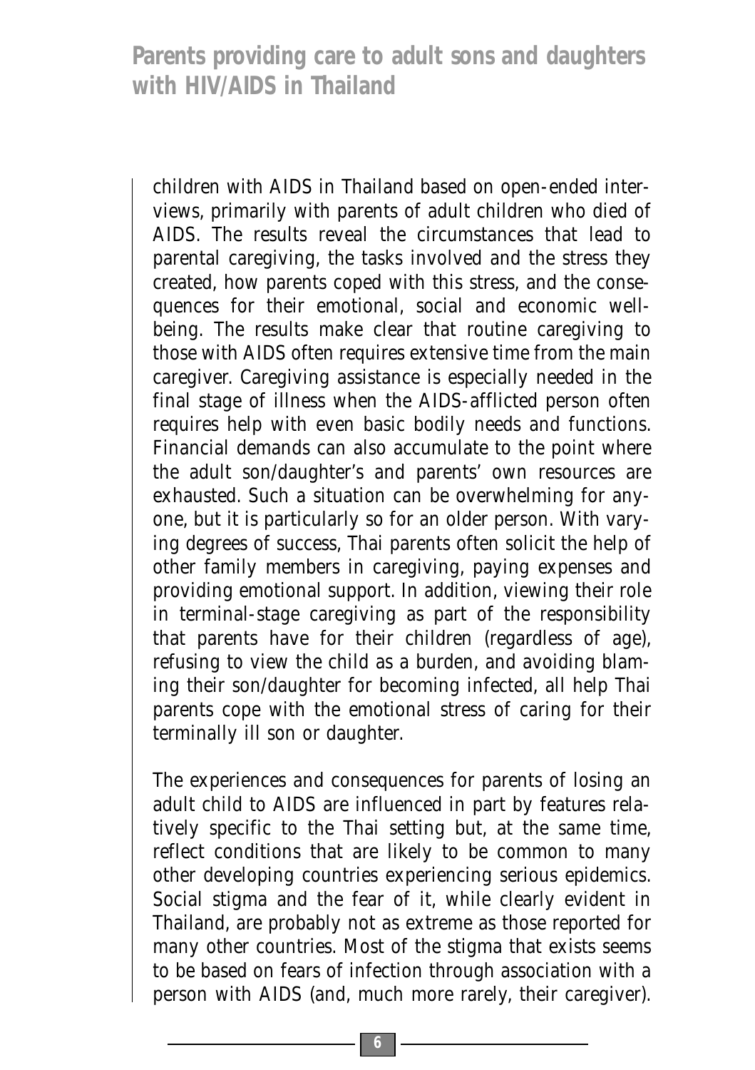children with AIDS in Thailand based on open-ended interviews, primarily with parents of adult children who died of AIDS. The results reveal the circumstances that lead to parental caregiving, the tasks involved and the stress they created, how parents coped with this stress, and the consequences for their emotional, social and economic well-being. The results make clear that routine caregiving to those with AIDS often requires extensive time from the main caregiver. Caregiving assistance is especially needed in the final stage of illness when the AIDS-afflicted person often requires help with even basic bodily needs and functions. Financial demands can also accumulate to the point where the adult son/daughter's and parents' own resources are exhausted. Such a situation can be overwhelming for anyone, but it is particularly so for an older person. With varying degrees of success, Thai parents often solicit the help of other family members in caregiving, paying expenses and providing emotional support. In addition, viewing their role in terminal-stage caregiving as part of the responsibility that parents have for their children (regardless of age), refusing to view the child as a burden, and avoiding blaming their son/daughter for becoming infected, all help Thai parents cope with the emotional stress of caring for their terminally ill son or daughter.

The experiences and consequences for parents of losing an adult child to AIDS are influenced in part by features relatively specific to the Thai setting but, at the same time, reflect conditions that are likely to be common to many other developing countries experiencing serious epidemics. Social stigma and the fear of it, while clearly evident in Thailand, are probably not as extreme as those reported for many other countries. Most of the stigma that exists seems to be based on fears of infection through association with a person with AIDS (and, much more rarely, their caregiver).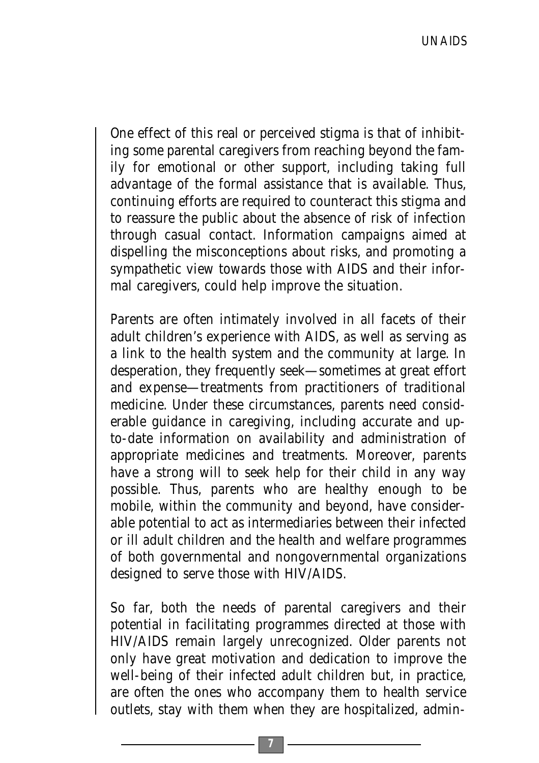One effect of this real or perceived stigma is that of inhibiting some parental caregivers from reaching beyond the family for emotional or other support, including taking full advantage of the formal assistance that is available. Thus, continuing efforts are required to counteract this stigma and to reassure the public about the absence of risk of infection through casual contact. Information campaigns aimed at dispelling the misconceptions about risks, and promoting a sympathetic view towards those with AIDS and their informal caregivers, could help improve the situation.

Parents are often intimately involved in all facets of their adult children's experience with AIDS, as well as serving as a link to the health system and the community at large. In desperation, they frequently seek—sometimes at great effort and expense—treatments from practitioners of traditional medicine. Under these circumstances, parents need considerable guidance in caregiving, including accurate and up-to-date information on availability and administration of appropriate medicines and treatments. Moreover, parents have a strong will to seek help for their child in any way possible. Thus, parents who are healthy enough to be mobile, within the community and beyond, have considerable potential to act as intermediaries between their infected or ill adult children and the health and welfare programmes of both governmental and nongovernmental organizations designed to serve those with HIV/AIDS.

So far, both the needs of parental caregivers and their potential in facilitating programmes directed at those with HIV/AIDS remain largely unrecognized. Older parents not only have great motivation and dedication to improve the well-being of their infected adult children but, in practice, are often the ones who accompany them to health service outlets, stay with them when they are hospitalized, admin-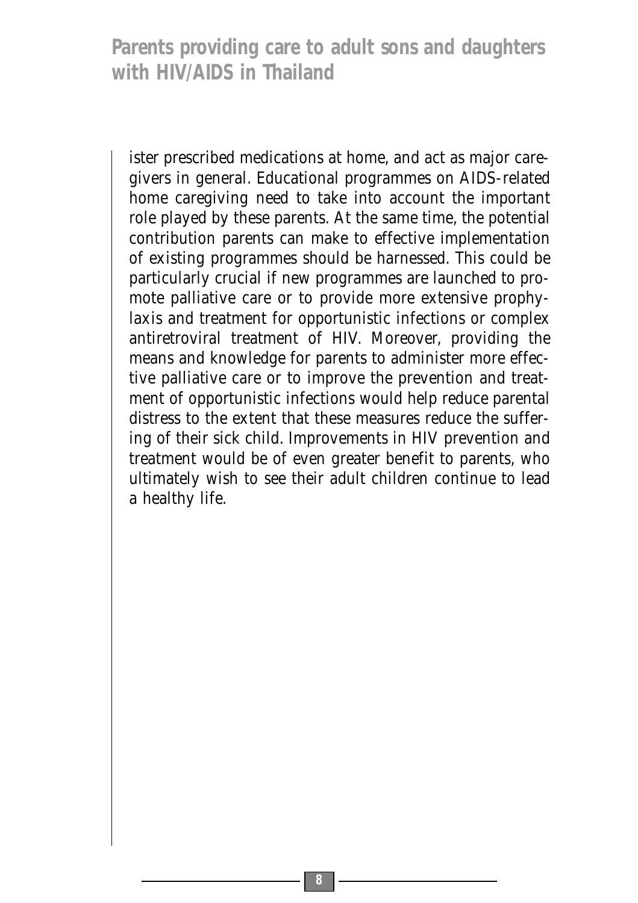ister prescribed medications at home, and act as major caregivers in general. Educational programmes on AIDS-related home caregiving need to take into account the important role played by these parents. At the same time, the potential contribution parents can make to effective implementation of existing programmes should be harnessed. This could be particularly crucial if new programmes are launched to promote palliative care or to provide more extensive prophylaxis and treatment for opportunistic infections or complex antiretroviral treatment of HIV. Moreover, providing the means and knowledge for parents to administer more effective palliative care or to improve the prevention and treatment of opportunistic infections would help reduce parental distress to the extent that these measures reduce the suffering of their sick child. Improvements in HIV prevention and treatment would be of even greater benefit to parents, who ultimately wish to see their adult children continue to lead a healthy life.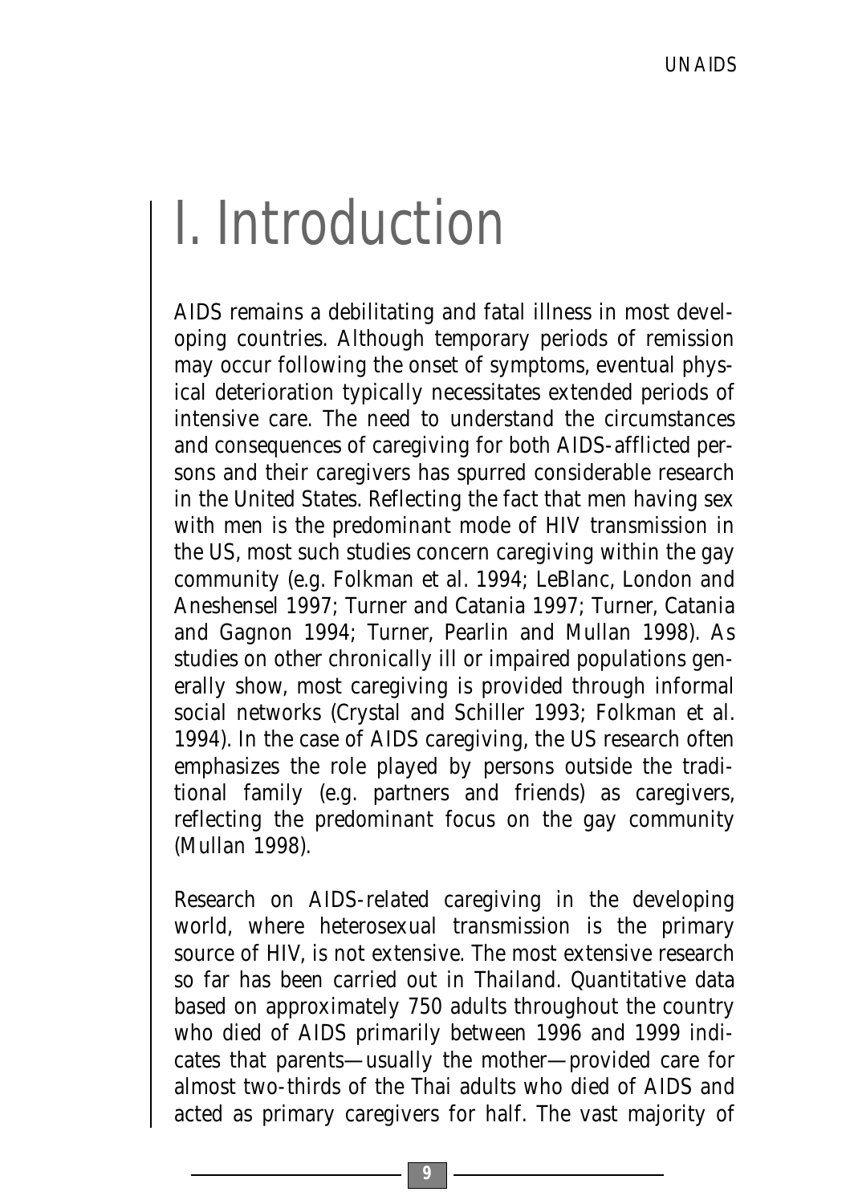# I. Introduction

AIDS remains a debilitating and fatal illness in most developing countries. Although temporary periods of remission may occur following the onset of symptoms, eventual physical deterioration typically necessitates extended periods of intensive care. The need to understand the circumstances and consequences of caregiving for both AIDS-afflicted persons and their caregivers has spurred considerable research in the United States. Reflecting the fact that men having sex with men is the predominant mode of HIV transmission in the US, most such studies concern caregiving within the gay community (e.g. Folkman et al. 1994; LeBlanc, London and Aneshensel 1997; Turner and Catania 1997; Turner, Catania and Gagnon 1994; Turner, Pearlin and Mullan 1998). As studies on other chronically ill or impaired populations generally show, most caregiving is provided through informal social networks (Crystal and Schiller 1993; Folkman et al. 1994). In the case of AIDS caregiving, the US research often emphasizes the role played by persons outside the traditional family (e.g. partners and friends) as caregivers, reflecting the predominant focus on the gay community (Mullan 1998).

Research on AIDS-related caregiving in the developing world, where heterosexual transmission is the primary source of HIV, is not extensive. The most extensive research so far has been carried out in Thailand. Quantitative data based on approximately 750 adults throughout the country who died of AIDS primarily between 1996 and 1999 indicates that parents—usually the mother—provided care for almost two-thirds of the Thai adults who died of AIDS and acted as primary caregivers for half. The vast majority of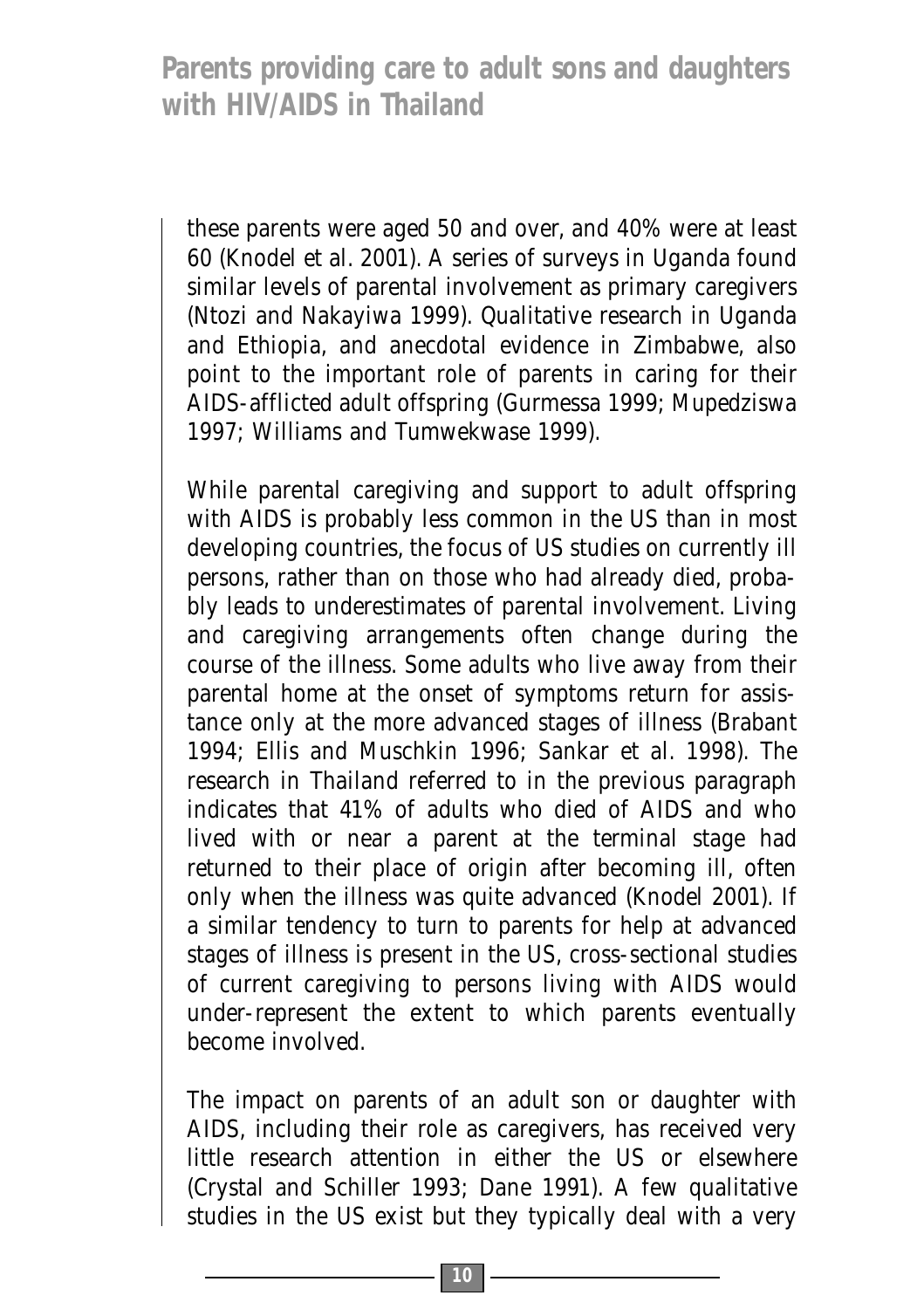these parents were aged 50 and over, and 40% were at least 60 (Knodel et al. 2001). A series of surveys in Uganda found similar levels of parental involvement as primary caregivers (Ntozi and Nakayiwa 1999). Qualitative research in Uganda and Ethiopia, and anecdotal evidence in Zimbabwe, also point to the important role of parents in caring for their AIDS-afflicted adult offspring (Gurmessa 1999; Mupedziswa 1997; Williams and Tumwekwase 1999).

While parental caregiving and support to adult offspring with AIDS is probably less common in the US than in most developing countries, the focus of US studies on currently ill persons, rather than on those who had already died, probably leads to underestimates of parental involvement. Living and caregiving arrangements often change during the course of the illness. Some adults who live away from their parental home at the onset of symptoms return for assistance only at the more advanced stages of illness (Brabant 1994; Ellis and Muschkin 1996; Sankar et al. 1998). The research in Thailand referred to in the previous paragraph indicates that 41% of adults who died of AIDS and who lived with or near a parent at the terminal stage had returned to their place of origin after becoming ill, often only when the illness was quite advanced (Knodel 2001). If a similar tendency to turn to parents for help at advanced stages of illness is present in the US, cross-sectional studies of current caregiving to persons living with AIDS would under-represent the extent to which parents eventually become involved.

The impact on parents of an adult son or daughter with AIDS, including their role as caregivers, has received very little research attention in either the US or elsewhere (Crystal and Schiller 1993; Dane 1991). A few qualitative studies in the US exist but they typically deal with a very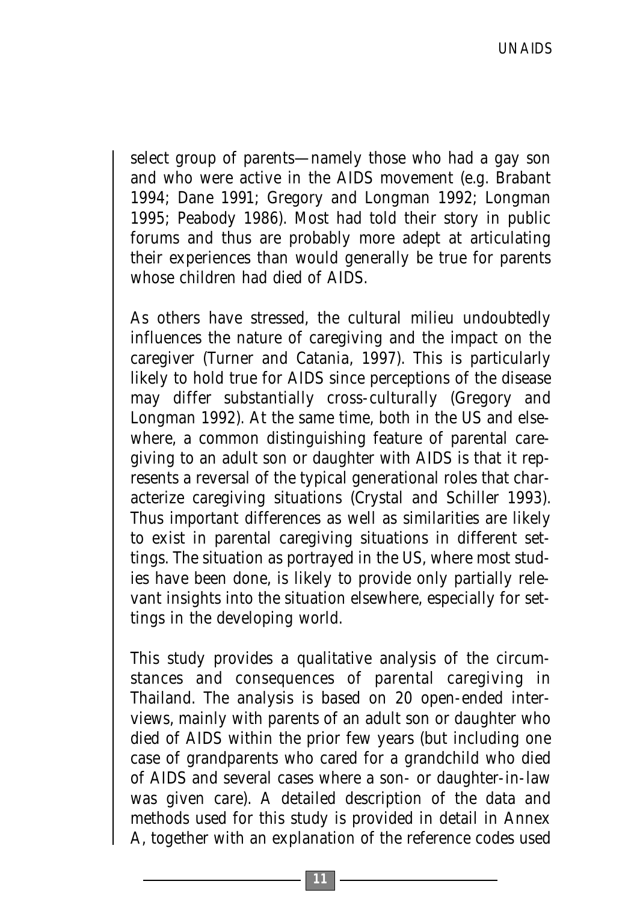select group of parents—namely those who had a gay son and who were active in the AIDS movement (e.g. Brabant 1994; Dane 1991; Gregory and Longman 1992; Longman 1995; Peabody 1986). Most had told their story in public forums and thus are probably more adept at articulating their experiences than would generally be true for parents whose children had died of AIDS.

As others have stressed, the cultural milieu undoubtedly influences the nature of caregiving and the impact on the caregiver (Turner and Catania, 1997). This is particularly likely to hold true for AIDS since perceptions of the disease may differ substantially cross-culturally (Gregory and Longman 1992). At the same time, both in the US and elsewhere, a common distinguishing feature of parental caregiving to an adult son or daughter with AIDS is that it represents a reversal of the typical generational roles that characterize caregiving situations (Crystal and Schiller 1993). Thus important differences as well as similarities are likely to exist in parental caregiving situations in different settings. The situation as portrayed in the US, where most studies have been done, is likely to provide only partially relevant insights into the situation elsewhere, especially for settings in the developing world.

This study provides a qualitative analysis of the circumstances and consequences of parental caregiving in Thailand. The analysis is based on 20 open-ended interviews, mainly with parents of an adult son or daughter who died of AIDS within the prior few years (but including one case of grandparents who cared for a grandchild who died of AIDS and several cases where a son- or daughter-in-law was given care). A detailed description of the data and methods used for this study is provided in detail in Annex A, together with an explanation of the reference codes used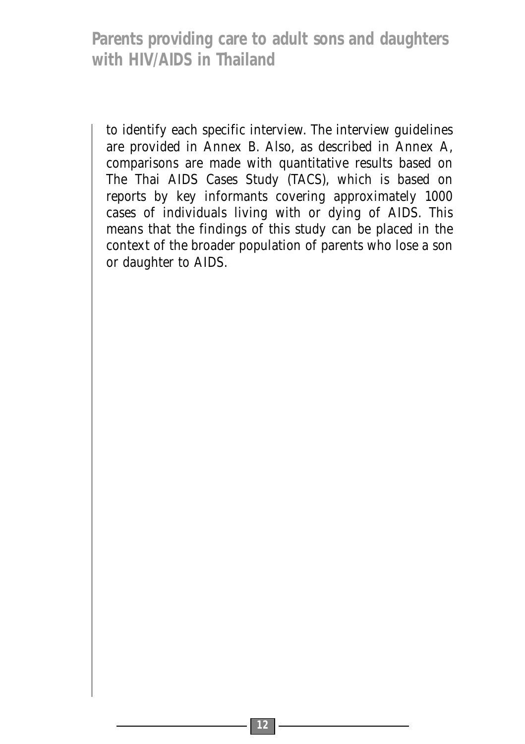to identify each specific interview. The interview guidelines are provided in Annex B. Also, as described in Annex A, comparisons are made with quantitative results based on The Thai AIDS Cases Study (TACS), which is based on reports by key informants covering approximately 1000 cases of individuals living with or dying of AIDS. This means that the findings of this study can be placed in the context of the broader population of parents who lose a son or daughter to AIDS.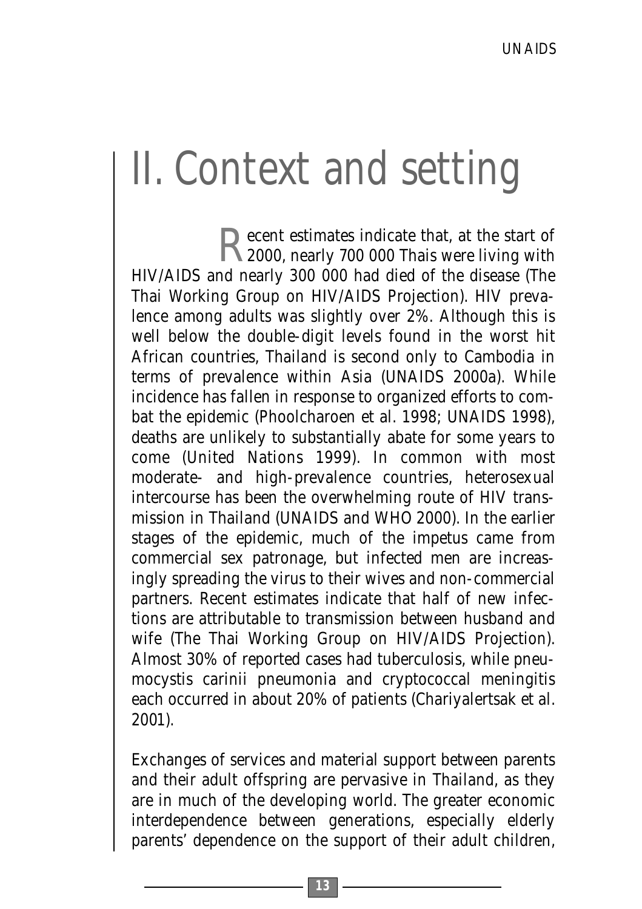# II. Context and setting

Recent estimates indicate that, at the start of 2000, nearly 700 000 Thais were living with HIV/AIDS and nearly 300 000 had died of the disease (The Thai Working Group on HIV/AIDS Projection). HIV prevalence among adults was slightly over 2%. Although this is well below the double-digit levels found in the worst hit African countries, Thailand is second only to Cambodia in terms of prevalence within Asia (UNAIDS 2000a). While incidence has fallen in response to organized efforts to combat the epidemic (Phoolcharoen et al. 1998; UNAIDS 1998), deaths are unlikely to substantially abate for some years to come (United Nations 1999). In common with most moderate- and high-prevalence countries, heterosexual intercourse has been the overwhelming route of HIV transmission in Thailand (UNAIDS and WHO 2000). In the earlier stages of the epidemic, much of the impetus came from commercial sex patronage, but infected men are increasingly spreading the virus to their wives and non-commercial partners. Recent estimates indicate that half of new infections are attributable to transmission between husband and wife (The Thai Working Group on HIV/AIDS Projection). Almost 30% of reported cases had tuberculosis, while pneumocystis carinii pneumonia and cryptococcal meningitis each occurred in about 20% of patients (Chariyalertsak et al. 2001).

Exchanges of services and material support between parents and their adult offspring are pervasive in Thailand, as they are in much of the developing world. The greater economic interdependence between generations, especially elderly parents' dependence on the support of their adult children,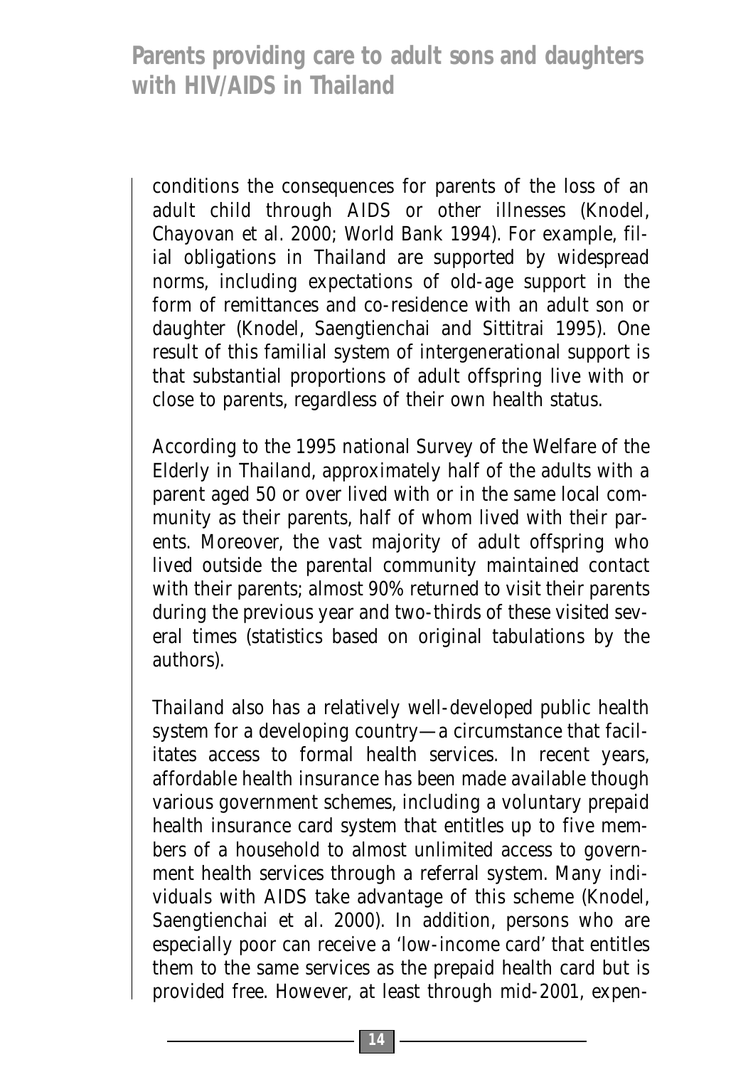conditions the consequences for parents of the loss of an adult child through AIDS or other illnesses (Knodel, Chayovan et al. 2000; World Bank 1994). For example, filial obligations in Thailand are supported by widespread norms, including expectations of old-age support in the form of remittances and co-residence with an adult son or daughter (Knodel, Saengtienchai and Sittitrai 1995). One result of this familial system of intergenerational support is that substantial proportions of adult offspring live with or close to parents, regardless of their own health status.

According to the 1995 national Survey of the Welfare of the Elderly in Thailand, approximately half of the adults with a parent aged 50 or over lived with or in the same local community as their parents, half of whom lived with their parents. Moreover, the vast majority of adult offspring who lived outside the parental community maintained contact with their parents; almost 90% returned to visit their parents during the previous year and two-thirds of these visited several times (statistics based on original tabulations by the authors).

Thailand also has a relatively well-developed public health system for a developing country—a circumstance that facilitates access to formal health services. In recent years, affordable health insurance has been made available though various government schemes, including a voluntary prepaid health insurance card system that entitles up to five members of a household to almost unlimited access to government health services through a referral system. Many individuals with AIDS take advantage of this scheme (Knodel, Saengtienchai et al. 2000). In addition, persons who are especially poor can receive a 'low-income card' that entitles them to the same services as the prepaid health card but is provided free. However, at least through mid-2001, expen-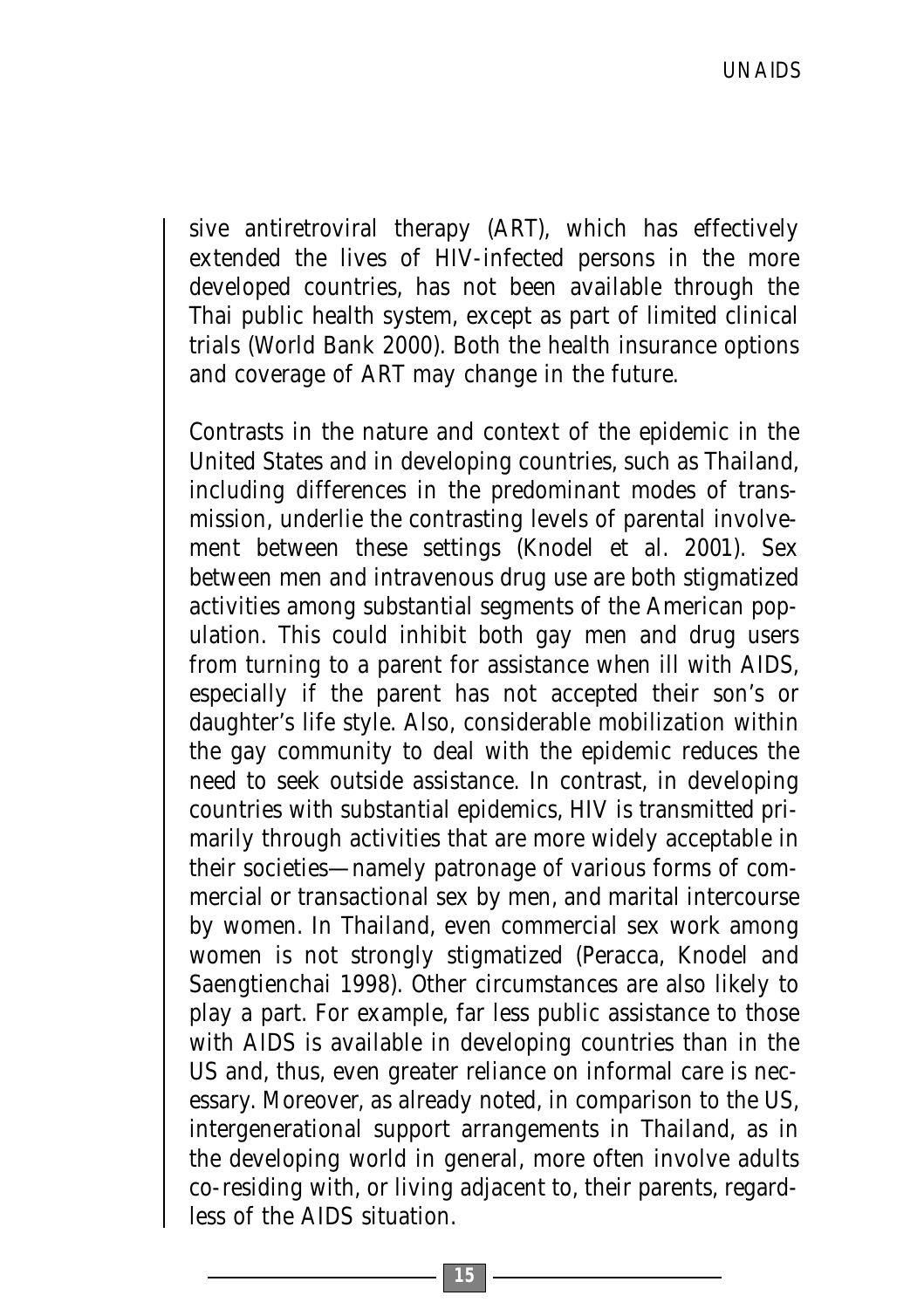sive antiretroviral therapy (ART), which has effectively extended the lives of HIV-infected persons in the more developed countries, has not been available through the Thai public health system, except as part of limited clinical trials (World Bank 2000). Both the health insurance options and coverage of ART may change in the future.

Contrasts in the nature and context of the epidemic in the United States and in developing countries, such as Thailand, including differences in the predominant modes of transmission, underlie the contrasting levels of parental involvement between these settings (Knodel et al. 2001). Sex between men and intravenous drug use are both stigmatized activities among substantial segments of the American population. This could inhibit both gay men and drug users from turning to a parent for assistance when ill with AIDS, especially if the parent has not accepted their son's or daughter's life style. Also, considerable mobilization within the gay community to deal with the epidemic reduces the need to seek outside assistance. In contrast, in developing countries with substantial epidemics, HIV is transmitted primarily through activities that are more widely acceptable in their societies—namely patronage of various forms of commercial or transactional sex by men, and marital intercourse by women. In Thailand, even commercial sex work among women is not strongly stigmatized (Peracca, Knodel and Saengtienchai 1998). Other circumstances are also likely to play a part. For example, far less public assistance to those with AIDS is available in developing countries than in the US and, thus, even greater reliance on informal care is necessary. Moreover, as already noted, in comparison to the US, intergenerational support arrangements in Thailand, as in the developing world in general, more often involve adults co-residing with, or living adjacent to, their parents, regardless of the AIDS situation.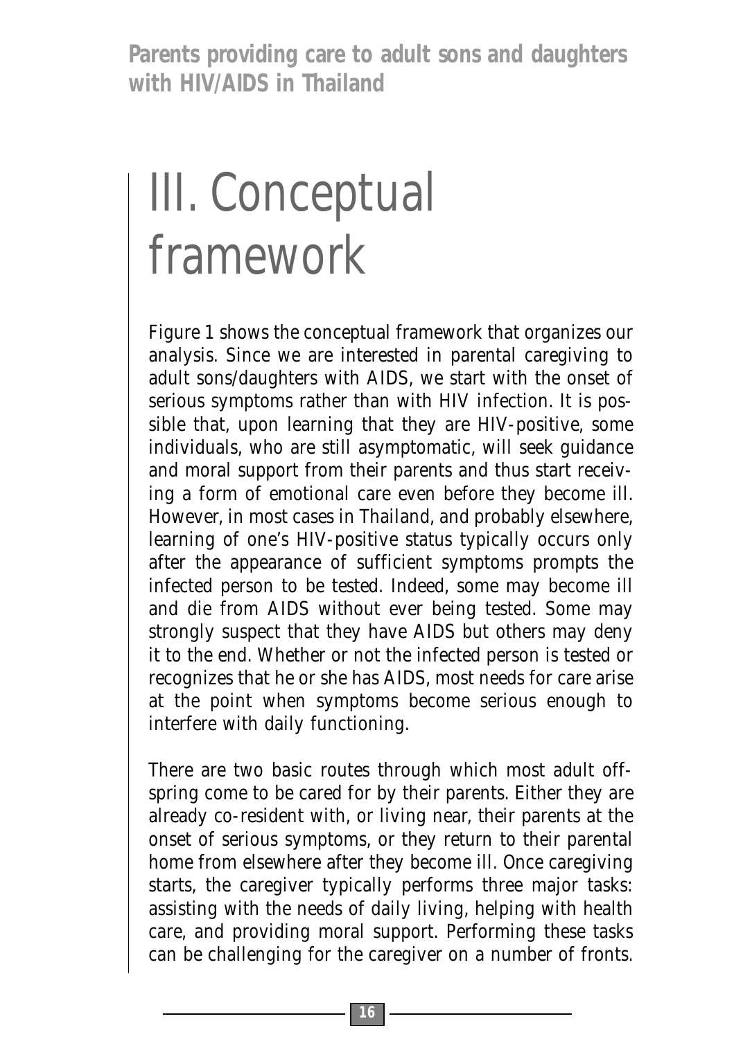# III. Conceptual framework

Figure 1 shows the conceptual framework that organizes our analysis. Since we are interested in parental caregiving to adult sons/daughters with AIDS, we start with the onset of serious symptoms rather than with HIV infection. It is possible that, upon learning that they are HIV-positive, some individuals, who are still asymptomatic, will seek guidance and moral support from their parents and thus start receiving a form of emotional care even before they become ill. However, in most cases in Thailand, and probably elsewhere, learning of one's HIV-positive status typically occurs only after the appearance of sufficient symptoms prompts the infected person to be tested. Indeed, some may become ill and die from AIDS without ever being tested. Some may strongly suspect that they have AIDS but others may deny it to the end. Whether or not the infected person is tested or recognizes that he or she has AIDS, most needs for care arise at the point when symptoms become serious enough to interfere with daily functioning.

There are two basic routes through which most adult offspring come to be cared for by their parents. Either they are already co-resident with, or living near, their parents at the onset of serious symptoms, or they return to their parental home from elsewhere after they become ill. Once caregiving starts, the caregiver typically performs three major tasks: assisting with the needs of daily living, helping with health care, and providing moral support. Performing these tasks can be challenging for the caregiver on a number of fronts.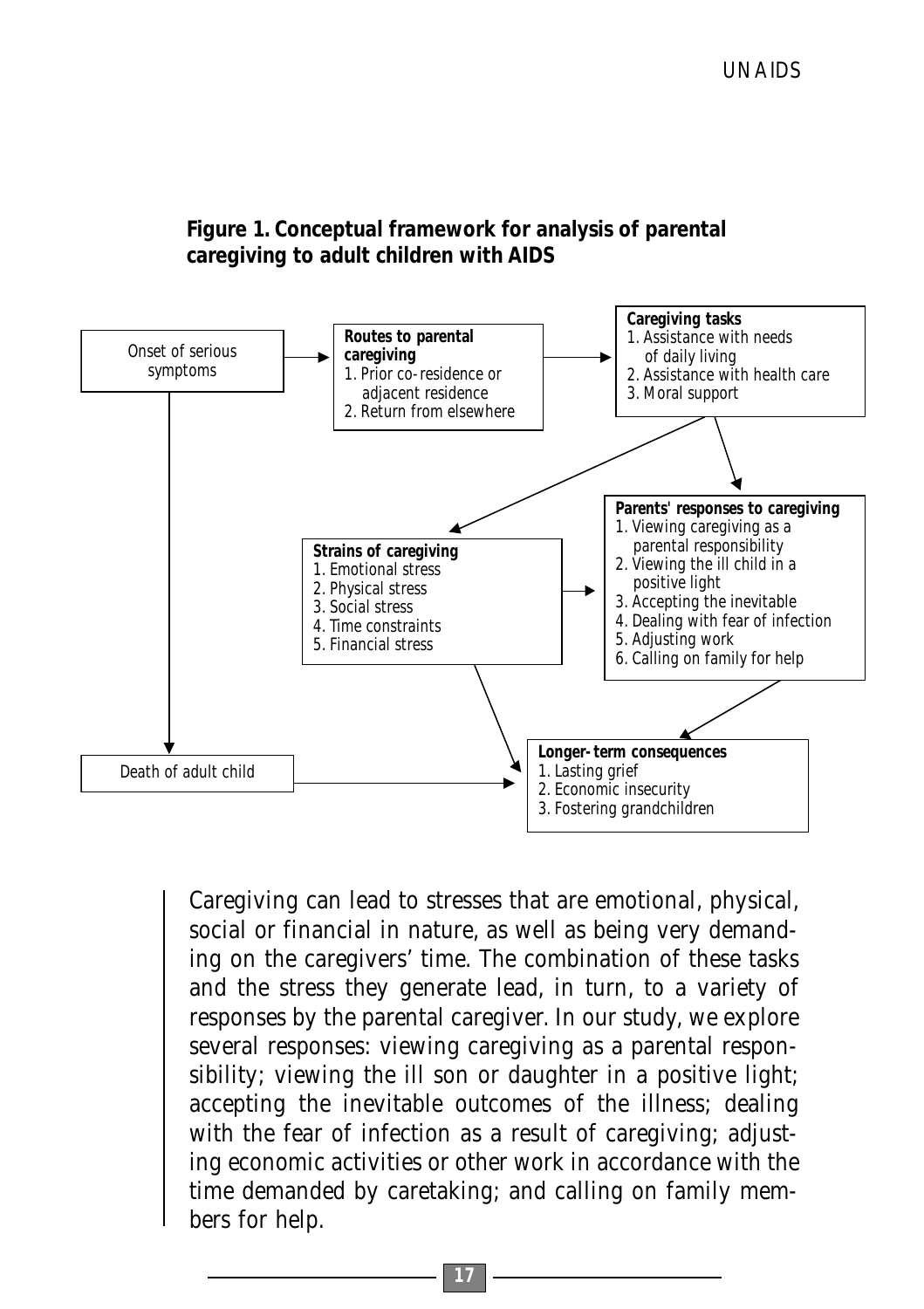**Figure 1. Conceptual framework for analysis of parental caregiving to adult children with AIDS**

Onset of serious symptoms

**Routes to parental caregiving**
1. Prior co-residence or adjacent residence
2. Return from elsewhere

**Caregiving tasks**
1. Assistance with needs of daily living
2. Assistance with health care
3. Moral support

**Strains of caregiving**
1. Emotional stress
2. Physical stress
3. Social stress
4. Time constraints
5. Financial stress

**Parents' responses to caregiving**
1. Viewing caregiving as a parental responsibility
2. Viewing the ill child in a positive light
3. Accepting the inevitable
4. Dealing with fear of infection
5. Adjusting work
6. Calling on family for help

Death of adult child

**Longer-term consequences**
1. Lasting grief
2. Economic insecurity
3. Fostering grandchildren

Caregiving can lead to stresses that are emotional, physical, social or financial in nature, as well as being very demanding on the caregivers' time. The combination of these tasks and the stress they generate lead, in turn, to a variety of responses by the parental caregiver. In our study, we explore several responses: viewing caregiving as a parental responsibility; viewing the ill son or daughter in a positive light; accepting the inevitable outcomes of the illness; dealing with the fear of infection as a result of caregiving; adjusting economic activities or other work in accordance with the time demanded by caretaking; and calling on family members for help.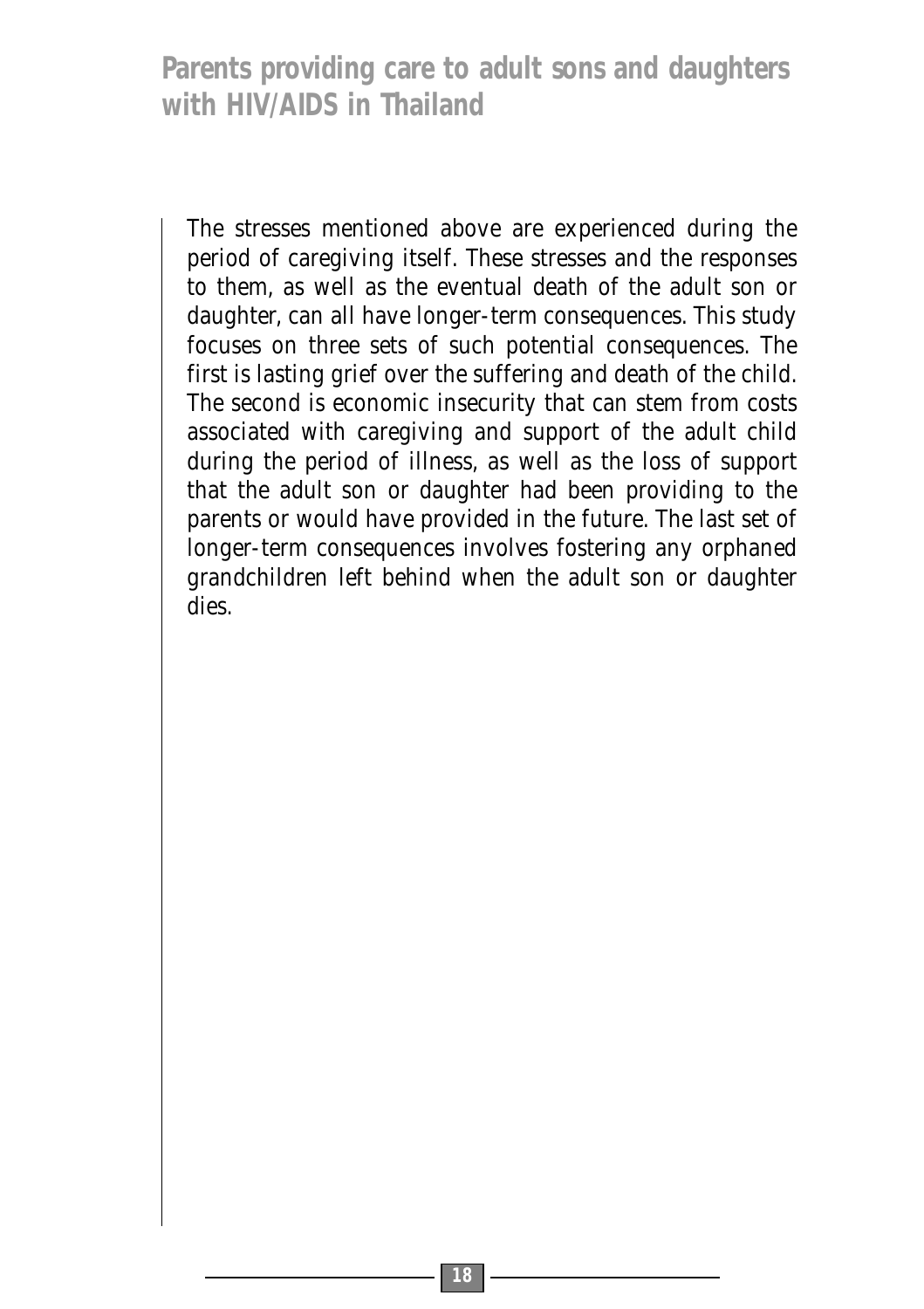The stresses mentioned above are experienced during the period of caregiving itself. These stresses and the responses to them, as well as the eventual death of the adult son or daughter, can all have longer-term consequences. This study focuses on three sets of such potential consequences. The first is lasting grief over the suffering and death of the child. The second is economic insecurity that can stem from costs associated with caregiving and support of the adult child during the period of illness, as well as the loss of support that the adult son or daughter had been providing to the parents or would have provided in the future. The last set of longer-term consequences involves fostering any orphaned grandchildren left behind when the adult son or daughter dies.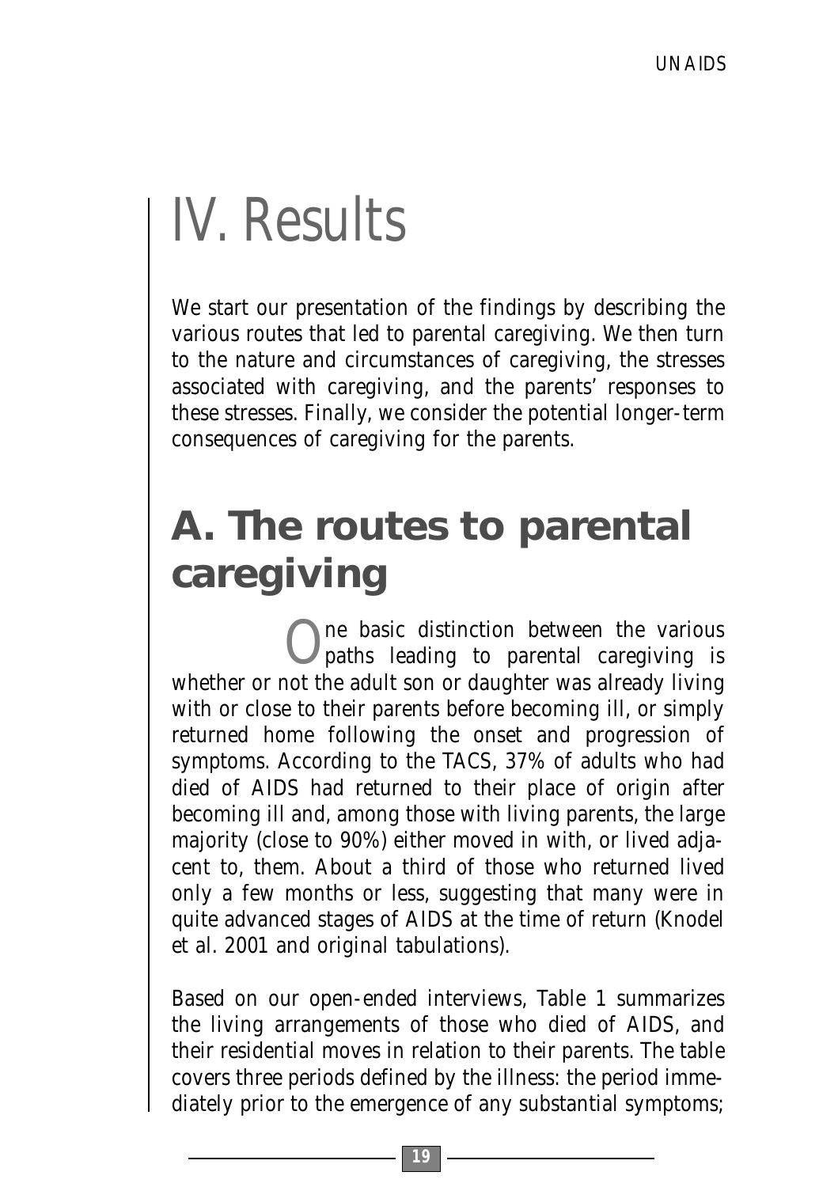# IV. Results

We start our presentation of the findings by describing the various routes that led to parental caregiving. We then turn to the nature and circumstances of caregiving, the stresses associated with caregiving, and the parents' responses to these stresses. Finally, we consider the potential longer-term consequences of caregiving for the parents.

## A. The routes to parental caregiving

One basic distinction between the various paths leading to parental caregiving is whether or not the adult son or daughter was already living with or close to their parents before becoming ill, or simply returned home following the onset and progression of symptoms. According to the TACS, 37% of adults who had died of AIDS had returned to their place of origin after becoming ill and, among those with living parents, the large majority (close to 90%) either moved in with, or lived adjacent to, them. About a third of those who returned lived only a few months or less, suggesting that many were in quite advanced stages of AIDS at the time of return (Knodel et al. 2001 and original tabulations).

Based on our open-ended interviews, Table 1 summarizes the living arrangements of those who died of AIDS, and their residential moves in relation to their parents. The table covers three periods defined by the illness: the period immediately prior to the emergence of any substantial symptoms;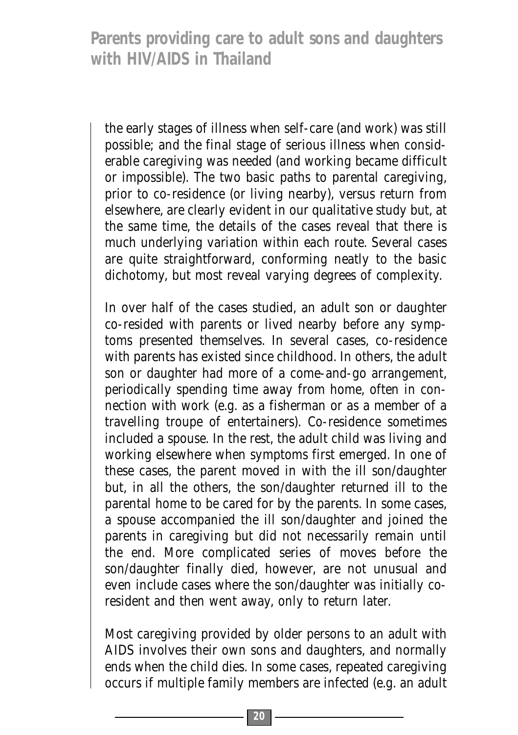the early stages of illness when self-care (and work) was still possible; and the final stage of serious illness when considerable caregiving was needed (and working became difficult or impossible). The two basic paths to parental caregiving, prior to co-residence (or living nearby), versus return from elsewhere, are clearly evident in our qualitative study but, at the same time, the details of the cases reveal that there is much underlying variation within each route. Several cases are quite straightforward, conforming neatly to the basic dichotomy, but most reveal varying degrees of complexity.

In over half of the cases studied, an adult son or daughter co-resided with parents or lived nearby before any symptoms presented themselves. In several cases, co-residence with parents has existed since childhood. In others, the adult son or daughter had more of a come-and-go arrangement, periodically spending time away from home, often in connection with work (e.g. as a fisherman or as a member of a travelling troupe of entertainers). Co-residence sometimes included a spouse. In the rest, the adult child was living and working elsewhere when symptoms first emerged. In one of these cases, the parent moved in with the ill son/daughter but, in all the others, the son/daughter returned ill to the parental home to be cared for by the parents. In some cases, a spouse accompanied the ill son/daughter and joined the parents in caregiving but did not necessarily remain until the end. More complicated series of moves before the son/daughter finally died, however, are not unusual and even include cases where the son/daughter was initially co-resident and then went away, only to return later.

Most caregiving provided by older persons to an adult with AIDS involves their own sons and daughters, and normally ends when the child dies. In some cases, repeated caregiving occurs if multiple family members are infected (e.g. an adult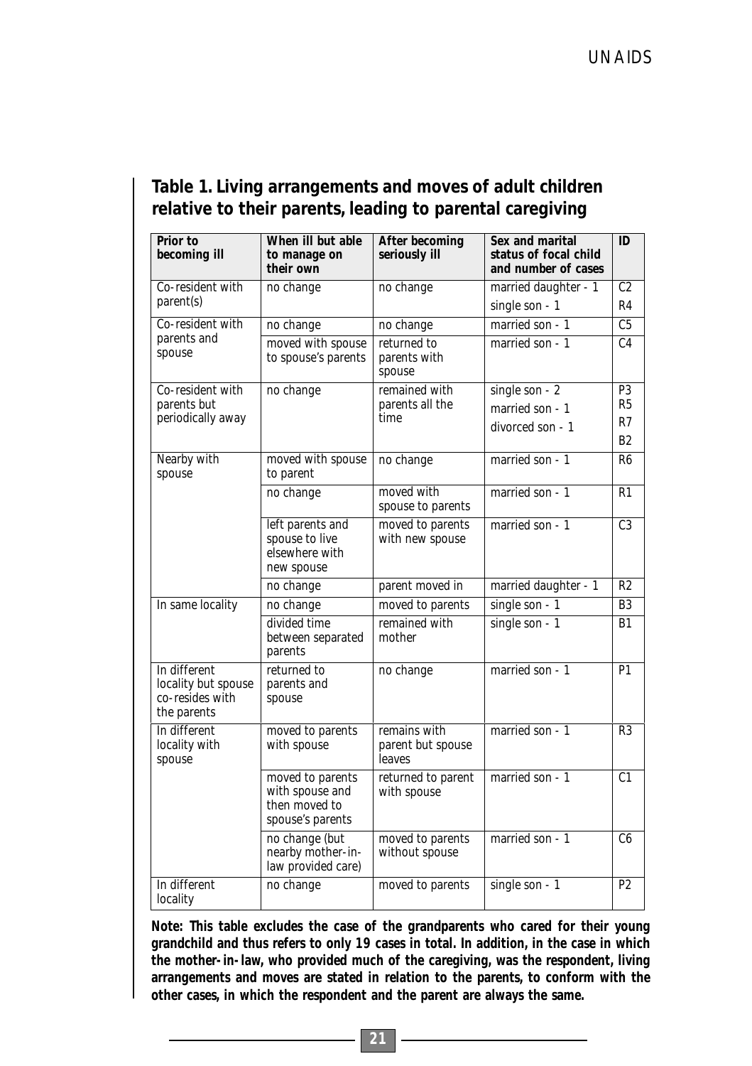## Table 1. Living arrangements and moves of adult children relative to their parents, leading to parental caregiving

| Prior to becoming ill | When ill but able to manage on their own | After becoming seriously ill | Sex and marital status of focal child and number of cases | ID |
|---|---|---|---|---|
| Co-resident with parent(s) | no change | no change | married daughter - 1 | C2 |
| | | | single son - 1 | R4 |
| Co-resident with parents and spouse | no change | no change | married son - 1 | C5 |
| | moved with spouse to spouse's parents | returned to parents with spouse | married son - 1 | C4 |
| Co-resident with parents but periodically away | no change | remained with parents all the time | single son - 2 | P3 R5 |
| | | | married son - 1 | R7 |
| | | | divorced son - 1 | B2 |
| Nearby with spouse | moved with spouse to parent | no change | married son - 1 | R6 |
| | no change | moved with spouse to parents | married son - 1 | R1 |
| | left parents and spouse to live elsewhere with new spouse | moved to parents with new spouse | married son - 1 | C3 |
| | no change | parent moved in | married daughter - 1 | R2 |
| In same locality | no change | moved to parents | single son - 1 | B3 |
| | divided time between separated parents | remained with mother | single son - 1 | B1 |
| In different locality but spouse co-resides with the parents | returned to parents and spouse | no change | married son - 1 | P1 |
| In different locality with spouse | moved to parents with spouse | remains with parent but spouse leaves | married son - 1 | R3 |
| | moved to parents with spouse and then moved to spouse's parents | returned to parent with spouse | married son - 1 | C1 |
| | no change (but nearby mother-in-law provided care) | moved to parents without spouse | married son - 1 | C6 |
| In different locality | no change | moved to parents | single son - 1 | P2 |

**Note: This table excludes the case of the grandparents who cared for their young grandchild and thus refers to only 19 cases in total. In addition, in the case in which the mother-in-law, who provided much of the caregiving, was the respondent, living arrangements and moves are stated in relation to the parents, to conform with the other cases, in which the respondent and the parent are always the same.**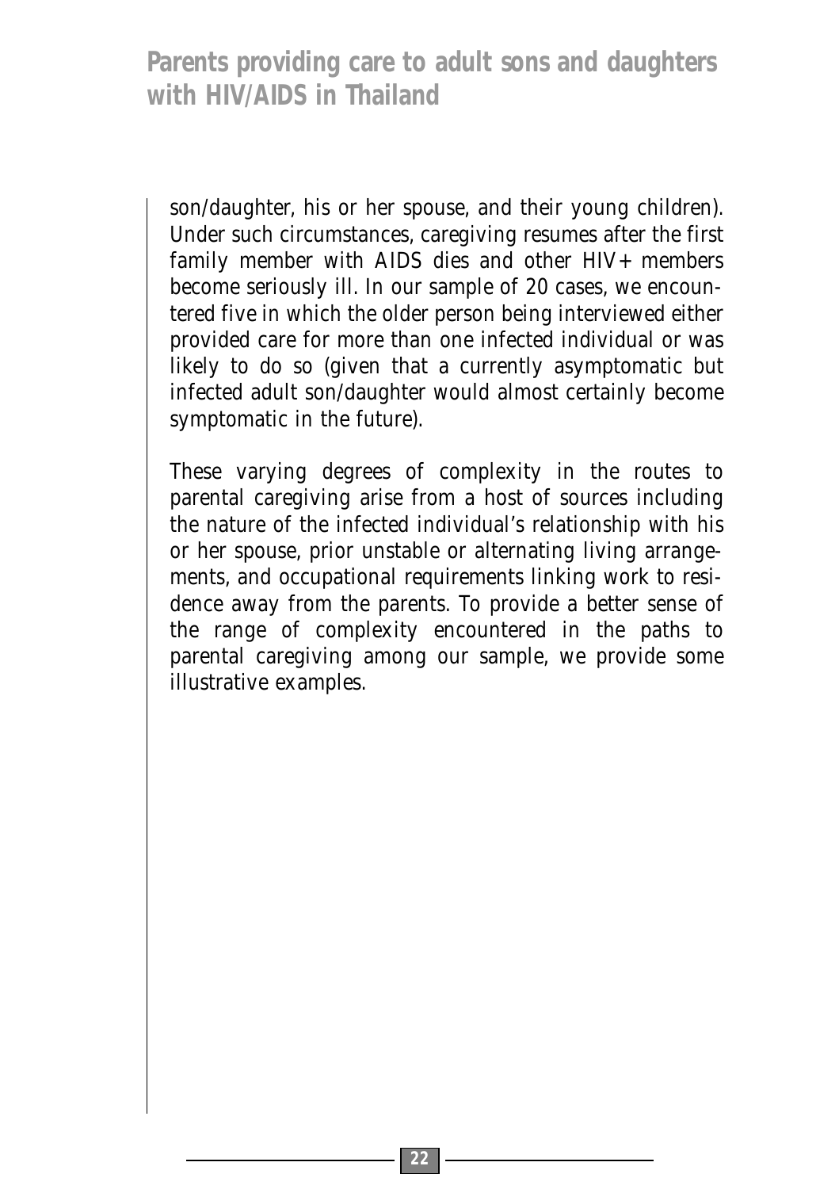son/daughter, his or her spouse, and their young children). Under such circumstances, caregiving resumes after the first family member with AIDS dies and other HIV+ members become seriously ill. In our sample of 20 cases, we encountered five in which the older person being interviewed either provided care for more than one infected individual or was likely to do so (given that a currently asymptomatic but infected adult son/daughter would almost certainly become symptomatic in the future).

These varying degrees of complexity in the routes to parental caregiving arise from a host of sources including the nature of the infected individual's relationship with his or her spouse, prior unstable or alternating living arrangements, and occupational requirements linking work to residence away from the parents. To provide a better sense of the range of complexity encountered in the paths to parental caregiving among our sample, we provide some illustrative examples.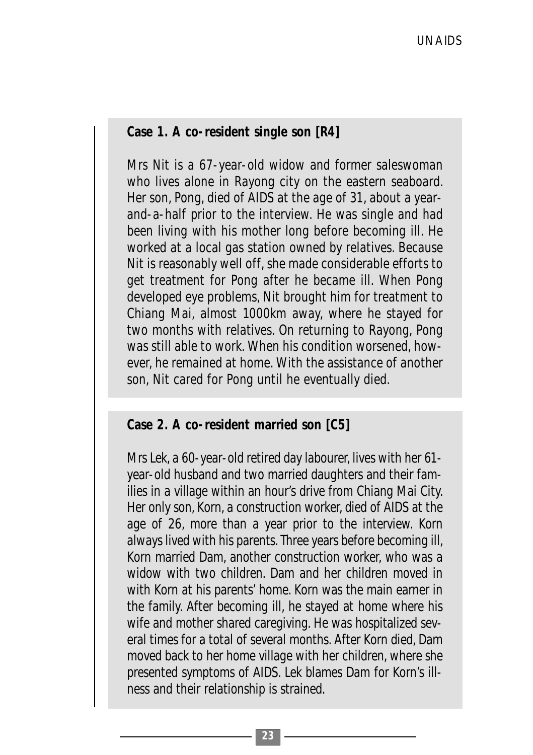**Case 1. A co-resident single son [R4]**

Mrs Nit is a 67-year-old widow and former saleswoman who lives alone in Rayong city on the eastern seaboard. Her son, Pong, died of AIDS at the age of 31, about a year-and-a-half prior to the interview. He was single and had been living with his mother long before becoming ill. He worked at a local gas station owned by relatives. Because Nit is reasonably well off, she made considerable efforts to get treatment for Pong after he became ill. When Pong developed eye problems, Nit brought him for treatment to Chiang Mai, almost 1000km away, where he stayed for two months with relatives. On returning to Rayong, Pong was still able to work. When his condition worsened, however, he remained at home. With the assistance of another son, Nit cared for Pong until he eventually died.

**Case 2. A co-resident married son [C5]**

Mrs Lek, a 60-year-old retired day labourer, lives with her 61-year-old husband and two married daughters and their families in a village within an hour's drive from Chiang Mai City. Her only son, Korn, a construction worker, died of AIDS at the age of 26, more than a year prior to the interview. Korn always lived with his parents. Three years before becoming ill, Korn married Dam, another construction worker, who was a widow with two children. Dam and her children moved in with Korn at his parents' home. Korn was the main earner in the family. After becoming ill, he stayed at home where his wife and mother shared caregiving. He was hospitalized several times for a total of several months. After Korn died, Dam moved back to her home village with her children, where she presented symptoms of AIDS. Lek blames Dam for Korn's illness and their relationship is strained.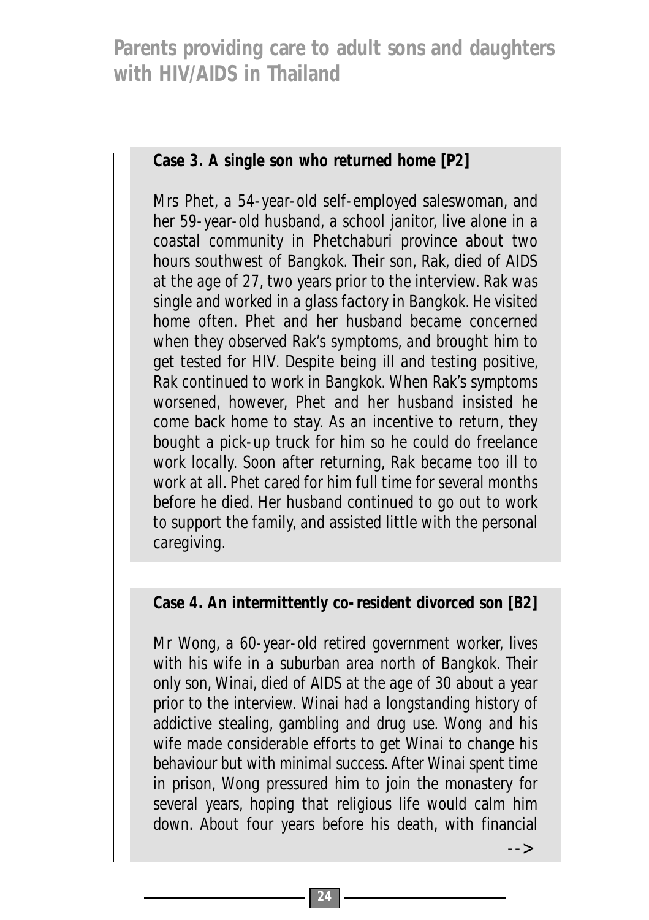**Case 3. A single son who returned home [P2]**

Mrs Phet, a 54-year-old self-employed saleswoman, and her 59-year-old husband, a school janitor, live alone in a coastal community in Phetchaburi province about two hours southwest of Bangkok. Their son, Rak, died of AIDS at the age of 27, two years prior to the interview. Rak was single and worked in a glass factory in Bangkok. He visited home often. Phet and her husband became concerned when they observed Rak's symptoms, and brought him to get tested for HIV. Despite being ill and testing positive, Rak continued to work in Bangkok. When Rak's symptoms worsened, however, Phet and her husband insisted he come back home to stay. As an incentive to return, they bought a pick-up truck for him so he could do freelance work locally. Soon after returning, Rak became too ill to work at all. Phet cared for him full time for several months before he died. Her husband continued to go out to work to support the family, and assisted little with the personal caregiving.

**Case 4. An intermittently co-resident divorced son [B2]**

Mr Wong, a 60-year-old retired government worker, lives with his wife in a suburban area north of Bangkok. Their only son, Winai, died of AIDS at the age of 30 about a year prior to the interview. Winai had a longstanding history of addictive stealing, gambling and drug use. Wong and his wife made considerable efforts to get Winai to change his behaviour but with minimal success. After Winai spent time in prison, Wong pressured him to join the monastery for several years, hoping that religious life would calm him down. About four years before his death, with financial

-->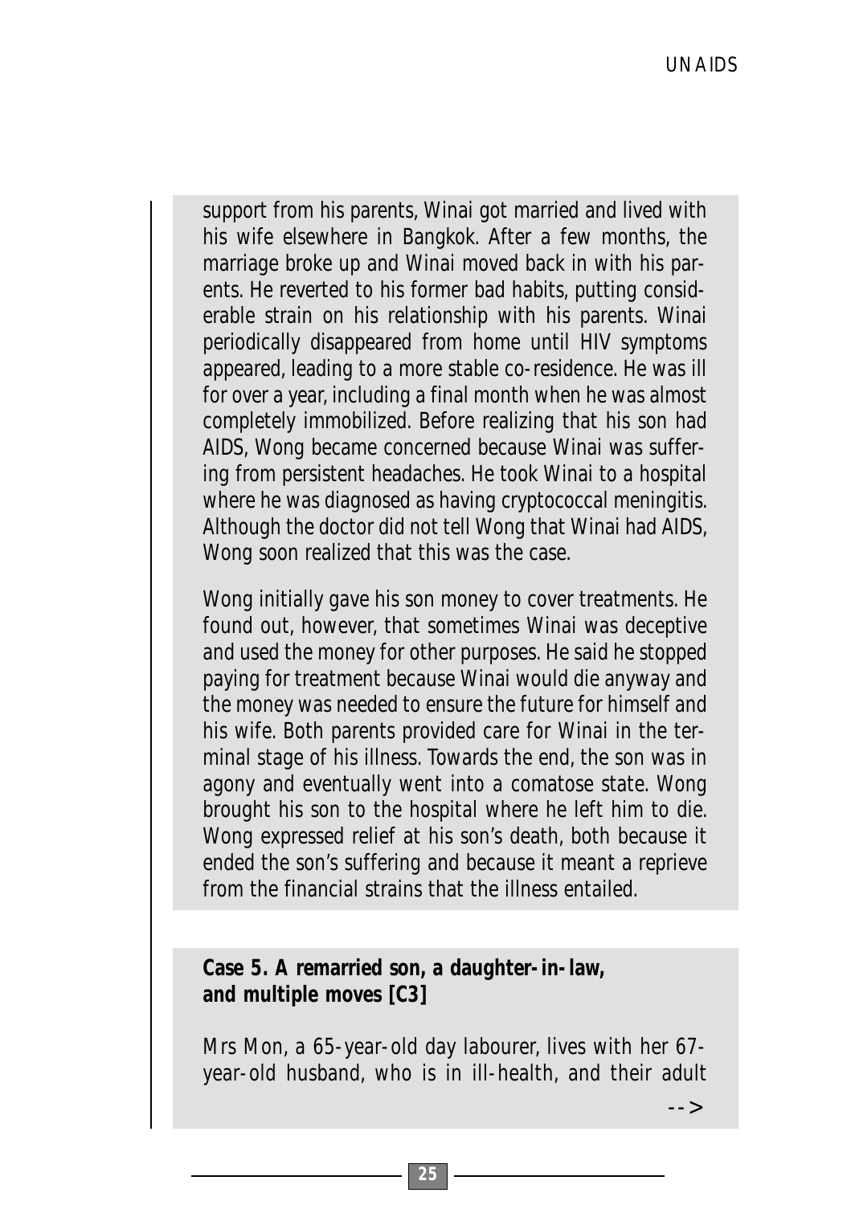support from his parents, Winai got married and lived with his wife elsewhere in Bangkok. After a few months, the marriage broke up and Winai moved back in with his parents. He reverted to his former bad habits, putting considerable strain on his relationship with his parents. Winai periodically disappeared from home until HIV symptoms appeared, leading to a more stable co-residence. He was ill for over a year, including a final month when he was almost completely immobilized. Before realizing that his son had AIDS, Wong became concerned because Winai was suffering from persistent headaches. He took Winai to a hospital where he was diagnosed as having cryptococcal meningitis. Although the doctor did not tell Wong that Winai had AIDS, Wong soon realized that this was the case.

Wong initially gave his son money to cover treatments. He found out, however, that sometimes Winai was deceptive and used the money for other purposes. He said he stopped paying for treatment because Winai would die anyway and the money was needed to ensure the future for himself and his wife. Both parents provided care for Winai in the terminal stage of his illness. Towards the end, the son was in agony and eventually went into a comatose state. Wong brought his son to the hospital where he left him to die. Wong expressed relief at his son's death, both because it ended the son's suffering and because it meant a reprieve from the financial strains that the illness entailed.

**Case 5. A remarried son, a daughter-in-law, and multiple moves [C3]**

Mrs Mon, a 65-year-old day labourer, lives with her 67-year-old husband, who is in ill-health, and their adult

-->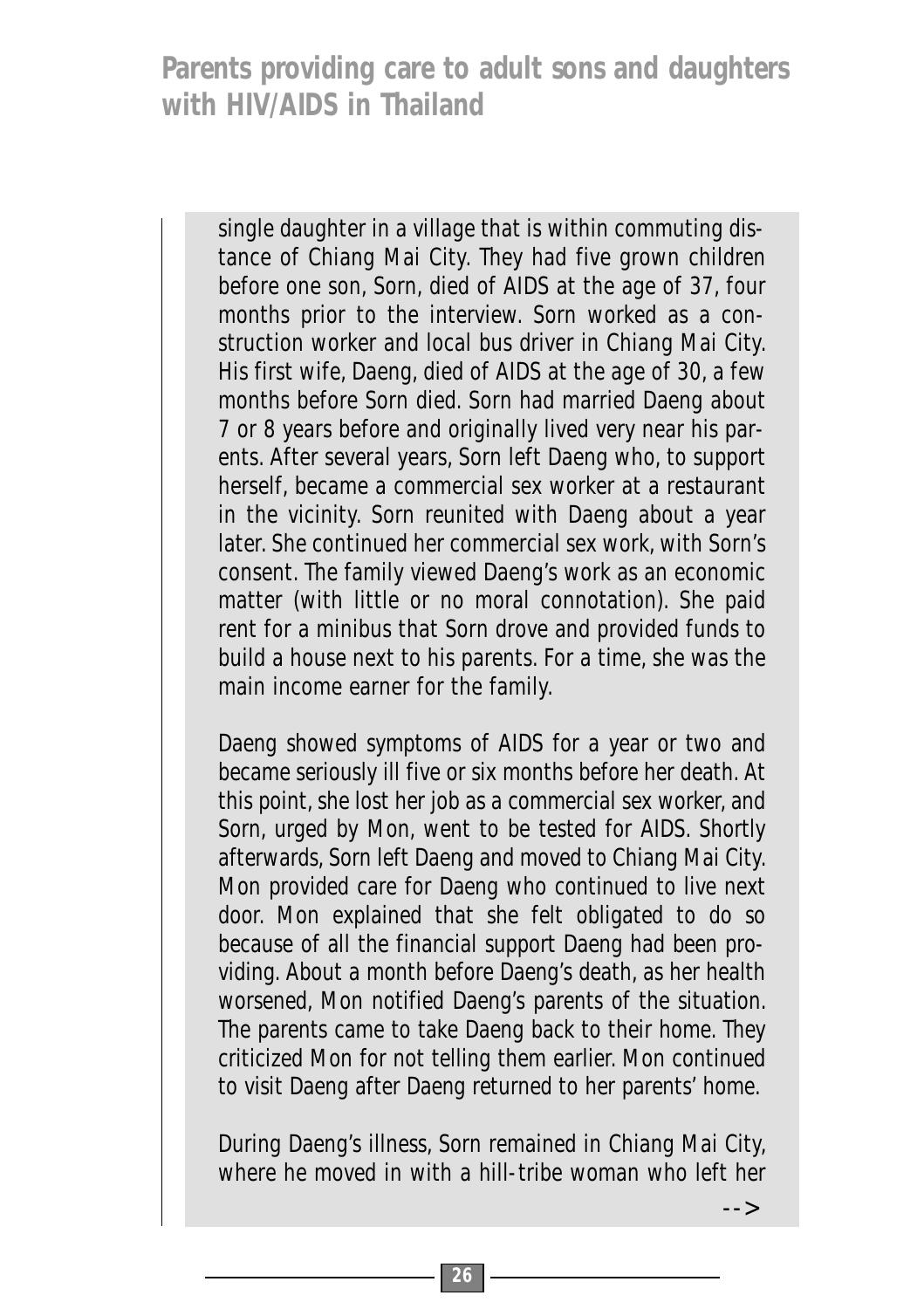single daughter in a village that is within commuting distance of Chiang Mai City. They had five grown children before one son, Sorn, died of AIDS at the age of 37, four months prior to the interview. Sorn worked as a construction worker and local bus driver in Chiang Mai City. His first wife, Daeng, died of AIDS at the age of 30, a few months before Sorn died. Sorn had married Daeng about 7 or 8 years before and originally lived very near his parents. After several years, Sorn left Daeng who, to support herself, became a commercial sex worker at a restaurant in the vicinity. Sorn reunited with Daeng about a year later. She continued her commercial sex work, with Sorn's consent. The family viewed Daeng's work as an economic matter (with little or no moral connotation). She paid rent for a minibus that Sorn drove and provided funds to build a house next to his parents. For a time, she was the main income earner for the family.

Daeng showed symptoms of AIDS for a year or two and became seriously ill five or six months before her death. At this point, she lost her job as a commercial sex worker, and Sorn, urged by Mon, went to be tested for AIDS. Shortly afterwards, Sorn left Daeng and moved to Chiang Mai City. Mon provided care for Daeng who continued to live next door. Mon explained that she felt obligated to do so because of all the financial support Daeng had been providing. About a month before Daeng's death, as her health worsened, Mon notified Daeng's parents of the situation. The parents came to take Daeng back to their home. They criticized Mon for not telling them earlier. Mon continued to visit Daeng after Daeng returned to her parents' home.

During Daeng's illness, Sorn remained in Chiang Mai City, where he moved in with a hill-tribe woman who left her

-->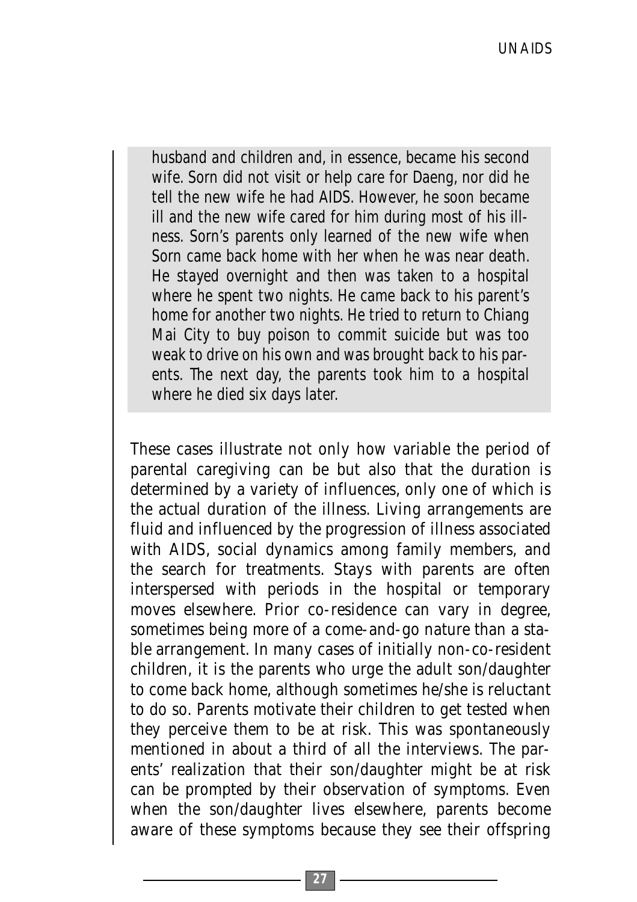husband and children and, in essence, became his second wife. Sorn did not visit or help care for Daeng, nor did he tell the new wife he had AIDS. However, he soon became ill and the new wife cared for him during most of his illness. Sorn's parents only learned of the new wife when Sorn came back home with her when he was near death. He stayed overnight and then was taken to a hospital where he spent two nights. He came back to his parent's home for another two nights. He tried to return to Chiang Mai City to buy poison to commit suicide but was too weak to drive on his own and was brought back to his parents. The next day, the parents took him to a hospital where he died six days later.

These cases illustrate not only how variable the period of parental caregiving can be but also that the duration is determined by a variety of influences, only one of which is the actual duration of the illness. Living arrangements are fluid and influenced by the progression of illness associated with AIDS, social dynamics among family members, and the search for treatments. Stays with parents are often interspersed with periods in the hospital or temporary moves elsewhere. Prior co-residence can vary in degree, sometimes being more of a come-and-go nature than a stable arrangement. In many cases of initially non-co-resident children, it is the parents who urge the adult son/daughter to come back home, although sometimes he/she is reluctant to do so. Parents motivate their children to get tested when they perceive them to be at risk. This was spontaneously mentioned in about a third of all the interviews. The parents' realization that their son/daughter might be at risk can be prompted by their observation of symptoms. Even when the son/daughter lives elsewhere, parents become aware of these symptoms because they see their offspring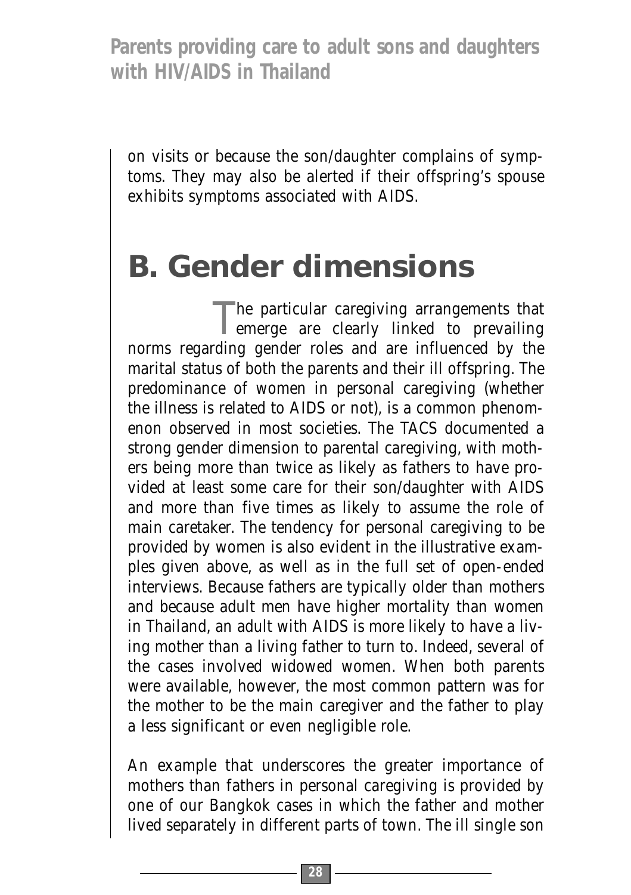on visits or because the son/daughter complains of symptoms. They may also be alerted if their offspring's spouse exhibits symptoms associated with AIDS.

## B. Gender dimensions

The particular caregiving arrangements that emerge are clearly linked to prevailing norms regarding gender roles and are influenced by the marital status of both the parents and their ill offspring. The predominance of women in personal caregiving (whether the illness is related to AIDS or not), is a common phenomenon observed in most societies. The TACS documented a strong gender dimension to parental caregiving, with mothers being more than twice as likely as fathers to have provided at least some care for their son/daughter with AIDS and more than five times as likely to assume the role of main caretaker. The tendency for personal caregiving to be provided by women is also evident in the illustrative examples given above, as well as in the full set of open-ended interviews. Because fathers are typically older than mothers and because adult men have higher mortality than women in Thailand, an adult with AIDS is more likely to have a living mother than a living father to turn to. Indeed, several of the cases involved widowed women. When both parents were available, however, the most common pattern was for the mother to be the main caregiver and the father to play a less significant or even negligible role.

An example that underscores the greater importance of mothers than fathers in personal caregiving is provided by one of our Bangkok cases in which the father and mother lived separately in different parts of town. The ill single son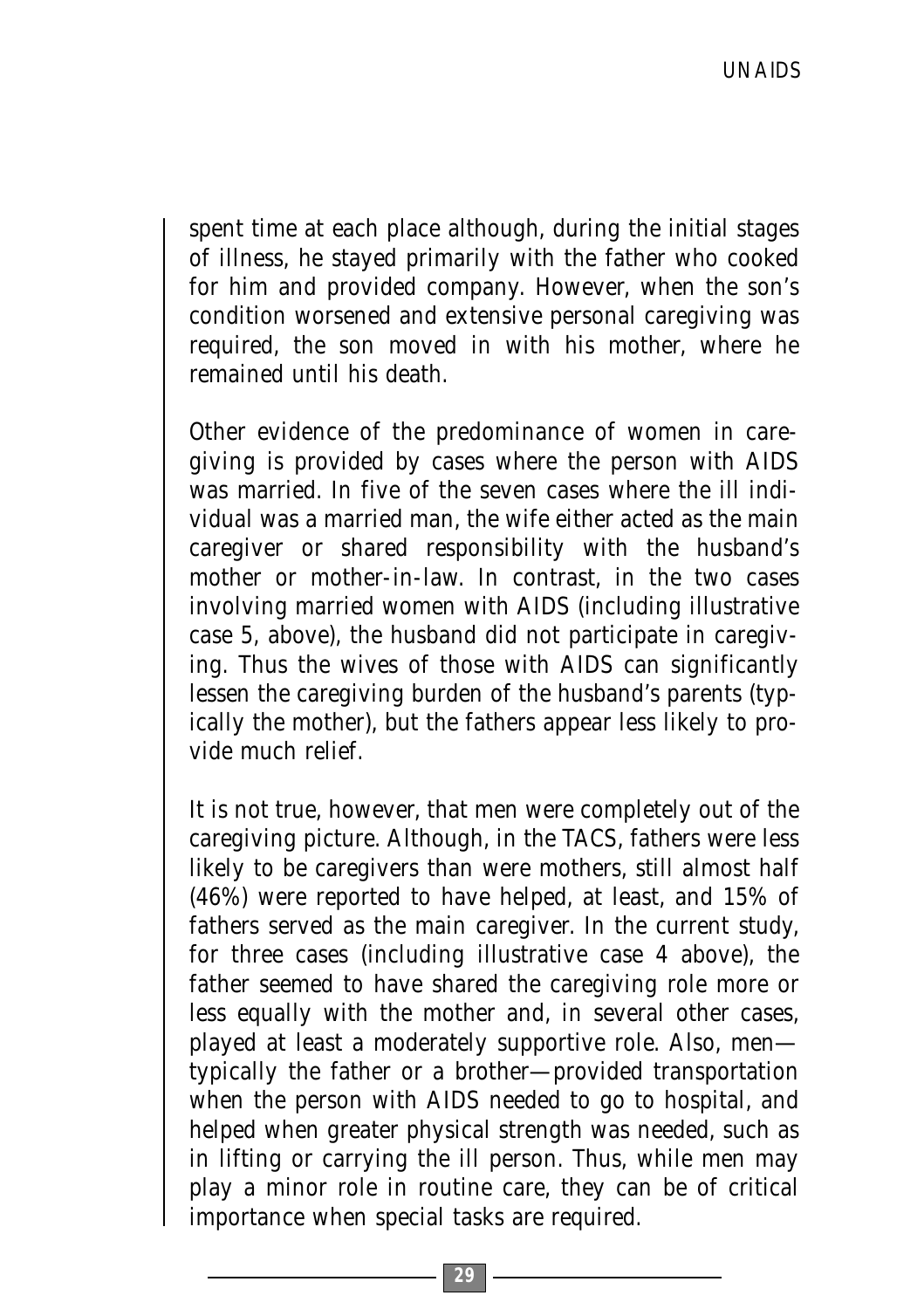spent time at each place although, during the initial stages of illness, he stayed primarily with the father who cooked for him and provided company. However, when the son's condition worsened and extensive personal caregiving was required, the son moved in with his mother, where he remained until his death.

Other evidence of the predominance of women in caregiving is provided by cases where the person with AIDS was married. In five of the seven cases where the ill individual was a married man, the wife either acted as the main caregiver or shared responsibility with the husband's mother or mother-in-law. In contrast, in the two cases involving married women with AIDS (including illustrative case 5, above), the husband did not participate in caregiving. Thus the wives of those with AIDS can significantly lessen the caregiving burden of the husband's parents (typically the mother), but the fathers appear less likely to provide much relief.

It is not true, however, that men were completely out of the caregiving picture. Although, in the TACS, fathers were less likely to be caregivers than were mothers, still almost half (46%) were reported to have helped, at least, and 15% of fathers served as the main caregiver. In the current study, for three cases (including illustrative case 4 above), the father seemed to have shared the caregiving role more or less equally with the mother and, in several other cases, played at least a moderately supportive role. Also, men—typically the father or a brother—provided transportation when the person with AIDS needed to go to hospital, and helped when greater physical strength was needed, such as in lifting or carrying the ill person. Thus, while men may play a minor role in routine care, they can be of critical importance when special tasks are required.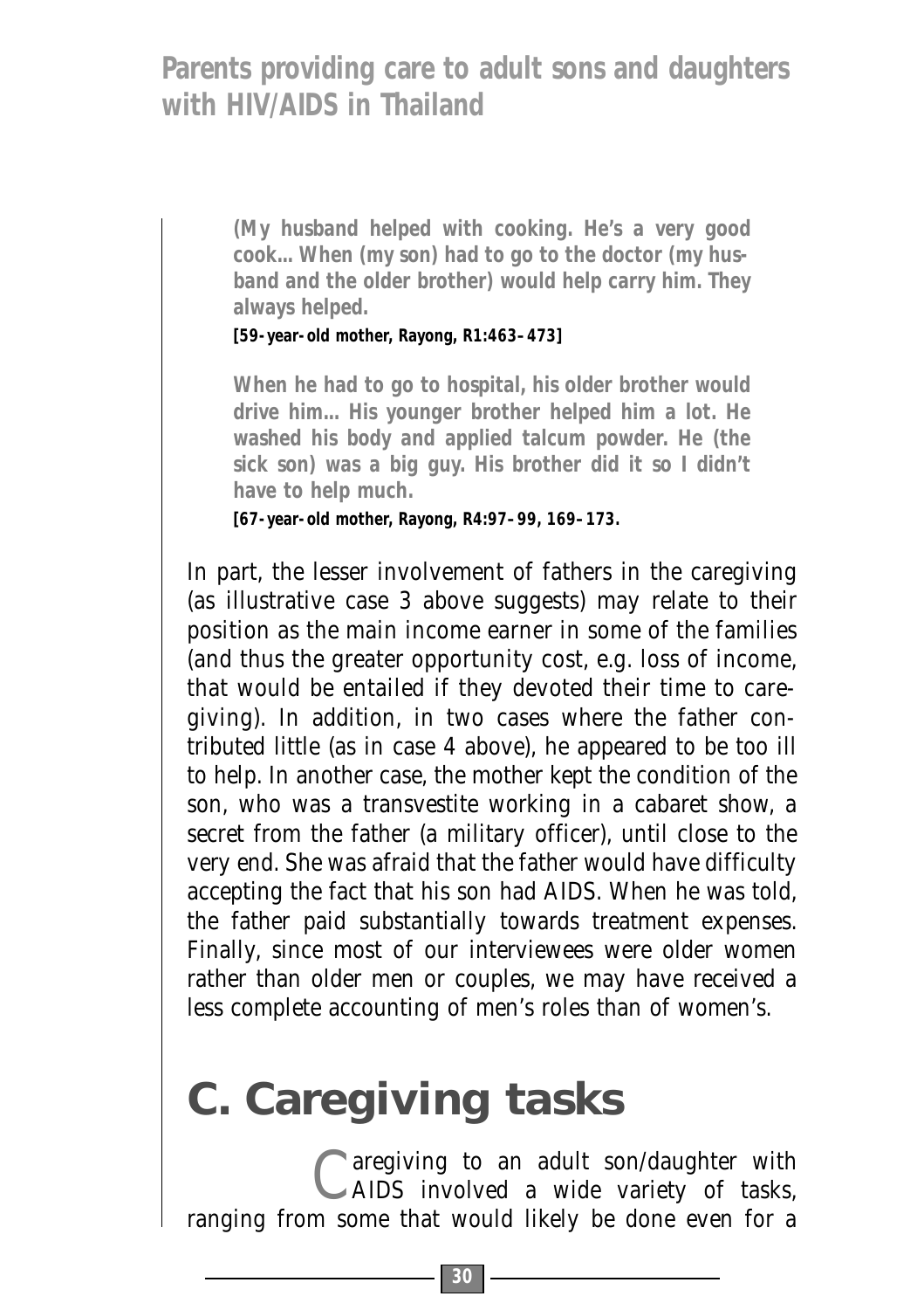**(My husband helped with cooking. He's a very good cook… When (my son) had to go to the doctor (my husband and the older brother) would help carry him. They always helped.**

**[59-year-old mother, Rayong, R1:463–473]**

**When he had to go to hospital, his older brother would drive him… His younger brother helped him a lot. He washed his body and applied talcum powder. He (the sick son) was a big guy. His brother did it so I didn't have to help much.**

**[67-year-old mother, Rayong, R4:97–99, 169–173.**

In part, the lesser involvement of fathers in the caregiving (as illustrative case 3 above suggests) may relate to their position as the main income earner in some of the families (and thus the greater opportunity cost, e.g. loss of income, that would be entailed if they devoted their time to caregiving). In addition, in two cases where the father contributed little (as in case 4 above), he appeared to be too ill to help. In another case, the mother kept the condition of the son, who was a transvestite working in a cabaret show, a secret from the father (a military officer), until close to the very end. She was afraid that the father would have difficulty accepting the fact that his son had AIDS. When he was told, the father paid substantially towards treatment expenses. Finally, since most of our interviewees were older women rather than older men or couples, we may have received a less complete accounting of men's roles than of women's.

## C. Caregiving tasks

Caregiving to an adult son/daughter with AIDS involved a wide variety of tasks, ranging from some that would likely be done even for a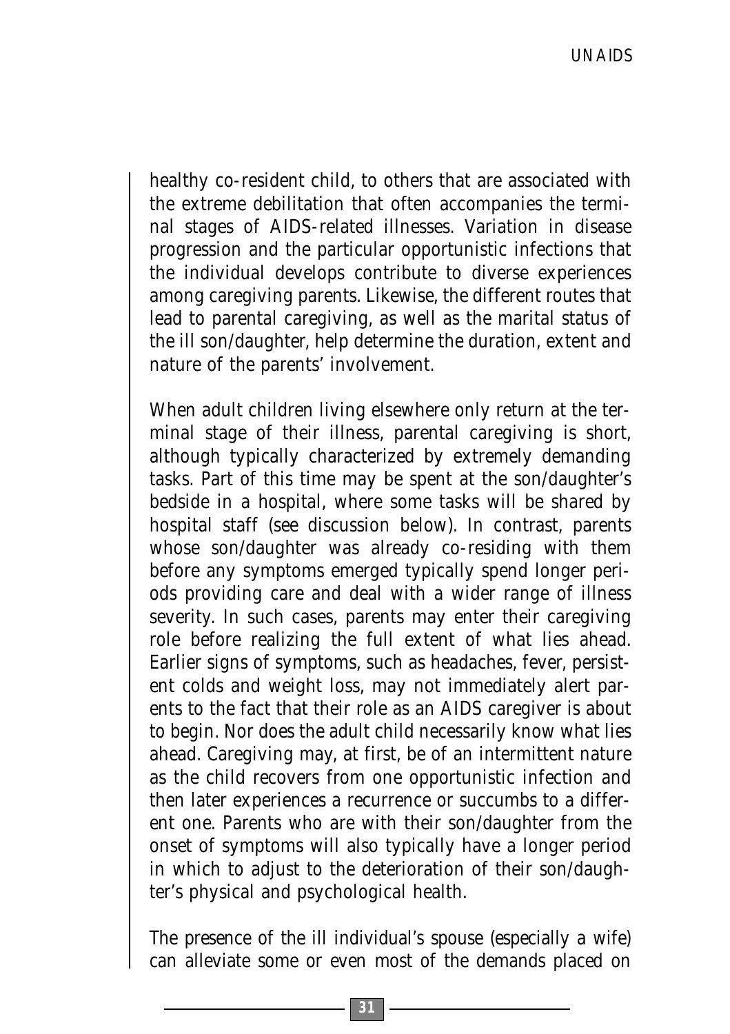healthy co-resident child, to others that are associated with the extreme debilitation that often accompanies the terminal stages of AIDS-related illnesses. Variation in disease progression and the particular opportunistic infections that the individual develops contribute to diverse experiences among caregiving parents. Likewise, the different routes that lead to parental caregiving, as well as the marital status of the ill son/daughter, help determine the duration, extent and nature of the parents' involvement.

When adult children living elsewhere only return at the terminal stage of their illness, parental caregiving is short, although typically characterized by extremely demanding tasks. Part of this time may be spent at the son/daughter's bedside in a hospital, where some tasks will be shared by hospital staff (see discussion below). In contrast, parents whose son/daughter was already co-residing with them before any symptoms emerged typically spend longer periods providing care and deal with a wider range of illness severity. In such cases, parents may enter their caregiving role before realizing the full extent of what lies ahead. Earlier signs of symptoms, such as headaches, fever, persistent colds and weight loss, may not immediately alert parents to the fact that their role as an AIDS caregiver is about to begin. Nor does the adult child necessarily know what lies ahead. Caregiving may, at first, be of an intermittent nature as the child recovers from one opportunistic infection and then later experiences a recurrence or succumbs to a different one. Parents who are with their son/daughter from the onset of symptoms will also typically have a longer period in which to adjust to the deterioration of their son/daughter's physical and psychological health.

The presence of the ill individual's spouse (especially a wife) can alleviate some or even most of the demands placed on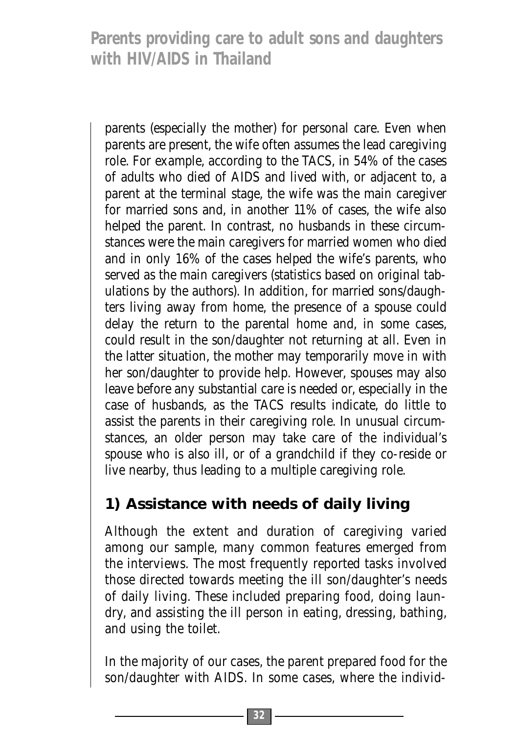parents (especially the mother) for personal care. Even when parents are present, the wife often assumes the lead caregiving role. For example, according to the TACS, in 54% of the cases of adults who died of AIDS and lived with, or adjacent to, a parent at the terminal stage, the wife was the main caregiver for married sons and, in another 11% of cases, the wife also helped the parent. In contrast, no husbands in these circumstances were the main caregivers for married women who died and in only 16% of the cases helped the wife's parents, who served as the main caregivers (statistics based on original tabulations by the authors). In addition, for married sons/daughters living away from home, the presence of a spouse could delay the return to the parental home and, in some cases, could result in the son/daughter not returning at all. Even in the latter situation, the mother may temporarily move in with her son/daughter to provide help. However, spouses may also leave before any substantial care is needed or, especially in the case of husbands, as the TACS results indicate, do little to assist the parents in their caregiving role. In unusual circumstances, an older person may take care of the individual's spouse who is also ill, or of a grandchild if they co-reside or live nearby, thus leading to a multiple caregiving role.

## 1) Assistance with needs of daily living

Although the extent and duration of caregiving varied among our sample, many common features emerged from the interviews. The most frequently reported tasks involved those directed towards meeting the ill son/daughter's needs of daily living. These included preparing food, doing laundry, and assisting the ill person in eating, dressing, bathing, and using the toilet.

In the majority of our cases, the parent prepared food for the son/daughter with AIDS. In some cases, where the individ-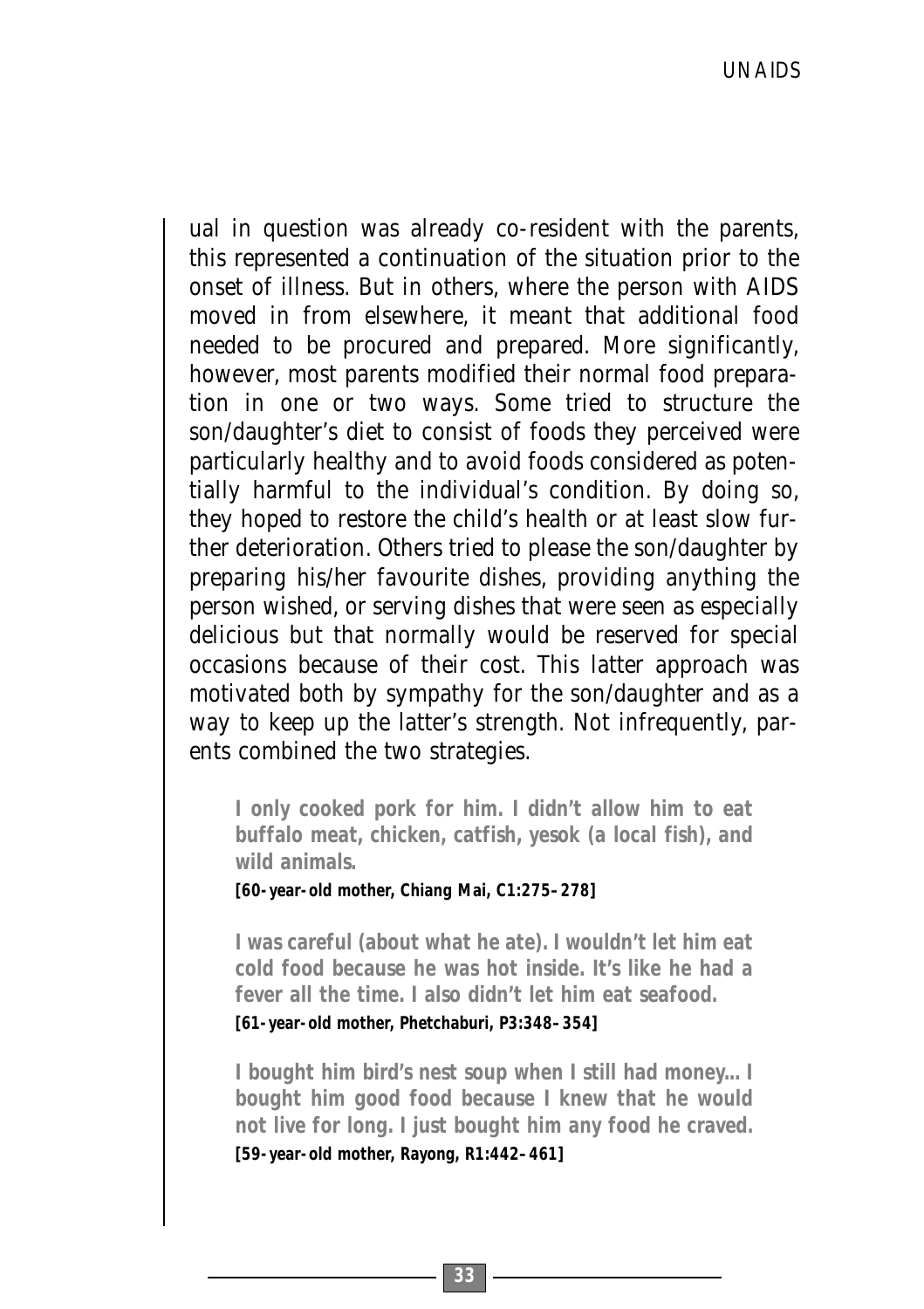ual in question was already co-resident with the parents, this represented a continuation of the situation prior to the onset of illness. But in others, where the person with AIDS moved in from elsewhere, it meant that additional food needed to be procured and prepared. More significantly, however, most parents modified their normal food preparation in one or two ways. Some tried to structure the son/daughter's diet to consist of foods they perceived were particularly healthy and to avoid foods considered as potentially harmful to the individual's condition. By doing so, they hoped to restore the child's health or at least slow further deterioration. Others tried to please the son/daughter by preparing his/her favourite dishes, providing anything the person wished, or serving dishes that were seen as especially delicious but that normally would be reserved for special occasions because of their cost. This latter approach was motivated both by sympathy for the son/daughter and as a way to keep up the latter's strength. Not infrequently, parents combined the two strategies.

> **I only cooked pork for him. I didn't allow him to eat buffalo meat, chicken, catfish, yesok (a local fish), and wild animals.**
>
> **[60-year-old mother, Chiang Mai, C1:275–278]**

> **I was careful (about what he ate). I wouldn't let him eat cold food because he was hot inside. It's like he had a fever all the time. I also didn't let him eat seafood.**
>
> **[61-year-old mother, Phetchaburi, P3:348–354]**

> **I bought him bird's nest soup when I still had money... I bought him good food because I knew that he would not live for long. I just bought him any food he craved.**
>
> **[59-year-old mother, Rayong, R1:442–461]**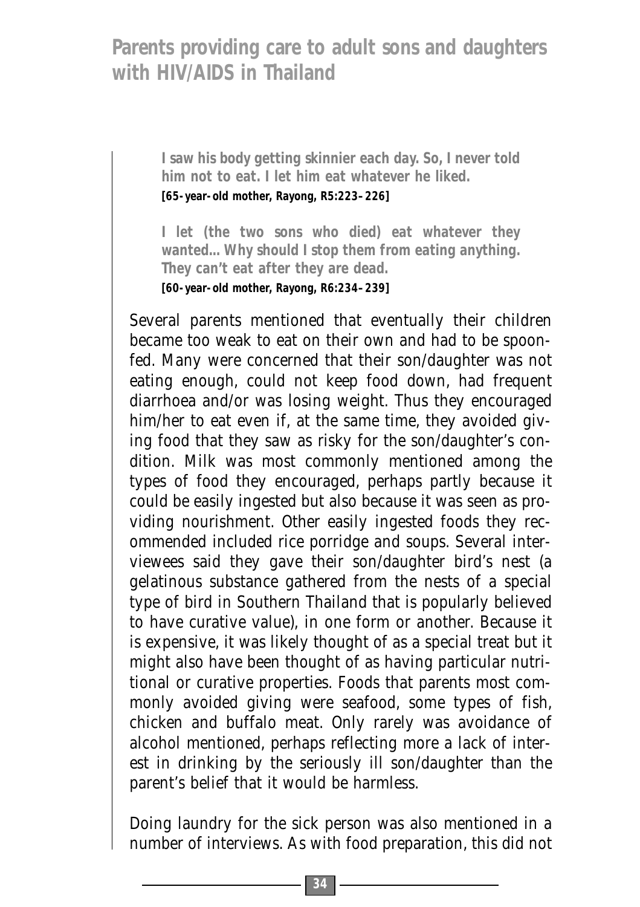> **I saw his body getting skinnier each day. So, I never told him not to eat. I let him eat whatever he liked.**
> **[65-year-old mother, Rayong, R5:223–226]**
>
> **I let (the two sons who died) eat whatever they wanted... Why should I stop them from eating anything. They can't eat after they are dead.**
> **[60-year-old mother, Rayong, R6:234–239]**

Several parents mentioned that eventually their children became too weak to eat on their own and had to be spoon-fed. Many were concerned that their son/daughter was not eating enough, could not keep food down, had frequent diarrhoea and/or was losing weight. Thus they encouraged him/her to eat even if, at the same time, they avoided giving food that they saw as risky for the son/daughter's condition. Milk was most commonly mentioned among the types of food they encouraged, perhaps partly because it could be easily ingested but also because it was seen as providing nourishment. Other easily ingested foods they recommended included rice porridge and soups. Several interviewees said they gave their son/daughter bird's nest (a gelatinous substance gathered from the nests of a special type of bird in Southern Thailand that is popularly believed to have curative value), in one form or another. Because it is expensive, it was likely thought of as a special treat but it might also have been thought of as having particular nutritional or curative properties. Foods that parents most commonly avoided giving were seafood, some types of fish, chicken and buffalo meat. Only rarely was avoidance of alcohol mentioned, perhaps reflecting more a lack of interest in drinking by the seriously ill son/daughter than the parent's belief that it would be harmless.

Doing laundry for the sick person was also mentioned in a number of interviews. As with food preparation, this did not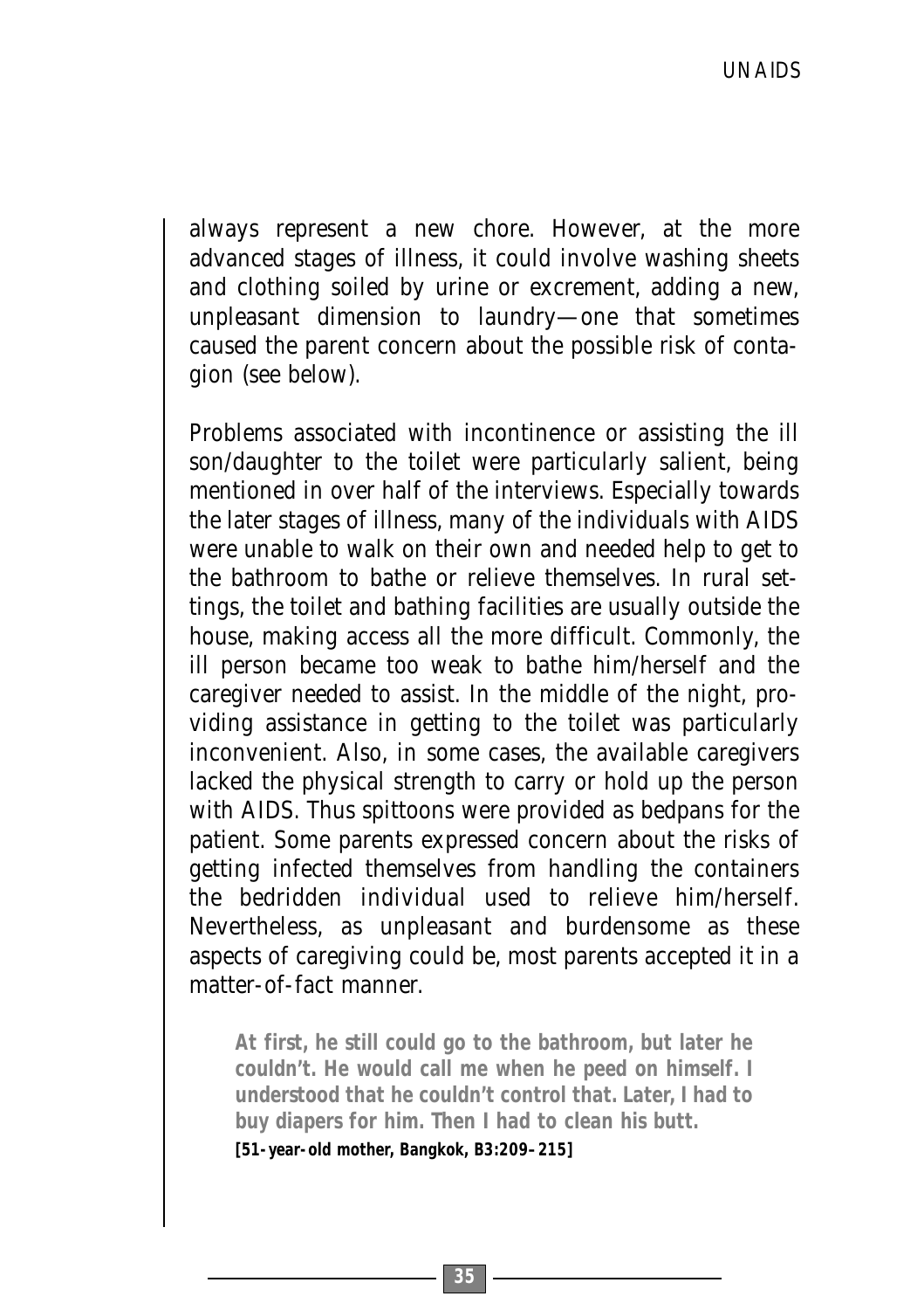always represent a new chore. However, at the more advanced stages of illness, it could involve washing sheets and clothing soiled by urine or excrement, adding a new, unpleasant dimension to laundry—one that sometimes caused the parent concern about the possible risk of contagion (see below).

Problems associated with incontinence or assisting the ill son/daughter to the toilet were particularly salient, being mentioned in over half of the interviews. Especially towards the later stages of illness, many of the individuals with AIDS were unable to walk on their own and needed help to get to the bathroom to bathe or relieve themselves. In rural settings, the toilet and bathing facilities are usually outside the house, making access all the more difficult. Commonly, the ill person became too weak to bathe him/herself and the caregiver needed to assist. In the middle of the night, providing assistance in getting to the toilet was particularly inconvenient. Also, in some cases, the available caregivers lacked the physical strength to carry or hold up the person with AIDS. Thus spittoons were provided as bedpans for the patient. Some parents expressed concern about the risks of getting infected themselves from handling the containers the bedridden individual used to relieve him/herself. Nevertheless, as unpleasant and burdensome as these aspects of caregiving could be, most parents accepted it in a matter-of-fact manner.

> **At first, he still could go to the bathroom, but later he couldn't. He would call me when he peed on himself. I understood that he couldn't control that. Later, I had to buy diapers for him. Then I had to clean his butt.**
> **[51-year-old mother, Bangkok, B3:209–215]**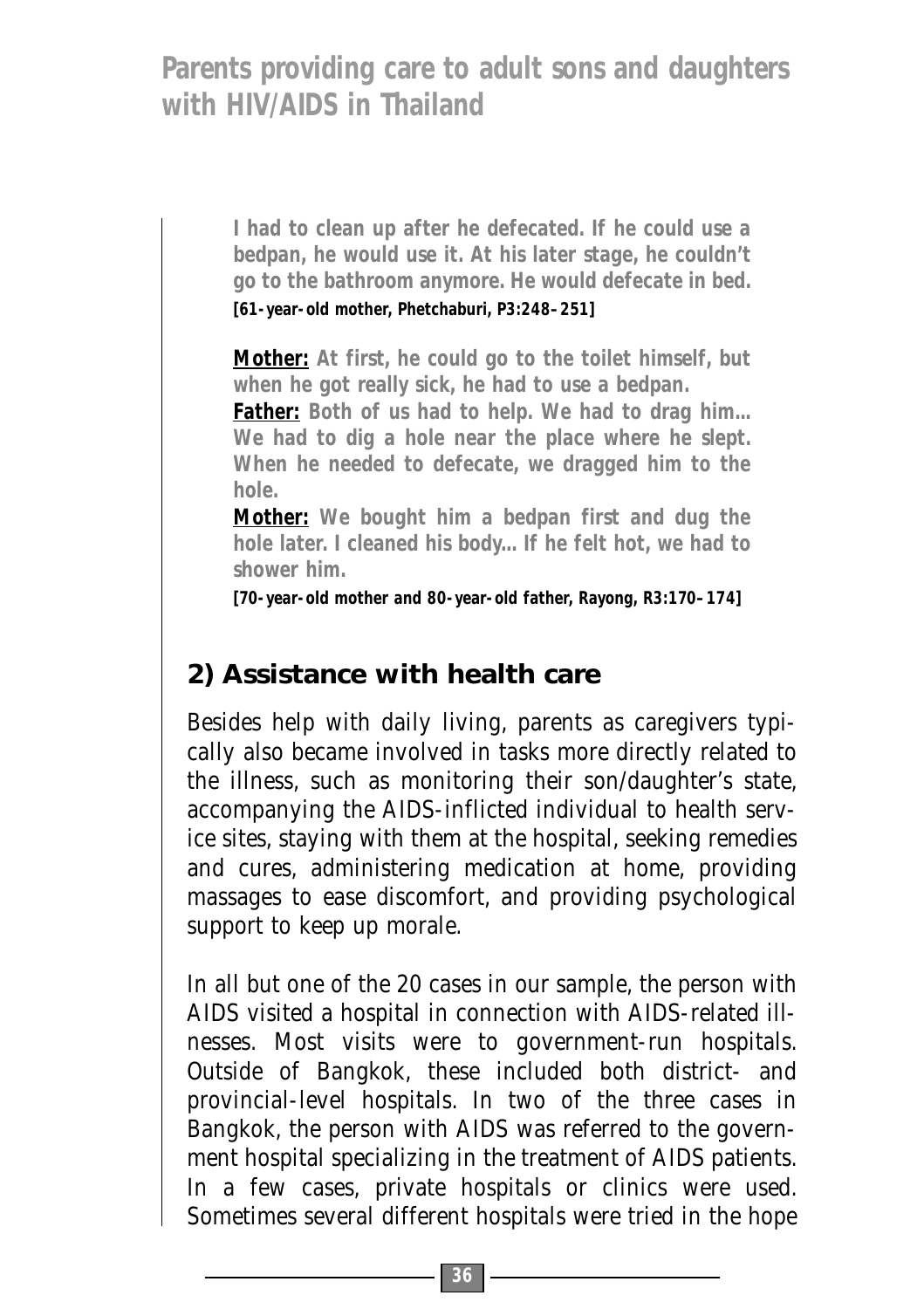**I had to clean up after he defecated. If he could use a bedpan, he would use it. At his later stage, he couldn't go to the bathroom anymore. He would defecate in bed.**
**[61-year-old mother, Phetchaburi, P3:248–251]**

**<u>Mother:</u> At first, he could go to the toilet himself, but when he got really sick, he had to use a bedpan.**
**<u>Father:</u> Both of us had to help. We had to drag him... We had to dig a hole near the place where he slept. When he needed to defecate, we dragged him to the hole.**
**<u>Mother:</u> We bought him a bedpan first and dug the hole later. I cleaned his body... If he felt hot, we had to shower him.**
**[70-year-old mother and 80-year-old father, Rayong, R3:170–174]**

## 2) Assistance with health care

Besides help with daily living, parents as caregivers typically also became involved in tasks more directly related to the illness, such as monitoring their son/daughter's state, accompanying the AIDS-inflicted individual to health service sites, staying with them at the hospital, seeking remedies and cures, administering medication at home, providing massages to ease discomfort, and providing psychological support to keep up morale.

In all but one of the 20 cases in our sample, the person with AIDS visited a hospital in connection with AIDS-related illnesses. Most visits were to government-run hospitals. Outside of Bangkok, these included both district- and provincial-level hospitals. In two of the three cases in Bangkok, the person with AIDS was referred to the government hospital specializing in the treatment of AIDS patients. In a few cases, private hospitals or clinics were used. Sometimes several different hospitals were tried in the hope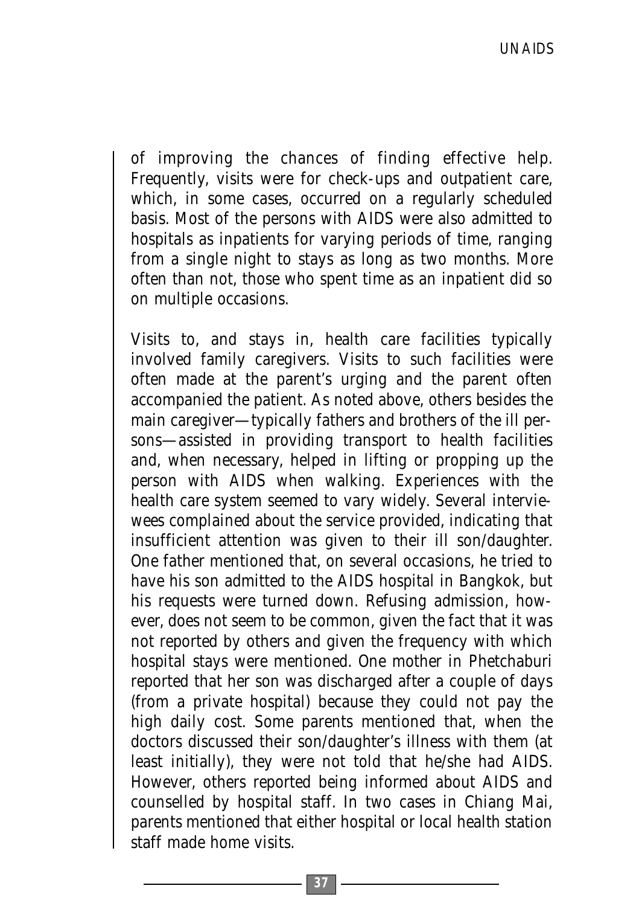of improving the chances of finding effective help. Frequently, visits were for check-ups and outpatient care, which, in some cases, occurred on a regularly scheduled basis. Most of the persons with AIDS were also admitted to hospitals as inpatients for varying periods of time, ranging from a single night to stays as long as two months. More often than not, those who spent time as an inpatient did so on multiple occasions.

Visits to, and stays in, health care facilities typically involved family caregivers. Visits to such facilities were often made at the parent's urging and the parent often accompanied the patient. As noted above, others besides the main caregiver—typically fathers and brothers of the ill persons—assisted in providing transport to health facilities and, when necessary, helped in lifting or propping up the person with AIDS when walking. Experiences with the health care system seemed to vary widely. Several interviewees complained about the service provided, indicating that insufficient attention was given to their ill son/daughter. One father mentioned that, on several occasions, he tried to have his son admitted to the AIDS hospital in Bangkok, but his requests were turned down. Refusing admission, however, does not seem to be common, given the fact that it was not reported by others and given the frequency with which hospital stays were mentioned. One mother in Phetchaburi reported that her son was discharged after a couple of days (from a private hospital) because they could not pay the high daily cost. Some parents mentioned that, when the doctors discussed their son/daughter's illness with them (at least initially), they were not told that he/she had AIDS. However, others reported being informed about AIDS and counselled by hospital staff. In two cases in Chiang Mai, parents mentioned that either hospital or local health station staff made home visits.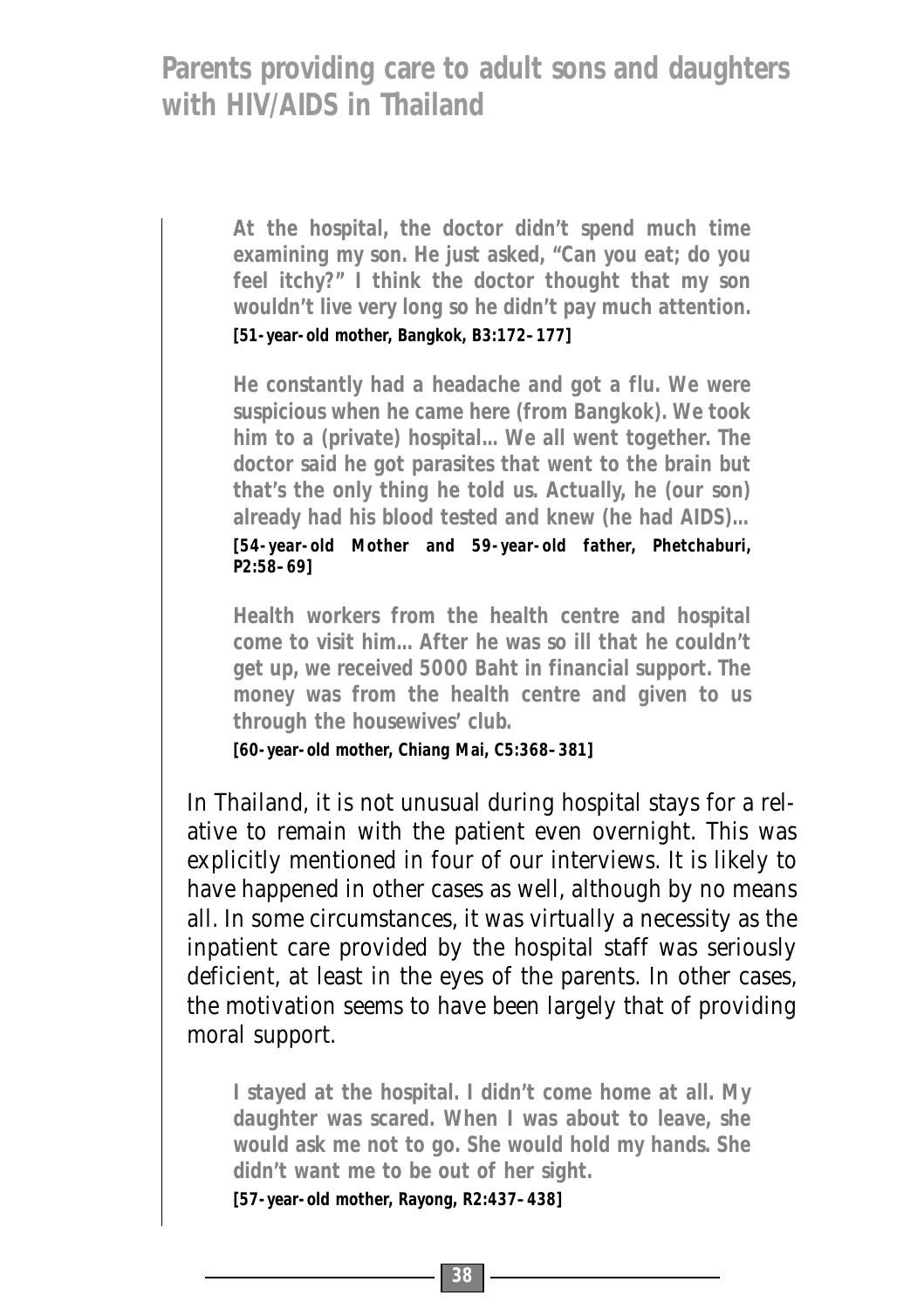> **At the hospital, the doctor didn't spend much time examining my son. He just asked, "Can you eat; do you feel itchy?" I think the doctor thought that my son wouldn't live very long so he didn't pay much attention.**
> **[51-year-old mother, Bangkok, B3:172–177]**

> **He constantly had a headache and got a flu. We were suspicious when he came here (from Bangkok). We took him to a (private) hospital... We all went together. The doctor said he got parasites that went to the brain but that's the only thing he told us. Actually, he (our son) already had his blood tested and knew (he had AIDS)...**
> **[54-year-old Mother and 59-year-old father, Phetchaburi, P2:58–69]**

> **Health workers from the health centre and hospital come to visit him... After he was so ill that he couldn't get up, we received 5000 Baht in financial support. The money was from the health centre and given to us through the housewives' club.**
> **[60-year-old mother, Chiang Mai, C5:368–381]**

In Thailand, it is not unusual during hospital stays for a relative to remain with the patient even overnight. This was explicitly mentioned in four of our interviews. It is likely to have happened in other cases as well, although by no means all. In some circumstances, it was virtually a necessity as the inpatient care provided by the hospital staff was seriously deficient, at least in the eyes of the parents. In other cases, the motivation seems to have been largely that of providing moral support.

> **I stayed at the hospital. I didn't come home at all. My daughter was scared. When I was about to leave, she would ask me not to go. She would hold my hands. She didn't want me to be out of her sight.**
> **[57-year-old mother, Rayong, R2:437–438]**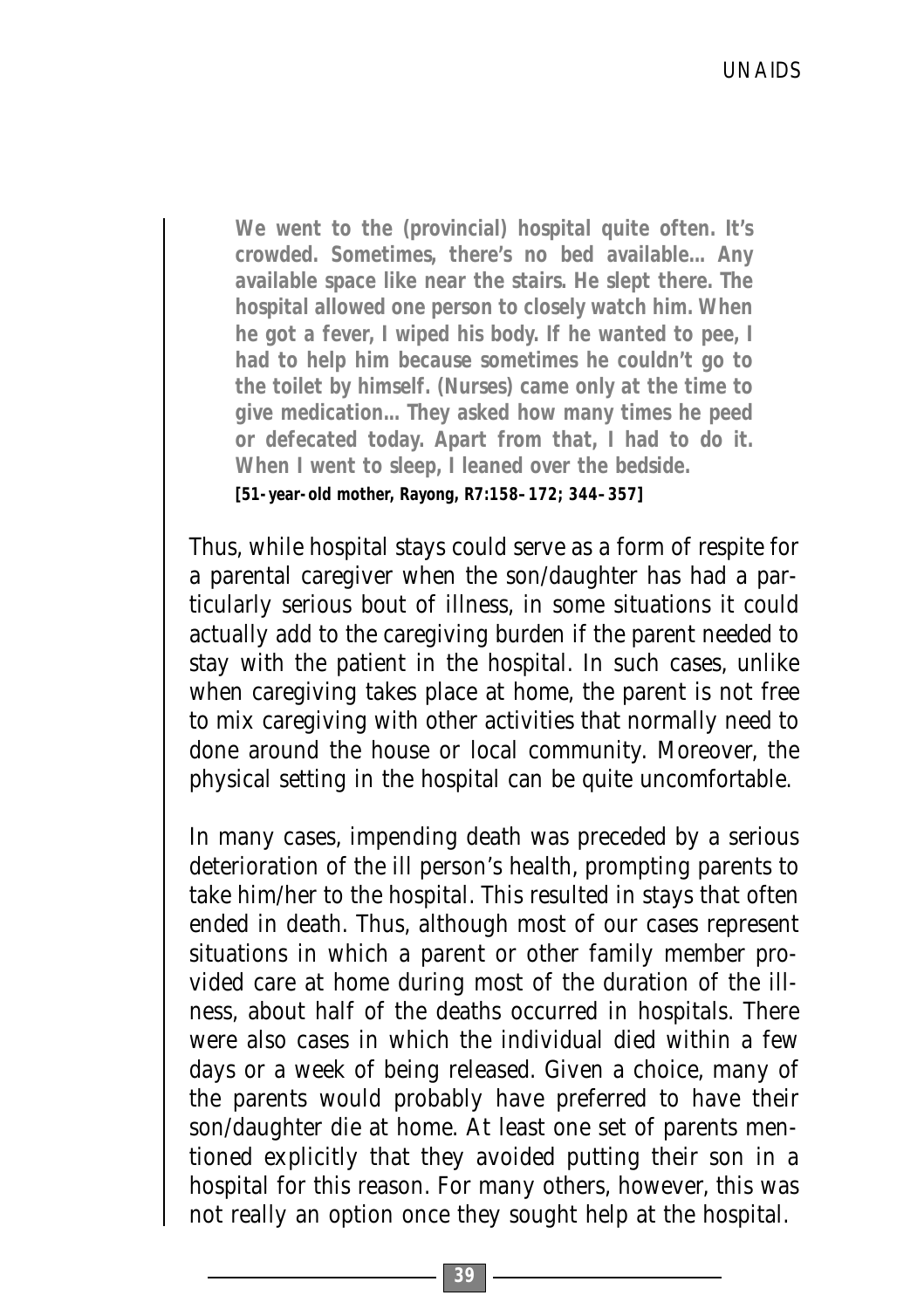**We went to the (provincial) hospital quite often. It's crowded. Sometimes, there's no bed available... Any available space like near the stairs. He slept there. The hospital allowed one person to closely watch him. When he got a fever, I wiped his body. If he wanted to pee, I had to help him because sometimes he couldn't go to the toilet by himself. (Nurses) came only at the time to give medication... They asked how many times he peed or defecated today. Apart from that, I had to do it. When I went to sleep, I leaned over the bedside.**
**[51-year-old mother, Rayong, R7:158–172; 344–357]**

Thus, while hospital stays could serve as a form of respite for a parental caregiver when the son/daughter has had a particularly serious bout of illness, in some situations it could actually add to the caregiving burden if the parent needed to stay with the patient in the hospital. In such cases, unlike when caregiving takes place at home, the parent is not free to mix caregiving with other activities that normally need to done around the house or local community. Moreover, the physical setting in the hospital can be quite uncomfortable.

In many cases, impending death was preceded by a serious deterioration of the ill person's health, prompting parents to take him/her to the hospital. This resulted in stays that often ended in death. Thus, although most of our cases represent situations in which a parent or other family member provided care at home during most of the duration of the illness, about half of the deaths occurred in hospitals. There were also cases in which the individual died within a few days or a week of being released. Given a choice, many of the parents would probably have preferred to have their son/daughter die at home. At least one set of parents mentioned explicitly that they avoided putting their son in a hospital for this reason. For many others, however, this was not really an option once they sought help at the hospital.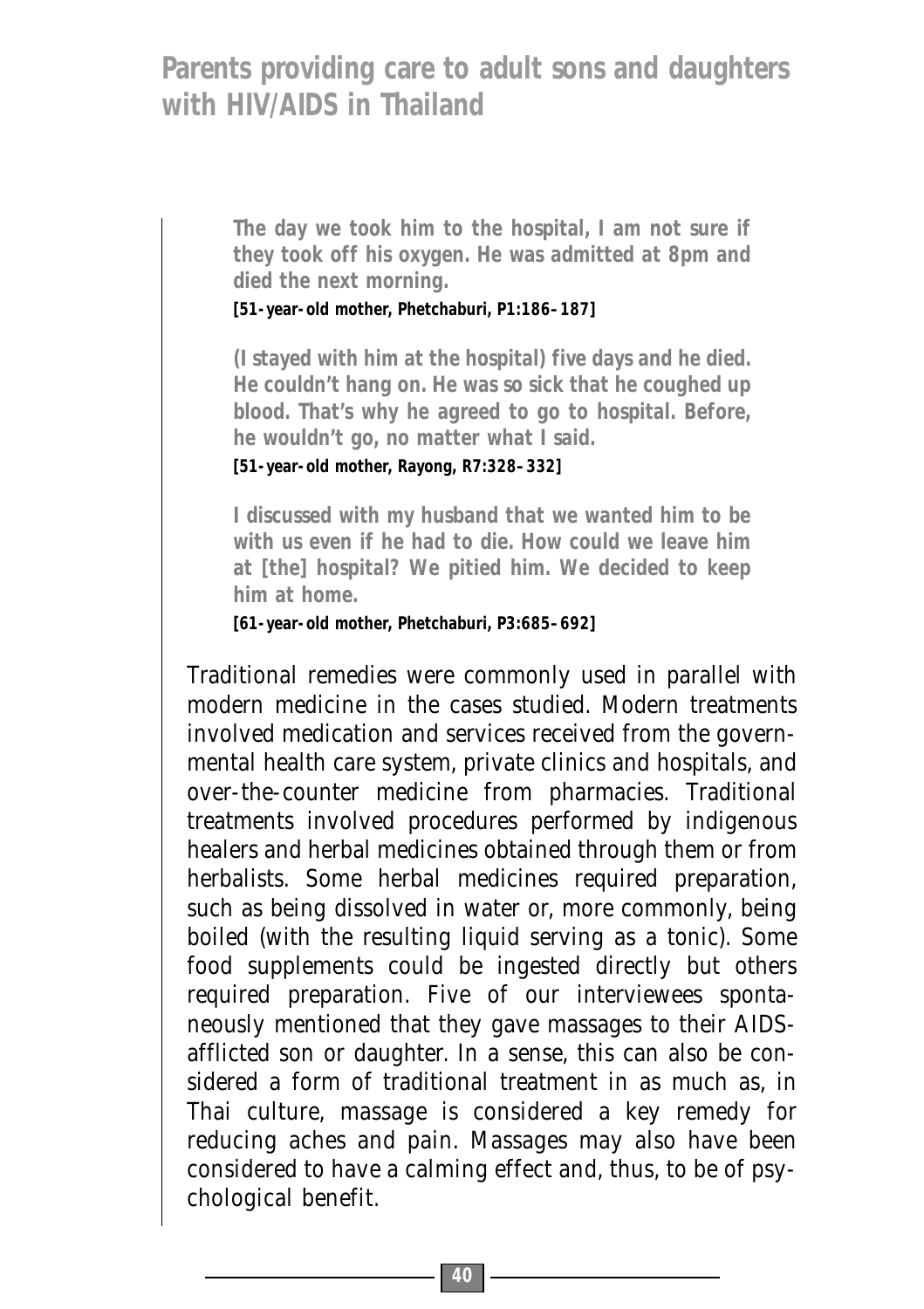> **The day we took him to the hospital, I am not sure if they took off his oxygen. He was admitted at 8pm and died the next morning.**
> **[51-year-old mother, Phetchaburi, P1:186–187]**

> **(I stayed with him at the hospital) five days and he died. He couldn't hang on. He was so sick that he coughed up blood. That's why he agreed to go to hospital. Before, he wouldn't go, no matter what I said.**
> **[51-year-old mother, Rayong, R7:328–332]**

> **I discussed with my husband that we wanted him to be with us even if he had to die. How could we leave him at [the] hospital? We pitied him. We decided to keep him at home.**
> **[61-year-old mother, Phetchaburi, P3:685–692]**

Traditional remedies were commonly used in parallel with modern medicine in the cases studied. Modern treatments involved medication and services received from the governmental health care system, private clinics and hospitals, and over-the-counter medicine from pharmacies. Traditional treatments involved procedures performed by indigenous healers and herbal medicines obtained through them or from herbalists. Some herbal medicines required preparation, such as being dissolved in water or, more commonly, being boiled (with the resulting liquid serving as a tonic). Some food supplements could be ingested directly but others required preparation. Five of our interviewees spontaneously mentioned that they gave massages to their AIDS-afflicted son or daughter. In a sense, this can also be considered a form of traditional treatment in as much as, in Thai culture, massage is considered a key remedy for reducing aches and pain. Massages may also have been considered to have a calming effect and, thus, to be of psychological benefit.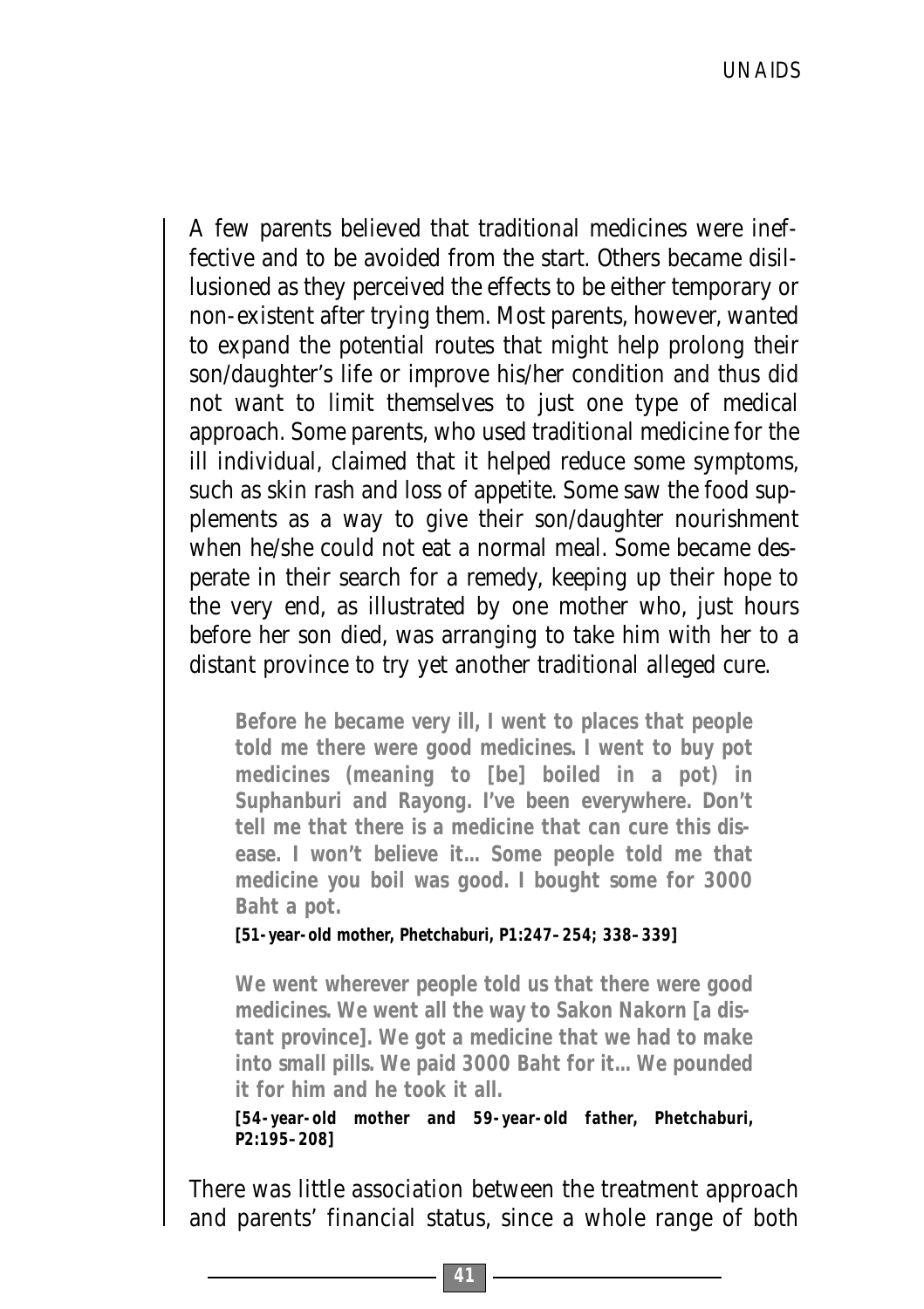A few parents believed that traditional medicines were ineffective and to be avoided from the start. Others became disillusioned as they perceived the effects to be either temporary or non-existent after trying them. Most parents, however, wanted to expand the potential routes that might help prolong their son/daughter's life or improve his/her condition and thus did not want to limit themselves to just one type of medical approach. Some parents, who used traditional medicine for the ill individual, claimed that it helped reduce some symptoms, such as skin rash and loss of appetite. Some saw the food supplements as a way to give their son/daughter nourishment when he/she could not eat a normal meal. Some became desperate in their search for a remedy, keeping up their hope to the very end, as illustrated by one mother who, just hours before her son died, was arranging to take him with her to a distant province to try yet another traditional alleged cure.

> **Before he became very ill, I went to places that people told me there were good medicines. I went to buy pot medicines (meaning to [be] boiled in a pot) in Suphanburi and Rayong. I've been everywhere. Don't tell me that there is a medicine that can cure this disease. I won't believe it… Some people told me that medicine you boil was good. I bought some for 3000 Baht a pot.**
>
> **[51-year-old mother, Phetchaburi, P1:247–254; 338–339]**

> **We went wherever people told us that there were good medicines. We went all the way to Sakon Nakorn [a distant province]. We got a medicine that we had to make into small pills. We paid 3000 Baht for it… We pounded it for him and he took it all.**
>
> **[54-year-old mother and 59-year-old father, Phetchaburi, P2:195–208]**

There was little association between the treatment approach and parents' financial status, since a whole range of both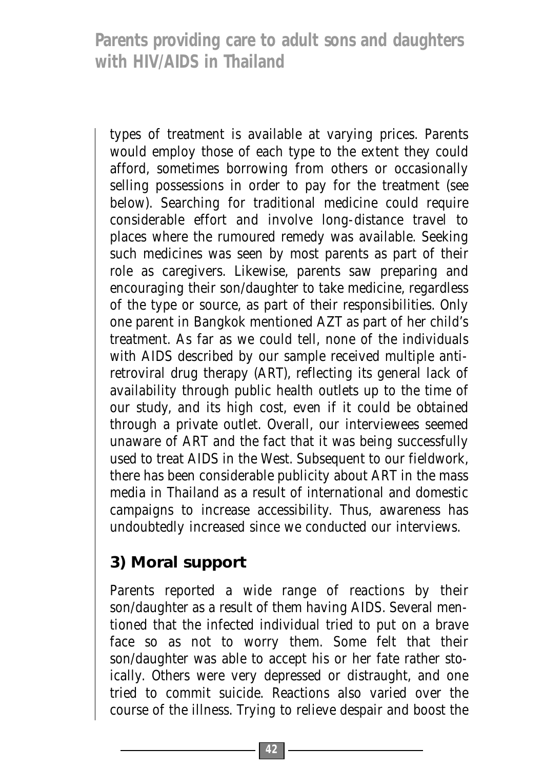types of treatment is available at varying prices. Parents would employ those of each type to the extent they could afford, sometimes borrowing from others or occasionally selling possessions in order to pay for the treatment (see below). Searching for traditional medicine could require considerable effort and involve long-distance travel to places where the rumoured remedy was available. Seeking such medicines was seen by most parents as part of their role as caregivers. Likewise, parents saw preparing and encouraging their son/daughter to take medicine, regardless of the type or source, as part of their responsibilities. Only one parent in Bangkok mentioned AZT as part of her child's treatment. As far as we could tell, none of the individuals with AIDS described by our sample received multiple anti-retroviral drug therapy (ART), reflecting its general lack of availability through public health outlets up to the time of our study, and its high cost, even if it could be obtained through a private outlet. Overall, our interviewees seemed unaware of ART and the fact that it was being successfully used to treat AIDS in the West. Subsequent to our fieldwork, there has been considerable publicity about ART in the mass media in Thailand as a result of international and domestic campaigns to increase accessibility. Thus, awareness has undoubtedly increased since we conducted our interviews.

### 3) Moral support

Parents reported a wide range of reactions by their son/daughter as a result of them having AIDS. Several mentioned that the infected individual tried to put on a brave face so as not to worry them. Some felt that their son/daughter was able to accept his or her fate rather stoically. Others were very depressed or distraught, and one tried to commit suicide. Reactions also varied over the course of the illness. Trying to relieve despair and boost the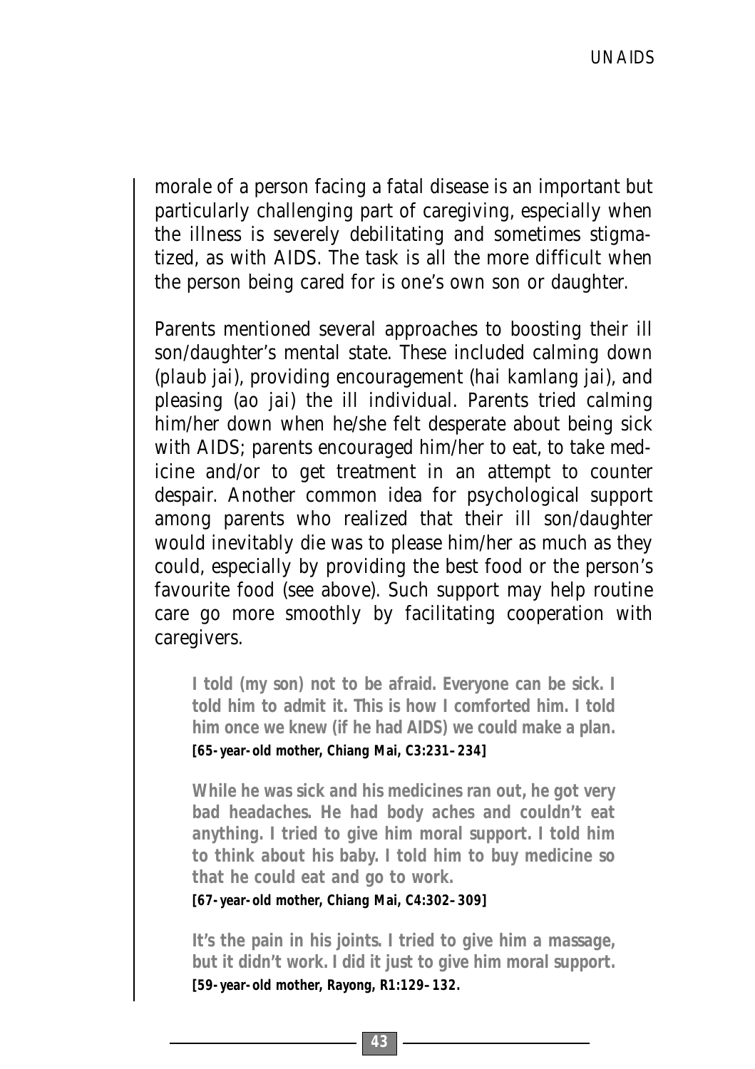morale of a person facing a fatal disease is an important but particularly challenging part of caregiving, especially when the illness is severely debilitating and sometimes stigmatized, as with AIDS. The task is all the more difficult when the person being cared for is one's own son or daughter.

Parents mentioned several approaches to boosting their ill son/daughter's mental state. These included calming down (*plaub jai*), providing encouragement (*hai kamlang jai*), and pleasing (*ao jai*) the ill individual. Parents tried calming him/her down when he/she felt desperate about being sick with AIDS; parents encouraged him/her to eat, to take medicine and/or to get treatment in an attempt to counter despair. Another common idea for psychological support among parents who realized that their ill son/daughter would inevitably die was to please him/her as much as they could, especially by providing the best food or the person's favourite food (see above). Such support may help routine care go more smoothly by facilitating cooperation with caregivers.

> **I told (my son) not to be afraid. Everyone can be sick. I told him to admit it. This is how I comforted him. I told him once we knew (if he had AIDS) we could make a plan.**
> **[65-year-old mother, Chiang Mai, C3:231–234]**

> **While he was sick and his medicines ran out, he got very bad headaches. He had body aches and couldn't eat anything. I tried to give him moral support. I told him to think about his baby. I told him to buy medicine so that he could eat and go to work.**
> **[67-year-old mother, Chiang Mai, C4:302–309]**

> **It's the pain in his joints. I tried to give him a massage, but it didn't work. I did it just to give him moral support.**
> **[59-year-old mother, Rayong, R1:129–132.**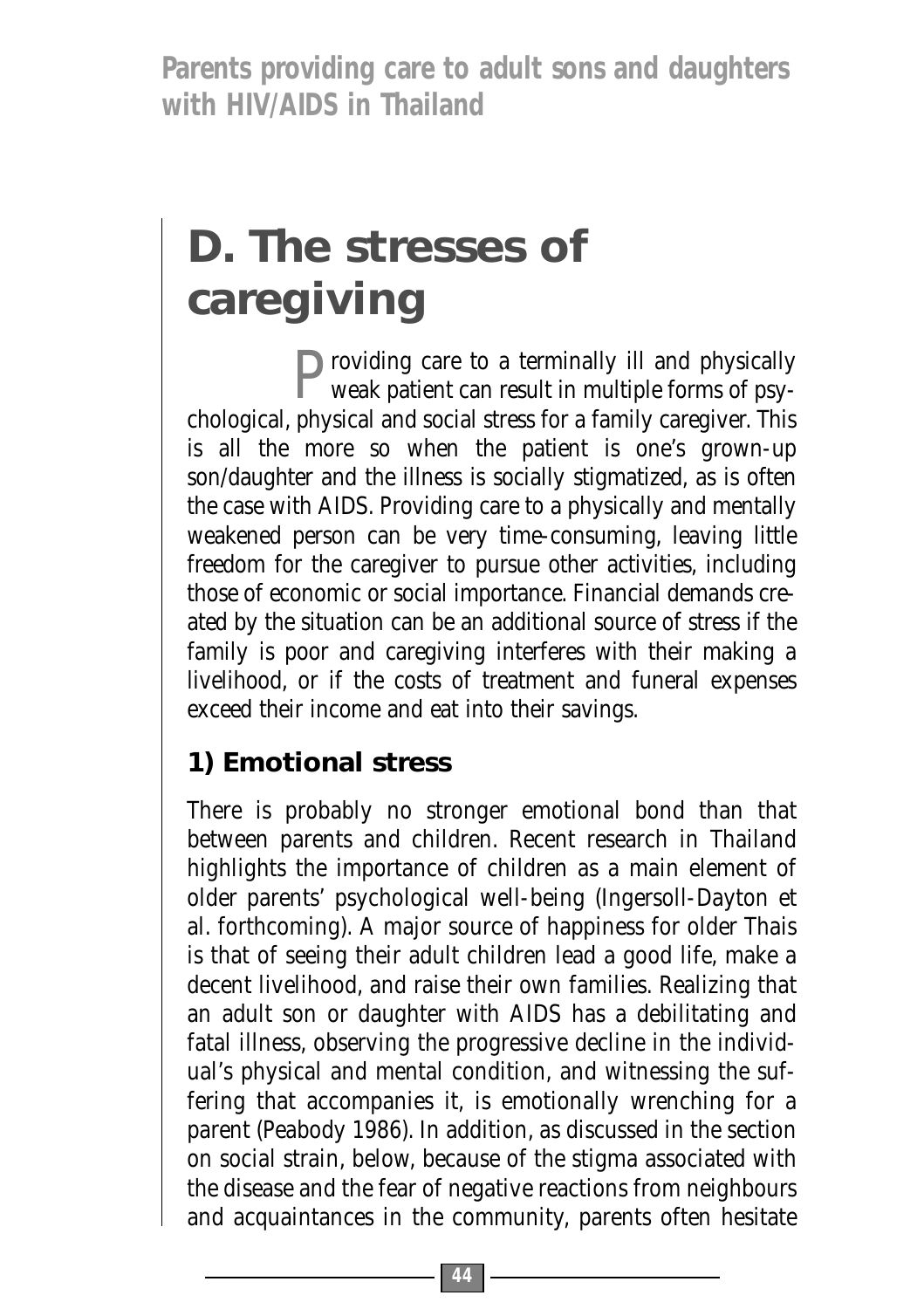# D. The stresses of caregiving

Providing care to a terminally ill and physically weak patient can result in multiple forms of psychological, physical and social stress for a family caregiver. This is all the more so when the patient is one's grown-up son/daughter and the illness is socially stigmatized, as is often the case with AIDS. Providing care to a physically and mentally weakened person can be very time-consuming, leaving little freedom for the caregiver to pursue other activities, including those of economic or social importance. Financial demands created by the situation can be an additional source of stress if the family is poor and caregiving interferes with their making a livelihood, or if the costs of treatment and funeral expenses exceed their income and eat into their savings.

## 1) Emotional stress

There is probably no stronger emotional bond than that between parents and children. Recent research in Thailand highlights the importance of children as a main element of older parents' psychological well-being (Ingersoll-Dayton et al. forthcoming). A major source of happiness for older Thais is that of seeing their adult children lead a good life, make a decent livelihood, and raise their own families. Realizing that an adult son or daughter with AIDS has a debilitating and fatal illness, observing the progressive decline in the individual's physical and mental condition, and witnessing the suffering that accompanies it, is emotionally wrenching for a parent (Peabody 1986). In addition, as discussed in the section on social strain, below, because of the stigma associated with the disease and the fear of negative reactions from neighbours and acquaintances in the community, parents often hesitate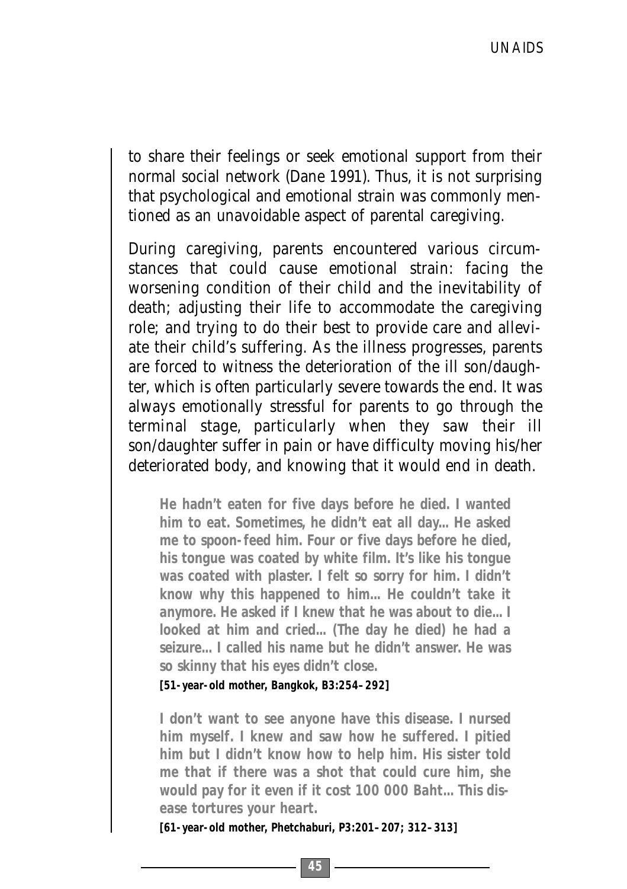to share their feelings or seek emotional support from their normal social network (Dane 1991). Thus, it is not surprising that psychological and emotional strain was commonly mentioned as an unavoidable aspect of parental caregiving.

During caregiving, parents encountered various circumstances that could cause emotional strain: facing the worsening condition of their child and the inevitability of death; adjusting their life to accommodate the caregiving role; and trying to do their best to provide care and alleviate their child's suffering. As the illness progresses, parents are forced to witness the deterioration of the ill son/daughter, which is often particularly severe towards the end. It was always emotionally stressful for parents to go through the terminal stage, particularly when they saw their ill son/daughter suffer in pain or have difficulty moving his/her deteriorated body, and knowing that it would end in death.

> **He hadn't eaten for five days before he died. I wanted him to eat. Sometimes, he didn't eat all day... He asked me to spoon-feed him. Four or five days before he died, his tongue was coated by white film. It's like his tongue was coated with plaster. I felt so sorry for him. I didn't know why this happened to him... He couldn't take it anymore. He asked if I knew that he was about to die... I looked at him and cried... (The day he died) he had a seizure... I called his name but he didn't answer. He was so skinny that his eyes didn't close.**
>
> **[51-year-old mother, Bangkok, B3:254–292]**

> **I don't want to see anyone have this disease. I nursed him myself. I knew and saw how he suffered. I pitied him but I didn't know how to help him. His sister told me that if there was a shot that could cure him, she would pay for it even if it cost 100 000 Baht... This disease tortures your heart.**
>
> **[61-year-old mother, Phetchaburi, P3:201–207; 312–313]**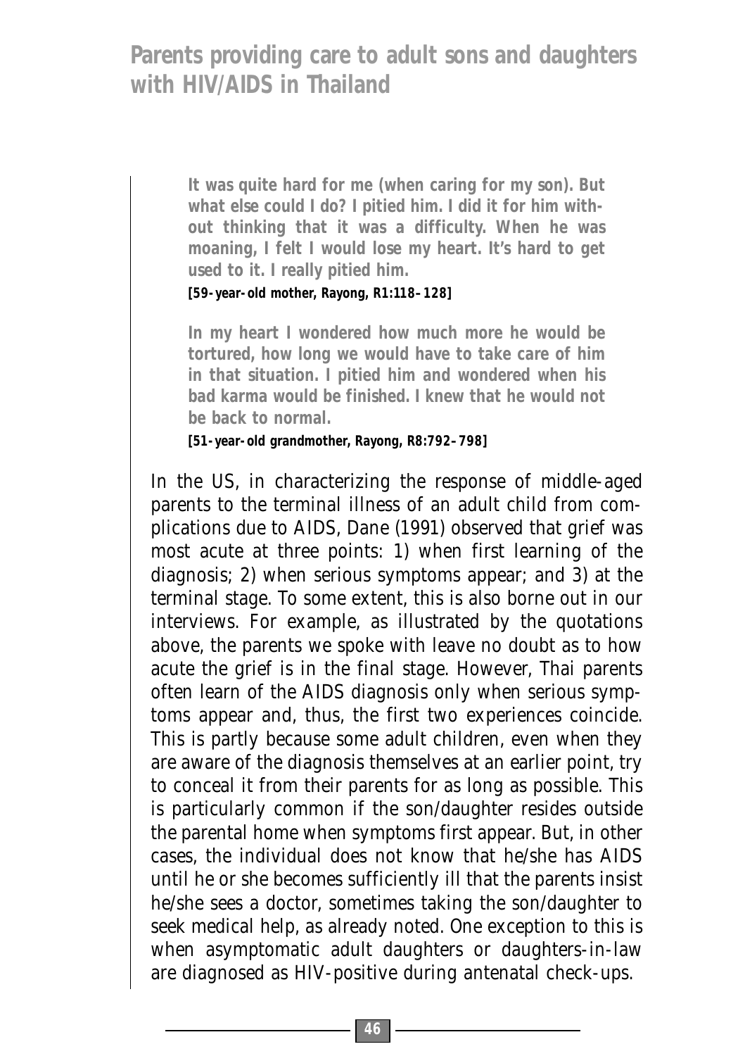> **It was quite hard for me (when caring for my son). But what else could I do? I pitied him. I did it for him without thinking that it was a difficulty. When he was moaning, I felt I would lose my heart. It's hard to get used to it. I really pitied him.**
>
> **[59-year-old mother, Rayong, R1:118–128]**

> **In my heart I wondered how much more he would be tortured, how long we would have to take care of him in that situation. I pitied him and wondered when his bad karma would be finished. I knew that he would not be back to normal.**
>
> **[51-year-old grandmother, Rayong, R8:792–798]**

In the US, in characterizing the response of middle-aged parents to the terminal illness of an adult child from complications due to AIDS, Dane (1991) observed that grief was most acute at three points: 1) when first learning of the diagnosis; 2) when serious symptoms appear; and 3) at the terminal stage. To some extent, this is also borne out in our interviews. For example, as illustrated by the quotations above, the parents we spoke with leave no doubt as to how acute the grief is in the final stage. However, Thai parents often learn of the AIDS diagnosis only when serious symptoms appear and, thus, the first two experiences coincide. This is partly because some adult children, even when they are aware of the diagnosis themselves at an earlier point, try to conceal it from their parents for as long as possible. This is particularly common if the son/daughter resides outside the parental home when symptoms first appear. But, in other cases, the individual does not know that he/she has AIDS until he or she becomes sufficiently ill that the parents insist he/she sees a doctor, sometimes taking the son/daughter to seek medical help, as already noted. One exception to this is when asymptomatic adult daughters or daughters-in-law are diagnosed as HIV-positive during antenatal check-ups.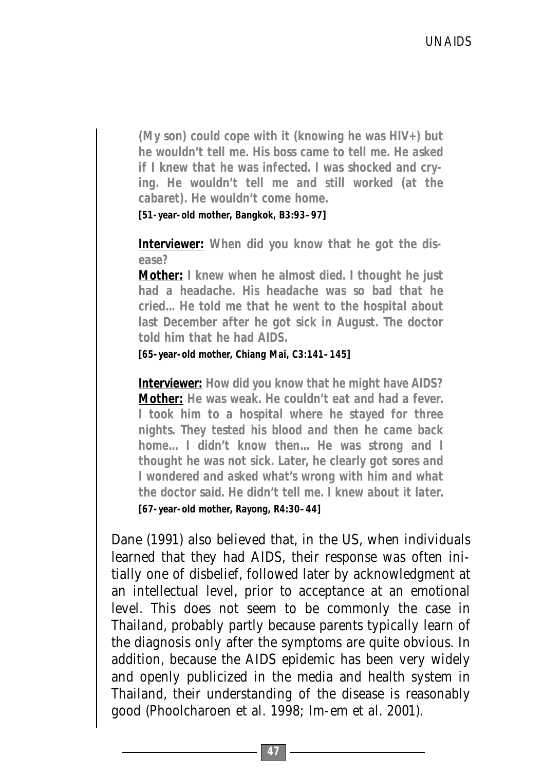> **(My son) could cope with it (knowing he was HIV+) but he wouldn't tell me. His boss came to tell me. He asked if I knew that he was infected. I was shocked and crying. He wouldn't tell me and still worked (at the cabaret). He wouldn't come home.**
>
> **[51-year-old mother, Bangkok, B3:93–97]**
>
> **<u>Interviewer:</u> When did you know that he got the disease?**
> **<u>Mother:</u> I knew when he almost died. I thought he just had a headache. His headache was so bad that he cried… He told me that he went to the hospital about last December after he got sick in August. The doctor told him that he had AIDS.**
>
> **[65-year-old mother, Chiang Mai, C3:141–145]**
>
> **<u>Interviewer:</u> How did you know that he might have AIDS?**
> **<u>Mother:</u> He was weak. He couldn't eat and had a fever. I took him to a hospital where he stayed for three nights. They tested his blood and then he came back home… I didn't know then… He was strong and I thought he was not sick. Later, he clearly got sores and I wondered and asked what's wrong with him and what the doctor said. He didn't tell me. I knew about it later.**
>
> **[67-year-old mother, Rayong, R4:30–44]**

Dane (1991) also believed that, in the US, when individuals learned that they had AIDS, their response was often initially one of disbelief, followed later by acknowledgment at an intellectual level, prior to acceptance at an emotional level. This does not seem to be commonly the case in Thailand, probably partly because parents typically learn of the diagnosis only after the symptoms are quite obvious. In addition, because the AIDS epidemic has been very widely and openly publicized in the media and health system in Thailand, their understanding of the disease is reasonably good (Phoolcharoen et al. 1998; Im-em et al. 2001).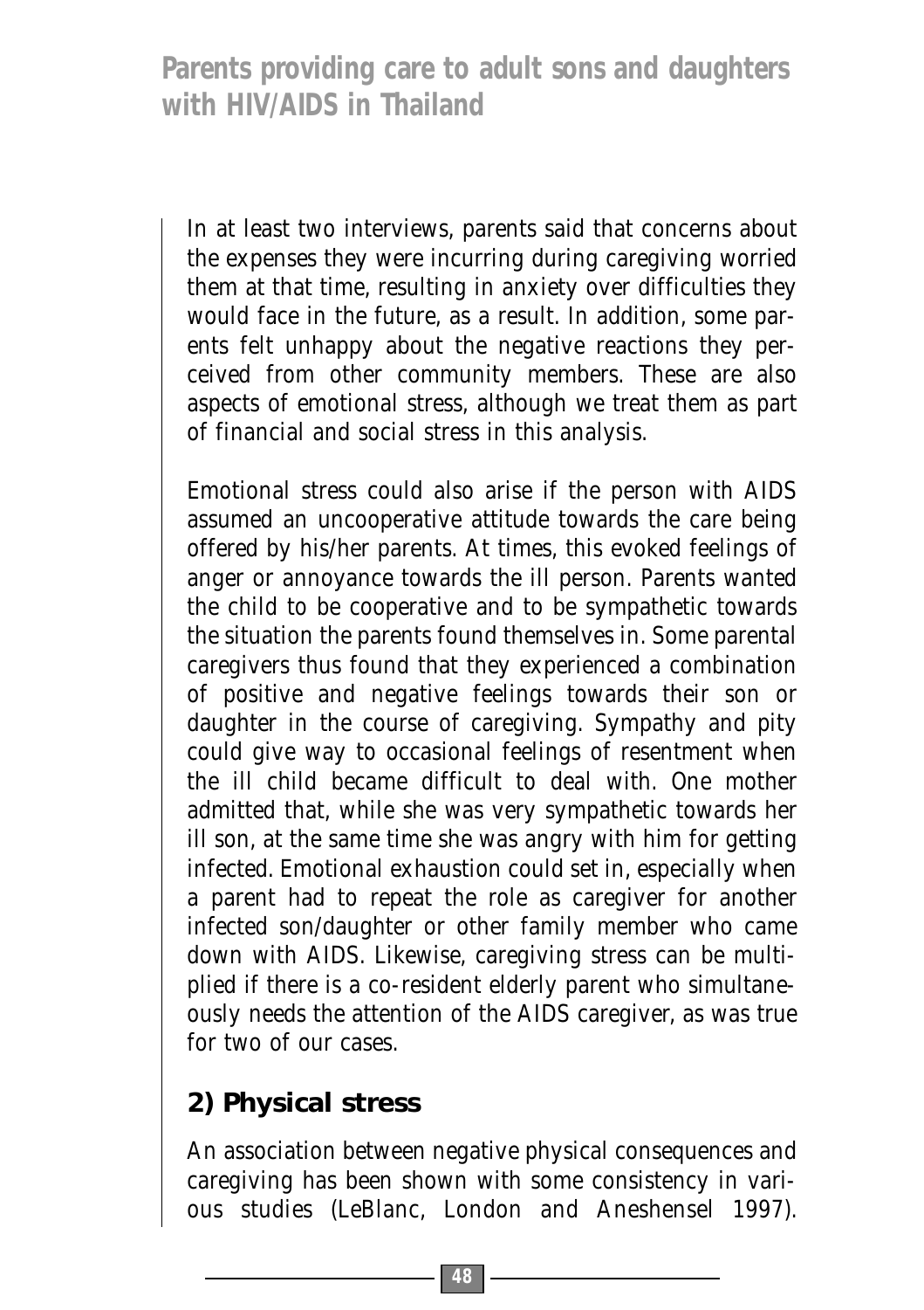In at least two interviews, parents said that concerns about the expenses they were incurring during caregiving worried them at that time, resulting in anxiety over difficulties they would face in the future, as a result. In addition, some parents felt unhappy about the negative reactions they perceived from other community members. These are also aspects of emotional stress, although we treat them as part of financial and social stress in this analysis.

Emotional stress could also arise if the person with AIDS assumed an uncooperative attitude towards the care being offered by his/her parents. At times, this evoked feelings of anger or annoyance towards the ill person. Parents wanted the child to be cooperative and to be sympathetic towards the situation the parents found themselves in. Some parental caregivers thus found that they experienced a combination of positive and negative feelings towards their son or daughter in the course of caregiving. Sympathy and pity could give way to occasional feelings of resentment when the ill child became difficult to deal with. One mother admitted that, while she was very sympathetic towards her ill son, at the same time she was angry with him for getting infected. Emotional exhaustion could set in, especially when a parent had to repeat the role as caregiver for another infected son/daughter or other family member who came down with AIDS. Likewise, caregiving stress can be multiplied if there is a co-resident elderly parent who simultaneously needs the attention of the AIDS caregiver, as was true for two of our cases.

## 2) Physical stress

An association between negative physical consequences and caregiving has been shown with some consistency in various studies (LeBlanc, London and Aneshensel 1997).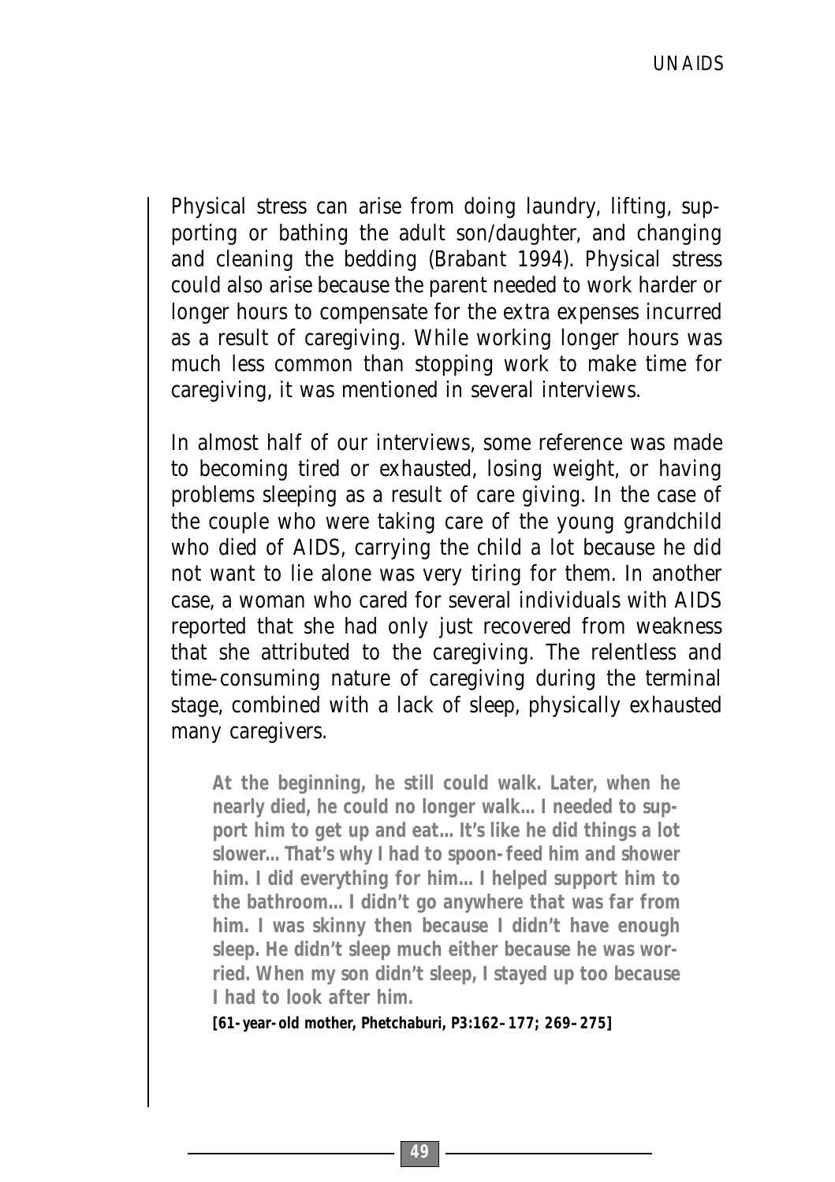Physical stress can arise from doing laundry, lifting, supporting or bathing the adult son/daughter, and changing and cleaning the bedding (Brabant 1994). Physical stress could also arise because the parent needed to work harder or longer hours to compensate for the extra expenses incurred as a result of caregiving. While working longer hours was much less common than stopping work to make time for caregiving, it was mentioned in several interviews.

In almost half of our interviews, some reference was made to becoming tired or exhausted, losing weight, or having problems sleeping as a result of care giving. In the case of the couple who were taking care of the young grandchild who died of AIDS, carrying the child a lot because he did not want to lie alone was very tiring for them. In another case, a woman who cared for several individuals with AIDS reported that she had only just recovered from weakness that she attributed to the caregiving. The relentless and time-consuming nature of caregiving during the terminal stage, combined with a lack of sleep, physically exhausted many caregivers.

> **At the beginning, he still could walk. Later, when he nearly died, he could no longer walk… I needed to support him to get up and eat… It's like he did things a lot slower… That's why I had to spoon-feed him and shower him. I did everything for him… I helped support him to the bathroom… I didn't go anywhere that was far from him. I was skinny then because I didn't have enough sleep. He didn't sleep much either because he was worried. When my son didn't sleep, I stayed up too because I had to look after him.**
>
> **[61-year-old mother, Phetchaburi, P3:162–177; 269–275]**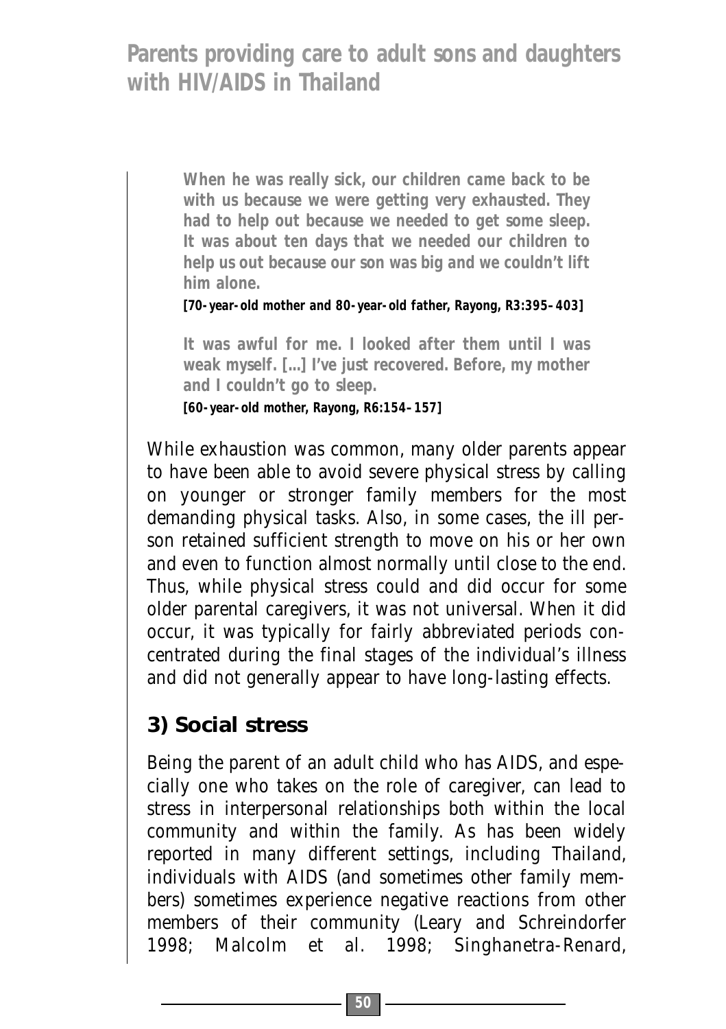> **When he was really sick, our children came back to be with us because we were getting very exhausted. They had to help out because we needed to get some sleep. It was about ten days that we needed our children to help us out because our son was big and we couldn't lift him alone.**
>
> **[70-year-old mother and 80-year-old father, Rayong, R3:395–403]**

> **It was awful for me. I looked after them until I was weak myself. [...] I've just recovered. Before, my mother and I couldn't go to sleep.**
>
> **[60-year-old mother, Rayong, R6:154–157]**

While exhaustion was common, many older parents appear to have been able to avoid severe physical stress by calling on younger or stronger family members for the most demanding physical tasks. Also, in some cases, the ill person retained sufficient strength to move on his or her own and even to function almost normally until close to the end. Thus, while physical stress could and did occur for some older parental caregivers, it was not universal. When it did occur, it was typically for fairly abbreviated periods concentrated during the final stages of the individual's illness and did not generally appear to have long-lasting effects.

## 3) Social stress

Being the parent of an adult child who has AIDS, and especially one who takes on the role of caregiver, can lead to stress in interpersonal relationships both within the local community and within the family. As has been widely reported in many different settings, including Thailand, individuals with AIDS (and sometimes other family members) sometimes experience negative reactions from other members of their community (Leary and Schreindorfer 1998; Malcolm et al. 1998; Singhanetra-Renard,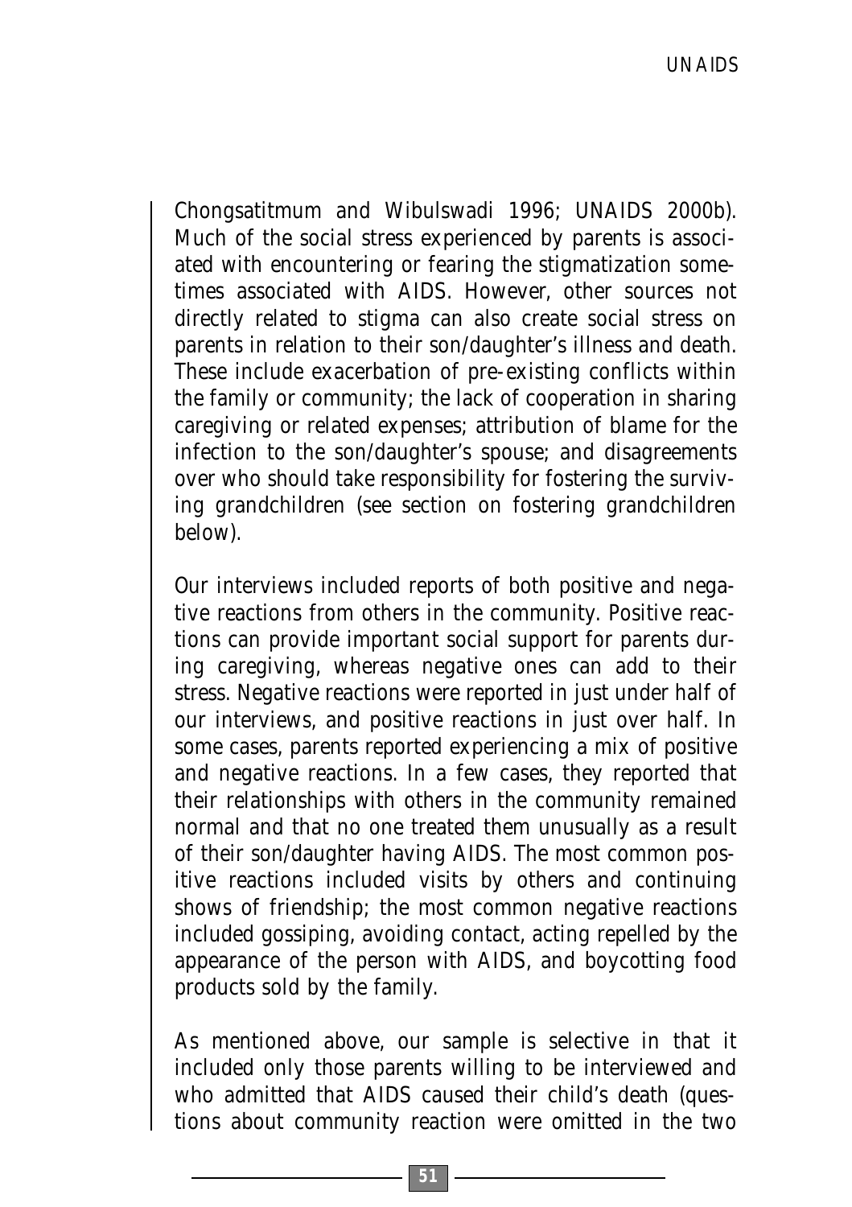Chongsatitmum and Wibulswadi 1996; UNAIDS 2000b). Much of the social stress experienced by parents is associated with encountering or fearing the stigmatization sometimes associated with AIDS. However, other sources not directly related to stigma can also create social stress on parents in relation to their son/daughter's illness and death. These include exacerbation of pre-existing conflicts within the family or community; the lack of cooperation in sharing caregiving or related expenses; attribution of blame for the infection to the son/daughter's spouse; and disagreements over who should take responsibility for fostering the surviving grandchildren (see section on fostering grandchildren below).

Our interviews included reports of both positive and negative reactions from others in the community. Positive reactions can provide important social support for parents during caregiving, whereas negative ones can add to their stress. Negative reactions were reported in just under half of our interviews, and positive reactions in just over half. In some cases, parents reported experiencing a mix of positive and negative reactions. In a few cases, they reported that their relationships with others in the community remained normal and that no one treated them unusually as a result of their son/daughter having AIDS. The most common positive reactions included visits by others and continuing shows of friendship; the most common negative reactions included gossiping, avoiding contact, acting repelled by the appearance of the person with AIDS, and boycotting food products sold by the family.

As mentioned above, our sample is selective in that it included only those parents willing to be interviewed and who admitted that AIDS caused their child's death (questions about community reaction were omitted in the two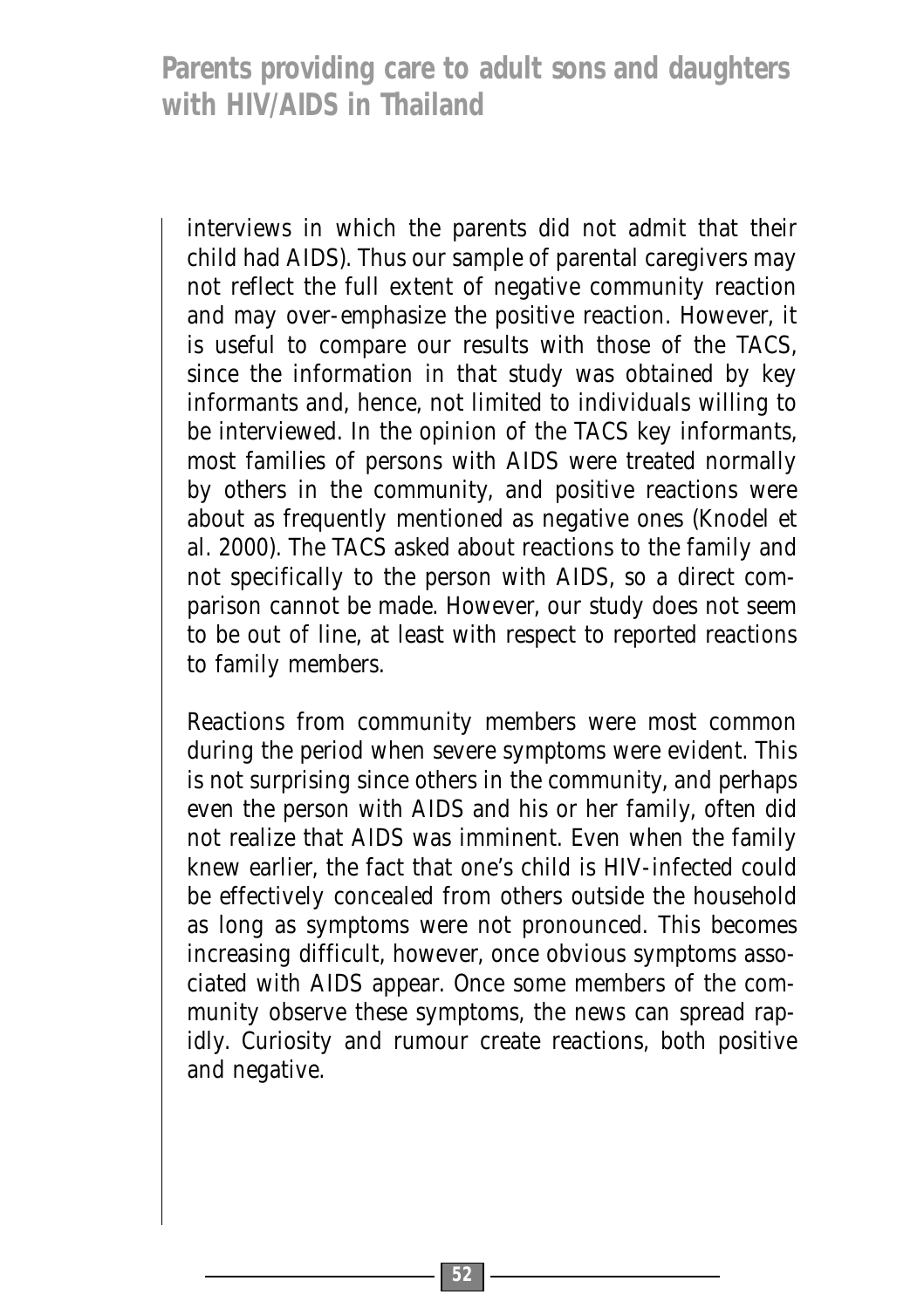interviews in which the parents did not admit that their child had AIDS). Thus our sample of parental caregivers may not reflect the full extent of negative community reaction and may over-emphasize the positive reaction. However, it is useful to compare our results with those of the TACS, since the information in that study was obtained by key informants and, hence, not limited to individuals willing to be interviewed. In the opinion of the TACS key informants, most families of persons with AIDS were treated normally by others in the community, and positive reactions were about as frequently mentioned as negative ones (Knodel et al. 2000). The TACS asked about reactions to the family and not specifically to the person with AIDS, so a direct comparison cannot be made. However, our study does not seem to be out of line, at least with respect to reported reactions to family members.

Reactions from community members were most common during the period when severe symptoms were evident. This is not surprising since others in the community, and perhaps even the person with AIDS and his or her family, often did not realize that AIDS was imminent. Even when the family knew earlier, the fact that one's child is HIV-infected could be effectively concealed from others outside the household as long as symptoms were not pronounced. This becomes increasing difficult, however, once obvious symptoms associated with AIDS appear. Once some members of the community observe these symptoms, the news can spread rapidly. Curiosity and rumour create reactions, both positive and negative.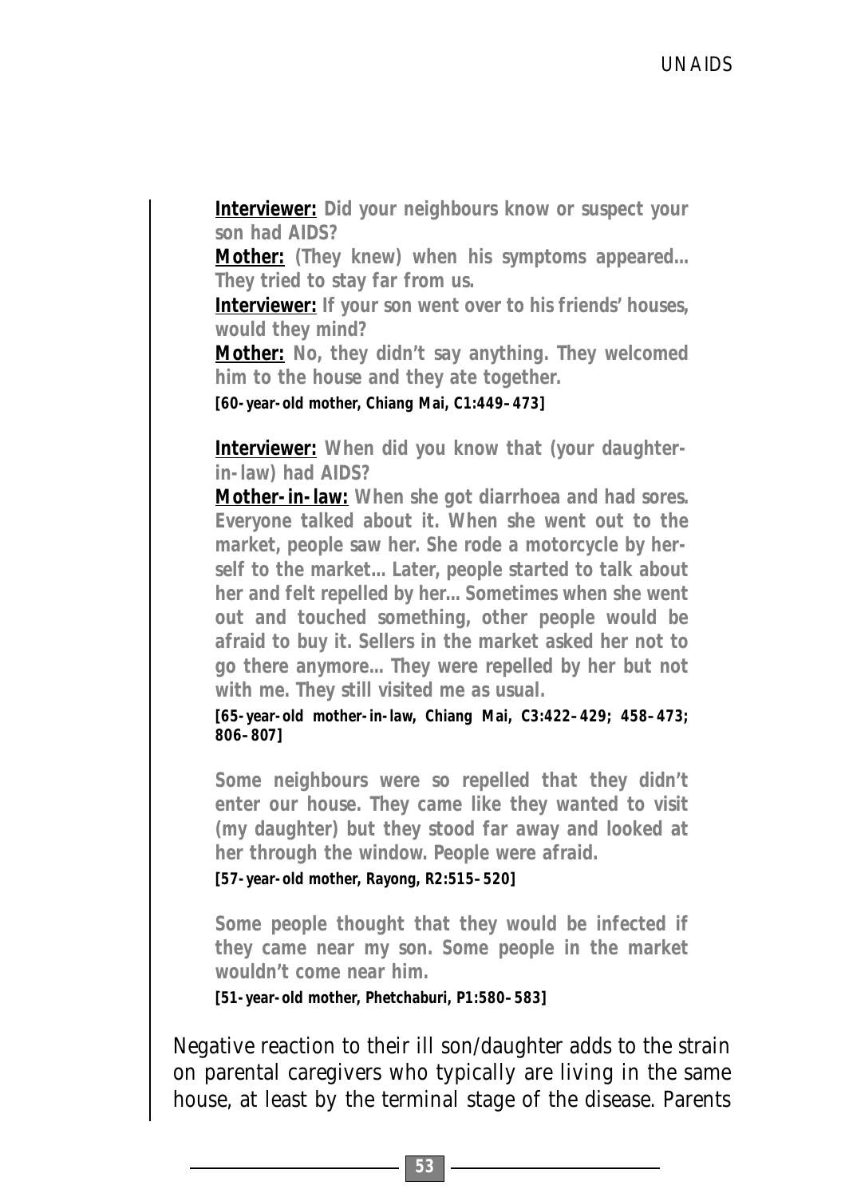**Interviewer:** Did your neighbours know or suspect your son had AIDS?

**Mother:** (They knew) when his symptoms appeared... They tried to stay far from us.

**Interviewer:** If your son went over to his friends' houses, would they mind?

**Mother:** No, they didn't say anything. They welcomed him to the house and they ate together.

**[60-year-old mother, Chiang Mai, C1:449–473]**

**Interviewer:** When did you know that (your daughter-in-law) had AIDS?

**Mother-in-law:** When she got diarrhoea and had sores. Everyone talked about it. When she went out to the market, people saw her. She rode a motorcycle by herself to the market... Later, people started to talk about her and felt repelled by her... Sometimes when she went out and touched something, other people would be afraid to buy it. Sellers in the market asked her not to go there anymore... They were repelled by her but not with me. They still visited me as usual.

**[65-year-old mother-in-law, Chiang Mai, C3:422–429; 458–473; 806–807]**

Some neighbours were so repelled that they didn't enter our house. They came like they wanted to visit (my daughter) but they stood far away and looked at her through the window. People were afraid.

**[57-year-old mother, Rayong, R2:515–520]**

Some people thought that they would be infected if they came near my son. Some people in the market wouldn't come near him.

**[51-year-old mother, Phetchaburi, P1:580–583]**

Negative reaction to their ill son/daughter adds to the strain on parental caregivers who typically are living in the same house, at least by the terminal stage of the disease. Parents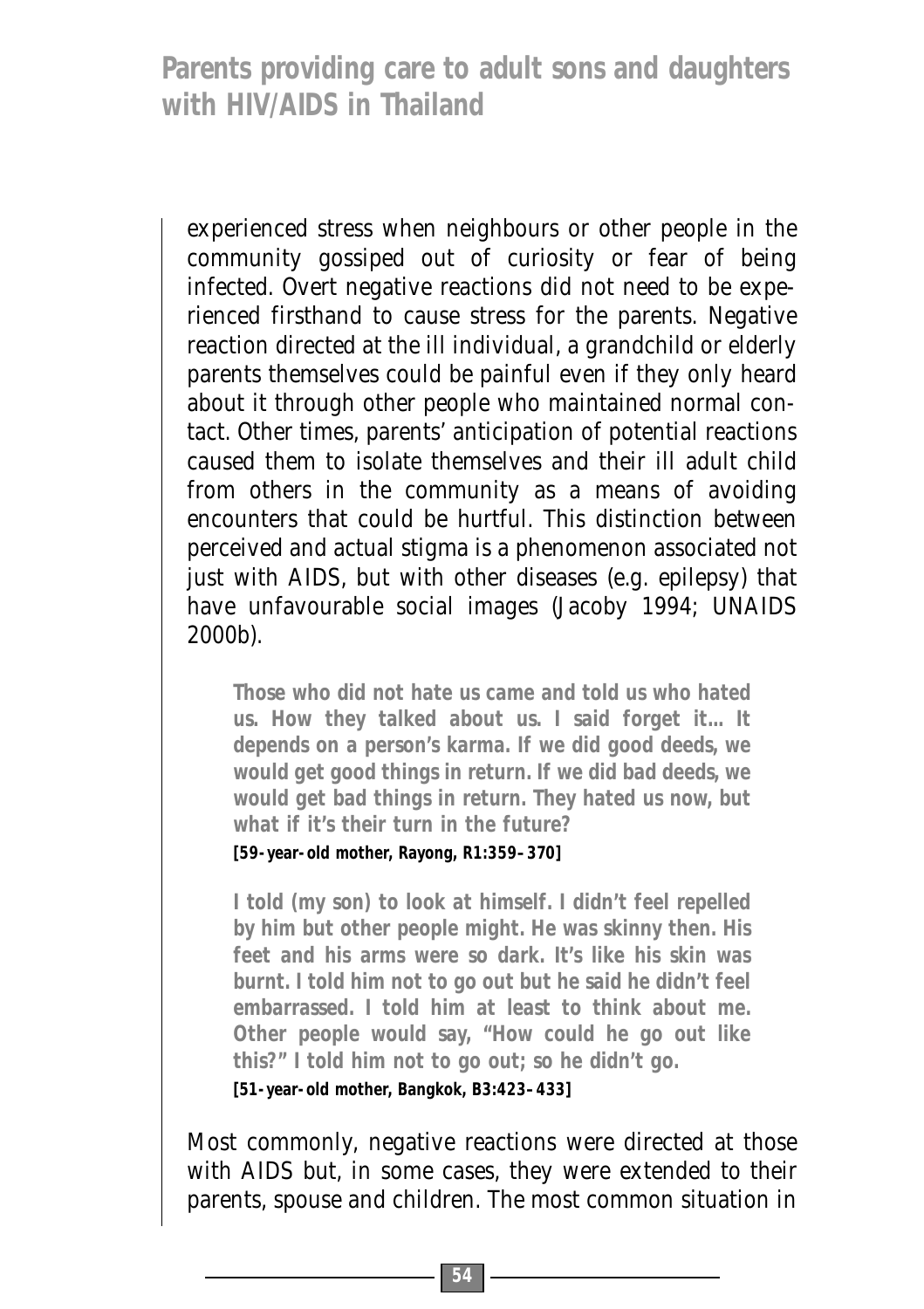experienced stress when neighbours or other people in the community gossiped out of curiosity or fear of being infected. Overt negative reactions did not need to be experienced firsthand to cause stress for the parents. Negative reaction directed at the ill individual, a grandchild or elderly parents themselves could be painful even if they only heard about it through other people who maintained normal contact. Other times, parents' anticipation of potential reactions caused them to isolate themselves and their ill adult child from others in the community as a means of avoiding encounters that could be hurtful. This distinction between perceived and actual stigma is a phenomenon associated not just with AIDS, but with other diseases (e.g. epilepsy) that have unfavourable social images (Jacoby 1994; UNAIDS 2000b).

> **Those who did not hate us came and told us who hated us. How they talked about us. I said forget it... It depends on a person's karma. If we did good deeds, we would get good things in return. If we did bad deeds, we would get bad things in return. They hated us now, but what if it's their turn in the future?**
>
> **[59-year-old mother, Rayong, R1:359–370]**

> **I told (my son) to look at himself. I didn't feel repelled by him but other people might. He was skinny then. His feet and his arms were so dark. It's like his skin was burnt. I told him not to go out but he said he didn't feel embarrassed. I told him at least to think about me. Other people would say, "How could he go out like this?" I told him not to go out; so he didn't go.**
>
> **[51-year-old mother, Bangkok, B3:423–433]**

Most commonly, negative reactions were directed at those with AIDS but, in some cases, they were extended to their parents, spouse and children. The most common situation in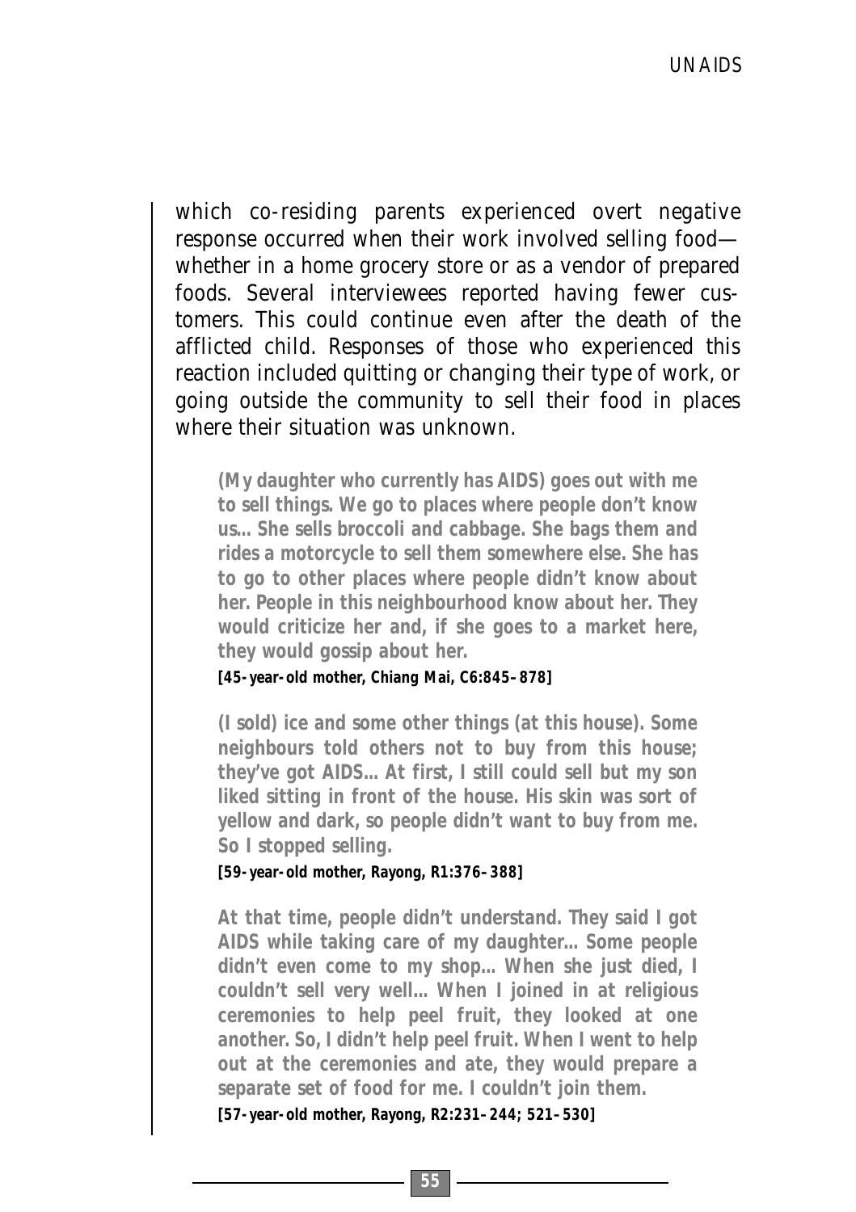which co-residing parents experienced overt negative response occurred when their work involved selling food—whether in a home grocery store or as a vendor of prepared foods. Several interviewees reported having fewer customers. This could continue even after the death of the afflicted child. Responses of those who experienced this reaction included quitting or changing their type of work, or going outside the community to sell their food in places where their situation was unknown.

> **(My daughter who currently has AIDS) goes out with me to sell things. We go to places where people don't know us... She sells broccoli and cabbage. She bags them and rides a motorcycle to sell them somewhere else. She has to go to other places where people didn't know about her. People in this neighbourhood know about her. They would criticize her and, if she goes to a market here, they would gossip about her.**
>
> **[45-year-old mother, Chiang Mai, C6:845–878]**

> **(I sold) ice and some other things (at this house). Some neighbours told others not to buy from this house; they've got AIDS... At first, I still could sell but my son liked sitting in front of the house. His skin was sort of yellow and dark, so people didn't want to buy from me. So I stopped selling.**
>
> **[59-year-old mother, Rayong, R1:376–388]**

> **At that time, people didn't understand. They said I got AIDS while taking care of my daughter... Some people didn't even come to my shop... When she just died, I couldn't sell very well... When I joined in at religious ceremonies to help peel fruit, they looked at one another. So, I didn't help peel fruit. When I went to help out at the ceremonies and ate, they would prepare a separate set of food for me. I couldn't join them.**
>
> **[57-year-old mother, Rayong, R2:231–244; 521–530]**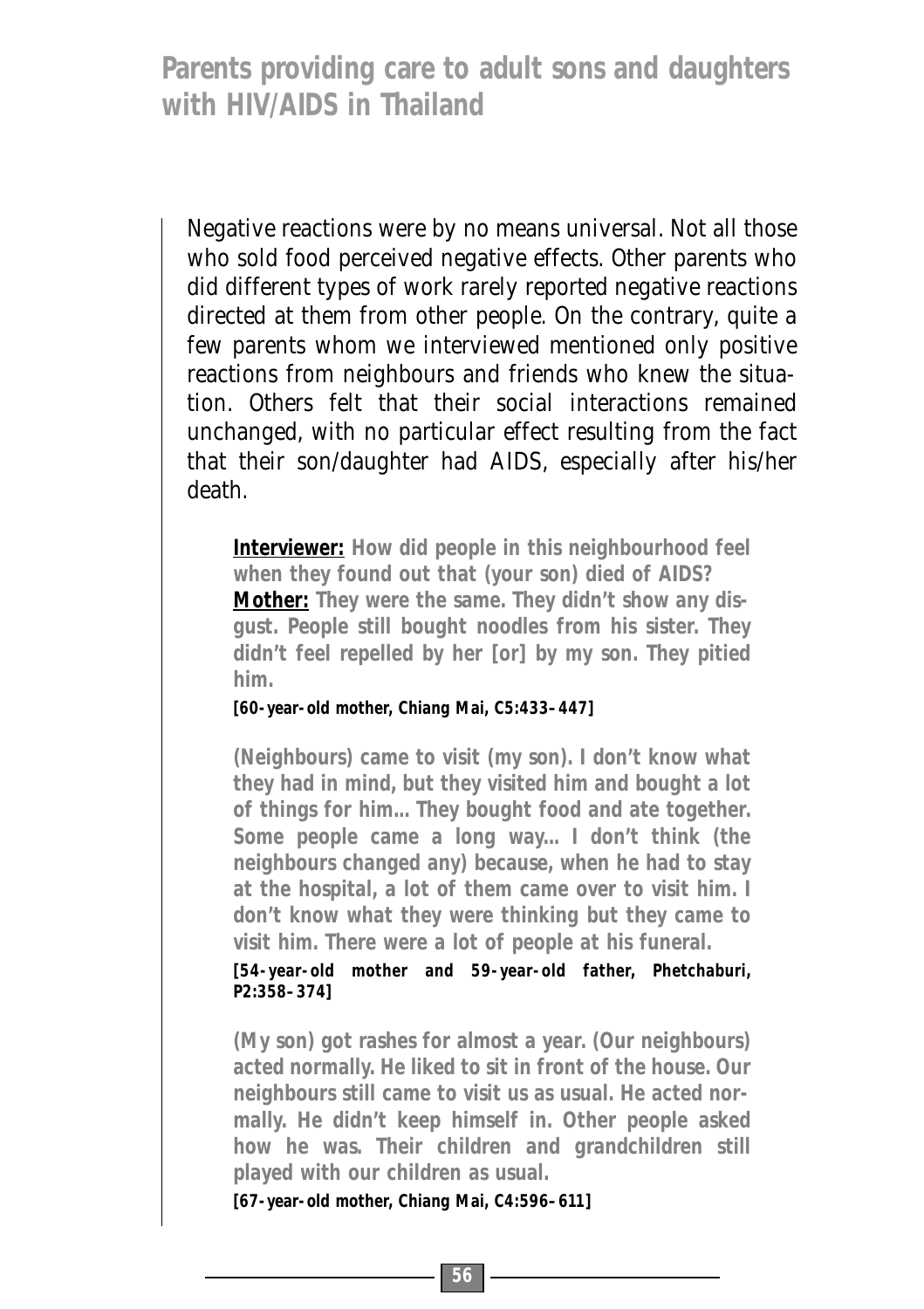Negative reactions were by no means universal. Not all those who sold food perceived negative effects. Other parents who did different types of work rarely reported negative reactions directed at them from other people. On the contrary, quite a few parents whom we interviewed mentioned only positive reactions from neighbours and friends who knew the situation. Others felt that their social interactions remained unchanged, with no particular effect resulting from the fact that their son/daughter had AIDS, especially after his/her death.

> **<u>Interviewer:</u> How did people in this neighbourhood feel when they found out that (your son) died of AIDS?**
> **<u>Mother:</u> They were the same. They didn't show any disgust. People still bought noodles from his sister. They didn't feel repelled by her [or] by my son. They pitied him.**
>
> **[60-year-old mother, Chiang Mai, C5:433–447]**

> **(Neighbours) came to visit (my son). I don't know what they had in mind, but they visited him and bought a lot of things for him... They bought food and ate together. Some people came a long way... I don't think (the neighbours changed any) because, when he had to stay at the hospital, a lot of them came over to visit him. I don't know what they were thinking but they came to visit him. There were a lot of people at his funeral.**
>
> **[54-year-old mother and 59-year-old father, Phetchaburi, P2:358–374]**

> **(My son) got rashes for almost a year. (Our neighbours) acted normally. He liked to sit in front of the house. Our neighbours still came to visit us as usual. He acted normally. He didn't keep himself in. Other people asked how he was. Their children and grandchildren still played with our children as usual.**
>
> **[67-year-old mother, Chiang Mai, C4:596–611]**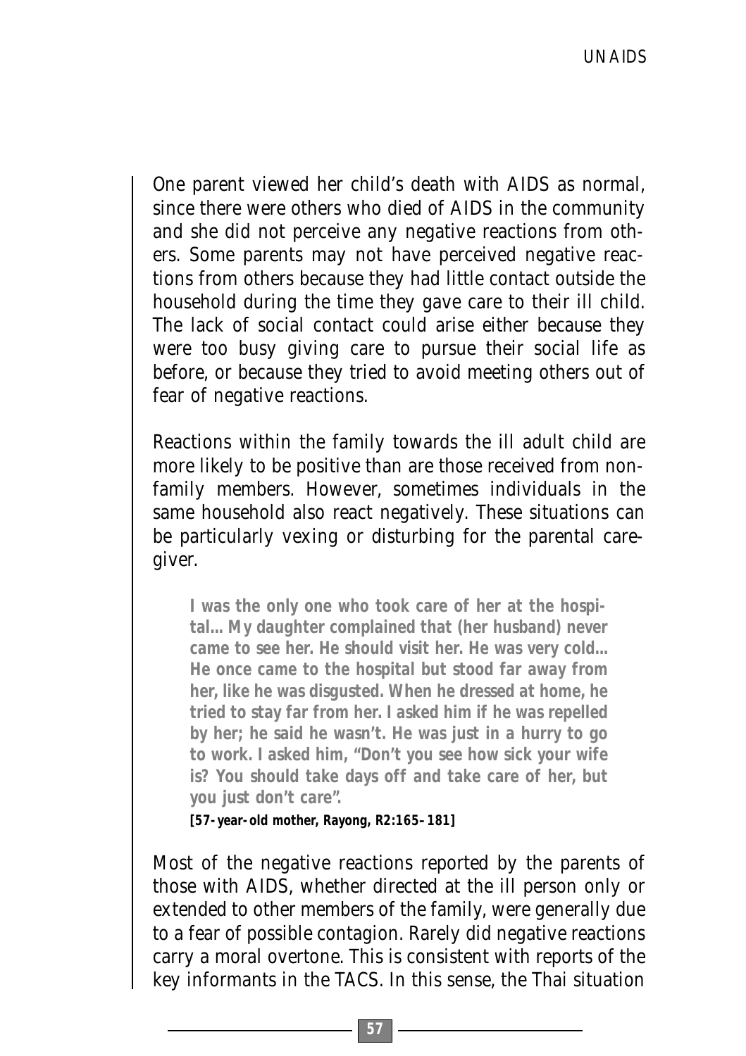One parent viewed her child's death with AIDS as normal, since there were others who died of AIDS in the community and she did not perceive any negative reactions from others. Some parents may not have perceived negative reactions from others because they had little contact outside the household during the time they gave care to their ill child. The lack of social contact could arise either because they were too busy giving care to pursue their social life as before, or because they tried to avoid meeting others out of fear of negative reactions.

Reactions within the family towards the ill adult child are more likely to be positive than are those received from non-family members. However, sometimes individuals in the same household also react negatively. These situations can be particularly vexing or disturbing for the parental caregiver.

> **I was the only one who took care of her at the hospital... My daughter complained that (her husband) never came to see her. He should visit her. He was very cold... He once came to the hospital but stood far away from her, like he was disgusted. When he dressed at home, he tried to stay far from her. I asked him if he was repelled by her; he said he wasn't. He was just in a hurry to go to work. I asked him, "Don't you see how sick your wife is? You should take days off and take care of her, but you just don't care".**
>
> **[57-year-old mother, Rayong, R2:165–181]**

Most of the negative reactions reported by the parents of those with AIDS, whether directed at the ill person only or extended to other members of the family, were generally due to a fear of possible contagion. Rarely did negative reactions carry a moral overtone. This is consistent with reports of the key informants in the TACS. In this sense, the Thai situation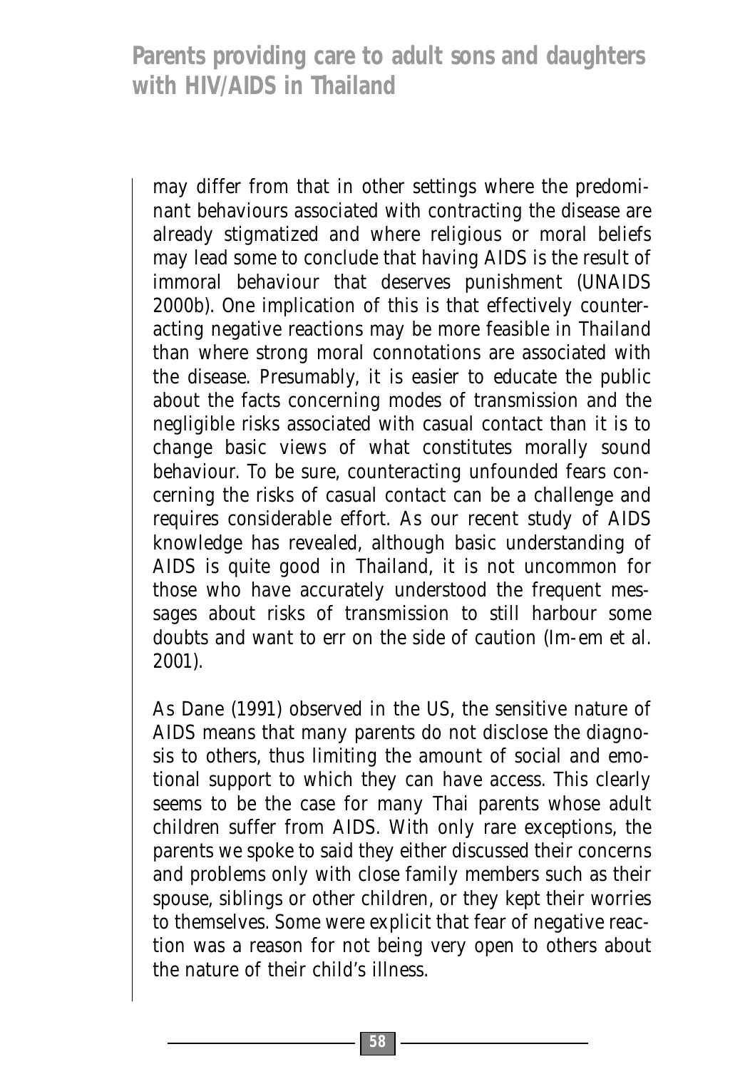may differ from that in other settings where the predominant behaviours associated with contracting the disease are already stigmatized and where religious or moral beliefs may lead some to conclude that having AIDS is the result of immoral behaviour that deserves punishment (UNAIDS 2000b). One implication of this is that effectively counteracting negative reactions may be more feasible in Thailand than where strong moral connotations are associated with the disease. Presumably, it is easier to educate the public about the facts concerning modes of transmission and the negligible risks associated with casual contact than it is to change basic views of what constitutes morally sound behaviour. To be sure, counteracting unfounded fears concerning the risks of casual contact can be a challenge and requires considerable effort. As our recent study of AIDS knowledge has revealed, although basic understanding of AIDS is quite good in Thailand, it is not uncommon for those who have accurately understood the frequent messages about risks of transmission to still harbour some doubts and want to err on the side of caution (Im-em et al. 2001).

As Dane (1991) observed in the US, the sensitive nature of AIDS means that many parents do not disclose the diagnosis to others, thus limiting the amount of social and emotional support to which they can have access. This clearly seems to be the case for many Thai parents whose adult children suffer from AIDS. With only rare exceptions, the parents we spoke to said they either discussed their concerns and problems only with close family members such as their spouse, siblings or other children, or they kept their worries to themselves. Some were explicit that fear of negative reaction was a reason for not being very open to others about the nature of their child's illness.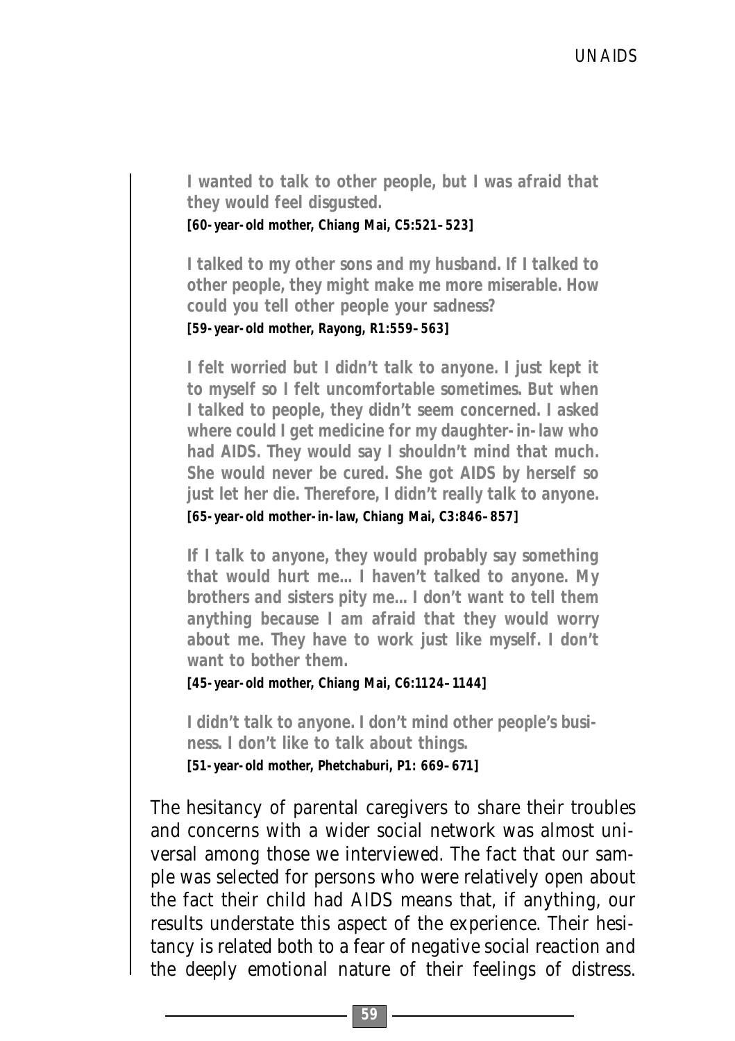**I wanted to talk to other people, but I was afraid that they would feel disgusted.**
**[60-year-old mother, Chiang Mai, C5:521–523]**

**I talked to my other sons and my husband. If I talked to other people, they might make me more miserable. How could you tell other people your sadness?**
**[59-year-old mother, Rayong, R1:559–563]**

**I felt worried but I didn't talk to anyone. I just kept it to myself so I felt uncomfortable sometimes. But when I talked to people, they didn't seem concerned. I asked where could I get medicine for my daughter-in-law who had AIDS. They would say I shouldn't mind that much. She would never be cured. She got AIDS by herself so just let her die. Therefore, I didn't really talk to anyone.**
**[65-year-old mother-in-law, Chiang Mai, C3:846–857]**

**If I talk to anyone, they would probably say something that would hurt me… I haven't talked to anyone. My brothers and sisters pity me… I don't want to tell them anything because I am afraid that they would worry about me. They have to work just like myself. I don't want to bother them.**
**[45-year-old mother, Chiang Mai, C6:1124–1144]**

**I didn't talk to anyone. I don't mind other people's business. I don't like to talk about things.**
**[51-year-old mother, Phetchaburi, P1: 669–671]**

The hesitancy of parental caregivers to share their troubles and concerns with a wider social network was almost universal among those we interviewed. The fact that our sample was selected for persons who were relatively open about the fact their child had AIDS means that, if anything, our results understate this aspect of the experience. Their hesitancy is related both to a fear of negative social reaction and the deeply emotional nature of their feelings of distress.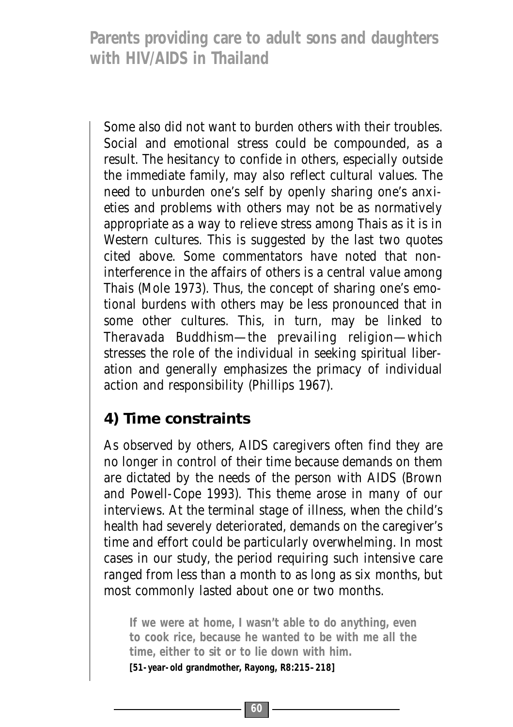Some also did not want to burden others with their troubles. Social and emotional stress could be compounded, as a result. The hesitancy to confide in others, especially outside the immediate family, may also reflect cultural values. The need to unburden one's self by openly sharing one's anxieties and problems with others may not be as normatively appropriate as a way to relieve stress among Thais as it is in Western cultures. This is suggested by the last two quotes cited above. Some commentators have noted that non-interference in the affairs of others is a central value among Thais (Mole 1973). Thus, the concept of sharing one's emotional burdens with others may be less pronounced that in some other cultures. This, in turn, may be linked to Theravada Buddhism—the prevailing religion—which stresses the role of the individual in seeking spiritual liberation and generally emphasizes the primacy of individual action and responsibility (Phillips 1967).

## 4) Time constraints

As observed by others, AIDS caregivers often find they are no longer in control of their time because demands on them are dictated by the needs of the person with AIDS (Brown and Powell-Cope 1993). This theme arose in many of our interviews. At the terminal stage of illness, when the child's health had severely deteriorated, demands on the caregiver's time and effort could be particularly overwhelming. In most cases in our study, the period requiring such intensive care ranged from less than a month to as long as six months, but most commonly lasted about one or two months.

> **If we were at home, I wasn't able to do anything, even to cook rice, because he wanted to be with me all the time, either to sit or to lie down with him.**
> **[51-year-old grandmother, Rayong, R8:215–218]**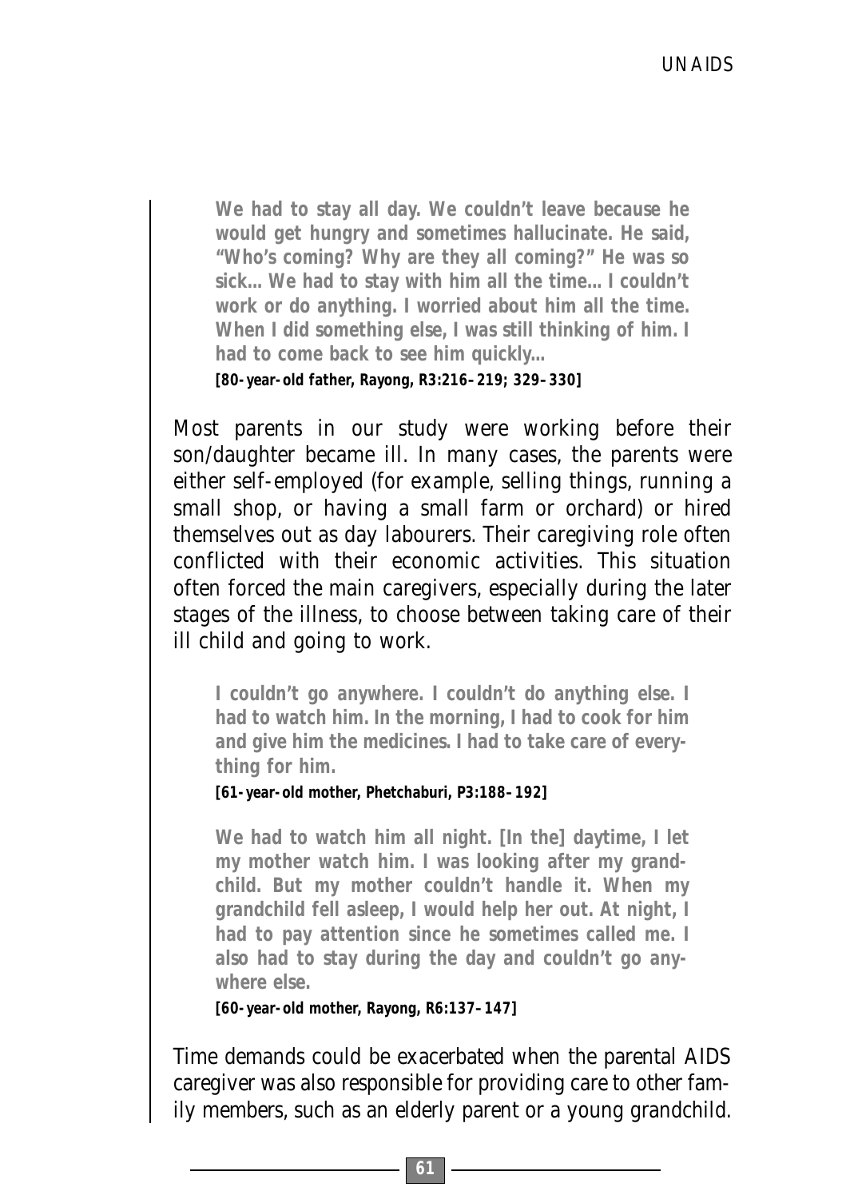> **We had to stay all day. We couldn't leave because he would get hungry and sometimes hallucinate. He said, "Who's coming? Why are they all coming?" He was so sick… We had to stay with him all the time… I couldn't work or do anything. I worried about him all the time. When I did something else, I was still thinking of him. I had to come back to see him quickly…**
>
> **[80-year-old father, Rayong, R3:216–219; 329–330]**

Most parents in our study were working before their son/daughter became ill. In many cases, the parents were either self-employed (for example, selling things, running a small shop, or having a small farm or orchard) or hired themselves out as day labourers. Their caregiving role often conflicted with their economic activities. This situation often forced the main caregivers, especially during the later stages of the illness, to choose between taking care of their ill child and going to work.

> **I couldn't go anywhere. I couldn't do anything else. I had to watch him. In the morning, I had to cook for him and give him the medicines. I had to take care of everything for him.**
>
> **[61-year-old mother, Phetchaburi, P3:188–192]**

> **We had to watch him all night. [In the] daytime, I let my mother watch him. I was looking after my grandchild. But my mother couldn't handle it. When my grandchild fell asleep, I would help her out. At night, I had to pay attention since he sometimes called me. I also had to stay during the day and couldn't go anywhere else.**
>
> **[60-year-old mother, Rayong, R6:137–147]**

Time demands could be exacerbated when the parental AIDS caregiver was also responsible for providing care to other family members, such as an elderly parent or a young grandchild.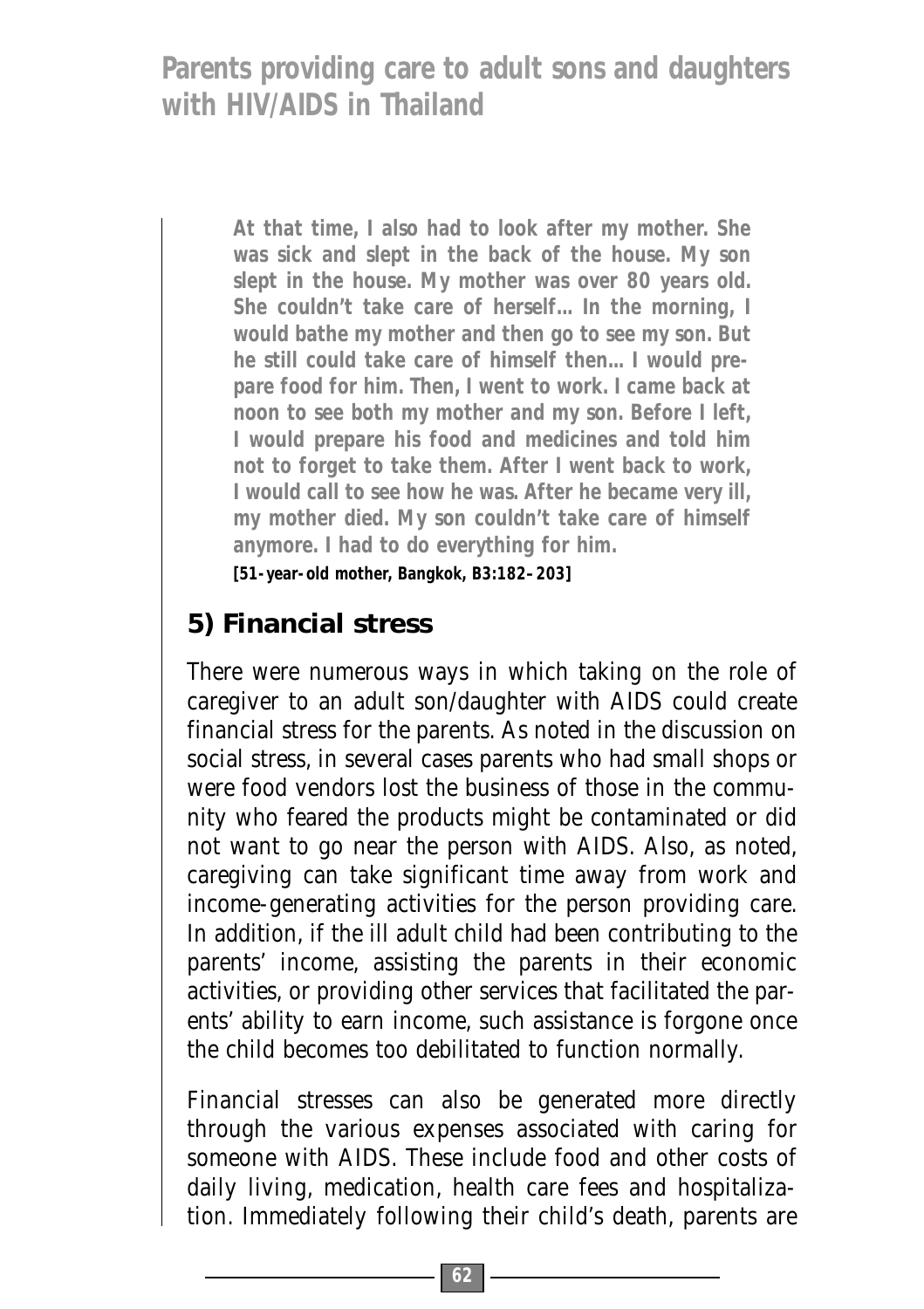> **At that time, I also had to look after my mother. She was sick and slept in the back of the house. My son slept in the house. My mother was over 80 years old. She couldn't take care of herself… In the morning, I would bathe my mother and then go to see my son. But he still could take care of himself then… I would prepare food for him. Then, I went to work. I came back at noon to see both my mother and my son. Before I left, I would prepare his food and medicines and told him not to forget to take them. After I went back to work, I would call to see how he was. After he became very ill, my mother died. My son couldn't take care of himself anymore. I had to do everything for him.**
>
> **[51-year-old mother, Bangkok, B3:182–203]**

### 5) Financial stress

There were numerous ways in which taking on the role of caregiver to an adult son/daughter with AIDS could create financial stress for the parents. As noted in the discussion on social stress, in several cases parents who had small shops or were food vendors lost the business of those in the community who feared the products might be contaminated or did not want to go near the person with AIDS. Also, as noted, caregiving can take significant time away from work and income-generating activities for the person providing care. In addition, if the ill adult child had been contributing to the parents' income, assisting the parents in their economic activities, or providing other services that facilitated the parents' ability to earn income, such assistance is forgone once the child becomes too debilitated to function normally.

Financial stresses can also be generated more directly through the various expenses associated with caring for someone with AIDS. These include food and other costs of daily living, medication, health care fees and hospitalization. Immediately following their child's death, parents are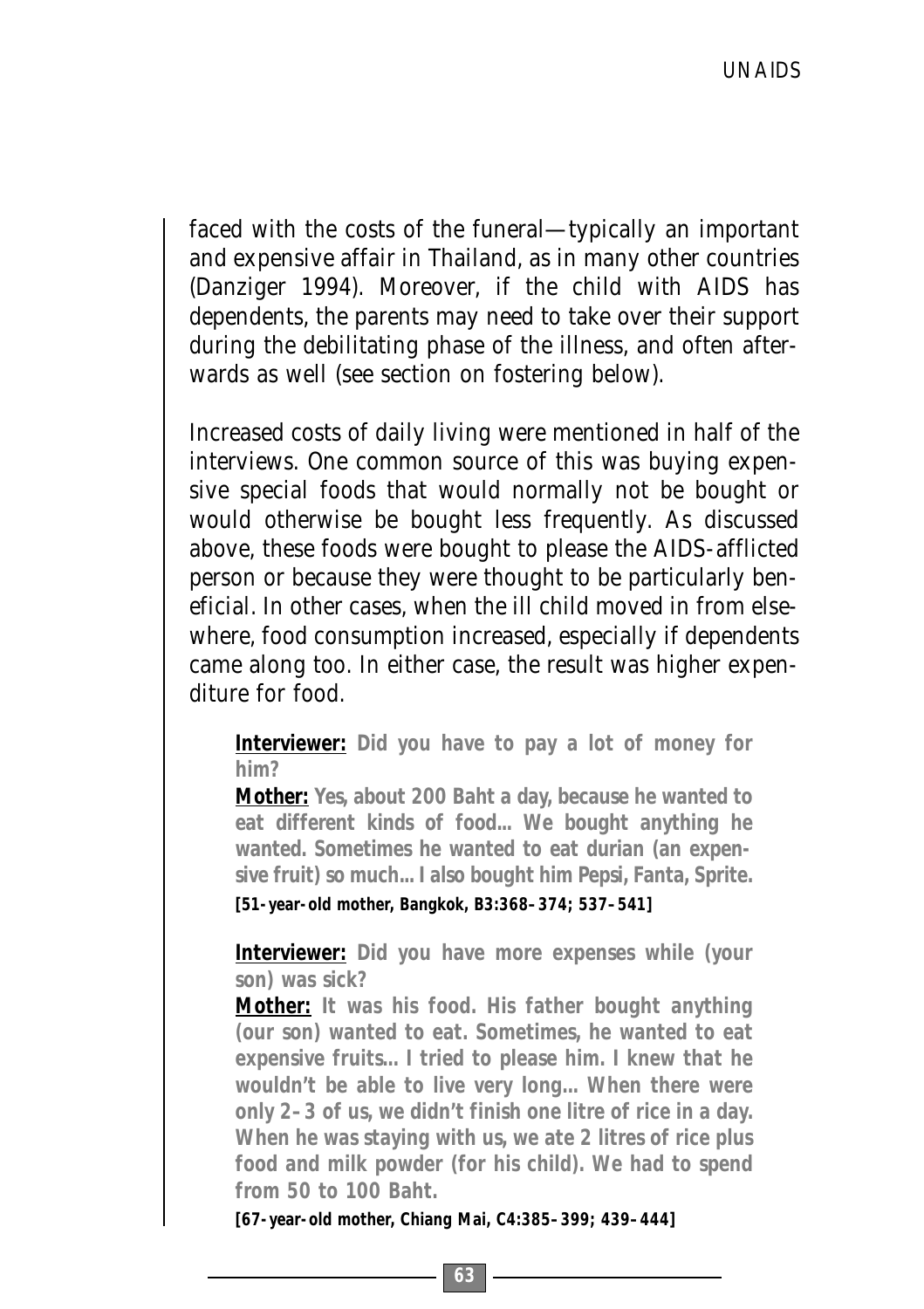faced with the costs of the funeral—typically an important and expensive affair in Thailand, as in many other countries (Danziger 1994). Moreover, if the child with AIDS has dependents, the parents may need to take over their support during the debilitating phase of the illness, and often afterwards as well (see section on fostering below).

Increased costs of daily living were mentioned in half of the interviews. One common source of this was buying expensive special foods that would normally not be bought or would otherwise be bought less frequently. As discussed above, these foods were bought to please the AIDS-afflicted person or because they were thought to be particularly beneficial. In other cases, when the ill child moved in from elsewhere, food consumption increased, especially if dependents came along too. In either case, the result was higher expenditure for food.

> **Interviewer:** Did you have to pay a lot of money for him?
> **Mother:** Yes, about 200 Baht a day, because he wanted to eat different kinds of food... We bought anything he wanted. Sometimes he wanted to eat durian (an expensive fruit) so much... I also bought him Pepsi, Fanta, Sprite.
> **[51-year-old mother, Bangkok, B3:368–374; 537–541]**

> **Interviewer:** Did you have more expenses while (your son) was sick?
> **Mother:** It was his food. His father bought anything (our son) wanted to eat. Sometimes, he wanted to eat expensive fruits... I tried to please him. I knew that he wouldn't be able to live very long... When there were only 2–3 of us, we didn't finish one litre of rice in a day. When he was staying with us, we ate 2 litres of rice plus food and milk powder (for his child). We had to spend from 50 to 100 Baht.
> **[67-year-old mother, Chiang Mai, C4:385–399; 439–444]**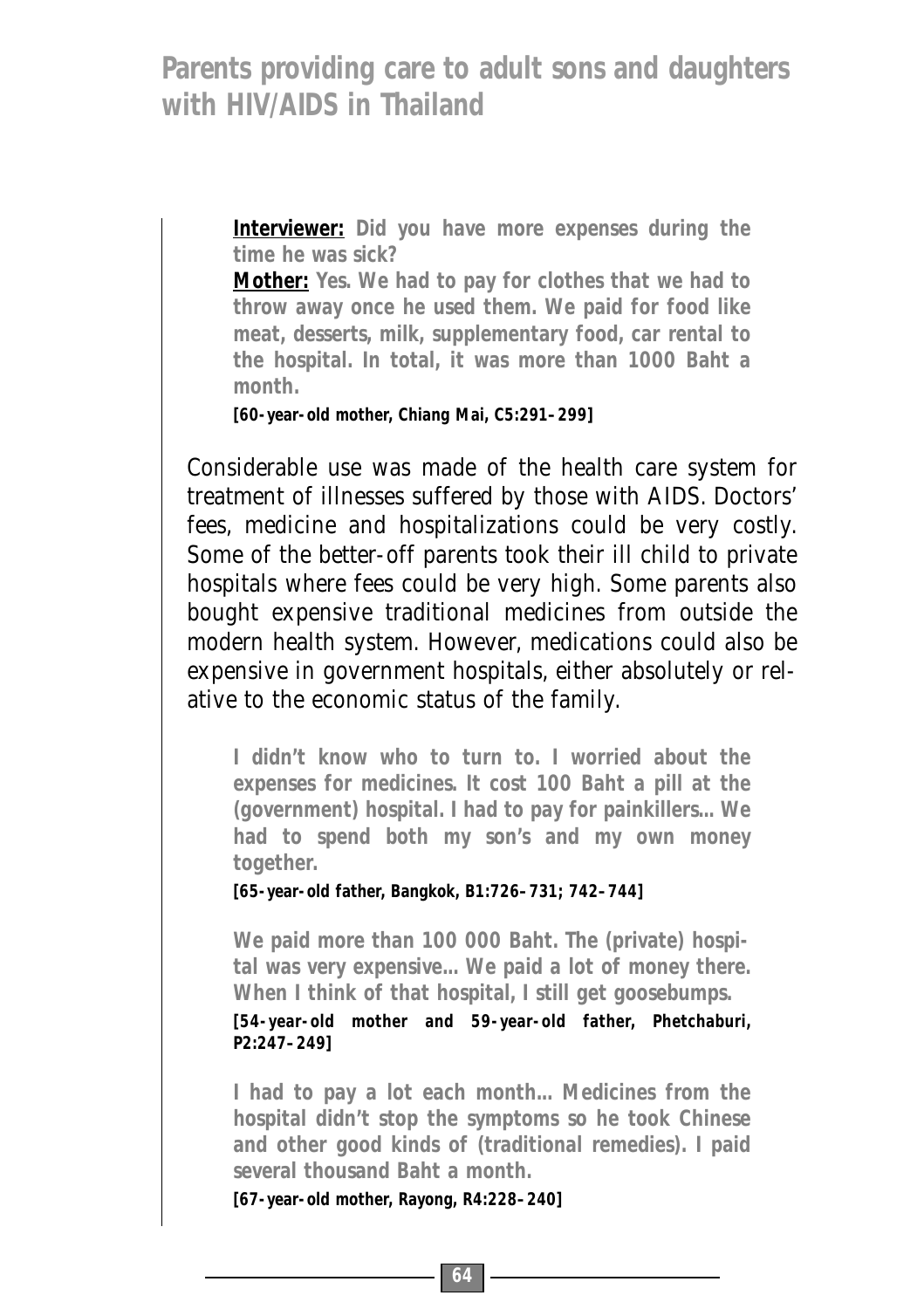> **Interviewer:** Did you have more expenses during the time he was sick?
>
> **Mother:** Yes. We had to pay for clothes that we had to throw away once he used them. We paid for food like meat, desserts, milk, supplementary food, car rental to the hospital. In total, it was more than 1000 Baht a month.
>
> [60-year-old mother, Chiang Mai, C5:291–299]

Considerable use was made of the health care system for treatment of illnesses suffered by those with AIDS. Doctors' fees, medicine and hospitalizations could be very costly. Some of the better-off parents took their ill child to private hospitals where fees could be very high. Some parents also bought expensive traditional medicines from outside the modern health system. However, medications could also be expensive in government hospitals, either absolutely or relative to the economic status of the family.

> I didn't know who to turn to. I worried about the expenses for medicines. It cost 100 Baht a pill at the (government) hospital. I had to pay for painkillers… We had to spend both my son's and my own money together.
>
> [65-year-old father, Bangkok, B1:726–731; 742–744]

> We paid more than 100 000 Baht. The (private) hospital was very expensive… We paid a lot of money there. When I think of that hospital, I still get goosebumps.
>
> [54-year-old mother and 59-year-old father, Phetchaburi, P2:247–249]

> I had to pay a lot each month… Medicines from the hospital didn't stop the symptoms so he took Chinese and other good kinds of (traditional remedies). I paid several thousand Baht a month.
>
> [67-year-old mother, Rayong, R4:228–240]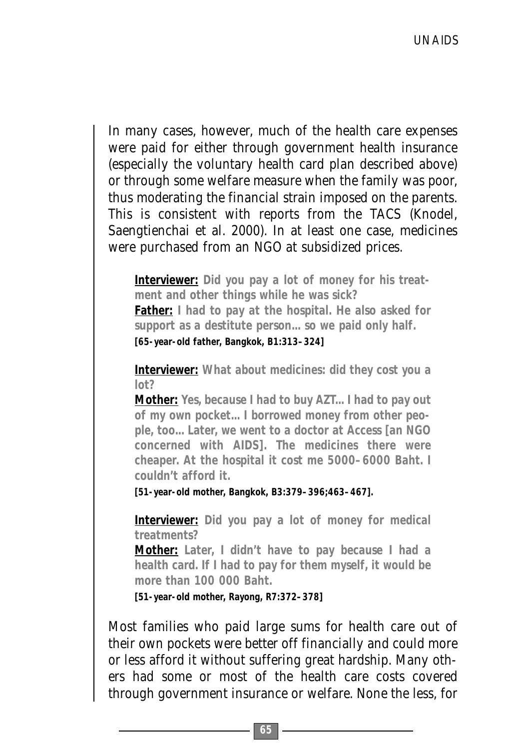In many cases, however, much of the health care expenses were paid for either through government health insurance (especially the voluntary health card plan described above) or through some welfare measure when the family was poor, thus moderating the financial strain imposed on the parents. This is consistent with reports from the TACS (Knodel, Saengtienchai et al. 2000). In at least one case, medicines were purchased from an NGO at subsidized prices.

> **Interviewer:** Did you pay a lot of money for his treatment and other things while he was sick?
> **Father:** I had to pay at the hospital. He also asked for support as a destitute person… so we paid only half.
> **[65-year-old father, Bangkok, B1:313–324]**

> **Interviewer:** What about medicines: did they cost you a lot?
> **Mother:** Yes, because I had to buy AZT… I had to pay out of my own pocket… I borrowed money from other people, too… Later, we went to a doctor at Access [an NGO concerned with AIDS]. The medicines there were cheaper. At the hospital it cost me 5000–6000 Baht. I couldn't afford it.
> **[51-year-old mother, Bangkok, B3:379–396;463–467].**

> **Interviewer:** Did you pay a lot of money for medical treatments?
> **Mother:** Later, I didn't have to pay because I had a health card. If I had to pay for them myself, it would be more than 100 000 Baht.
> **[51-year-old mother, Rayong, R7:372–378]**

Most families who paid large sums for health care out of their own pockets were better off financially and could more or less afford it without suffering great hardship. Many others had some or most of the health care costs covered through government insurance or welfare. None the less, for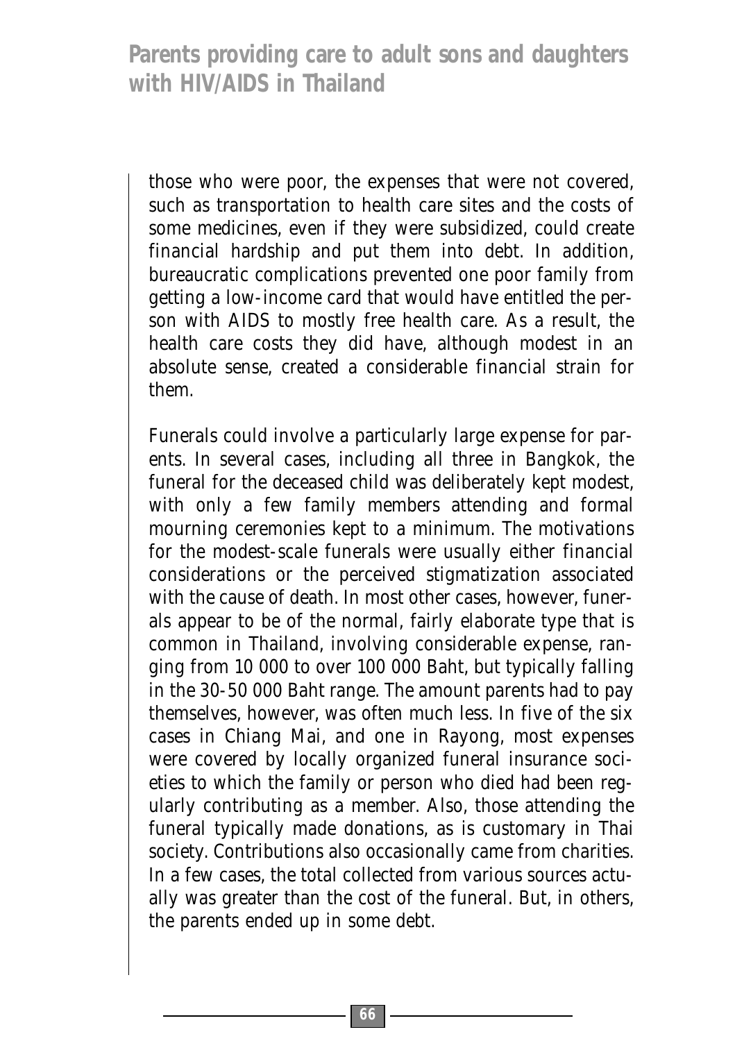those who were poor, the expenses that were not covered, such as transportation to health care sites and the costs of some medicines, even if they were subsidized, could create financial hardship and put them into debt. In addition, bureaucratic complications prevented one poor family from getting a low-income card that would have entitled the person with AIDS to mostly free health care. As a result, the health care costs they did have, although modest in an absolute sense, created a considerable financial strain for them.

Funerals could involve a particularly large expense for parents. In several cases, including all three in Bangkok, the funeral for the deceased child was deliberately kept modest, with only a few family members attending and formal mourning ceremonies kept to a minimum. The motivations for the modest-scale funerals were usually either financial considerations or the perceived stigmatization associated with the cause of death. In most other cases, however, funerals appear to be of the normal, fairly elaborate type that is common in Thailand, involving considerable expense, ranging from 10 000 to over 100 000 Baht, but typically falling in the 30-50 000 Baht range. The amount parents had to pay themselves, however, was often much less. In five of the six cases in Chiang Mai, and one in Rayong, most expenses were covered by locally organized funeral insurance societies to which the family or person who died had been regularly contributing as a member. Also, those attending the funeral typically made donations, as is customary in Thai society. Contributions also occasionally came from charities. In a few cases, the total collected from various sources actually was greater than the cost of the funeral. But, in others, the parents ended up in some debt.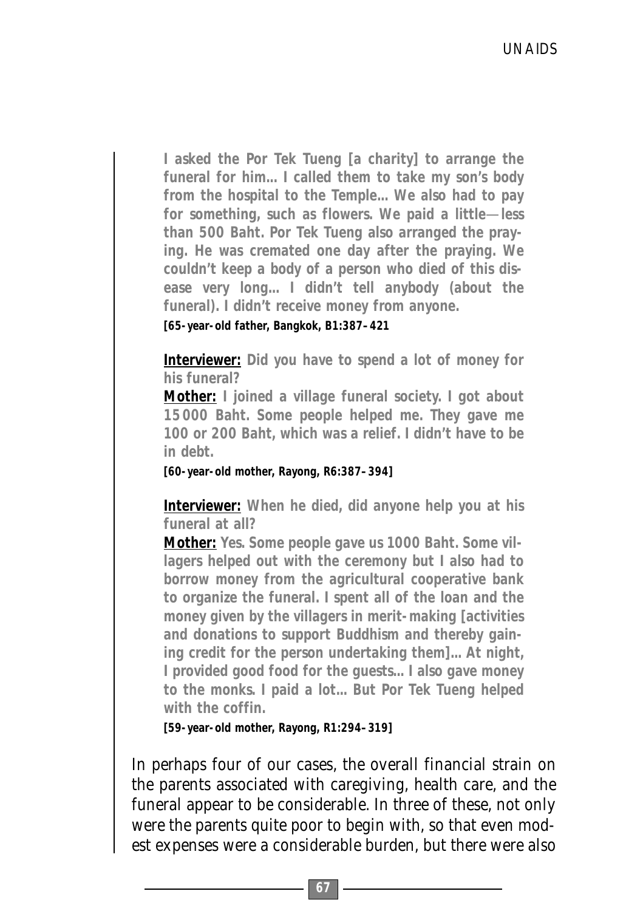**I asked the Por Tek Tueng [a charity] to arrange the funeral for him… I called them to take my son's body from the hospital to the Temple… We also had to pay for something, such as flowers. We paid a little—less than 500 Baht. Por Tek Tueng also arranged the praying. He was cremated one day after the praying. We couldn't keep a body of a person who died of this disease very long… I didn't tell anybody (about the funeral). I didn't receive money from anyone.**

**[65-year-old father, Bangkok, B1:387–421**

**Interviewer:** **Did you have to spend a lot of money for his funeral?**

**Mother:** **I joined a village funeral society. I got about 15 000 Baht. Some people helped me. They gave me 100 or 200 Baht, which was a relief. I didn't have to be in debt.**

**[60-year-old mother, Rayong, R6:387–394]**

**Interviewer:** **When he died, did anyone help you at his funeral at all?**

**Mother:** **Yes. Some people gave us 1000 Baht. Some villagers helped out with the ceremony but I also had to borrow money from the agricultural cooperative bank to organize the funeral. I spent all of the loan and the money given by the villagers in merit-making [activities and donations to support Buddhism and thereby gaining credit for the person undertaking them]… At night, I provided good food for the guests… I also gave money to the monks. I paid a lot… But Por Tek Tueng helped with the coffin.**

**[59-year-old mother, Rayong, R1:294–319]**

In perhaps four of our cases, the overall financial strain on the parents associated with caregiving, health care, and the funeral appear to be considerable. In three of these, not only were the parents quite poor to begin with, so that even modest expenses were a considerable burden, but there were also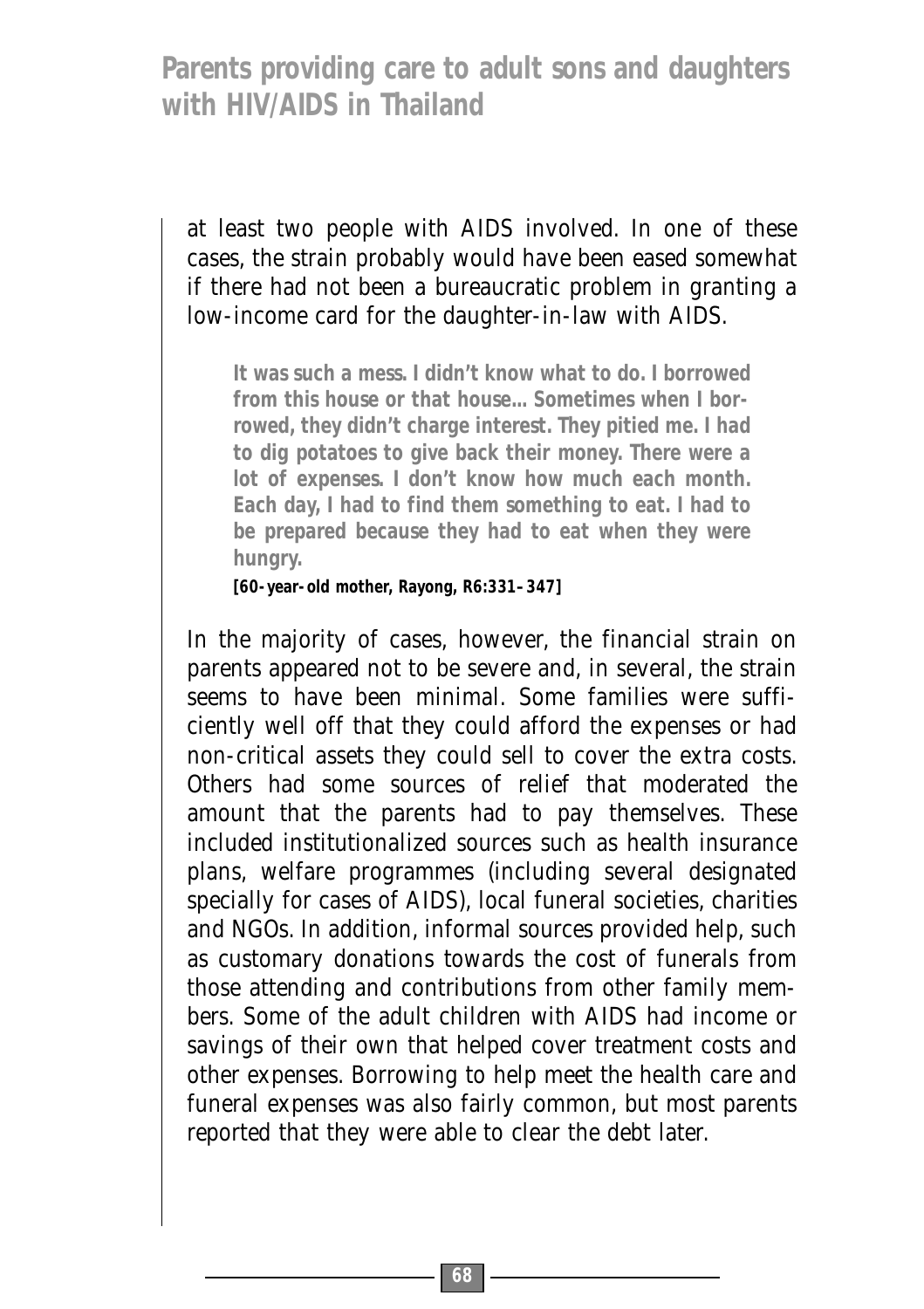at least two people with AIDS involved. In one of these cases, the strain probably would have been eased somewhat if there had not been a bureaucratic problem in granting a low-income card for the daughter-in-law with AIDS.

> **It was such a mess. I didn't know what to do. I borrowed from this house or that house... Sometimes when I borrowed, they didn't charge interest. They pitied me. I had to dig potatoes to give back their money. There were a lot of expenses. I don't know how much each month. Each day, I had to find them something to eat. I had to be prepared because they had to eat when they were hungry.**
>
> **[60-year-old mother, Rayong, R6:331–347]**

In the majority of cases, however, the financial strain on parents appeared not to be severe and, in several, the strain seems to have been minimal. Some families were sufficiently well off that they could afford the expenses or had non-critical assets they could sell to cover the extra costs. Others had some sources of relief that moderated the amount that the parents had to pay themselves. These included institutionalized sources such as health insurance plans, welfare programmes (including several designated specially for cases of AIDS), local funeral societies, charities and NGOs. In addition, informal sources provided help, such as customary donations towards the cost of funerals from those attending and contributions from other family members. Some of the adult children with AIDS had income or savings of their own that helped cover treatment costs and other expenses. Borrowing to help meet the health care and funeral expenses was also fairly common, but most parents reported that they were able to clear the debt later.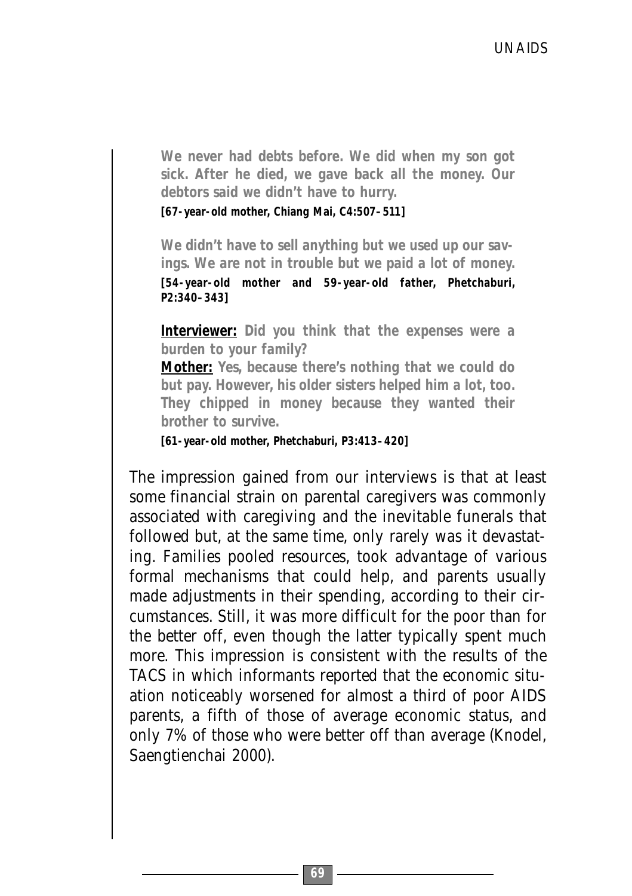> **We never had debts before. We did when my son got sick. After he died, we gave back all the money. Our debtors said we didn't have to hurry.**
>
> **[67-year-old mother, Chiang Mai, C4:507–511]**
>
> **We didn't have to sell anything but we used up our savings. We are not in trouble but we paid a lot of money.**
>
> **[54-year-old mother and 59-year-old father, Phetchaburi, P2:340–343]**
>
> **<u>Interviewer:</u> Did you think that the expenses were a burden to your family?**
>
> **<u>Mother:</u> Yes, because there's nothing that we could do but pay. However, his older sisters helped him a lot, too. They chipped in money because they wanted their brother to survive.**
>
> **[61-year-old mother, Phetchaburi, P3:413–420]**

The impression gained from our interviews is that at least some financial strain on parental caregivers was commonly associated with caregiving and the inevitable funerals that followed but, at the same time, only rarely was it devastating. Families pooled resources, took advantage of various formal mechanisms that could help, and parents usually made adjustments in their spending, according to their circumstances. Still, it was more difficult for the poor than for the better off, even though the latter typically spent much more. This impression is consistent with the results of the TACS in which informants reported that the economic situation noticeably worsened for almost a third of poor AIDS parents, a fifth of those of average economic status, and only 7% of those who were better off than average (Knodel, Saengtienchai 2000).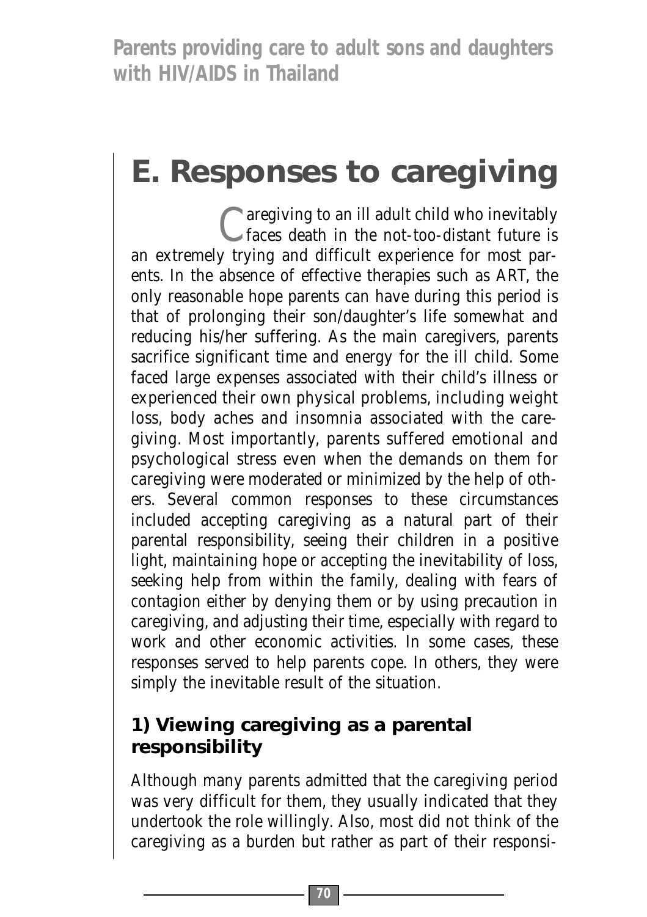# E. Responses to caregiving

Caregiving to an ill adult child who inevitably faces death in the not-too-distant future is an extremely trying and difficult experience for most parents. In the absence of effective therapies such as ART, the only reasonable hope parents can have during this period is that of prolonging their son/daughter's life somewhat and reducing his/her suffering. As the main caregivers, parents sacrifice significant time and energy for the ill child. Some faced large expenses associated with their child's illness or experienced their own physical problems, including weight loss, body aches and insomnia associated with the caregiving. Most importantly, parents suffered emotional and psychological stress even when the demands on them for caregiving were moderated or minimized by the help of others. Several common responses to these circumstances included accepting caregiving as a natural part of their parental responsibility, seeing their children in a positive light, maintaining hope or accepting the inevitability of loss, seeking help from within the family, dealing with fears of contagion either by denying them or by using precaution in caregiving, and adjusting their time, especially with regard to work and other economic activities. In some cases, these responses served to help parents cope. In others, they were simply the inevitable result of the situation.

## 1) Viewing caregiving as a parental responsibility

Although many parents admitted that the caregiving period was very difficult for them, they usually indicated that they undertook the role willingly. Also, most did not think of the caregiving as a burden but rather as part of their responsi-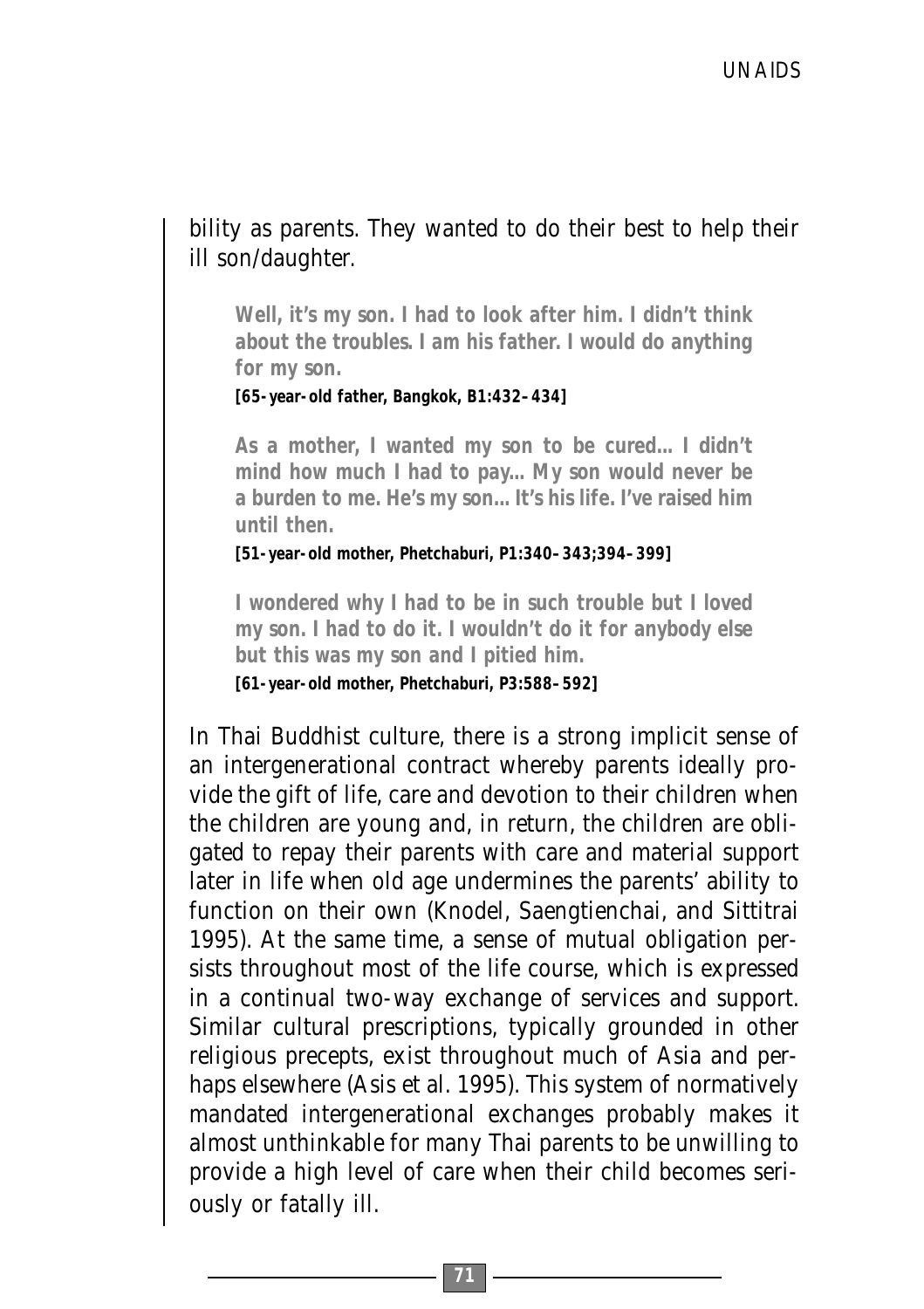bility as parents. They wanted to do their best to help their ill son/daughter.

> **Well, it's my son. I had to look after him. I didn't think about the troubles. I am his father. I would do anything for my son.**
>
> **[65-year-old father, Bangkok, B1:432–434]**

> **As a mother, I wanted my son to be cured... I didn't mind how much I had to pay... My son would never be a burden to me. He's my son... It's his life. I've raised him until then.**
>
> **[51-year-old mother, Phetchaburi, P1:340–343;394–399]**

> **I wondered why I had to be in such trouble but I loved my son. I had to do it. I wouldn't do it for anybody else but this was my son and I pitied him.**
>
> **[61-year-old mother, Phetchaburi, P3:588–592]**

In Thai Buddhist culture, there is a strong implicit sense of an intergenerational contract whereby parents ideally provide the gift of life, care and devotion to their children when the children are young and, in return, the children are obligated to repay their parents with care and material support later in life when old age undermines the parents' ability to function on their own (Knodel, Saengtienchai, and Sittitrai 1995). At the same time, a sense of mutual obligation persists throughout most of the life course, which is expressed in a continual two-way exchange of services and support. Similar cultural prescriptions, typically grounded in other religious precepts, exist throughout much of Asia and perhaps elsewhere (Asis et al. 1995). This system of normatively mandated intergenerational exchanges probably makes it almost unthinkable for many Thai parents to be unwilling to provide a high level of care when their child becomes seriously or fatally ill.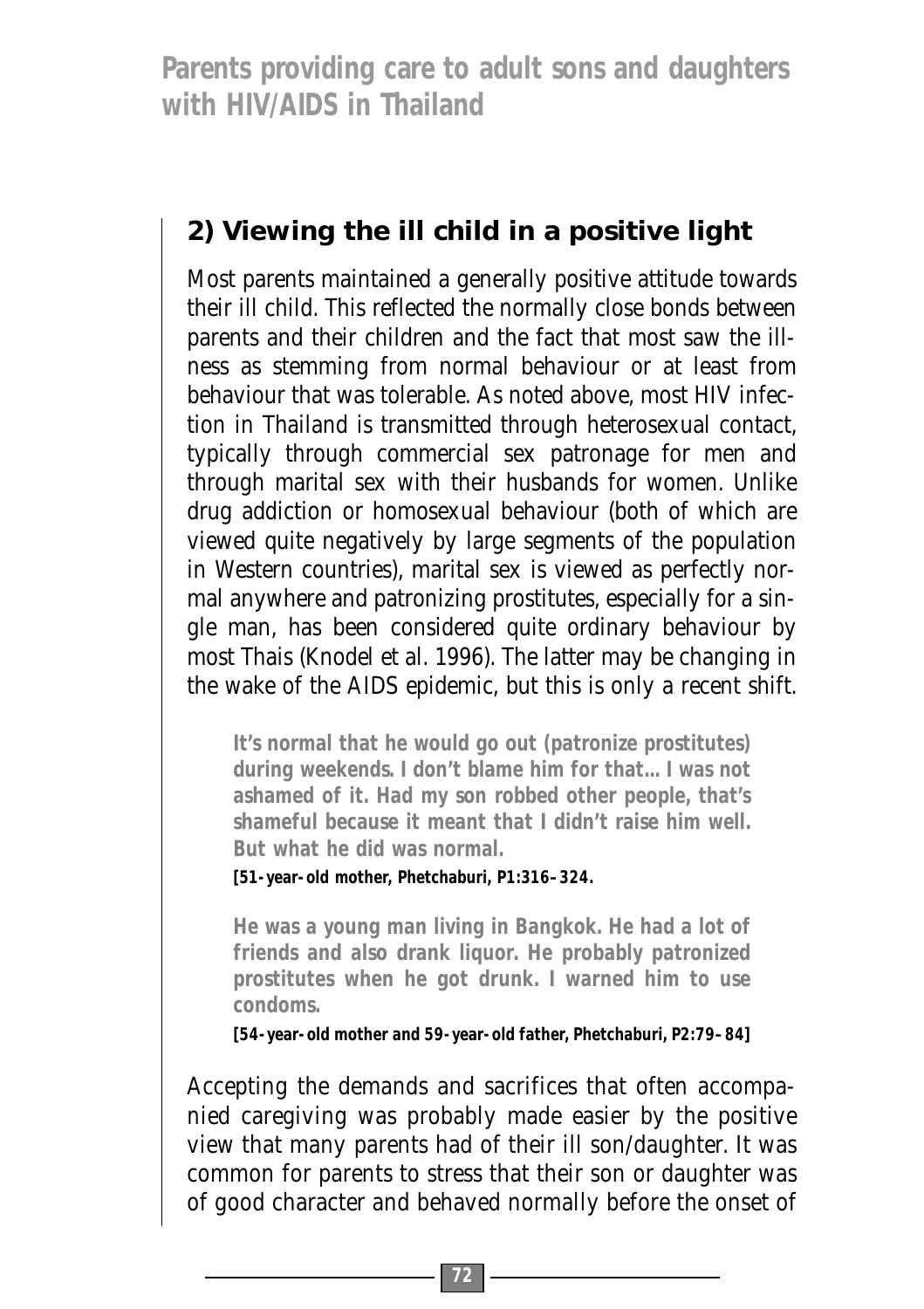## 2) Viewing the ill child in a positive light

Most parents maintained a generally positive attitude towards their ill child. This reflected the normally close bonds between parents and their children and the fact that most saw the illness as stemming from normal behaviour or at least from behaviour that was tolerable. As noted above, most HIV infection in Thailand is transmitted through heterosexual contact, typically through commercial sex patronage for men and through marital sex with their husbands for women. Unlike drug addiction or homosexual behaviour (both of which are viewed quite negatively by large segments of the population in Western countries), marital sex is viewed as perfectly normal anywhere and patronizing prostitutes, especially for a single man, has been considered quite ordinary behaviour by most Thais (Knodel et al. 1996). The latter may be changing in the wake of the AIDS epidemic, but this is only a recent shift.

> **It's normal that he would go out (patronize prostitutes) during weekends. I don't blame him for that... I was not ashamed of it. Had my son robbed other people, that's shameful because it meant that I didn't raise him well. But what he did was normal.**
>
> **[51-year-old mother, Phetchaburi, P1:316–324.**

> **He was a young man living in Bangkok. He had a lot of friends and also drank liquor. He probably patronized prostitutes when he got drunk. I warned him to use condoms.**
>
> **[54-year-old mother and 59-year-old father, Phetchaburi, P2:79–84]**

Accepting the demands and sacrifices that often accompanied caregiving was probably made easier by the positive view that many parents had of their ill son/daughter. It was common for parents to stress that their son or daughter was of good character and behaved normally before the onset of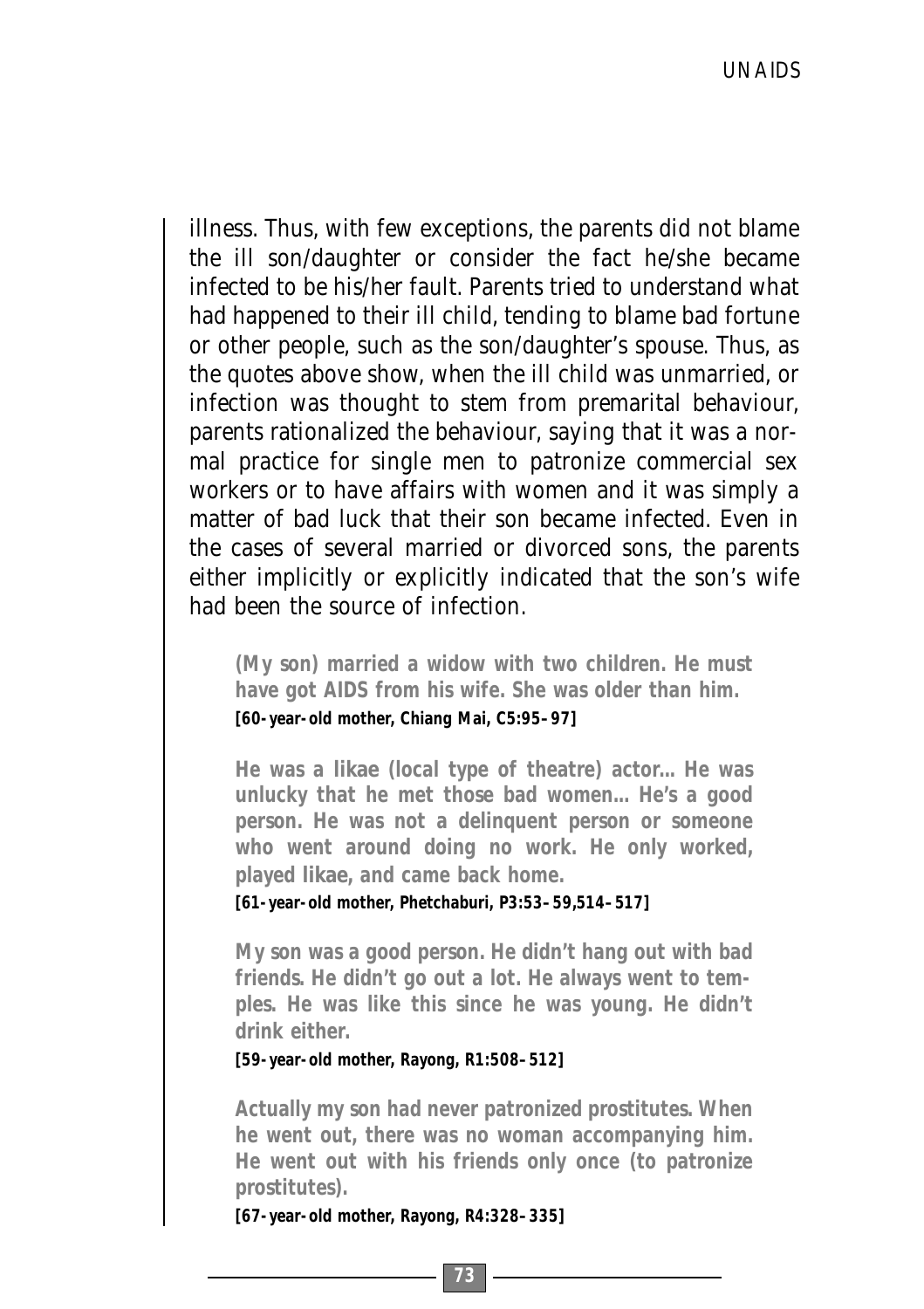illness. Thus, with few exceptions, the parents did not blame the ill son/daughter or consider the fact he/she became infected to be his/her fault. Parents tried to understand what had happened to their ill child, tending to blame bad fortune or other people, such as the son/daughter's spouse. Thus, as the quotes above show, when the ill child was unmarried, or infection was thought to stem from premarital behaviour, parents rationalized the behaviour, saying that it was a normal practice for single men to patronize commercial sex workers or to have affairs with women and it was simply a matter of bad luck that their son became infected. Even in the cases of several married or divorced sons, the parents either implicitly or explicitly indicated that the son's wife had been the source of infection.

> **(My son) married a widow with two children. He must have got AIDS from his wife. She was older than him.**
> **[60-year-old mother, Chiang Mai, C5:95–97]**

> **He was a likae (local type of theatre) actor… He was unlucky that he met those bad women… He's a good person. He was not a delinquent person or someone who went around doing no work. He only worked, played likae, and came back home.**
> **[61-year-old mother, Phetchaburi, P3:53–59,514–517]**

> **My son was a good person. He didn't hang out with bad friends. He didn't go out a lot. He always went to temples. He was like this since he was young. He didn't drink either.**
> **[59-year-old mother, Rayong, R1:508–512]**

> **Actually my son had never patronized prostitutes. When he went out, there was no woman accompanying him. He went out with his friends only once (to patronize prostitutes).**
> **[67-year-old mother, Rayong, R4:328–335]**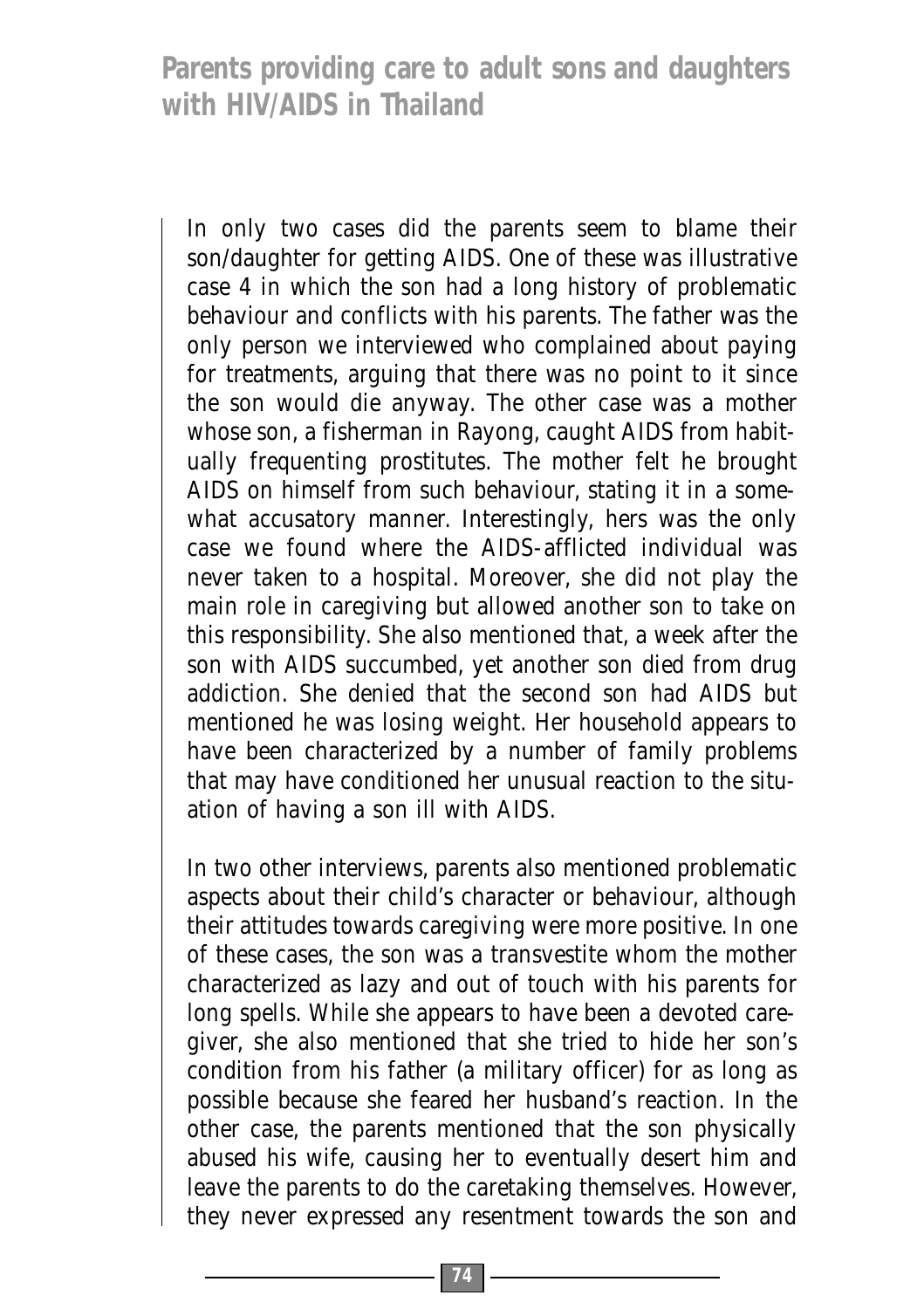In only two cases did the parents seem to blame their son/daughter for getting AIDS. One of these was illustrative case 4 in which the son had a long history of problematic behaviour and conflicts with his parents. The father was the only person we interviewed who complained about paying for treatments, arguing that there was no point to it since the son would die anyway. The other case was a mother whose son, a fisherman in Rayong, caught AIDS from habitually frequenting prostitutes. The mother felt he brought AIDS on himself from such behaviour, stating it in a somewhat accusatory manner. Interestingly, hers was the only case we found where the AIDS-afflicted individual was never taken to a hospital. Moreover, she did not play the main role in caregiving but allowed another son to take on this responsibility. She also mentioned that, a week after the son with AIDS succumbed, yet another son died from drug addiction. She denied that the second son had AIDS but mentioned he was losing weight. Her household appears to have been characterized by a number of family problems that may have conditioned her unusual reaction to the situation of having a son ill with AIDS.

In two other interviews, parents also mentioned problematic aspects about their child's character or behaviour, although their attitudes towards caregiving were more positive. In one of these cases, the son was a transvestite whom the mother characterized as lazy and out of touch with his parents for long spells. While she appears to have been a devoted caregiver, she also mentioned that she tried to hide her son's condition from his father (a military officer) for as long as possible because she feared her husband's reaction. In the other case, the parents mentioned that the son physically abused his wife, causing her to eventually desert him and leave the parents to do the caretaking themselves. However, they never expressed any resentment towards the son and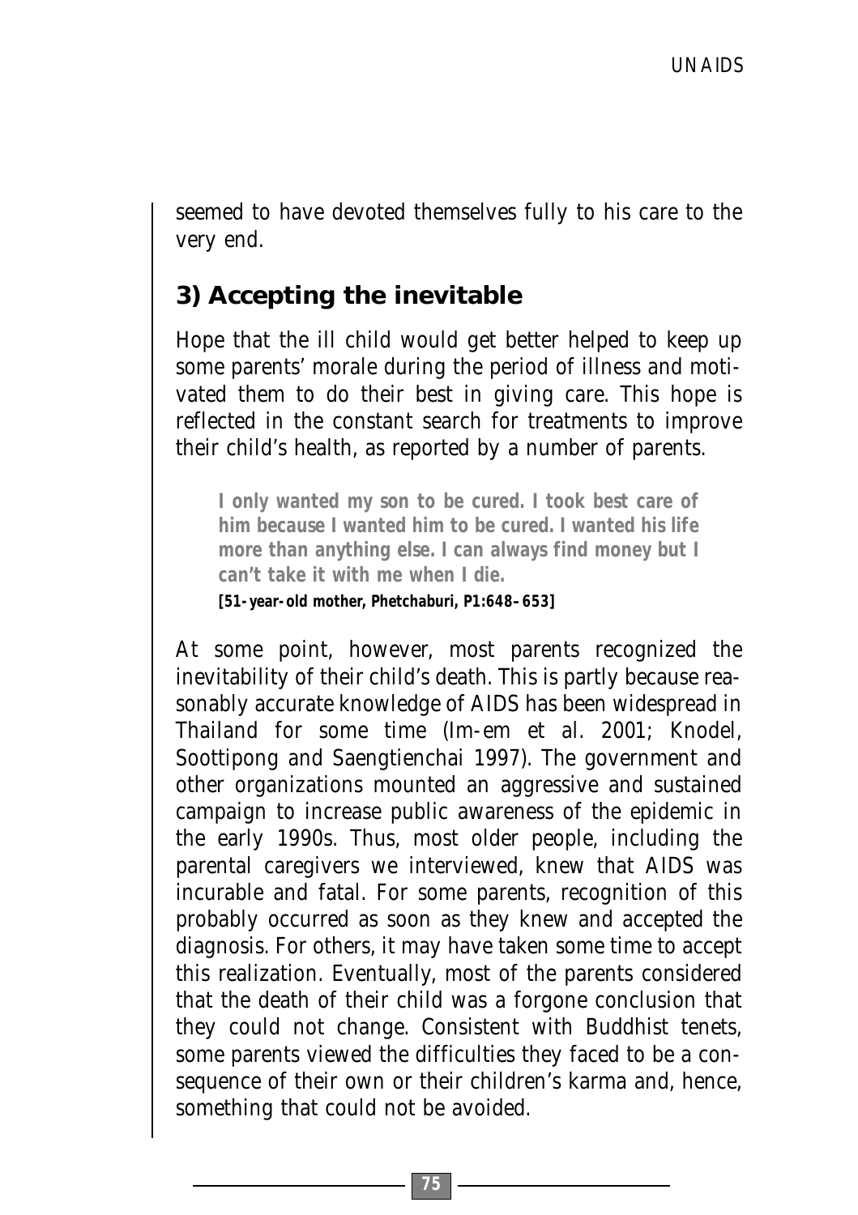seemed to have devoted themselves fully to his care to the very end.

## 3) Accepting the inevitable

Hope that the ill child would get better helped to keep up some parents' morale during the period of illness and motivated them to do their best in giving care. This hope is reflected in the constant search for treatments to improve their child's health, as reported by a number of parents.

> **I only wanted my son to be cured. I took best care of him because I wanted him to be cured. I wanted his life more than anything else. I can always find money but I can't take it with me when I die.**
> **[51-year-old mother, Phetchaburi, P1:648–653]**

At some point, however, most parents recognized the inevitability of their child's death. This is partly because reasonably accurate knowledge of AIDS has been widespread in Thailand for some time (Im-em et al. 2001; Knodel, Soottipong and Saengtienchai 1997). The government and other organizations mounted an aggressive and sustained campaign to increase public awareness of the epidemic in the early 1990s. Thus, most older people, including the parental caregivers we interviewed, knew that AIDS was incurable and fatal. For some parents, recognition of this probably occurred as soon as they knew and accepted the diagnosis. For others, it may have taken some time to accept this realization. Eventually, most of the parents considered that the death of their child was a forgone conclusion that they could not change. Consistent with Buddhist tenets, some parents viewed the difficulties they faced to be a consequence of their own or their children's karma and, hence, something that could not be avoided.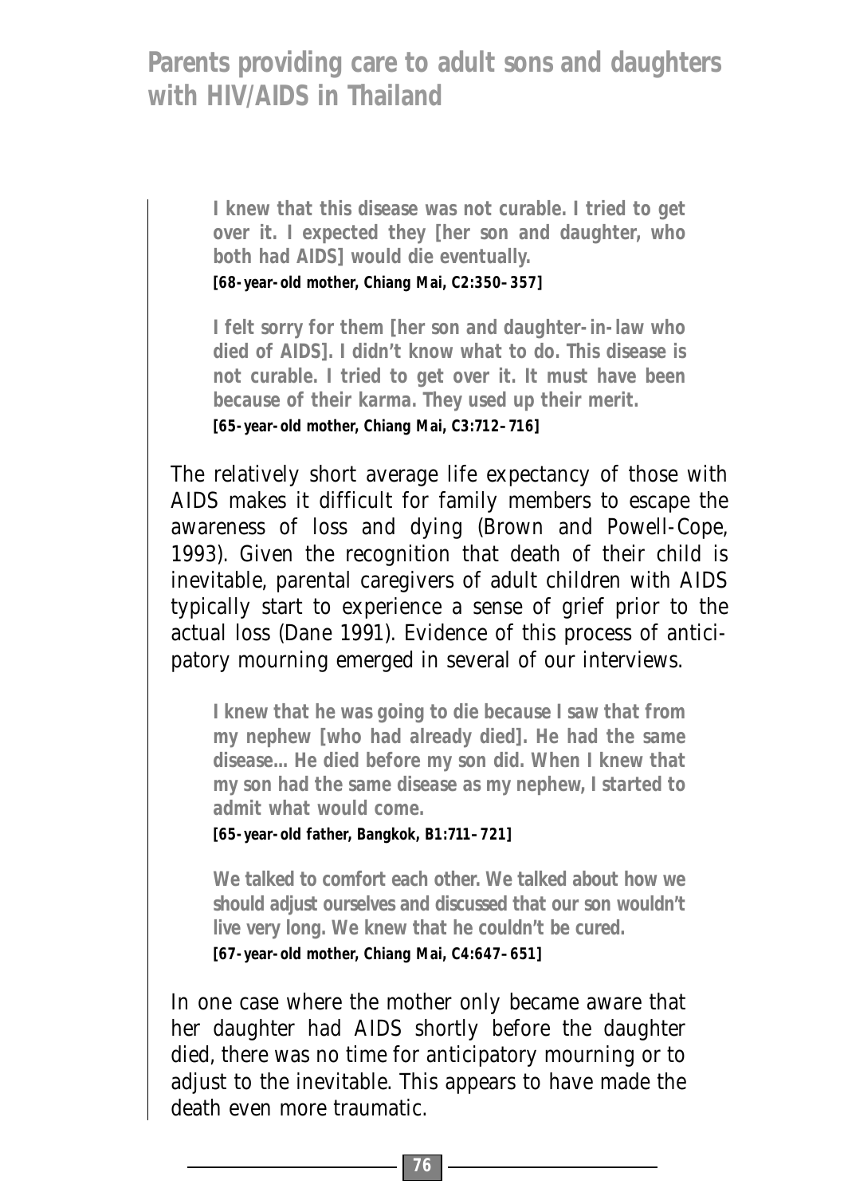> **I knew that this disease was not curable. I tried to get over it. I expected they [her son and daughter, who both had AIDS] would die eventually.**
> **[68-year-old mother, Chiang Mai, C2:350–357]**

> **I felt sorry for them [her son and daughter-in-law who died of AIDS]. I didn't know what to do. This disease is not curable. I tried to get over it. It must have been because of their karma. They used up their merit.**
> **[65-year-old mother, Chiang Mai, C3:712–716]**

The relatively short average life expectancy of those with AIDS makes it difficult for family members to escape the awareness of loss and dying (Brown and Powell-Cope, 1993). Given the recognition that death of their child is inevitable, parental caregivers of adult children with AIDS typically start to experience a sense of grief prior to the actual loss (Dane 1991). Evidence of this process of anticipatory mourning emerged in several of our interviews.

> **I knew that he was going to die because I saw that from my nephew [who had already died]. He had the same disease... He died before my son did. When I knew that my son had the same disease as my nephew, I started to admit what would come.**
> **[65-year-old father, Bangkok, B1:711–721]**

> **We talked to comfort each other. We talked about how we should adjust ourselves and discussed that our son wouldn't live very long. We knew that he couldn't be cured.**
> **[67-year-old mother, Chiang Mai, C4:647–651]**

In one case where the mother only became aware that her daughter had AIDS shortly before the daughter died, there was no time for anticipatory mourning or to adjust to the inevitable. This appears to have made the death even more traumatic.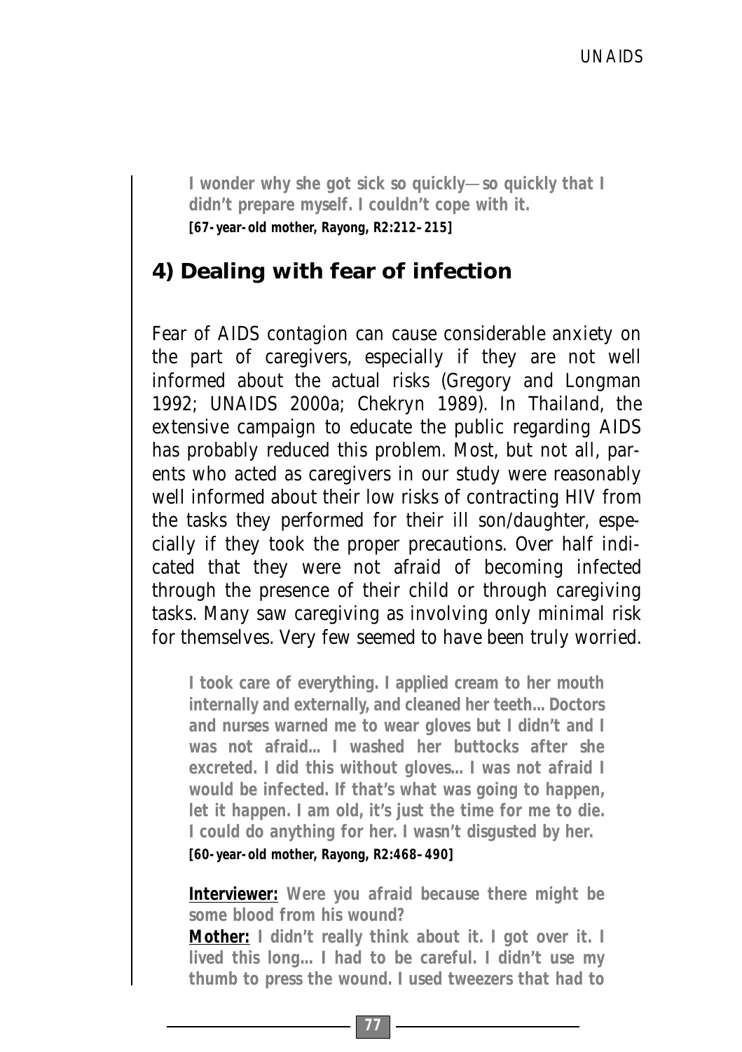**I wonder why she got sick so quickly—so quickly that I didn't prepare myself. I couldn't cope with it.**
**[67-year-old mother, Rayong, R2:212–215]**

## 4) Dealing with fear of infection

Fear of AIDS contagion can cause considerable anxiety on the part of caregivers, especially if they are not well informed about the actual risks (Gregory and Longman 1992; UNAIDS 2000a; Chekryn 1989). In Thailand, the extensive campaign to educate the public regarding AIDS has probably reduced this problem. Most, but not all, parents who acted as caregivers in our study were reasonably well informed about their low risks of contracting HIV from the tasks they performed for their ill son/daughter, especially if they took the proper precautions. Over half indicated that they were not afraid of becoming infected through the presence of their child or through caregiving tasks. Many saw caregiving as involving only minimal risk for themselves. Very few seemed to have been truly worried.

**I took care of everything. I applied cream to her mouth internally and externally, and cleaned her teeth... Doctors and nurses warned me to wear gloves but I didn't and I was not afraid... I washed her buttocks after she excreted. I did this without gloves... I was not afraid I would be infected. If that's what was going to happen, let it happen. I am old, it's just the time for me to die. I could do anything for her. I wasn't disgusted by her.**
**[60-year-old mother, Rayong, R2:468–490]**

**Interviewer:** **Were you afraid because there might be some blood from his wound?**
**Mother:** **I didn't really think about it. I got over it. I lived this long... I had to be careful. I didn't use my thumb to press the wound. I used tweezers that had to**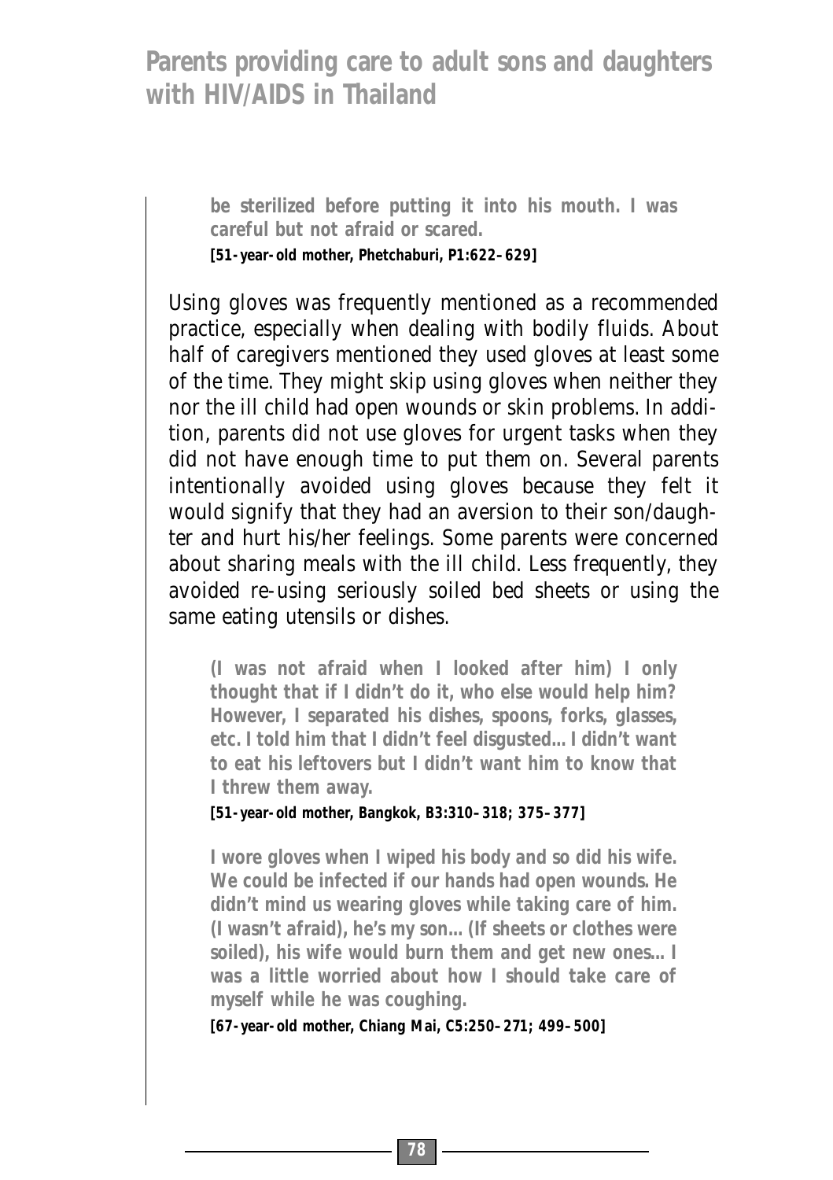**be sterilized before putting it into his mouth. I was careful but not afraid or scared.**

**[51-year-old mother, Phetchaburi, P1:622–629]**

Using gloves was frequently mentioned as a recommended practice, especially when dealing with bodily fluids. About half of caregivers mentioned they used gloves at least some of the time. They might skip using gloves when neither they nor the ill child had open wounds or skin problems. In addition, parents did not use gloves for urgent tasks when they did not have enough time to put them on. Several parents intentionally avoided using gloves because they felt it would signify that they had an aversion to their son/daughter and hurt his/her feelings. Some parents were concerned about sharing meals with the ill child. Less frequently, they avoided re-using seriously soiled bed sheets or using the same eating utensils or dishes.

**(I was not afraid when I looked after him) I only thought that if I didn't do it, who else would help him? However, I separated his dishes, spoons, forks, glasses, etc. I told him that I didn't feel disgusted... I didn't want to eat his leftovers but I didn't want him to know that I threw them away.**

**[51-year-old mother, Bangkok, B3:310–318; 375–377]**

**I wore gloves when I wiped his body and so did his wife. We could be infected if our hands had open wounds. He didn't mind us wearing gloves while taking care of him. (I wasn't afraid), he's my son... (If sheets or clothes were soiled), his wife would burn them and get new ones... I was a little worried about how I should take care of myself while he was coughing.**

**[67-year-old mother, Chiang Mai, C5:250–271; 499–500]**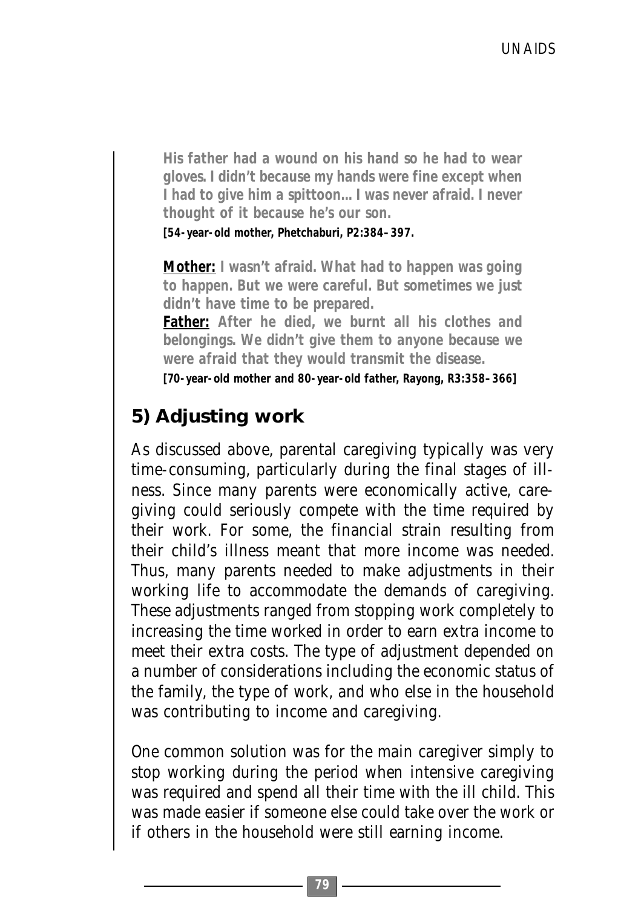**His father had a wound on his hand so he had to wear gloves. I didn't because my hands were fine except when I had to give him a spittoon... I was never afraid. I never thought of it because he's our son.**

**[54-year-old mother, Phetchaburi, P2:384–397.**

**<u>Mother:</u> I wasn't afraid. What had to happen was going to happen. But we were careful. But sometimes we just didn't have time to be prepared.**

**<u>Father:</u> After he died, we burnt all his clothes and belongings. We didn't give them to anyone because we were afraid that they would transmit the disease.**

**[70-year-old mother and 80-year-old father, Rayong, R3:358–366]**

## 5) Adjusting work

As discussed above, parental caregiving typically was very time-consuming, particularly during the final stages of illness. Since many parents were economically active, caregiving could seriously compete with the time required by their work. For some, the financial strain resulting from their child's illness meant that more income was needed. Thus, many parents needed to make adjustments in their working life to accommodate the demands of caregiving. These adjustments ranged from stopping work completely to increasing the time worked in order to earn extra income to meet their extra costs. The type of adjustment depended on a number of considerations including the economic status of the family, the type of work, and who else in the household was contributing to income and caregiving.

One common solution was for the main caregiver simply to stop working during the period when intensive caregiving was required and spend all their time with the ill child. This was made easier if someone else could take over the work or if others in the household were still earning income.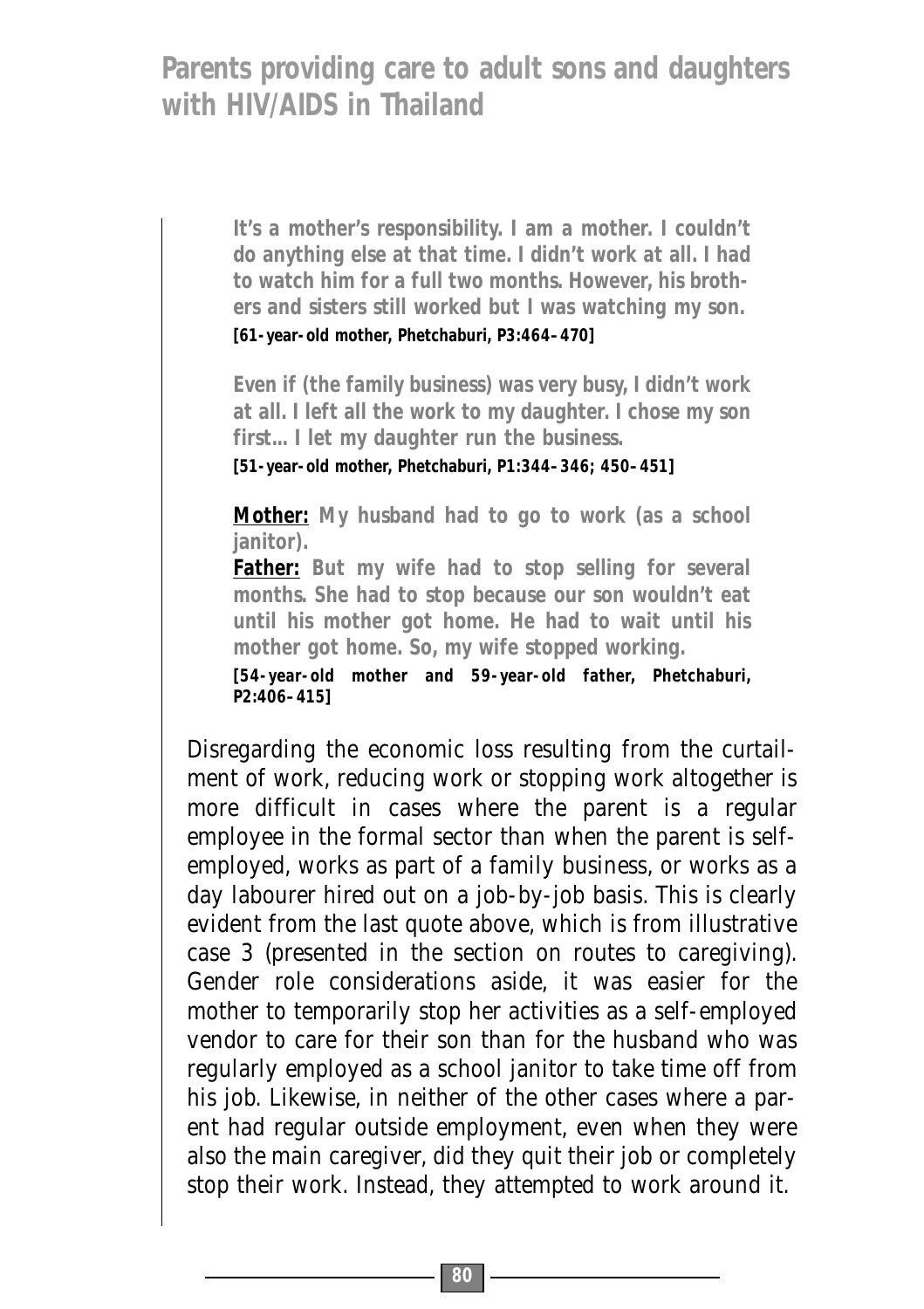> **It's a mother's responsibility. I am a mother. I couldn't do anything else at that time. I didn't work at all. I had to watch him for a full two months. However, his brothers and sisters still worked but I was watching my son.**
> **[61-year-old mother, Phetchaburi, P3:464–470]**
>
> **Even if (the family business) was very busy, I didn't work at all. I left all the work to my daughter. I chose my son first… I let my daughter run the business.**
> **[51-year-old mother, Phetchaburi, P1:344–346; 450–451]**
>
> **<u>Mother:</u> My husband had to go to work (as a school janitor).**
> **<u>Father:</u> But my wife had to stop selling for several months. She had to stop because our son wouldn't eat until his mother got home. He had to wait until his mother got home. So, my wife stopped working.**
> **[54-year-old mother and 59-year-old father, Phetchaburi, P2:406–415]**

Disregarding the economic loss resulting from the curtailment of work, reducing work or stopping work altogether is more difficult in cases where the parent is a regular employee in the formal sector than when the parent is self-employed, works as part of a family business, or works as a day labourer hired out on a job-by-job basis. This is clearly evident from the last quote above, which is from illustrative case 3 (presented in the section on routes to caregiving). Gender role considerations aside, it was easier for the mother to temporarily stop her activities as a self-employed vendor to care for their son than for the husband who was regularly employed as a school janitor to take time off from his job. Likewise, in neither of the other cases where a parent had regular outside employment, even when they were also the main caregiver, did they quit their job or completely stop their work. Instead, they attempted to work around it.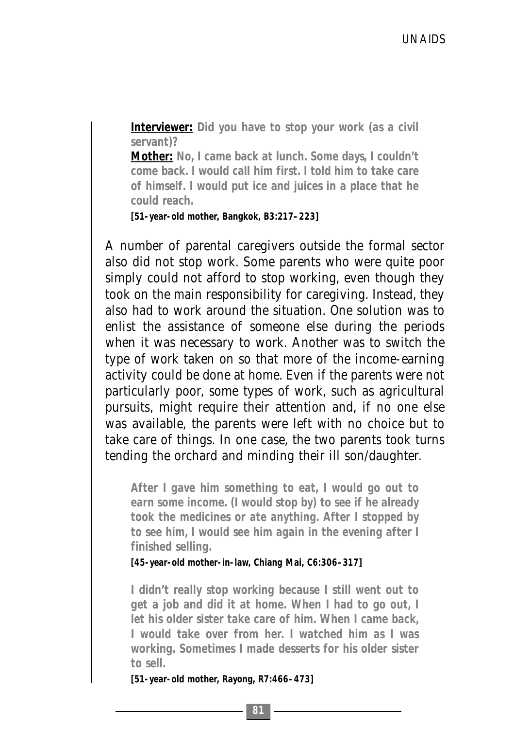**Interviewer:** Did you have to stop your work (as a civil servant)?
**Mother:** No, I came back at lunch. Some days, I couldn't come back. I would call him first. I told him to take care of himself. I would put ice and juices in a place that he could reach.
**[51-year-old mother, Bangkok, B3:217–223]**

A number of parental caregivers outside the formal sector also did not stop work. Some parents who were quite poor simply could not afford to stop working, even though they took on the main responsibility for caregiving. Instead, they also had to work around the situation. One solution was to enlist the assistance of someone else during the periods when it was necessary to work. Another was to switch the type of work taken on so that more of the income-earning activity could be done at home. Even if the parents were not particularly poor, some types of work, such as agricultural pursuits, might require their attention and, if no one else was available, the parents were left with no choice but to take care of things. In one case, the two parents took turns tending the orchard and minding their ill son/daughter.

**After I gave him something to eat, I would go out to earn some income. (I would stop by) to see if he already took the medicines or ate anything. After I stopped by to see him, I would see him again in the evening after I finished selling.**
**[45-year-old mother-in-law, Chiang Mai, C6:306–317]**

**I didn't really stop working because I still went out to get a job and did it at home. When I had to go out, I let his older sister take care of him. When I came back, I would take over from her. I watched him as I was working. Sometimes I made desserts for his older sister to sell.**
**[51-year-old mother, Rayong, R7:466–473]**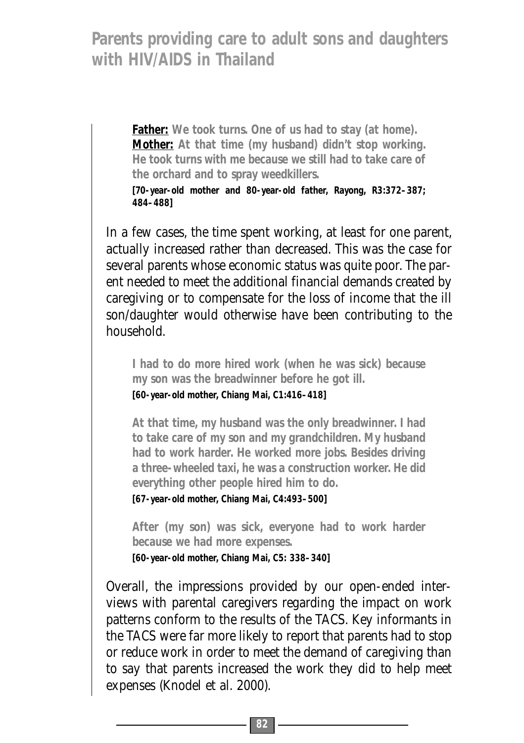> **Father:** We took turns. One of us had to stay (at home).
> **Mother:** At that time (my husband) didn't stop working. He took turns with me because we still had to take care of the orchard and to spray weedkillers.
> **[70-year-old mother and 80-year-old father, Rayong, R3:372–387; 484–488]**

In a few cases, the time spent working, at least for one parent, actually increased rather than decreased. This was the case for several parents whose economic status was quite poor. The parent needed to meet the additional financial demands created by caregiving or to compensate for the loss of income that the ill son/daughter would otherwise have been contributing to the household.

> I had to do more hired work (when he was sick) because my son was the breadwinner before he got ill.
> **[60-year-old mother, Chiang Mai, C1:416–418]**

> At that time, my husband was the only breadwinner. I had to take care of my son and my grandchildren. My husband had to work harder. He worked more jobs. Besides driving a three-wheeled taxi, he was a construction worker. He did everything other people hired him to do.
> **[67-year-old mother, Chiang Mai, C4:493–500]**

> After (my son) was sick, everyone had to work harder because we had more expenses.
> **[60-year-old mother, Chiang Mai, C5: 338–340]**

Overall, the impressions provided by our open-ended interviews with parental caregivers regarding the impact on work patterns conform to the results of the TACS. Key informants in the TACS were far more likely to report that parents had to stop or reduce work in order to meet the demand of caregiving than to say that parents increased the work they did to help meet expenses (Knodel et al. 2000).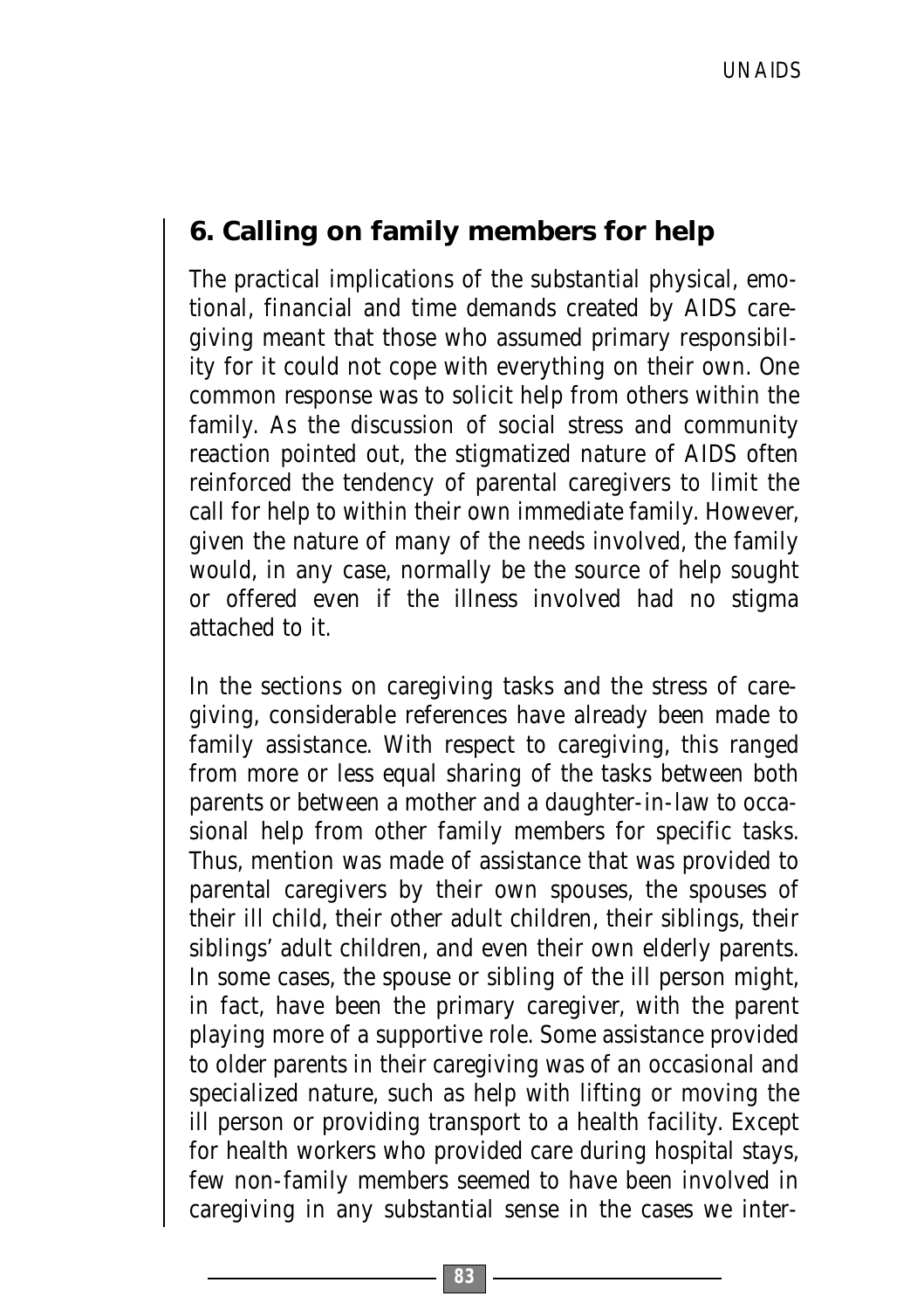## 6. Calling on family members for help

The practical implications of the substantial physical, emotional, financial and time demands created by AIDS caregiving meant that those who assumed primary responsibility for it could not cope with everything on their own. One common response was to solicit help from others within the family. As the discussion of social stress and community reaction pointed out, the stigmatized nature of AIDS often reinforced the tendency of parental caregivers to limit the call for help to within their own immediate family. However, given the nature of many of the needs involved, the family would, in any case, normally be the source of help sought or offered even if the illness involved had no stigma attached to it.

In the sections on caregiving tasks and the stress of caregiving, considerable references have already been made to family assistance. With respect to caregiving, this ranged from more or less equal sharing of the tasks between both parents or between a mother and a daughter-in-law to occasional help from other family members for specific tasks. Thus, mention was made of assistance that was provided to parental caregivers by their own spouses, the spouses of their ill child, their other adult children, their siblings, their siblings' adult children, and even their own elderly parents. In some cases, the spouse or sibling of the ill person might, in fact, have been the primary caregiver, with the parent playing more of a supportive role. Some assistance provided to older parents in their caregiving was of an occasional and specialized nature, such as help with lifting or moving the ill person or providing transport to a health facility. Except for health workers who provided care during hospital stays, few non-family members seemed to have been involved in caregiving in any substantial sense in the cases we inter-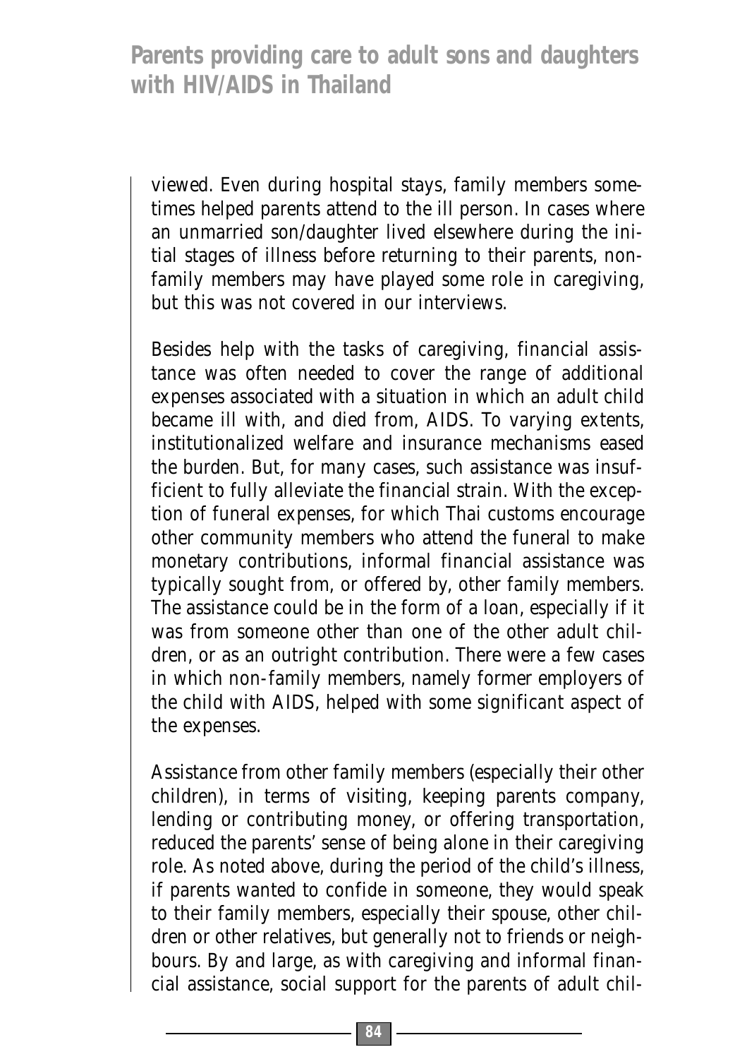viewed. Even during hospital stays, family members sometimes helped parents attend to the ill person. In cases where an unmarried son/daughter lived elsewhere during the initial stages of illness before returning to their parents, non-family members may have played some role in caregiving, but this was not covered in our interviews.

Besides help with the tasks of caregiving, financial assistance was often needed to cover the range of additional expenses associated with a situation in which an adult child became ill with, and died from, AIDS. To varying extents, institutionalized welfare and insurance mechanisms eased the burden. But, for many cases, such assistance was insufficient to fully alleviate the financial strain. With the exception of funeral expenses, for which Thai customs encourage other community members who attend the funeral to make monetary contributions, informal financial assistance was typically sought from, or offered by, other family members. The assistance could be in the form of a loan, especially if it was from someone other than one of the other adult children, or as an outright contribution. There were a few cases in which non-family members, namely former employers of the child with AIDS, helped with some significant aspect of the expenses.

Assistance from other family members (especially their other children), in terms of visiting, keeping parents company, lending or contributing money, or offering transportation, reduced the parents' sense of being alone in their caregiving role. As noted above, during the period of the child's illness, if parents wanted to confide in someone, they would speak to their family members, especially their spouse, other children or other relatives, but generally not to friends or neighbours. By and large, as with caregiving and informal financial assistance, social support for the parents of adult chil-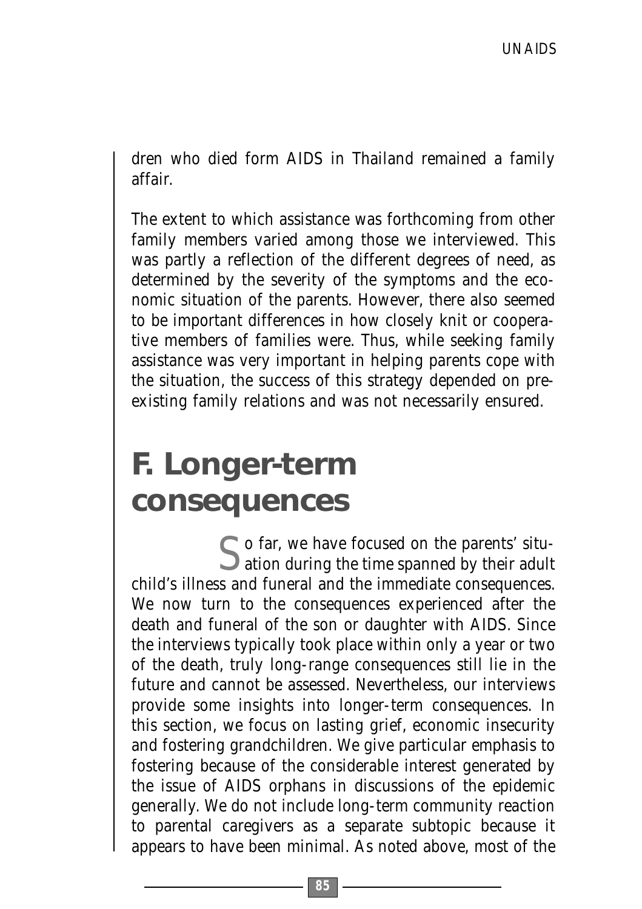dren who died form AIDS in Thailand remained a family affair.

The extent to which assistance was forthcoming from other family members varied among those we interviewed. This was partly a reflection of the different degrees of need, as determined by the severity of the symptoms and the economic situation of the parents. However, there also seemed to be important differences in how closely knit or cooperative members of families were. Thus, while seeking family assistance was very important in helping parents cope with the situation, the success of this strategy depended on pre-existing family relations and was not necessarily ensured.

# F. Longer-term consequences

So far, we have focused on the parents' situation during the time spanned by their adult child's illness and funeral and the immediate consequences. We now turn to the consequences experienced after the death and funeral of the son or daughter with AIDS. Since the interviews typically took place within only a year or two of the death, truly long-range consequences still lie in the future and cannot be assessed. Nevertheless, our interviews provide some insights into longer-term consequences. In this section, we focus on lasting grief, economic insecurity and fostering grandchildren. We give particular emphasis to fostering because of the considerable interest generated by the issue of AIDS orphans in discussions of the epidemic generally. We do not include long-term community reaction to parental caregivers as a separate subtopic because it appears to have been minimal. As noted above, most of the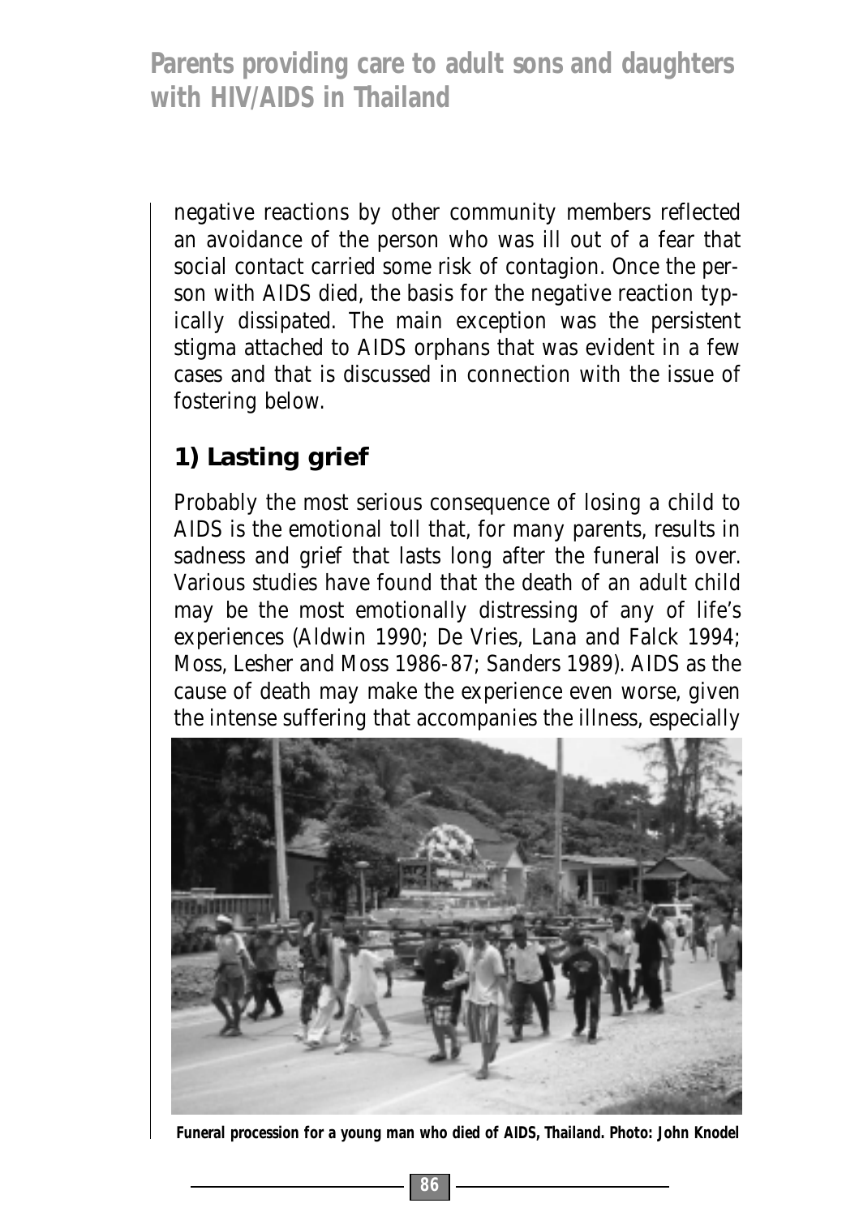negative reactions by other community members reflected an avoidance of the person who was ill out of a fear that social contact carried some risk of contagion. Once the person with AIDS died, the basis for the negative reaction typically dissipated. The main exception was the persistent stigma attached to AIDS orphans that was evident in a few cases and that is discussed in connection with the issue of fostering below.

## 1) Lasting grief

Probably the most serious consequence of losing a child to AIDS is the emotional toll that, for many parents, results in sadness and grief that lasts long after the funeral is over. Various studies have found that the death of an adult child may be the most emotionally distressing of any of life's experiences (Aldwin 1990; De Vries, Lana and Falck 1994; Moss, Lesher and Moss 1986-87; Sanders 1989). AIDS as the cause of death may make the experience even worse, given the intense suffering that accompanies the illness, especially

**Funeral procession for a young man who died of AIDS, Thailand. Photo: John Knodel**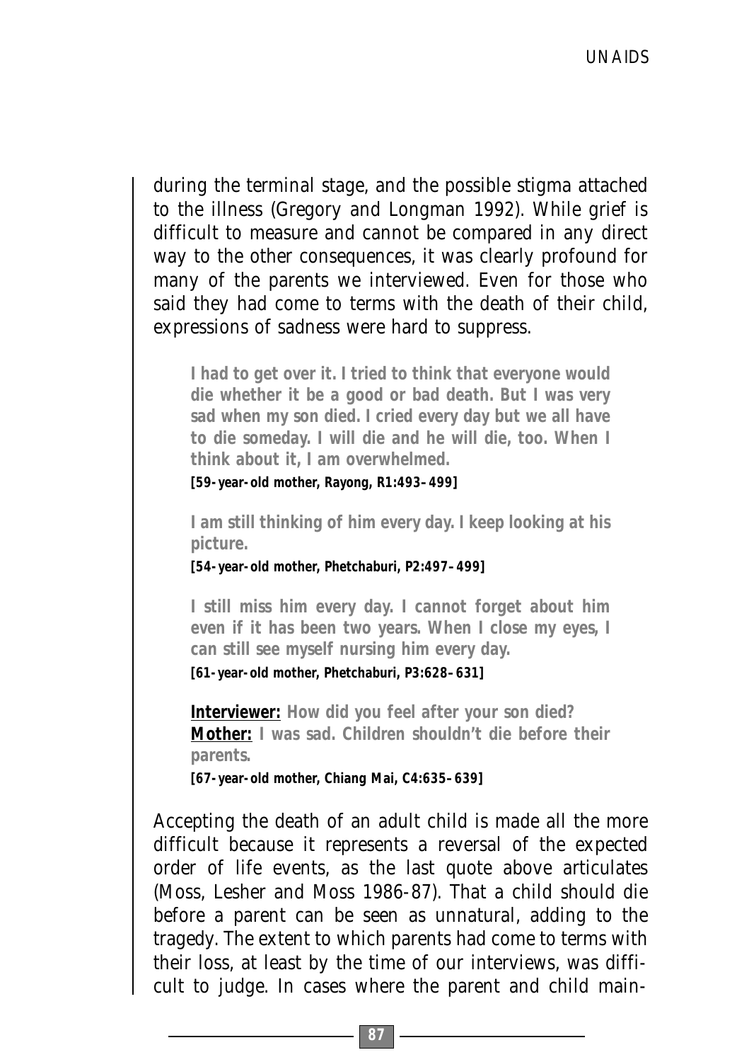during the terminal stage, and the possible stigma attached to the illness (Gregory and Longman 1992). While grief is difficult to measure and cannot be compared in any direct way to the other consequences, it was clearly profound for many of the parents we interviewed. Even for those who said they had come to terms with the death of their child, expressions of sadness were hard to suppress.

> **I had to get over it. I tried to think that everyone would die whether it be a good or bad death. But I was very sad when my son died. I cried every day but we all have to die someday. I will die and he will die, too. When I think about it, I am overwhelmed.**
> **[59-year-old mother, Rayong, R1:493–499]**

> **I am still thinking of him every day. I keep looking at his picture.**
> **[54-year-old mother, Phetchaburi, P2:497–499]**

> **I still miss him every day. I cannot forget about him even if it has been two years. When I close my eyes, I can still see myself nursing him every day.**
> **[61-year-old mother, Phetchaburi, P3:628–631]**

> **Interviewer:** **How did you feel after your son died?**
> **Mother:** **I was sad. Children shouldn't die before their parents.**
> **[67-year-old mother, Chiang Mai, C4:635–639]**

Accepting the death of an adult child is made all the more difficult because it represents a reversal of the expected order of life events, as the last quote above articulates (Moss, Lesher and Moss 1986-87). That a child should die before a parent can be seen as unnatural, adding to the tragedy. The extent to which parents had come to terms with their loss, at least by the time of our interviews, was difficult to judge. In cases where the parent and child main-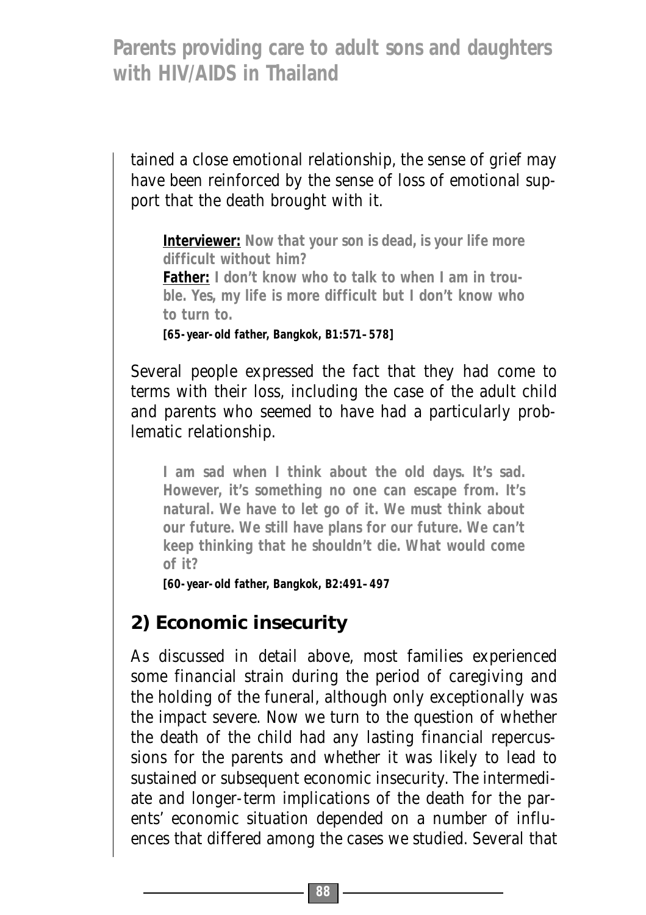tained a close emotional relationship, the sense of grief may have been reinforced by the sense of loss of emotional support that the death brought with it.

> **Interviewer:** Now that your son is dead, is your life more difficult without him?
> **Father:** I don't know who to talk to when I am in trouble. Yes, my life is more difficult but I don't know who to turn to.
> [65-year-old father, Bangkok, B1:571-578]

Several people expressed the fact that they had come to terms with their loss, including the case of the adult child and parents who seemed to have had a particularly problematic relationship.

> I am sad when I think about the old days. It's sad. However, it's something no one can escape from. It's natural. We have to let go of it. We must think about our future. We still have plans for our future. We can't keep thinking that he shouldn't die. What would come of it?
> [60-year-old father, Bangkok, B2:491-497

## 2) Economic insecurity

As discussed in detail above, most families experienced some financial strain during the period of caregiving and the holding of the funeral, although only exceptionally was the impact severe. Now we turn to the question of whether the death of the child had any lasting financial repercussions for the parents and whether it was likely to lead to sustained or subsequent economic insecurity. The intermediate and longer-term implications of the death for the parents' economic situation depended on a number of influences that differed among the cases we studied. Several that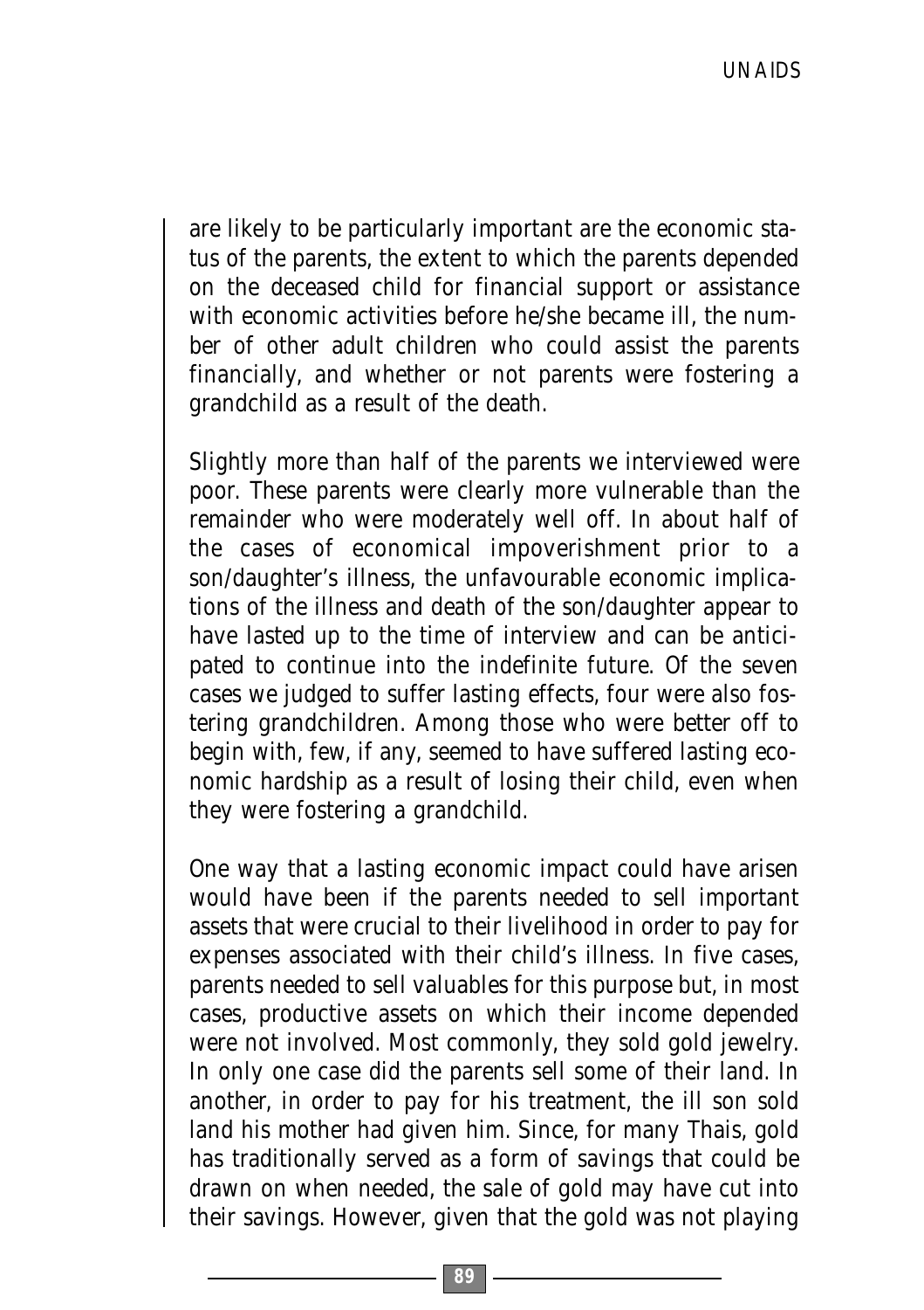are likely to be particularly important are the economic status of the parents, the extent to which the parents depended on the deceased child for financial support or assistance with economic activities before he/she became ill, the number of other adult children who could assist the parents financially, and whether or not parents were fostering a grandchild as a result of the death.

Slightly more than half of the parents we interviewed were poor. These parents were clearly more vulnerable than the remainder who were moderately well off. In about half of the cases of economical impoverishment prior to a son/daughter's illness, the unfavourable economic implications of the illness and death of the son/daughter appear to have lasted up to the time of interview and can be anticipated to continue into the indefinite future. Of the seven cases we judged to suffer lasting effects, four were also fostering grandchildren. Among those who were better off to begin with, few, if any, seemed to have suffered lasting economic hardship as a result of losing their child, even when they were fostering a grandchild.

One way that a lasting economic impact could have arisen would have been if the parents needed to sell important assets that were crucial to their livelihood in order to pay for expenses associated with their child's illness. In five cases, parents needed to sell valuables for this purpose but, in most cases, productive assets on which their income depended were not involved. Most commonly, they sold gold jewelry. In only one case did the parents sell some of their land. In another, in order to pay for his treatment, the ill son sold land his mother had given him. Since, for many Thais, gold has traditionally served as a form of savings that could be drawn on when needed, the sale of gold may have cut into their savings. However, given that the gold was not playing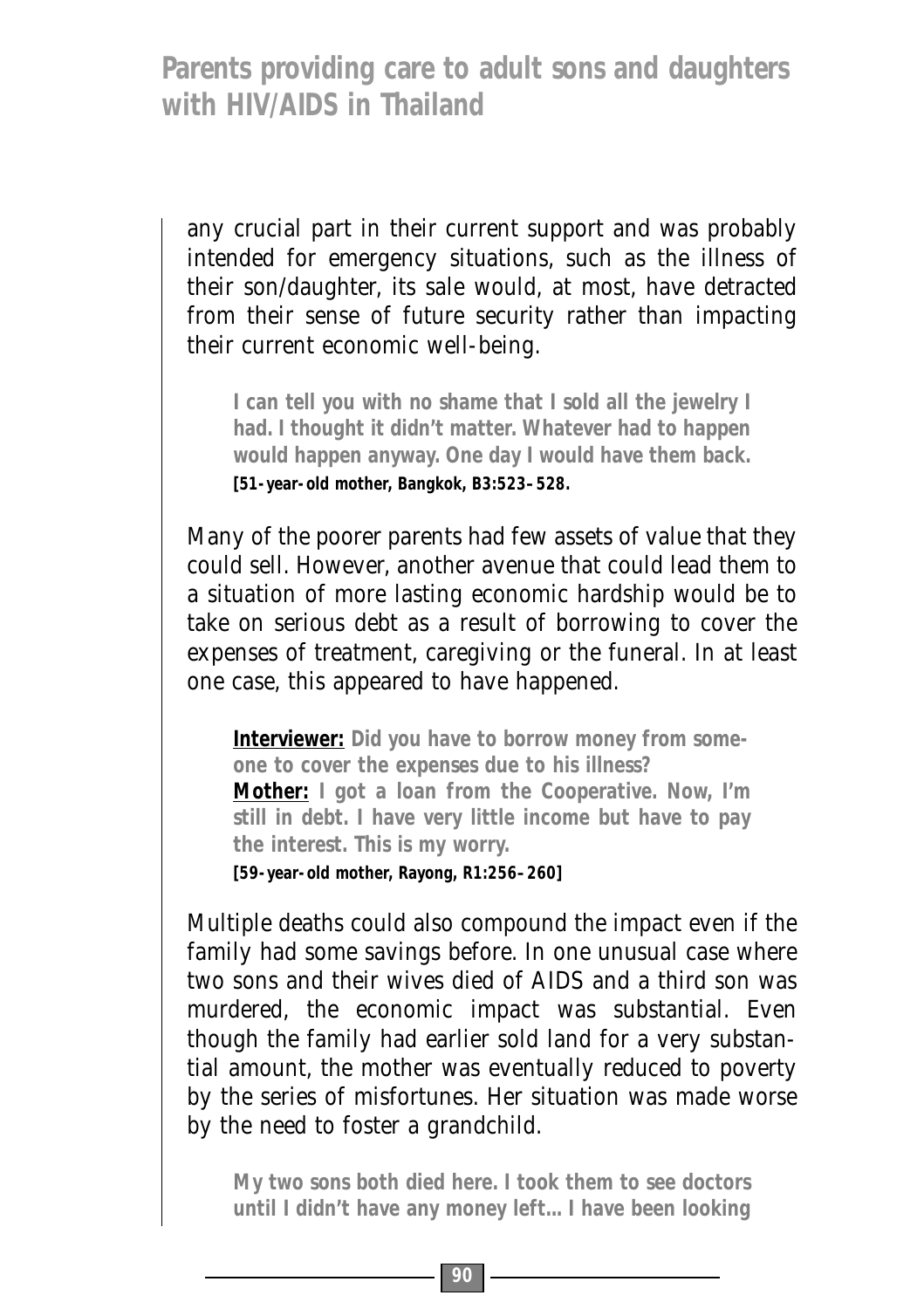any crucial part in their current support and was probably intended for emergency situations, such as the illness of their son/daughter, its sale would, at most, have detracted from their sense of future security rather than impacting their current economic well-being.

> **I can tell you with no shame that I sold all the jewelry I had. I thought it didn't matter. Whatever had to happen would happen anyway. One day I would have them back.**
> **[51-year-old mother, Bangkok, B3:523–528.**

Many of the poorer parents had few assets of value that they could sell. However, another avenue that could lead them to a situation of more lasting economic hardship would be to take on serious debt as a result of borrowing to cover the expenses of treatment, caregiving or the funeral. In at least one case, this appeared to have happened.

> **Interviewer: Did you have to borrow money from someone to cover the expenses due to his illness?**
> **Mother: I got a loan from the Cooperative. Now, I'm still in debt. I have very little income but have to pay the interest. This is my worry.**
> **[59-year-old mother, Rayong, R1:256–260]**

Multiple deaths could also compound the impact even if the family had some savings before. In one unusual case where two sons and their wives died of AIDS and a third son was murdered, the economic impact was substantial. Even though the family had earlier sold land for a very substantial amount, the mother was eventually reduced to poverty by the series of misfortunes. Her situation was made worse by the need to foster a grandchild.

> **My two sons both died here. I took them to see doctors until I didn't have any money left... I have been looking**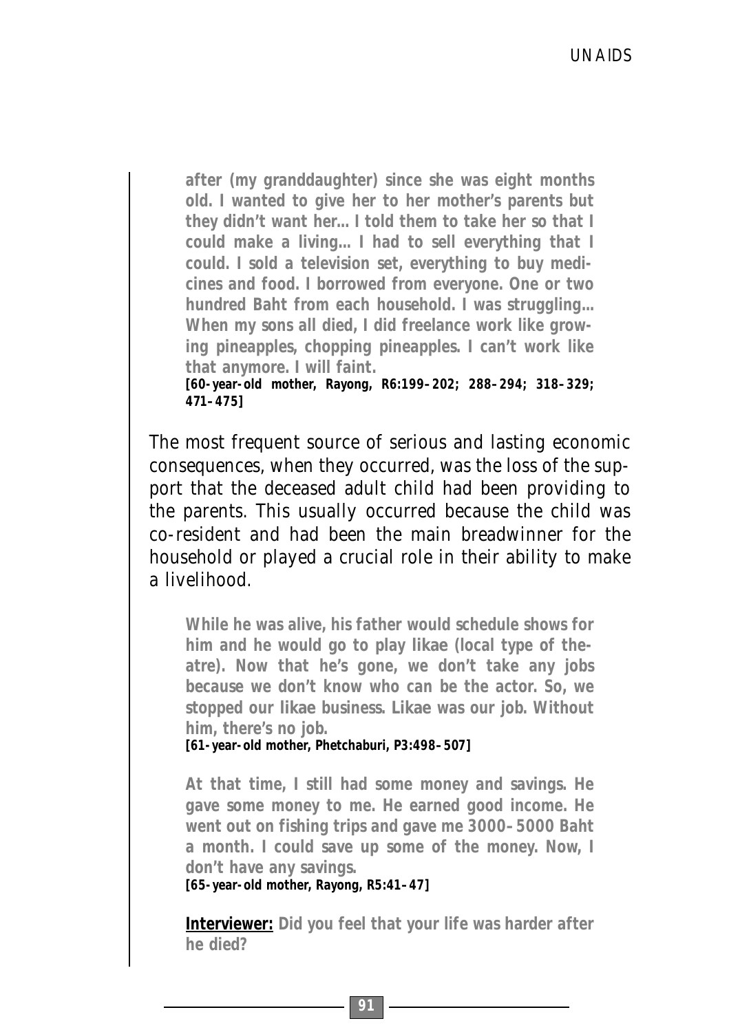**after (my granddaughter) since she was eight months old. I wanted to give her to her mother's parents but they didn't want her... I told them to take her so that I could make a living... I had to sell everything that I could. I sold a television set, everything to buy medicines and food. I borrowed from everyone. One or two hundred Baht from each household. I was struggling... When my sons all died, I did freelance work like growing pineapples, chopping pineapples. I can't work like that anymore. I will faint.**
**[60-year-old mother, Rayong, R6:199–202; 288–294; 318–329; 471–475]**

The most frequent source of serious and lasting economic consequences, when they occurred, was the loss of the support that the deceased adult child had been providing to the parents. This usually occurred because the child was co-resident and had been the main breadwinner for the household or played a crucial role in their ability to make a livelihood.

**While he was alive, his father would schedule shows for him and he would go to play likae (local type of theatre). Now that he's gone, we don't take any jobs because we don't know who can be the actor. So, we stopped our likae business. Likae was our job. Without him, there's no job.**
**[61-year-old mother, Phetchaburi, P3:498–507]**

**At that time, I still had some money and savings. He gave some money to me. He earned good income. He went out on fishing trips and gave me 3000–5000 Baht a month. I could save up some of the money. Now, I don't have any savings.**
**[65-year-old mother, Rayong, R5:41–47]**

**Interviewer: Did you feel that your life was harder after he died?**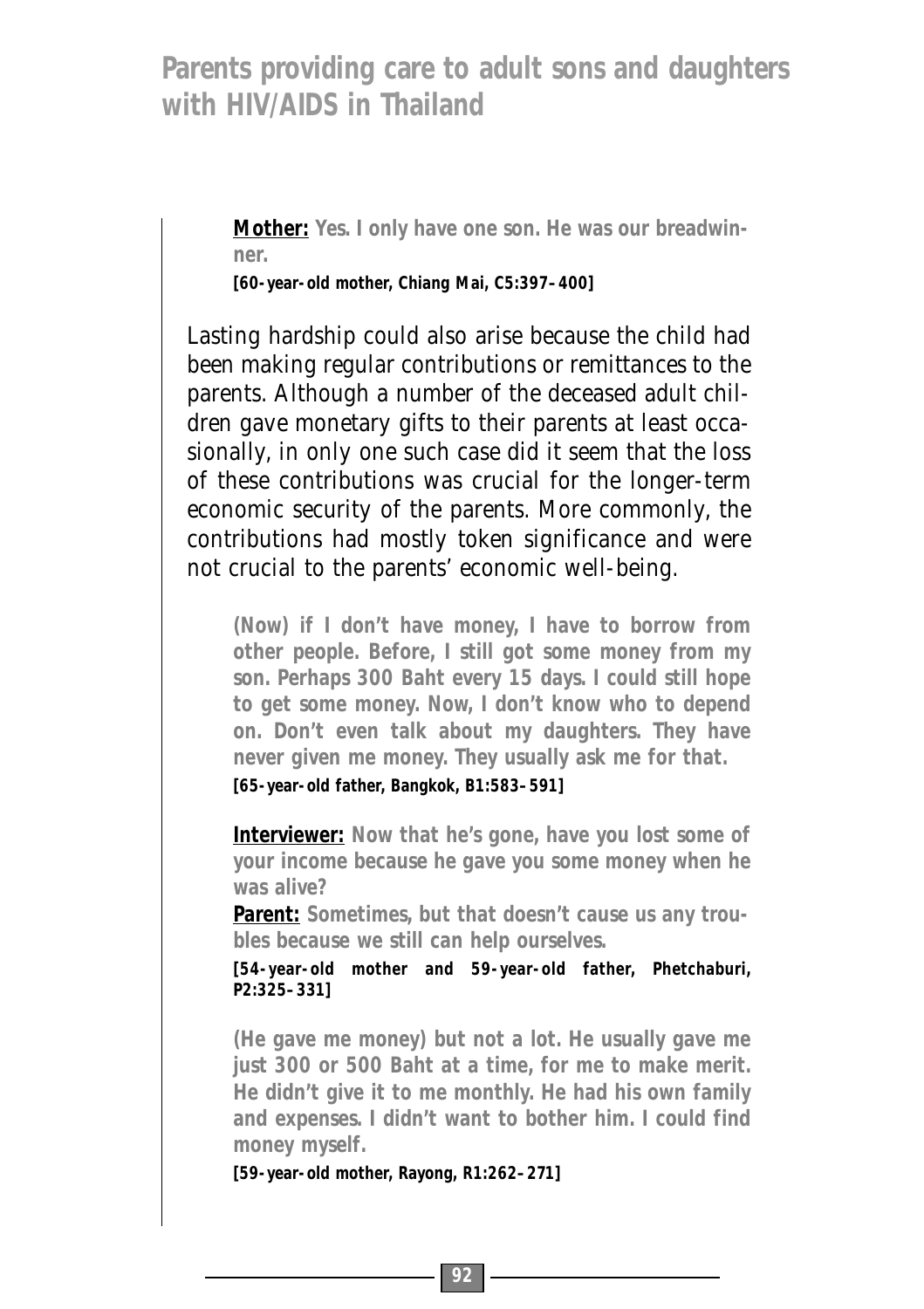**Mother:** Yes. I only have one son. He was our breadwinner.

[60-year-old mother, Chiang Mai, C5:397–400]

Lasting hardship could also arise because the child had been making regular contributions or remittances to the parents. Although a number of the deceased adult children gave monetary gifts to their parents at least occasionally, in only one such case did it seem that the loss of these contributions was crucial for the longer-term economic security of the parents. More commonly, the contributions had mostly token significance and were not crucial to the parents' economic well-being.

> (Now) if I don't have money, I have to borrow from other people. Before, I still got some money from my son. Perhaps 300 Baht every 15 days. I could still hope to get some money. Now, I don't know who to depend on. Don't even talk about my daughters. They have never given me money. They usually ask me for that.
>
> [65-year-old father, Bangkok, B1:583–591]

> **Interviewer:** Now that he's gone, have you lost some of your income because he gave you some money when he was alive?
>
> **Parent:** Sometimes, but that doesn't cause us any troubles because we still can help ourselves.
>
> [54-year-old mother and 59-year-old father, Phetchaburi, P2:325–331]

> (He gave me money) but not a lot. He usually gave me just 300 or 500 Baht at a time, for me to make merit. He didn't give it to me monthly. He had his own family and expenses. I didn't want to bother him. I could find money myself.
>
> [59-year-old mother, Rayong, R1:262–271]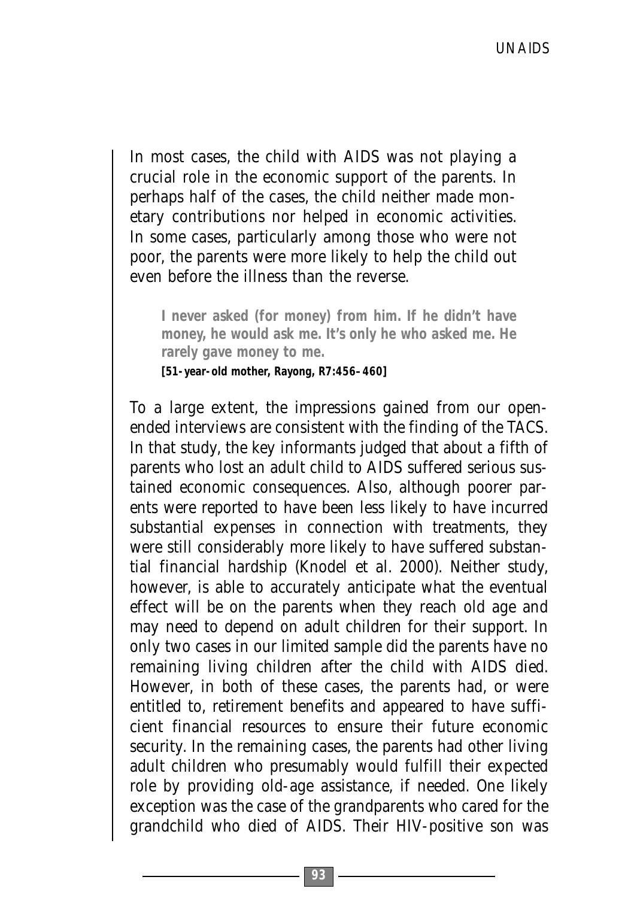In most cases, the child with AIDS was not playing a crucial role in the economic support of the parents. In perhaps half of the cases, the child neither made monetary contributions nor helped in economic activities. In some cases, particularly among those who were not poor, the parents were more likely to help the child out even before the illness than the reverse.

> **I never asked (for money) from him. If he didn't have money, he would ask me. It's only he who asked me. He rarely gave money to me.**
> **[51-year-old mother, Rayong, R7:456–460]**

To a large extent, the impressions gained from our open-ended interviews are consistent with the finding of the TACS. In that study, the key informants judged that about a fifth of parents who lost an adult child to AIDS suffered serious sustained economic consequences. Also, although poorer parents were reported to have been less likely to have incurred substantial expenses in connection with treatments, they were still considerably more likely to have suffered substantial financial hardship (Knodel et al. 2000). Neither study, however, is able to accurately anticipate what the eventual effect will be on the parents when they reach old age and may need to depend on adult children for their support. In only two cases in our limited sample did the parents have no remaining living children after the child with AIDS died. However, in both of these cases, the parents had, or were entitled to, retirement benefits and appeared to have sufficient financial resources to ensure their future economic security. In the remaining cases, the parents had other living adult children who presumably would fulfill their expected role by providing old-age assistance, if needed. One likely exception was the case of the grandparents who cared for the grandchild who died of AIDS. Their HIV-positive son was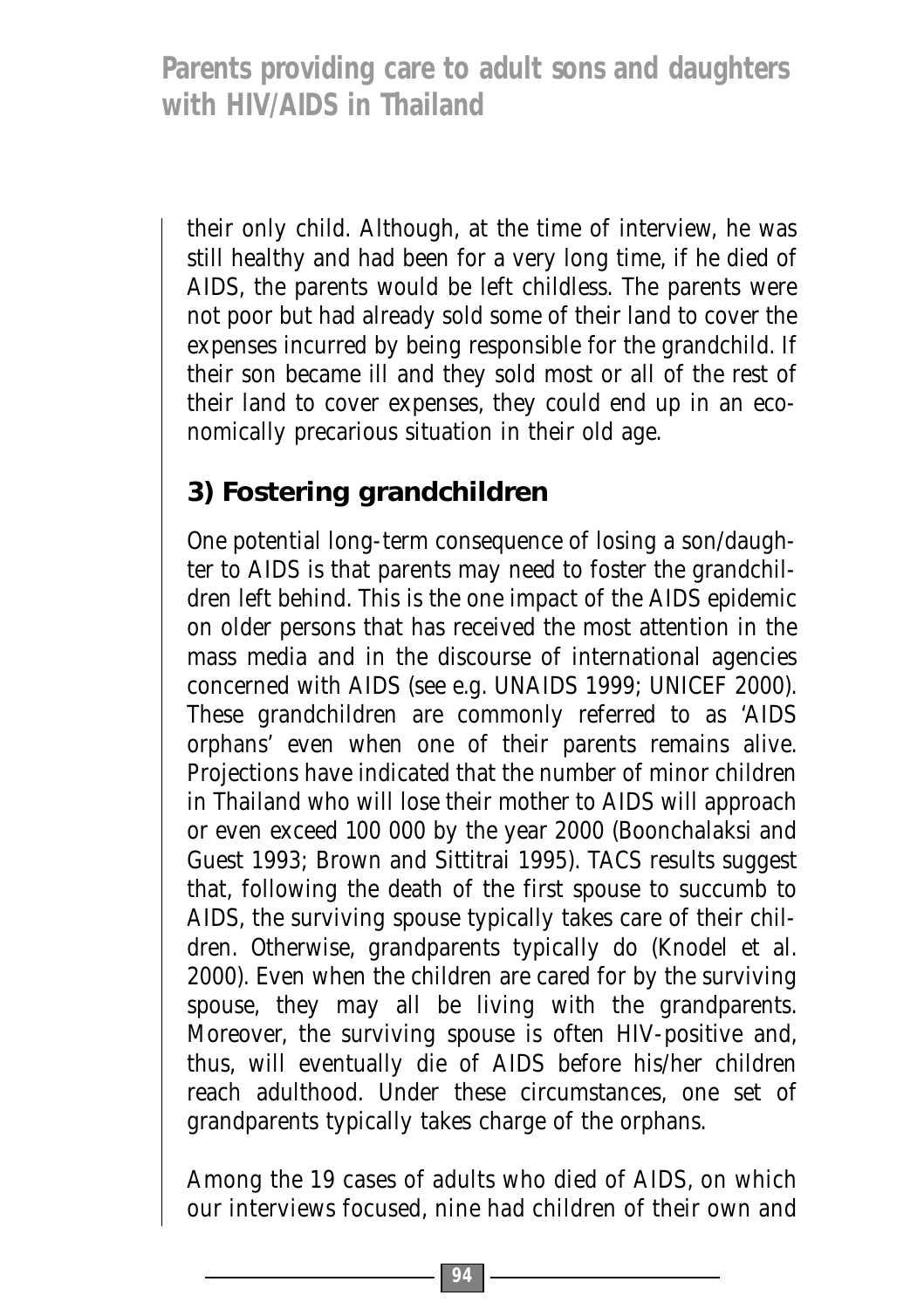their only child. Although, at the time of interview, he was still healthy and had been for a very long time, if he died of AIDS, the parents would be left childless. The parents were not poor but had already sold some of their land to cover the expenses incurred by being responsible for the grandchild. If their son became ill and they sold most or all of the rest of their land to cover expenses, they could end up in an economically precarious situation in their old age.

### 3) Fostering grandchildren

One potential long-term consequence of losing a son/daughter to AIDS is that parents may need to foster the grandchildren left behind. This is the one impact of the AIDS epidemic on older persons that has received the most attention in the mass media and in the discourse of international agencies concerned with AIDS (see e.g. UNAIDS 1999; UNICEF 2000). These grandchildren are commonly referred to as 'AIDS orphans' even when one of their parents remains alive. Projections have indicated that the number of minor children in Thailand who will lose their mother to AIDS will approach or even exceed 100 000 by the year 2000 (Boonchalaksi and Guest 1993; Brown and Sittitrai 1995). TACS results suggest that, following the death of the first spouse to succumb to AIDS, the surviving spouse typically takes care of their children. Otherwise, grandparents typically do (Knodel et al. 2000). Even when the children are cared for by the surviving spouse, they may all be living with the grandparents. Moreover, the surviving spouse is often HIV-positive and, thus, will eventually die of AIDS before his/her children reach adulthood. Under these circumstances, one set of grandparents typically takes charge of the orphans.

Among the 19 cases of adults who died of AIDS, on which our interviews focused, nine had children of their own and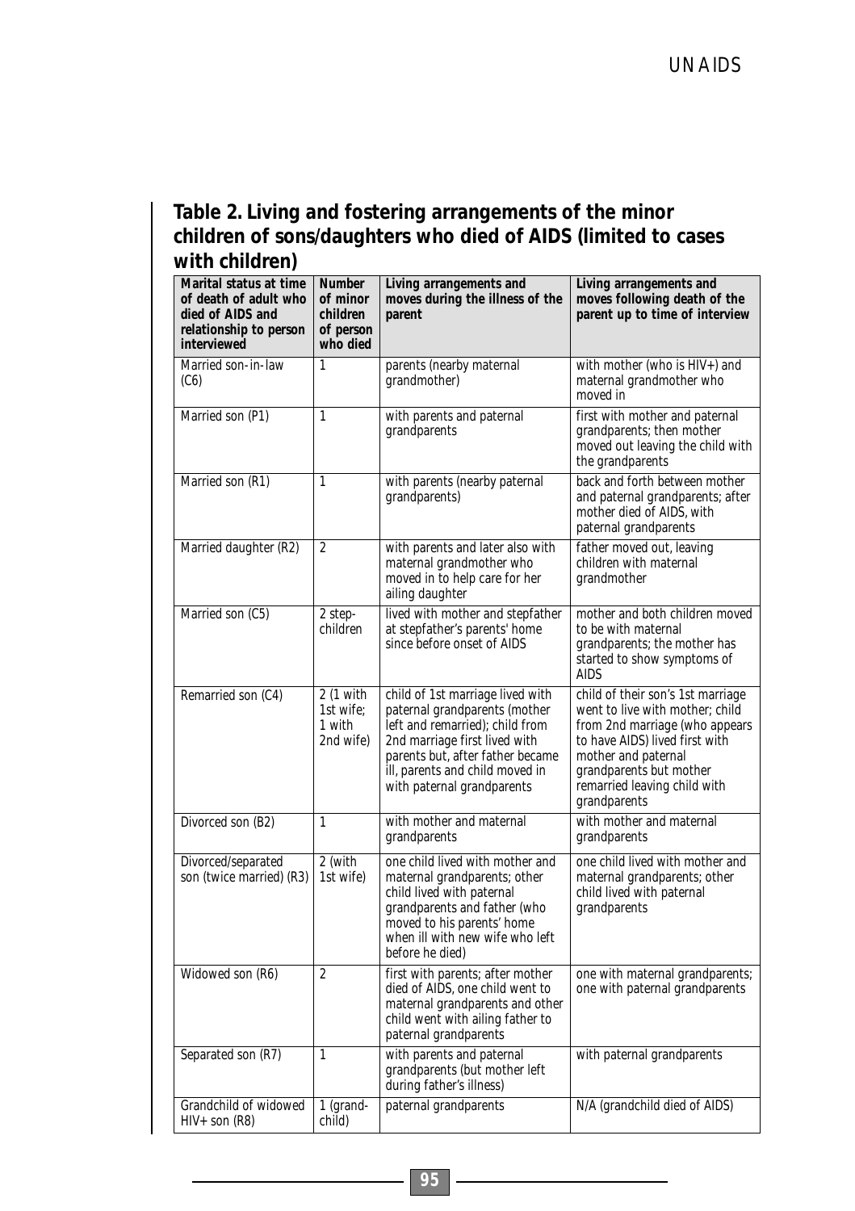## Table 2. Living and fostering arrangements of the minor children of sons/daughters who died of AIDS (limited to cases with children)

| Marital status at time of death of adult who died of AIDS and relationship to person interviewed | Number of minor children of person who died | Living arrangements and moves during the illness of the parent | Living arrangements and moves following death of the parent up to time of interview |
|---|---|---|---|
| Married son-in-law (C6) | 1 | parents (nearby maternal grandmother) | with mother (who is HIV+) and maternal grandmother who moved in |
| Married son (P1) | 1 | with parents and paternal grandparents | first with mother and paternal grandparents; then mother moved out leaving the child with the grandparents |
| Married son (R1) | 1 | with parents (nearby paternal grandparents) | back and forth between mother and paternal grandparents; after mother died of AIDS, with paternal grandparents |
| Married daughter (R2) | 2 | with parents and later also with maternal grandmother who moved in to help care for her ailing daughter | father moved out, leaving children with maternal grandmother |
| Married son (C5) | 2 step-children | lived with mother and stepfather at stepfather's parents' home since before onset of AIDS | mother and both children moved to be with maternal grandparents; the mother has started to show symptoms of AIDS |
| Remarried son (C4) | 2 (1 with 1st wife; 1 with 2nd wife) | child of 1st marriage lived with paternal grandparents (mother left and remarried); child from 2nd marriage first lived with parents but, after father became ill, parents and child moved in with paternal grandparents | child of their son's 1st marriage went to live with mother; child from 2nd marriage (who appears to have AIDS) lived first with mother and paternal grandparents but mother remarried leaving child with grandparents |
| Divorced son (B2) | 1 | with mother and maternal grandparents | with mother and maternal grandparents |
| Divorced/separated son (twice married) (R3) | 2 (with 1st wife) | one child lived with mother and maternal grandparents; other child lived with paternal grandparents and father (who moved to his parents' home when ill with new wife who left before he died) | one child lived with mother and maternal grandparents; other child lived with paternal grandparents |
| Widowed son (R6) | 2 | first with parents; after mother died of AIDS, one child went to maternal grandparents and other child went with ailing father to paternal grandparents | one with maternal grandparents; one with paternal grandparents |
| Separated son (R7) | 1 | with parents and paternal grandparents (but mother left during father's illness) | with paternal grandparents |
| Grandchild of widowed HIV+ son (R8) | 1 (grand-child) | paternal grandparents | N/A (grandchild died of AIDS) |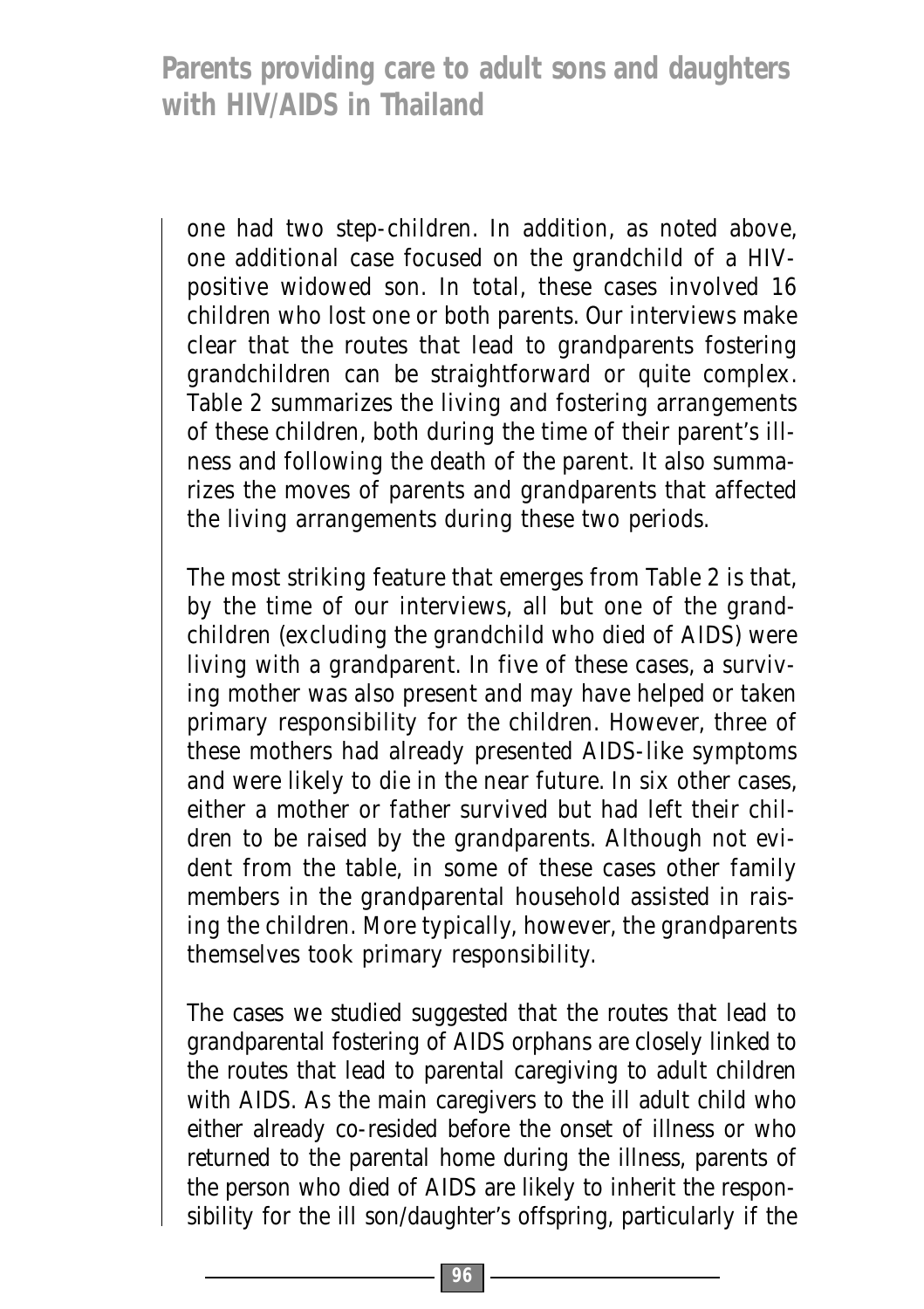one had two step-children. In addition, as noted above, one additional case focused on the grandchild of a HIV-positive widowed son. In total, these cases involved 16 children who lost one or both parents. Our interviews make clear that the routes that lead to grandparents fostering grandchildren can be straightforward or quite complex. Table 2 summarizes the living and fostering arrangements of these children, both during the time of their parent's illness and following the death of the parent. It also summarizes the moves of parents and grandparents that affected the living arrangements during these two periods.

The most striking feature that emerges from Table 2 is that, by the time of our interviews, all but one of the grandchildren (excluding the grandchild who died of AIDS) were living with a grandparent. In five of these cases, a surviving mother was also present and may have helped or taken primary responsibility for the children. However, three of these mothers had already presented AIDS-like symptoms and were likely to die in the near future. In six other cases, either a mother or father survived but had left their children to be raised by the grandparents. Although not evident from the table, in some of these cases other family members in the grandparental household assisted in raising the children. More typically, however, the grandparents themselves took primary responsibility.

The cases we studied suggested that the routes that lead to grandparental fostering of AIDS orphans are closely linked to the routes that lead to parental caregiving to adult children with AIDS. As the main caregivers to the ill adult child who either already co-resided before the onset of illness or who returned to the parental home during the illness, parents of the person who died of AIDS are likely to inherit the responsibility for the ill son/daughter's offspring, particularly if the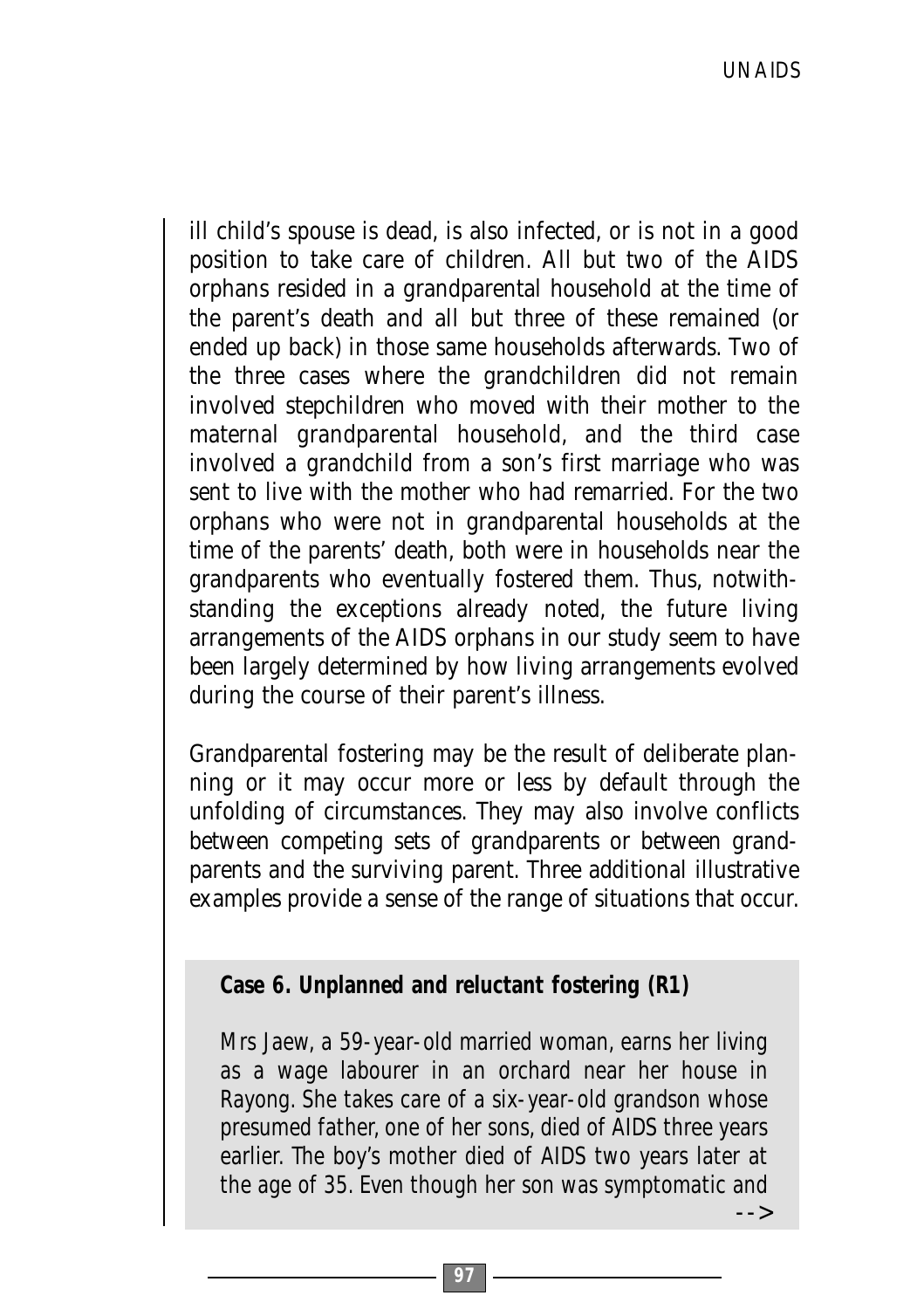ill child's spouse is dead, is also infected, or is not in a good position to take care of children. All but two of the AIDS orphans resided in a grandparental household at the time of the parent's death and all but three of these remained (or ended up back) in those same households afterwards. Two of the three cases where the grandchildren did not remain involved stepchildren who moved with their mother to the maternal grandparental household, and the third case involved a grandchild from a son's first marriage who was sent to live with the mother who had remarried. For the two orphans who were not in grandparental households at the time of the parents' death, both were in households near the grandparents who eventually fostered them. Thus, notwithstanding the exceptions already noted, the future living arrangements of the AIDS orphans in our study seem to have been largely determined by how living arrangements evolved during the course of their parent's illness.

Grandparental fostering may be the result of deliberate planning or it may occur more or less by default through the unfolding of circumstances. They may also involve conflicts between competing sets of grandparents or between grandparents and the surviving parent. Three additional illustrative examples provide a sense of the range of situations that occur.

**Case 6. Unplanned and reluctant fostering (R1)**

*Mrs Jaew, a 59-year-old married woman, earns her living as a wage labourer in an orchard near her house in Rayong. She takes care of a six-year-old grandson whose presumed father, one of her sons, died of AIDS three years earlier. The boy's mother died of AIDS two years later at the age of 35. Even though her son was symptomatic and*

-->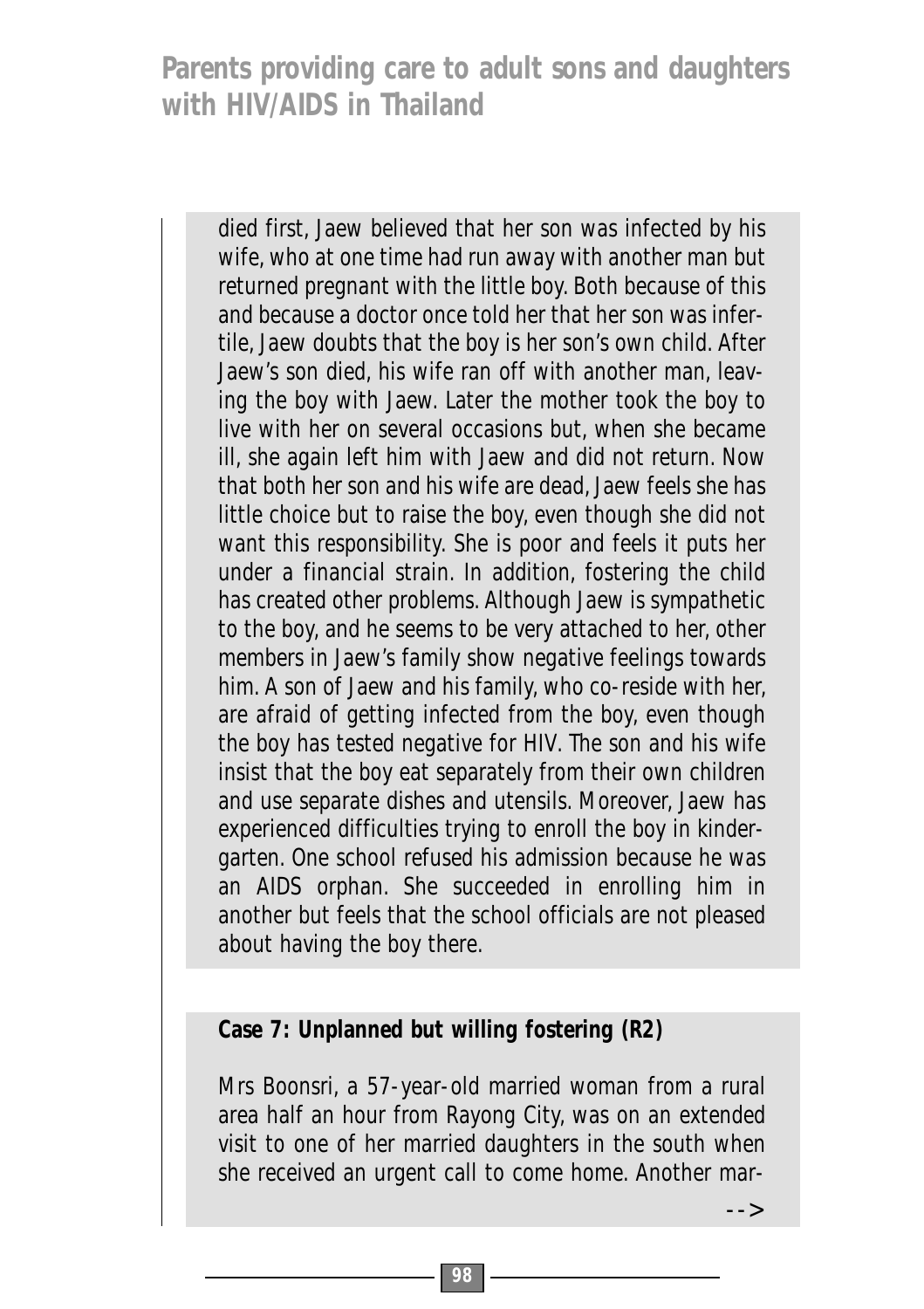died first, Jaew believed that her son was infected by his wife, who at one time had run away with another man but returned pregnant with the little boy. Both because of this and because a doctor once told her that her son was infertile, Jaew doubts that the boy is her son's own child. After Jaew's son died, his wife ran off with another man, leaving the boy with Jaew. Later the mother took the boy to live with her on several occasions but, when she became ill, she again left him with Jaew and did not return. Now that both her son and his wife are dead, Jaew feels she has little choice but to raise the boy, even though she did not want this responsibility. She is poor and feels it puts her under a financial strain. In addition, fostering the child has created other problems. Although Jaew is sympathetic to the boy, and he seems to be very attached to her, other members in Jaew's family show negative feelings towards him. A son of Jaew and his family, who co-reside with her, are afraid of getting infected from the boy, even though the boy has tested negative for HIV. The son and his wife insist that the boy eat separately from their own children and use separate dishes and utensils. Moreover, Jaew has experienced difficulties trying to enroll the boy in kindergarten. One school refused his admission because he was an AIDS orphan. She succeeded in enrolling him in another but feels that the school officials are not pleased about having the boy there.

**Case 7: Unplanned but willing fostering (R2)**

Mrs Boonsri, a 57-year-old married woman from a rural area half an hour from Rayong City, was on an extended visit to one of her married daughters in the south when she received an urgent call to come home. Another mar-

-->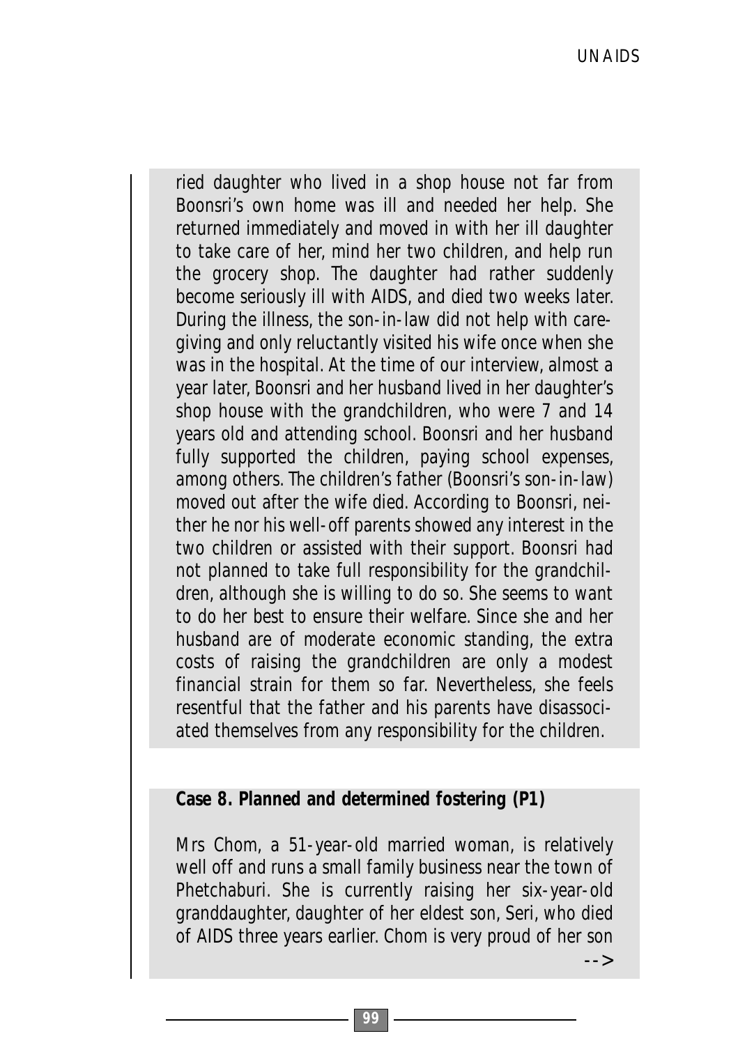ried daughter who lived in a shop house not far from Boonsri's own home was ill and needed her help. She returned immediately and moved in with her ill daughter to take care of her, mind her two children, and help run the grocery shop. The daughter had rather suddenly become seriously ill with AIDS, and died two weeks later. During the illness, the son-in-law did not help with caregiving and only reluctantly visited his wife once when she was in the hospital. At the time of our interview, almost a year later, Boonsri and her husband lived in her daughter's shop house with the grandchildren, who were 7 and 14 years old and attending school. Boonsri and her husband fully supported the children, paying school expenses, among others. The children's father (Boonsri's son-in-law) moved out after the wife died. According to Boonsri, neither he nor his well-off parents showed any interest in the two children or assisted with their support. Boonsri had not planned to take full responsibility for the grandchildren, although she is willing to do so. She seems to want to do her best to ensure their welfare. Since she and her husband are of moderate economic standing, the extra costs of raising the grandchildren are only a modest financial strain for them so far. Nevertheless, she feels resentful that the father and his parents have disassociated themselves from any responsibility for the children.

**Case 8. Planned and determined fostering (P1)**

Mrs Chom, a 51-year-old married woman, is relatively well off and runs a small family business near the town of Phetchaburi. She is currently raising her six-year-old granddaughter, daughter of her eldest son, Seri, who died of AIDS three years earlier. Chom is very proud of her son

-->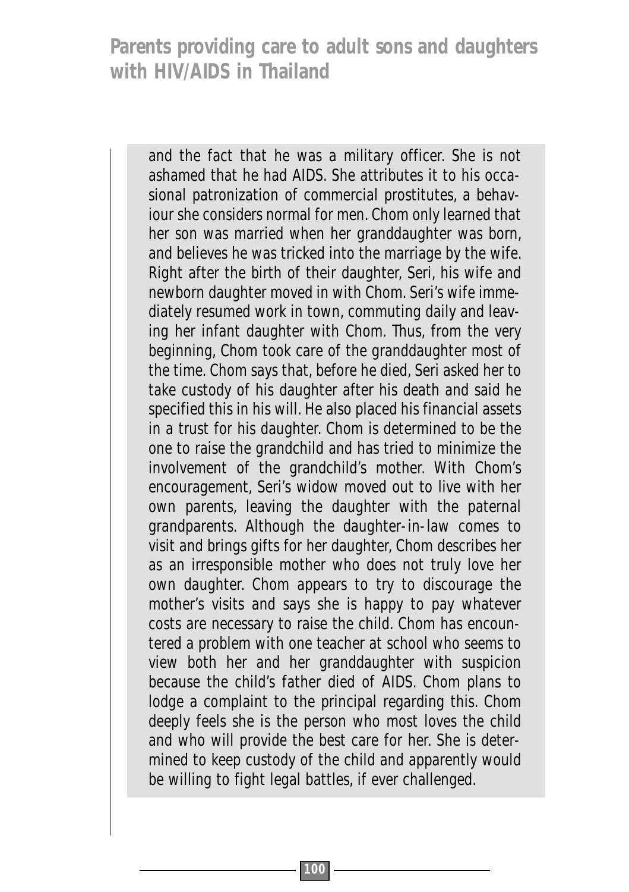and the fact that he was a military officer. She is not ashamed that he had AIDS. She attributes it to his occasional patronization of commercial prostitutes, a behaviour she considers normal for men. Chom only learned that her son was married when her granddaughter was born, and believes he was tricked into the marriage by the wife. Right after the birth of their daughter, Seri, his wife and newborn daughter moved in with Chom. Seri's wife immediately resumed work in town, commuting daily and leaving her infant daughter with Chom. Thus, from the very beginning, Chom took care of the granddaughter most of the time. Chom says that, before he died, Seri asked her to take custody of his daughter after his death and said he specified this in his will. He also placed his financial assets in a trust for his daughter. Chom is determined to be the one to raise the grandchild and has tried to minimize the involvement of the grandchild's mother. With Chom's encouragement, Seri's widow moved out to live with her own parents, leaving the daughter with the paternal grandparents. Although the daughter-in-law comes to visit and brings gifts for her daughter, Chom describes her as an irresponsible mother who does not truly love her own daughter. Chom appears to try to discourage the mother's visits and says she is happy to pay whatever costs are necessary to raise the child. Chom has encountered a problem with one teacher at school who seems to view both her and her granddaughter with suspicion because the child's father died of AIDS. Chom plans to lodge a complaint to the principal regarding this. Chom deeply feels she is the person who most loves the child and who will provide the best care for her. She is determined to keep custody of the child and apparently would be willing to fight legal battles, if ever challenged.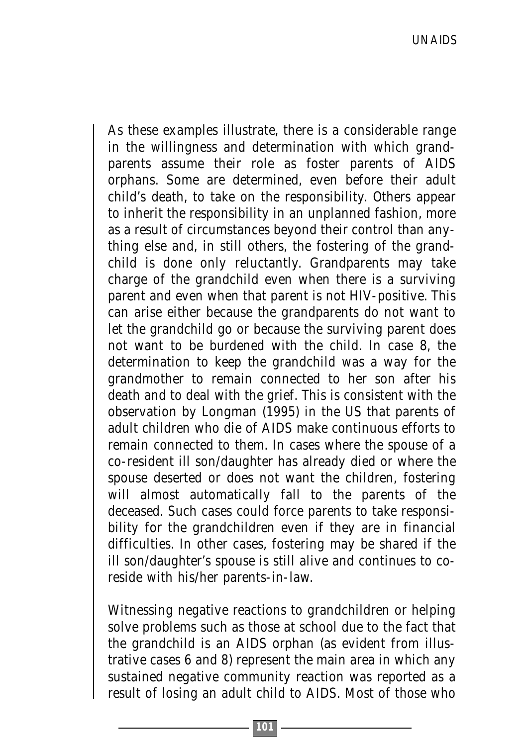As these examples illustrate, there is a considerable range in the willingness and determination with which grandparents assume their role as foster parents of AIDS orphans. Some are determined, even before their adult child's death, to take on the responsibility. Others appear to inherit the responsibility in an unplanned fashion, more as a result of circumstances beyond their control than anything else and, in still others, the fostering of the grandchild is done only reluctantly. Grandparents may take charge of the grandchild even when there is a surviving parent and even when that parent is not HIV-positive. This can arise either because the grandparents do not want to let the grandchild go or because the surviving parent does not want to be burdened with the child. In case 8, the determination to keep the grandchild was a way for the grandmother to remain connected to her son after his death and to deal with the grief. This is consistent with the observation by Longman (1995) in the US that parents of adult children who die of AIDS make continuous efforts to remain connected to them. In cases where the spouse of a co-resident ill son/daughter has already died or where the spouse deserted or does not want the children, fostering will almost automatically fall to the parents of the deceased. Such cases could force parents to take responsibility for the grandchildren even if they are in financial difficulties. In other cases, fostering may be shared if the ill son/daughter's spouse is still alive and continues to co-reside with his/her parents-in-law.

Witnessing negative reactions to grandchildren or helping solve problems such as those at school due to the fact that the grandchild is an AIDS orphan (as evident from illustrative cases 6 and 8) represent the main area in which any sustained negative community reaction was reported as a result of losing an adult child to AIDS. Most of those who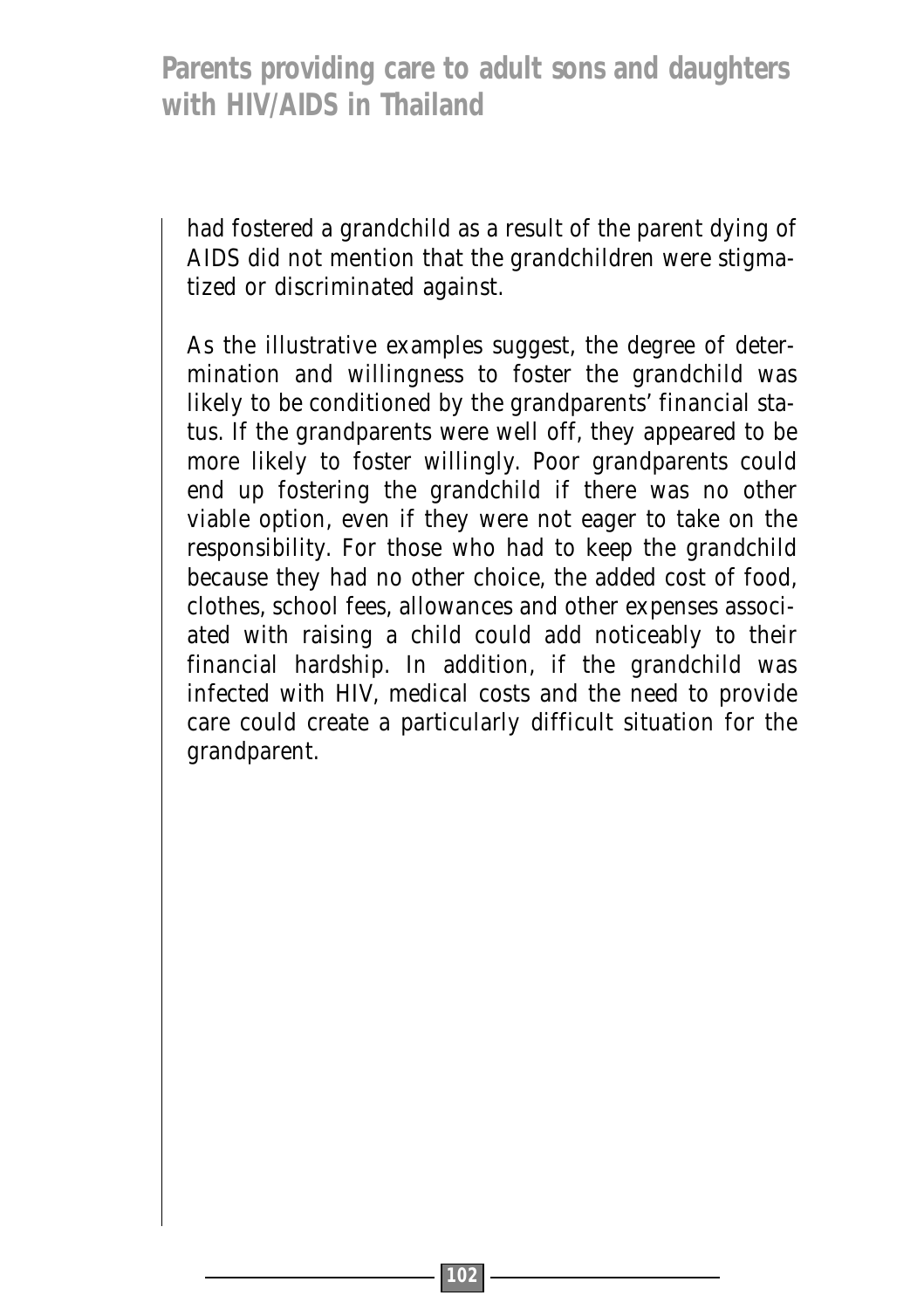had fostered a grandchild as a result of the parent dying of AIDS did not mention that the grandchildren were stigmatized or discriminated against.

As the illustrative examples suggest, the degree of determination and willingness to foster the grandchild was likely to be conditioned by the grandparents' financial status. If the grandparents were well off, they appeared to be more likely to foster willingly. Poor grandparents could end up fostering the grandchild if there was no other viable option, even if they were not eager to take on the responsibility. For those who had to keep the grandchild because they had no other choice, the added cost of food, clothes, school fees, allowances and other expenses associated with raising a child could add noticeably to their financial hardship. In addition, if the grandchild was infected with HIV, medical costs and the need to provide care could create a particularly difficult situation for the grandparent.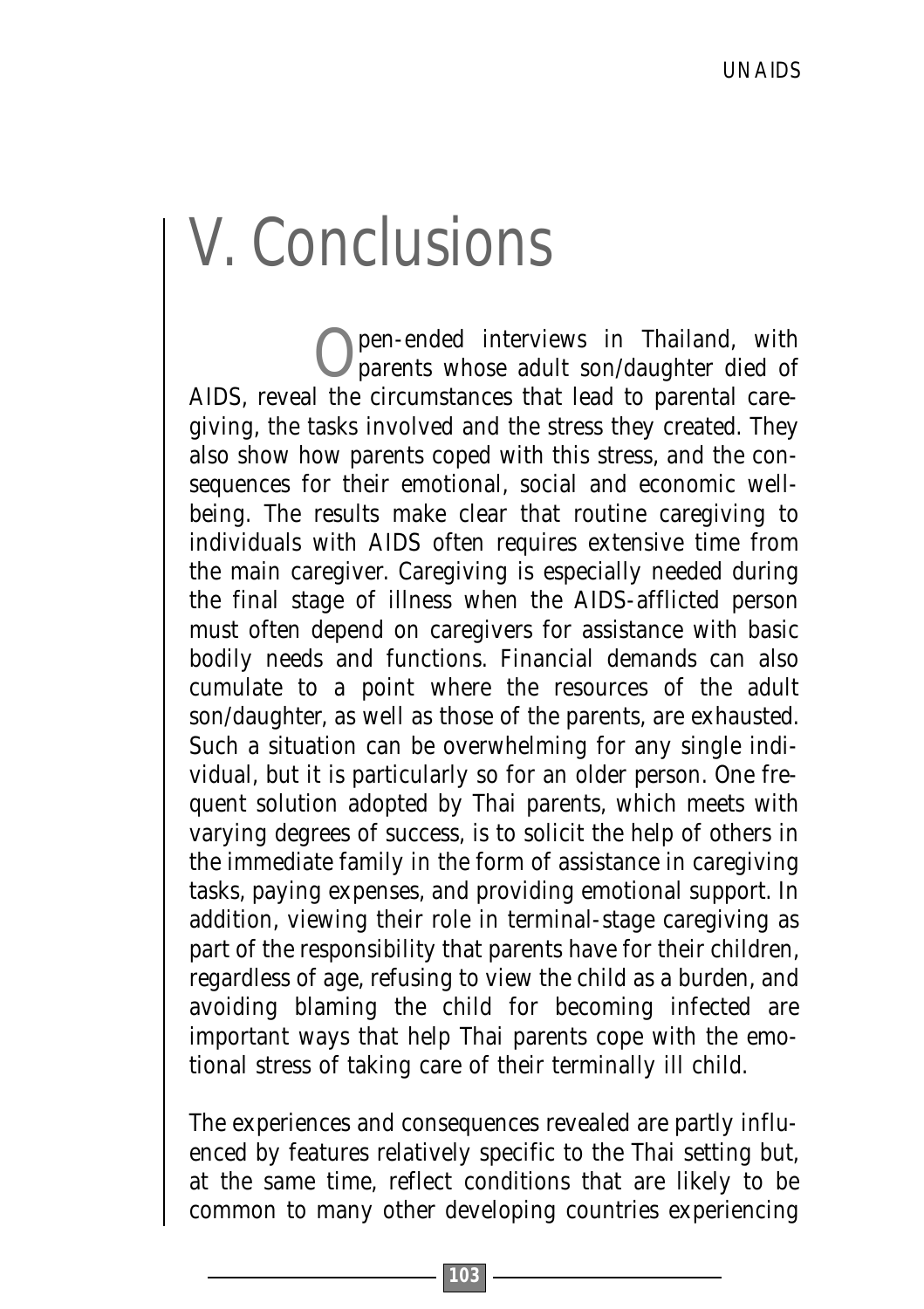# V. Conclusions

Open-ended interviews in Thailand, with parents whose adult son/daughter died of AIDS, reveal the circumstances that lead to parental caregiving, the tasks involved and the stress they created. They also show how parents coped with this stress, and the consequences for their emotional, social and economic wellbeing. The results make clear that routine caregiving to individuals with AIDS often requires extensive time from the main caregiver. Caregiving is especially needed during the final stage of illness when the AIDS-afflicted person must often depend on caregivers for assistance with basic bodily needs and functions. Financial demands can also cumulate to a point where the resources of the adult son/daughter, as well as those of the parents, are exhausted. Such a situation can be overwhelming for any single individual, but it is particularly so for an older person. One frequent solution adopted by Thai parents, which meets with varying degrees of success, is to solicit the help of others in the immediate family in the form of assistance in caregiving tasks, paying expenses, and providing emotional support. In addition, viewing their role in terminal-stage caregiving as part of the responsibility that parents have for their children, regardless of age, refusing to view the child as a burden, and avoiding blaming the child for becoming infected are important ways that help Thai parents cope with the emotional stress of taking care of their terminally ill child.

The experiences and consequences revealed are partly influenced by features relatively specific to the Thai setting but, at the same time, reflect conditions that are likely to be common to many other developing countries experiencing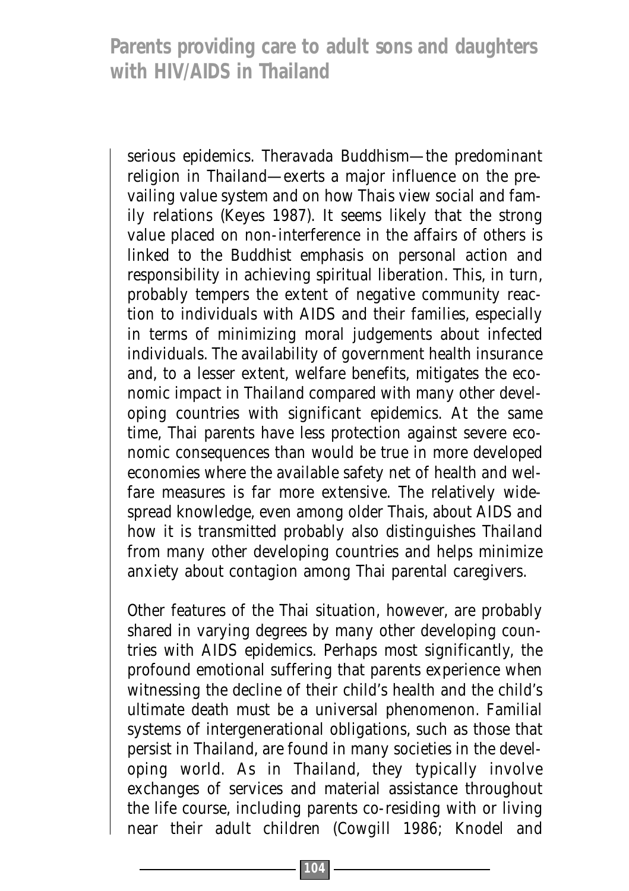serious epidemics. Theravada Buddhism—the predominant religion in Thailand—exerts a major influence on the prevailing value system and on how Thais view social and family relations (Keyes 1987). It seems likely that the strong value placed on non-interference in the affairs of others is linked to the Buddhist emphasis on personal action and responsibility in achieving spiritual liberation. This, in turn, probably tempers the extent of negative community reaction to individuals with AIDS and their families, especially in terms of minimizing moral judgements about infected individuals. The availability of government health insurance and, to a lesser extent, welfare benefits, mitigates the economic impact in Thailand compared with many other developing countries with significant epidemics. At the same time, Thai parents have less protection against severe economic consequences than would be true in more developed economies where the available safety net of health and welfare measures is far more extensive. The relatively widespread knowledge, even among older Thais, about AIDS and how it is transmitted probably also distinguishes Thailand from many other developing countries and helps minimize anxiety about contagion among Thai parental caregivers.

Other features of the Thai situation, however, are probably shared in varying degrees by many other developing countries with AIDS epidemics. Perhaps most significantly, the profound emotional suffering that parents experience when witnessing the decline of their child's health and the child's ultimate death must be a universal phenomenon. Familial systems of intergenerational obligations, such as those that persist in Thailand, are found in many societies in the developing world. As in Thailand, they typically involve exchanges of services and material assistance throughout the life course, including parents co-residing with or living near their adult children (Cowgill 1986; Knodel and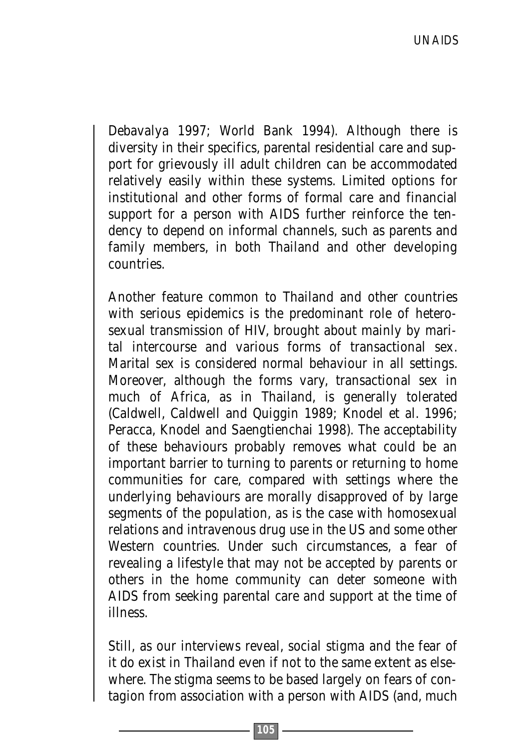Debavalya 1997; World Bank 1994). Although there is diversity in their specifics, parental residential care and support for grievously ill adult children can be accommodated relatively easily within these systems. Limited options for institutional and other forms of formal care and financial support for a person with AIDS further reinforce the tendency to depend on informal channels, such as parents and family members, in both Thailand and other developing countries.

Another feature common to Thailand and other countries with serious epidemics is the predominant role of heterosexual transmission of HIV, brought about mainly by marital intercourse and various forms of transactional sex. Marital sex is considered normal behaviour in all settings. Moreover, although the forms vary, transactional sex in much of Africa, as in Thailand, is generally tolerated (Caldwell, Caldwell and Quiggin 1989; Knodel et al. 1996; Peracca, Knodel and Saengtienchai 1998). The acceptability of these behaviours probably removes what could be an important barrier to turning to parents or returning to home communities for care, compared with settings where the underlying behaviours are morally disapproved of by large segments of the population, as is the case with homosexual relations and intravenous drug use in the US and some other Western countries. Under such circumstances, a fear of revealing a lifestyle that may not be accepted by parents or others in the home community can deter someone with AIDS from seeking parental care and support at the time of illness.

Still, as our interviews reveal, social stigma and the fear of it do exist in Thailand even if not to the same extent as elsewhere. The stigma seems to be based largely on fears of contagion from association with a person with AIDS (and, much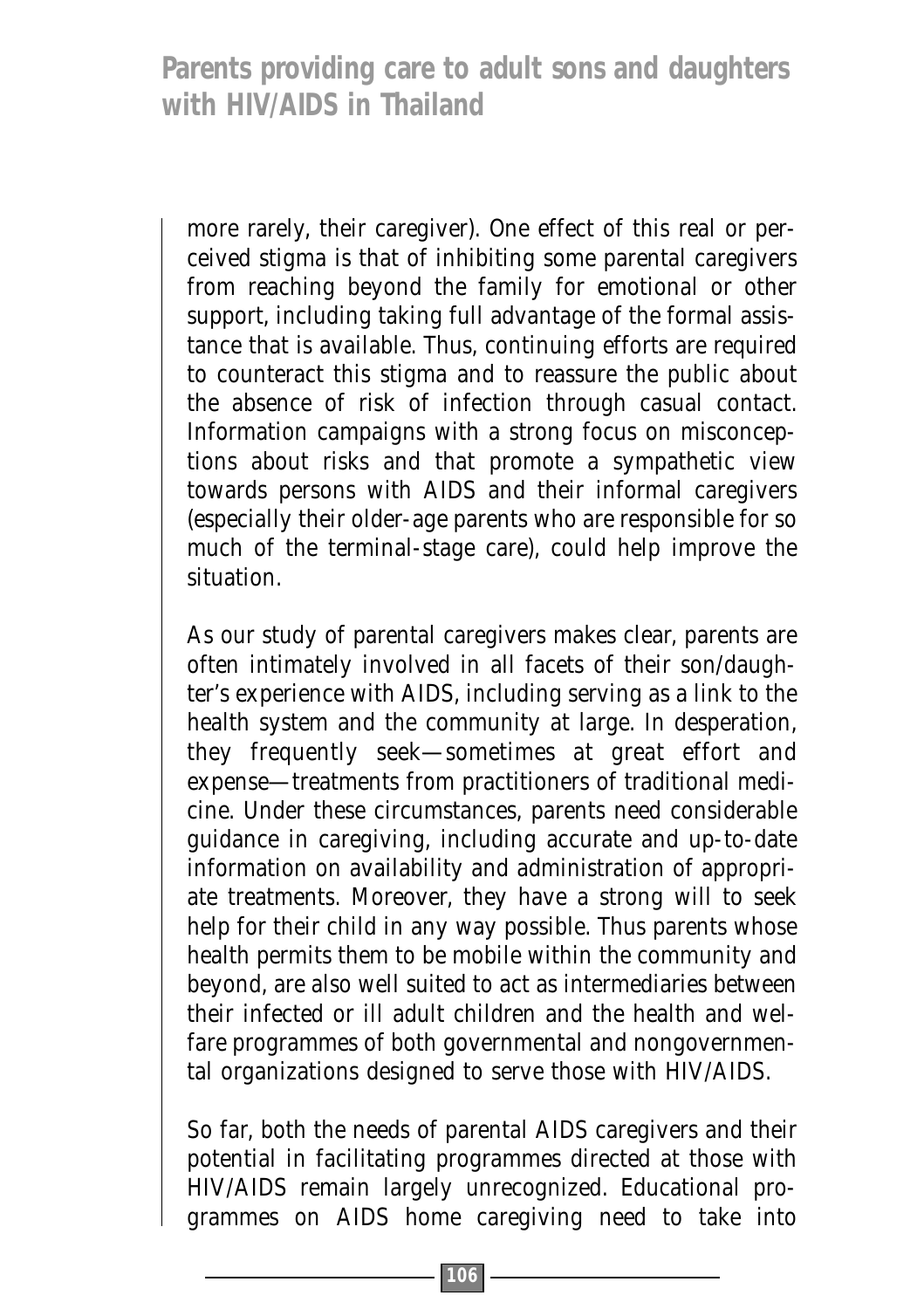more rarely, their caregiver). One effect of this real or perceived stigma is that of inhibiting some parental caregivers from reaching beyond the family for emotional or other support, including taking full advantage of the formal assistance that is available. Thus, continuing efforts are required to counteract this stigma and to reassure the public about the absence of risk of infection through casual contact. Information campaigns with a strong focus on misconceptions about risks and that promote a sympathetic view towards persons with AIDS and their informal caregivers (especially their older-age parents who are responsible for so much of the terminal-stage care), could help improve the situation.

As our study of parental caregivers makes clear, parents are often intimately involved in all facets of their son/daughter's experience with AIDS, including serving as a link to the health system and the community at large. In desperation, they frequently seek—sometimes at great effort and expense—treatments from practitioners of traditional medicine. Under these circumstances, parents need considerable guidance in caregiving, including accurate and up-to-date information on availability and administration of appropriate treatments. Moreover, they have a strong will to seek help for their child in any way possible. Thus parents whose health permits them to be mobile within the community and beyond, are also well suited to act as intermediaries between their infected or ill adult children and the health and welfare programmes of both governmental and nongovernmental organizations designed to serve those with HIV/AIDS.

So far, both the needs of parental AIDS caregivers and their potential in facilitating programmes directed at those with HIV/AIDS remain largely unrecognized. Educational programmes on AIDS home caregiving need to take into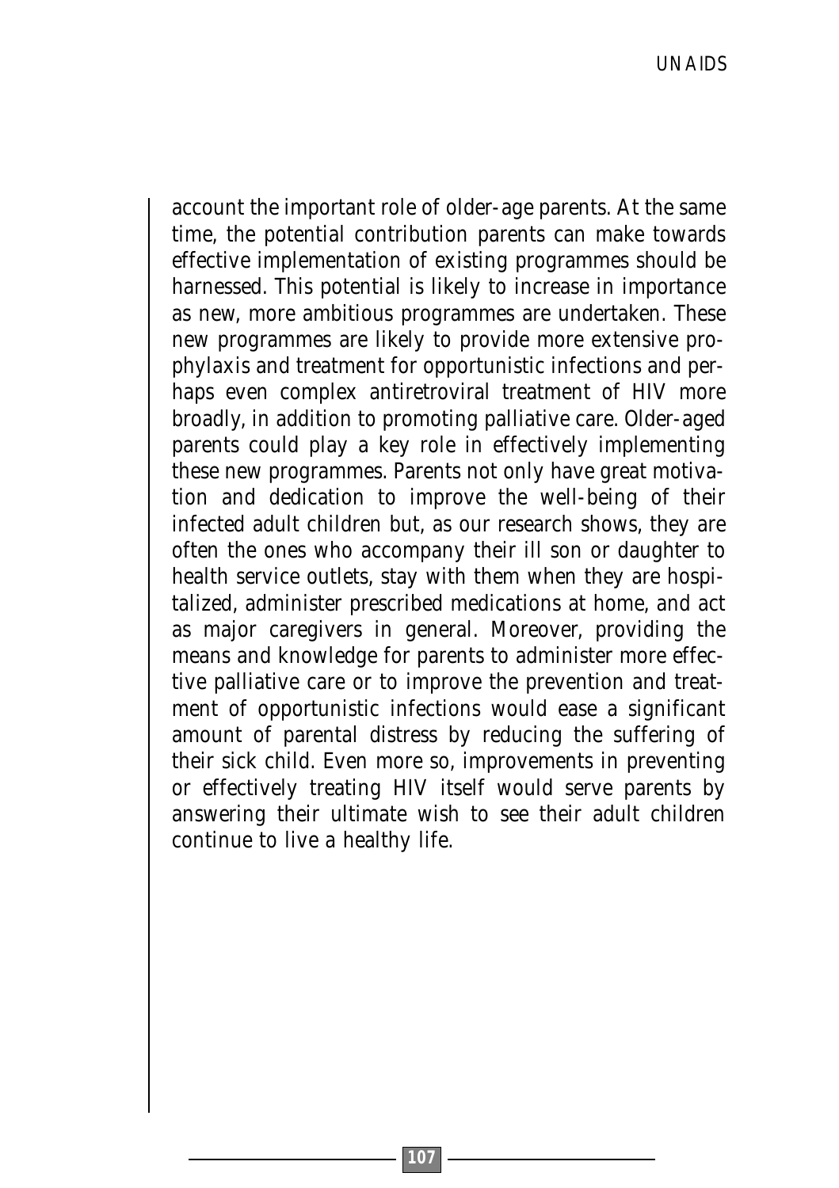account the important role of older-age parents. At the same time, the potential contribution parents can make towards effective implementation of existing programmes should be harnessed. This potential is likely to increase in importance as new, more ambitious programmes are undertaken. These new programmes are likely to provide more extensive prophylaxis and treatment for opportunistic infections and perhaps even complex antiretroviral treatment of HIV more broadly, in addition to promoting palliative care. Older-aged parents could play a key role in effectively implementing these new programmes. Parents not only have great motivation and dedication to improve the well-being of their infected adult children but, as our research shows, they are often the ones who accompany their ill son or daughter to health service outlets, stay with them when they are hospitalized, administer prescribed medications at home, and act as major caregivers in general. Moreover, providing the means and knowledge for parents to administer more effective palliative care or to improve the prevention and treatment of opportunistic infections would ease a significant amount of parental distress by reducing the suffering of their sick child. Even more so, improvements in preventing or effectively treating HIV itself would serve parents by answering their ultimate wish to see their adult children continue to live a healthy life.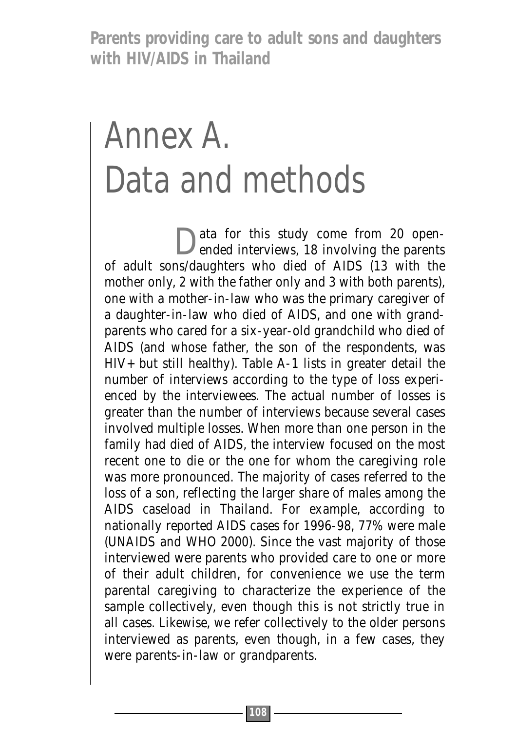# Annex A. Data and methods

Data for this study come from 20 open-ended interviews, 18 involving the parents of adult sons/daughters who died of AIDS (13 with the mother only, 2 with the father only and 3 with both parents), one with a mother-in-law who was the primary caregiver of a daughter-in-law who died of AIDS, and one with grandparents who cared for a six-year-old grandchild who died of AIDS (and whose father, the son of the respondents, was HIV+ but still healthy). Table A-1 lists in greater detail the number of interviews according to the type of loss experienced by the interviewees. The actual number of losses is greater than the number of interviews because several cases involved multiple losses. When more than one person in the family had died of AIDS, the interview focused on the most recent one to die or the one for whom the caregiving role was more pronounced. The majority of cases referred to the loss of a son, reflecting the larger share of males among the AIDS caseload in Thailand. For example, according to nationally reported AIDS cases for 1996-98, 77% were male (UNAIDS and WHO 2000). Since the vast majority of those interviewed were parents who provided care to one or more of their adult children, for convenience we use the term parental caregiving to characterize the experience of the sample collectively, even though this is not strictly true in all cases. Likewise, we refer collectively to the older persons interviewed as parents, even though, in a few cases, they were parents-in-law or grandparents.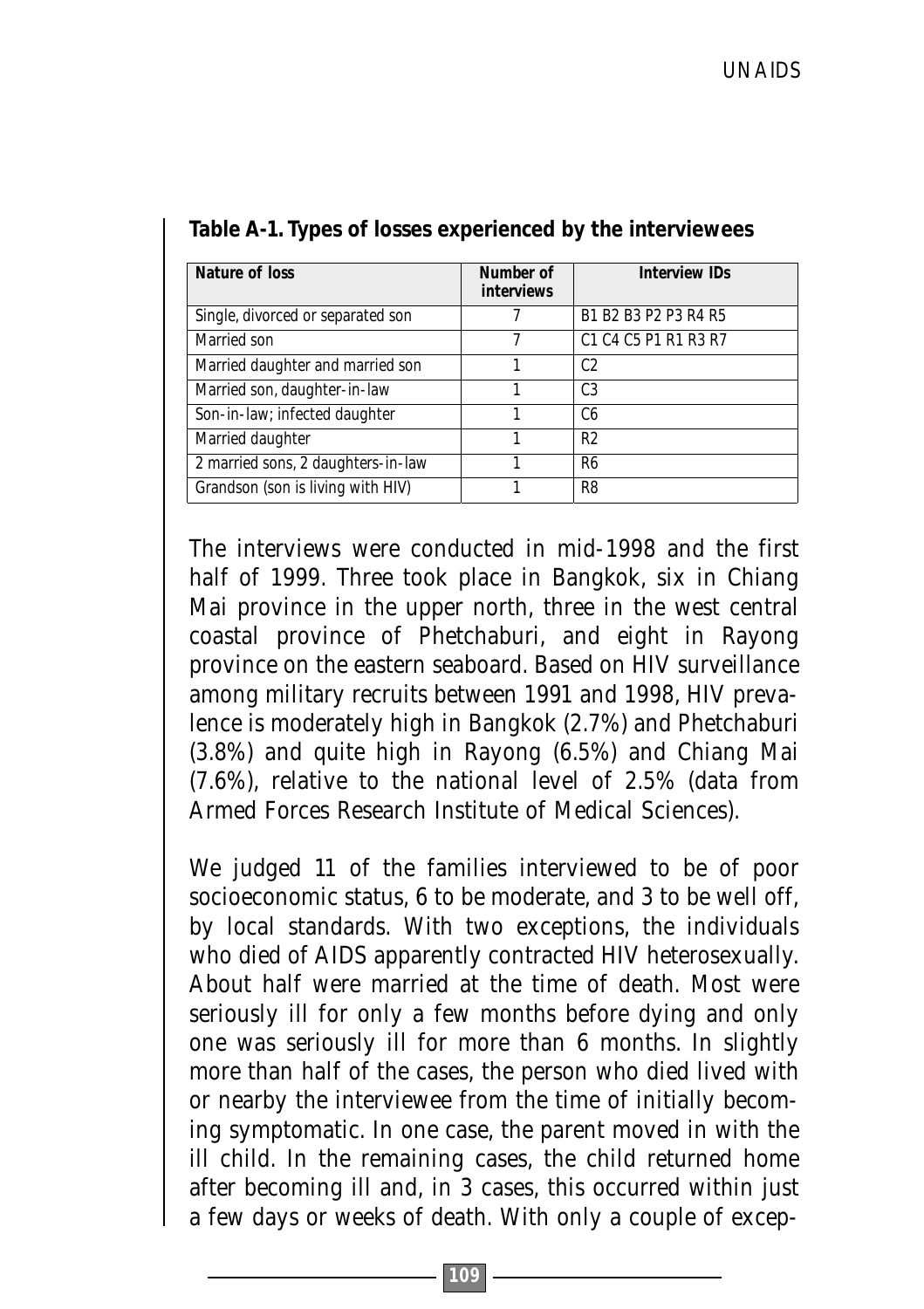**Table A-1. Types of losses experienced by the interviewees**

| Nature of loss | Number of interviews | Interview IDs |
|---|---|---|
| Single, divorced or separated son | 7 | B1 B2 B3 P2 P3 R4 R5 |
| Married son | 7 | C1 C4 C5 P1 R1 R3 R7 |
| Married daughter and married son | 1 | C2 |
| Married son, daughter-in-law | 1 | C3 |
| Son-in-law; infected daughter | 1 | C6 |
| Married daughter | 1 | R2 |
| 2 married sons, 2 daughters-in-law | 1 | R6 |
| Grandson (son is living with HIV) | 1 | R8 |

The interviews were conducted in mid-1998 and the first half of 1999. Three took place in Bangkok, six in Chiang Mai province in the upper north, three in the west central coastal province of Phetchaburi, and eight in Rayong province on the eastern seaboard. Based on HIV surveillance among military recruits between 1991 and 1998, HIV prevalence is moderately high in Bangkok (2.7%) and Phetchaburi (3.8%) and quite high in Rayong (6.5%) and Chiang Mai (7.6%), relative to the national level of 2.5% (data from Armed Forces Research Institute of Medical Sciences).

We judged 11 of the families interviewed to be of poor socioeconomic status, 6 to be moderate, and 3 to be well off, by local standards. With two exceptions, the individuals who died of AIDS apparently contracted HIV heterosexually. About half were married at the time of death. Most were seriously ill for only a few months before dying and only one was seriously ill for more than 6 months. In slightly more than half of the cases, the person who died lived with or nearby the interviewee from the time of initially becoming symptomatic. In one case, the parent moved in with the ill child. In the remaining cases, the child returned home after becoming ill and, in 3 cases, this occurred within just a few days or weeks of death. With only a couple of excep-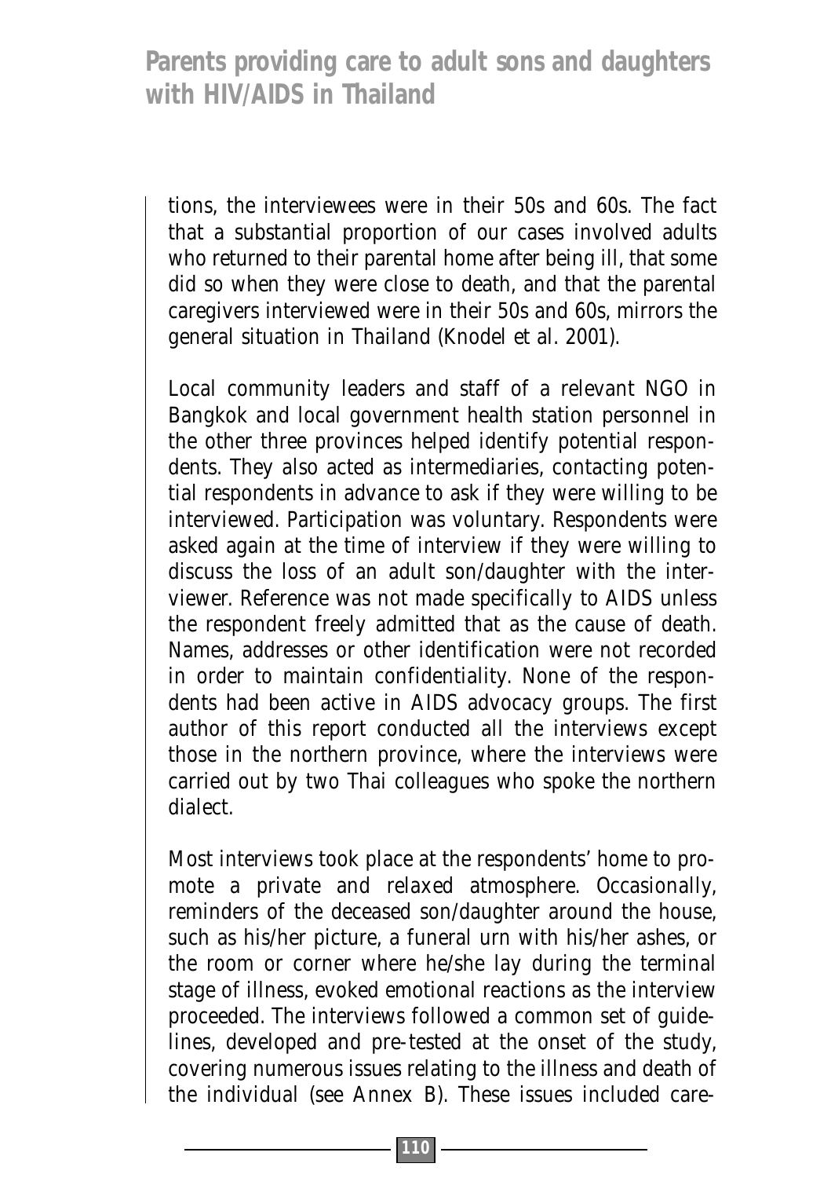tions, the interviewees were in their 50s and 60s. The fact that a substantial proportion of our cases involved adults who returned to their parental home after being ill, that some did so when they were close to death, and that the parental caregivers interviewed were in their 50s and 60s, mirrors the general situation in Thailand (Knodel et al. 2001).

Local community leaders and staff of a relevant NGO in Bangkok and local government health station personnel in the other three provinces helped identify potential respondents. They also acted as intermediaries, contacting potential respondents in advance to ask if they were willing to be interviewed. Participation was voluntary. Respondents were asked again at the time of interview if they were willing to discuss the loss of an adult son/daughter with the interviewer. Reference was not made specifically to AIDS unless the respondent freely admitted that as the cause of death. Names, addresses or other identification were not recorded in order to maintain confidentiality. None of the respondents had been active in AIDS advocacy groups. The first author of this report conducted all the interviews except those in the northern province, where the interviews were carried out by two Thai colleagues who spoke the northern dialect.

Most interviews took place at the respondents' home to promote a private and relaxed atmosphere. Occasionally, reminders of the deceased son/daughter around the house, such as his/her picture, a funeral urn with his/her ashes, or the room or corner where he/she lay during the terminal stage of illness, evoked emotional reactions as the interview proceeded. The interviews followed a common set of guidelines, developed and pre-tested at the onset of the study, covering numerous issues relating to the illness and death of the individual (see Annex B). These issues included care-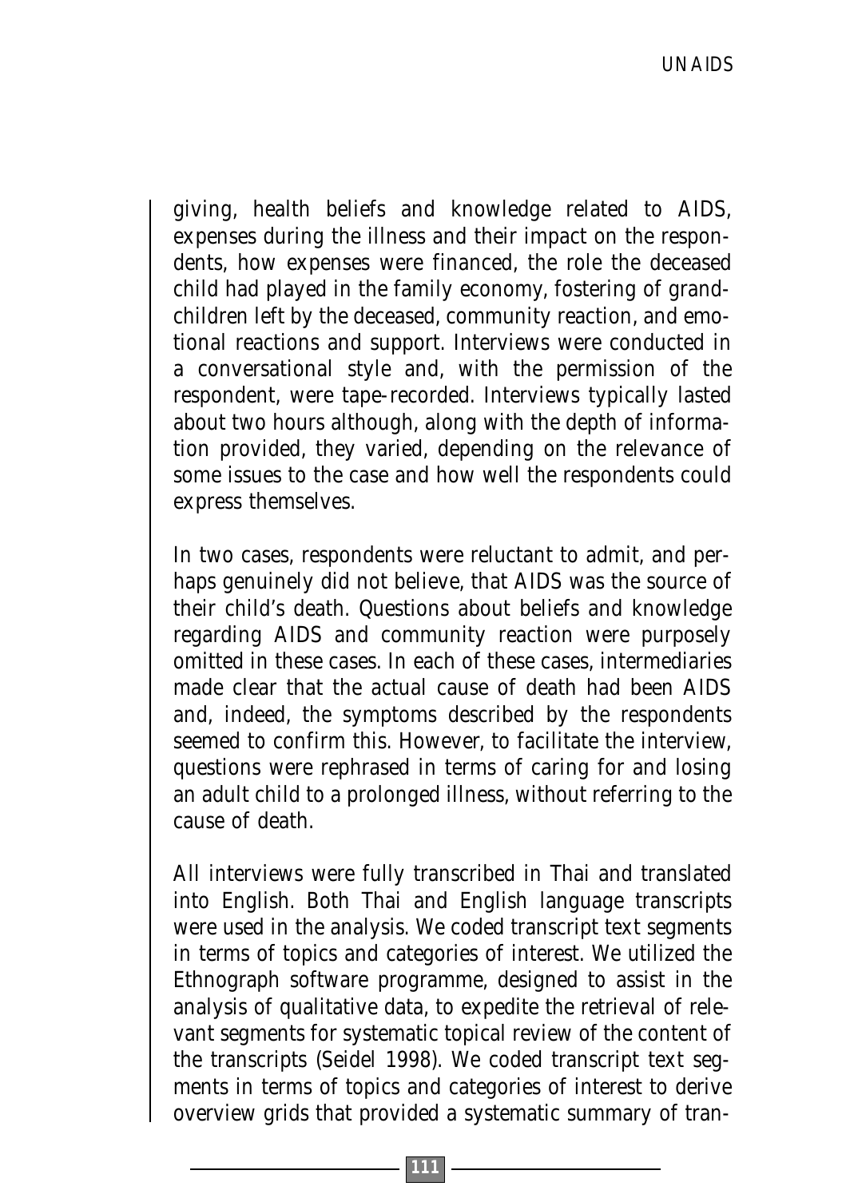giving, health beliefs and knowledge related to AIDS, expenses during the illness and their impact on the respondents, how expenses were financed, the role the deceased child had played in the family economy, fostering of grandchildren left by the deceased, community reaction, and emotional reactions and support. Interviews were conducted in a conversational style and, with the permission of the respondent, were tape-recorded. Interviews typically lasted about two hours although, along with the depth of information provided, they varied, depending on the relevance of some issues to the case and how well the respondents could express themselves.

In two cases, respondents were reluctant to admit, and perhaps genuinely did not believe, that AIDS was the source of their child's death. Questions about beliefs and knowledge regarding AIDS and community reaction were purposely omitted in these cases. In each of these cases, intermediaries made clear that the actual cause of death had been AIDS and, indeed, the symptoms described by the respondents seemed to confirm this. However, to facilitate the interview, questions were rephrased in terms of caring for and losing an adult child to a prolonged illness, without referring to the cause of death.

All interviews were fully transcribed in Thai and translated into English. Both Thai and English language transcripts were used in the analysis. We coded transcript text segments in terms of topics and categories of interest. We utilized the Ethnograph software programme, designed to assist in the analysis of qualitative data, to expedite the retrieval of relevant segments for systematic topical review of the content of the transcripts (Seidel 1998). We coded transcript text segments in terms of topics and categories of interest to derive overview grids that provided a systematic summary of tran-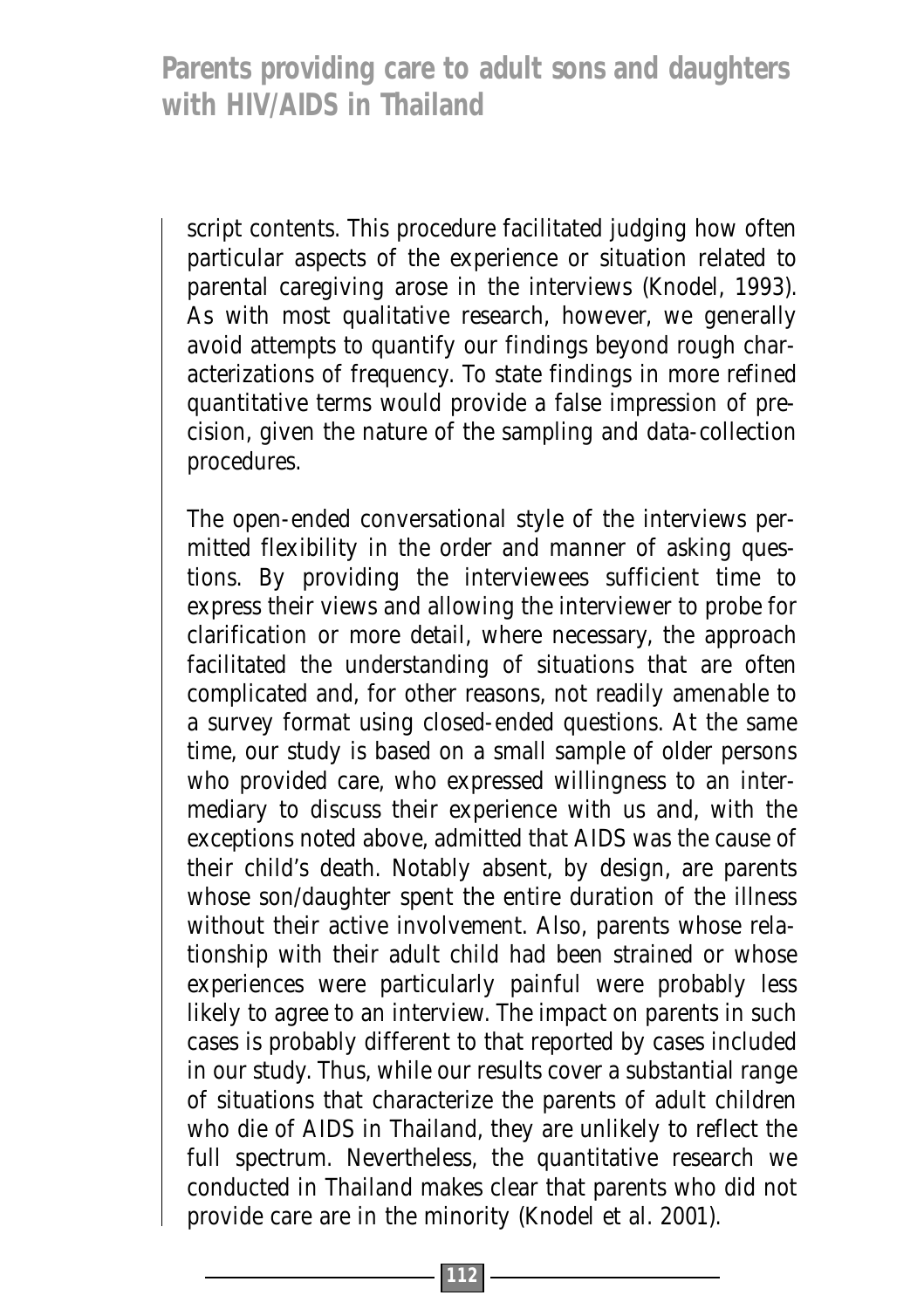script contents. This procedure facilitated judging how often particular aspects of the experience or situation related to parental caregiving arose in the interviews (Knodel, 1993). As with most qualitative research, however, we generally avoid attempts to quantify our findings beyond rough characterizations of frequency. To state findings in more refined quantitative terms would provide a false impression of precision, given the nature of the sampling and data-collection procedures.

The open-ended conversational style of the interviews permitted flexibility in the order and manner of asking questions. By providing the interviewees sufficient time to express their views and allowing the interviewer to probe for clarification or more detail, where necessary, the approach facilitated the understanding of situations that are often complicated and, for other reasons, not readily amenable to a survey format using closed-ended questions. At the same time, our study is based on a small sample of older persons who provided care, who expressed willingness to an intermediary to discuss their experience with us and, with the exceptions noted above, admitted that AIDS was the cause of their child's death. Notably absent, by design, are parents whose son/daughter spent the entire duration of the illness without their active involvement. Also, parents whose relationship with their adult child had been strained or whose experiences were particularly painful were probably less likely to agree to an interview. The impact on parents in such cases is probably different to that reported by cases included in our study. Thus, while our results cover a substantial range of situations that characterize the parents of adult children who die of AIDS in Thailand, they are unlikely to reflect the full spectrum. Nevertheless, the quantitative research we conducted in Thailand makes clear that parents who did not provide care are in the minority (Knodel et al. 2001).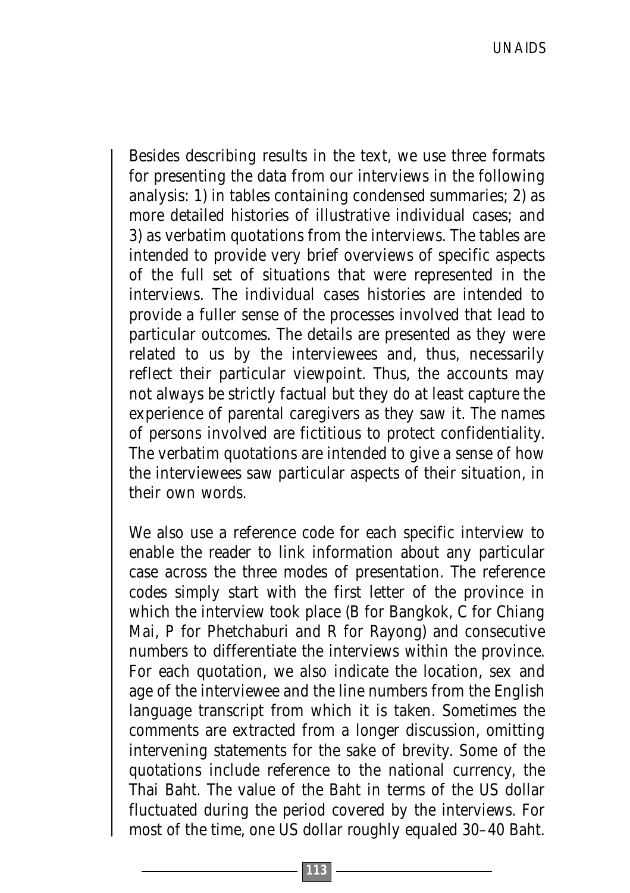Besides describing results in the text, we use three formats for presenting the data from our interviews in the following analysis: 1) in tables containing condensed summaries; 2) as more detailed histories of illustrative individual cases; and 3) as verbatim quotations from the interviews. The tables are intended to provide very brief overviews of specific aspects of the full set of situations that were represented in the interviews. The individual cases histories are intended to provide a fuller sense of the processes involved that lead to particular outcomes. The details are presented as they were related to us by the interviewees and, thus, necessarily reflect their particular viewpoint. Thus, the accounts may not always be strictly factual but they do at least capture the experience of parental caregivers as they saw it. The names of persons involved are fictitious to protect confidentiality. The verbatim quotations are intended to give a sense of how the interviewees saw particular aspects of their situation, in their own words.

We also use a reference code for each specific interview to enable the reader to link information about any particular case across the three modes of presentation. The reference codes simply start with the first letter of the province in which the interview took place (B for Bangkok, C for Chiang Mai, P for Phetchaburi and R for Rayong) and consecutive numbers to differentiate the interviews within the province. For each quotation, we also indicate the location, sex and age of the interviewee and the line numbers from the English language transcript from which it is taken. Sometimes the comments are extracted from a longer discussion, omitting intervening statements for the sake of brevity. Some of the quotations include reference to the national currency, the Thai Baht. The value of the Baht in terms of the US dollar fluctuated during the period covered by the interviews. For most of the time, one US dollar roughly equaled 30–40 Baht.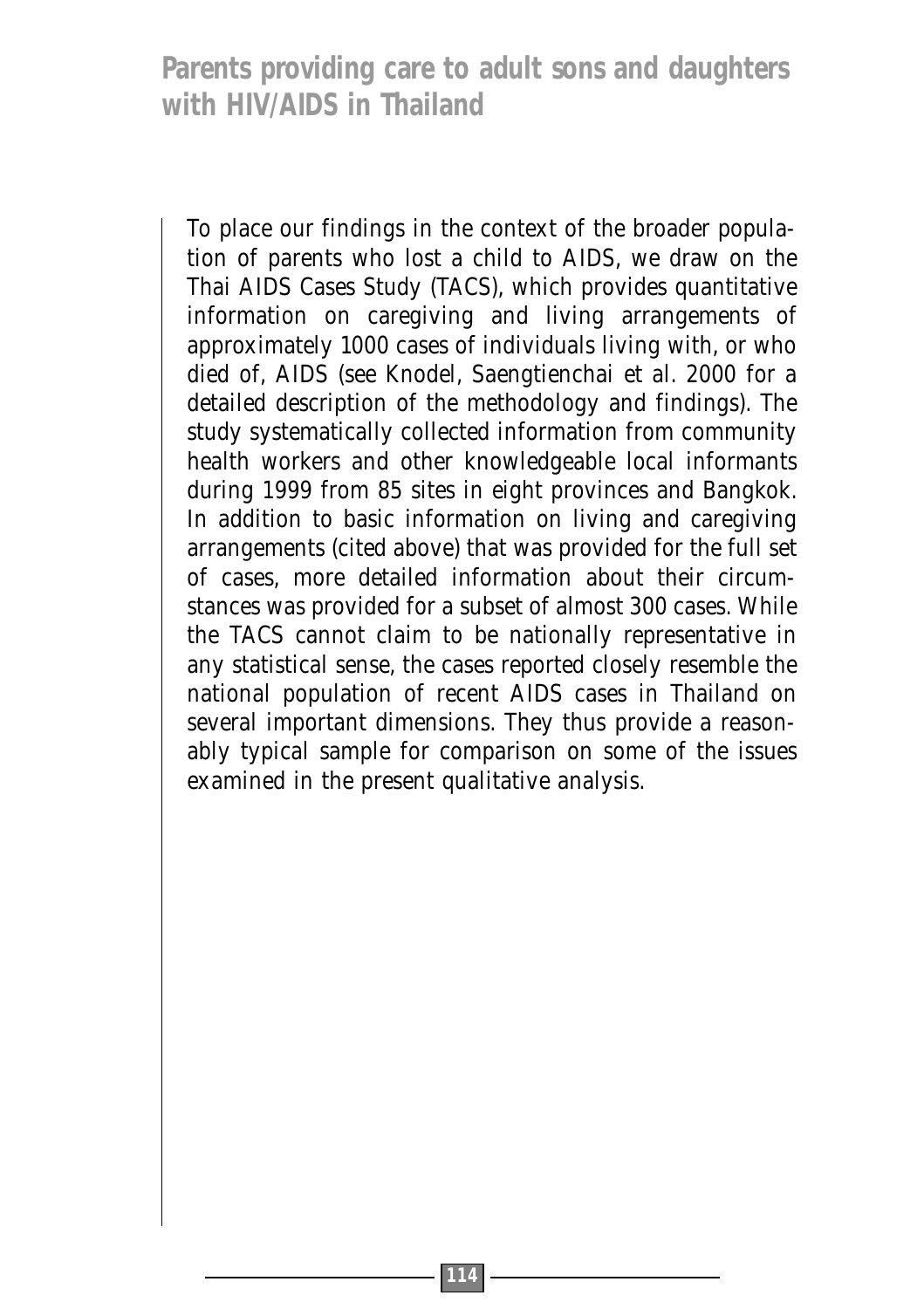To place our findings in the context of the broader population of parents who lost a child to AIDS, we draw on the Thai AIDS Cases Study (TACS), which provides quantitative information on caregiving and living arrangements of approximately 1000 cases of individuals living with, or who died of, AIDS (see Knodel, Saengtienchai et al. 2000 for a detailed description of the methodology and findings). The study systematically collected information from community health workers and other knowledgeable local informants during 1999 from 85 sites in eight provinces and Bangkok. In addition to basic information on living and caregiving arrangements (cited above) that was provided for the full set of cases, more detailed information about their circumstances was provided for a subset of almost 300 cases. While the TACS cannot claim to be nationally representative in any statistical sense, the cases reported closely resemble the national population of recent AIDS cases in Thailand on several important dimensions. They thus provide a reasonably typical sample for comparison on some of the issues examined in the present qualitative analysis.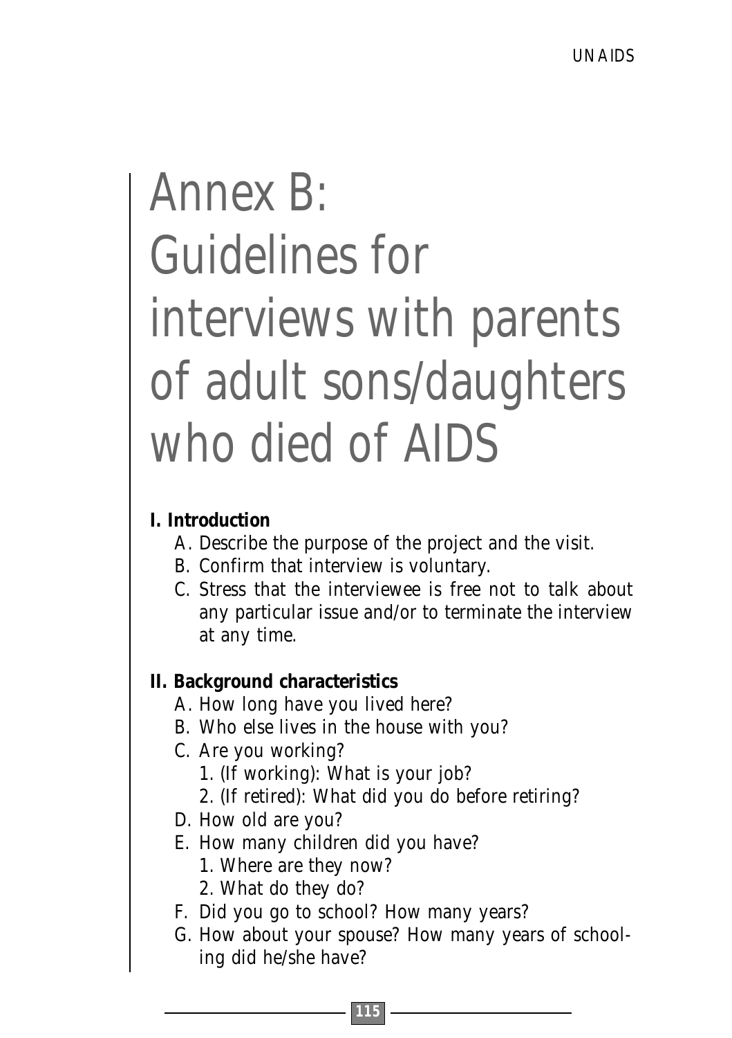# Annex B: Guidelines for interviews with parents of adult sons/daughters who died of AIDS

**I. Introduction**

- A. Describe the purpose of the project and the visit.
- B. Confirm that interview is voluntary.
- C. Stress that the interviewee is free not to talk about any particular issue and/or to terminate the interview at any time.

**II. Background characteristics**

- A. How long have you lived here?
- B. Who else lives in the house with you?
- C. Are you working?
  1. (If working): What is your job?
  2. (If retired): What did you do before retiring?
- D. How old are you?
- E. How many children did you have?
  1. Where are they now?
  2. What do they do?
- F. Did you go to school? How many years?
- G. How about your spouse? How many years of schooling did he/she have?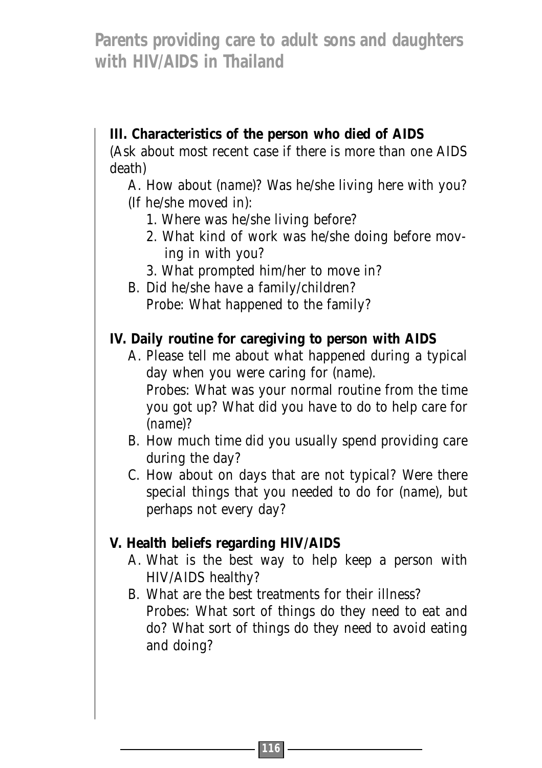**III. Characteristics of the person who died of AIDS**

(Ask about most recent case if there is more than one AIDS death)

A. How about (name)? Was he/she living here with you? (If he/she moved in):

1. Where was he/she living before?
2. What kind of work was he/she doing before moving in with you?
3. What prompted him/her to move in?

B. Did he/she have a family/children?
Probe: What happened to the family?

**IV. Daily routine for caregiving to person with AIDS**

A. Please tell me about what happened during a typical day when you were caring for (name).
Probes: What was your normal routine from the time you got up? What did you have to do to help care for (name)?

B. How much time did you usually spend providing care during the day?

C. How about on days that are not typical? Were there special things that you needed to do for (name), but perhaps not every day?

**V. Health beliefs regarding HIV/AIDS**

A. What is the best way to help keep a person with HIV/AIDS healthy?

B. What are the best treatments for their illness?
Probes: What sort of things do they need to eat and do? What sort of things do they need to avoid eating and doing?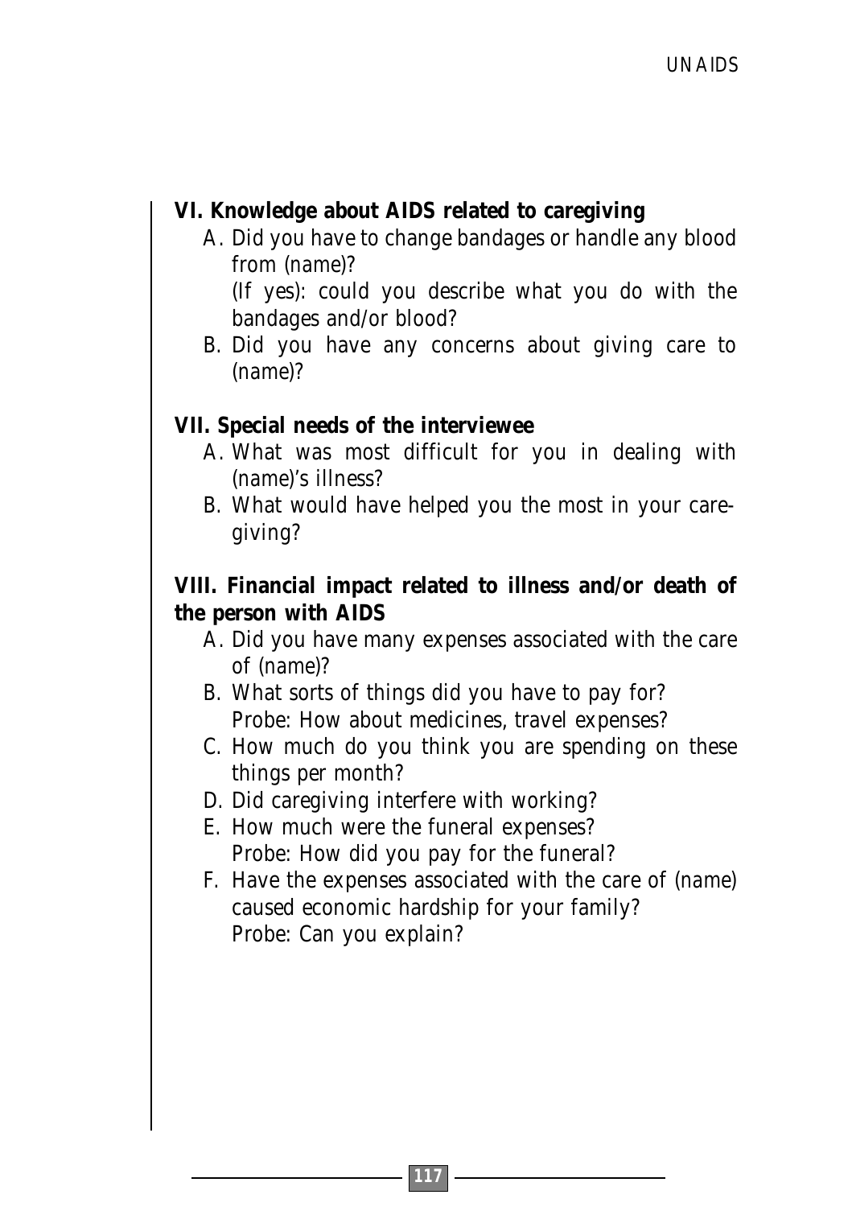### VI. Knowledge about AIDS related to caregiving

A. Did you have to change bandages or handle any blood from (name)?
   (If yes): could you describe what you do with the bandages and/or blood?
B. Did you have any concerns about giving care to (name)?

### VII. Special needs of the interviewee

A. What was most difficult for you in dealing with (name)'s illness?
B. What would have helped you the most in your care-giving?

### VIII. Financial impact related to illness and/or death of the person with AIDS

A. Did you have many expenses associated with the care of (name)?
B. What sorts of things did you have to pay for?
   Probe: How about medicines, travel expenses?
C. How much do you think you are spending on these things per month?
D. Did caregiving interfere with working?
E. How much were the funeral expenses?
   Probe: How did you pay for the funeral?
F. Have the expenses associated with the care of (name) caused economic hardship for your family?
   Probe: Can you explain?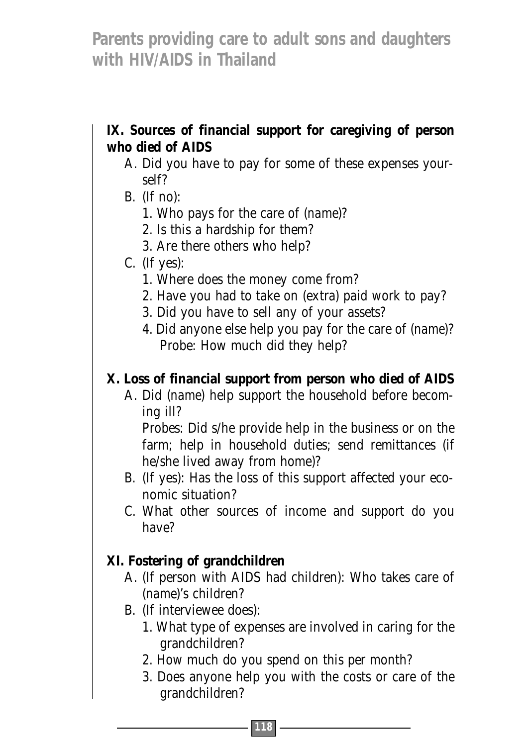**IX. Sources of financial support for caregiving of person who died of AIDS**

A. Did you have to pay for some of these expenses yourself?

B. (If no):
   1. Who pays for the care of (name)?
   2. Is this a hardship for them?
   3. Are there others who help?

C. (If yes):
   1. Where does the money come from?
   2. Have you had to take on (extra) paid work to pay?
   3. Did you have to sell any of your assets?
   4. Did anyone else help you pay for the care of (name)?
      Probe: How much did they help?

**X. Loss of financial support from person who died of AIDS**

A. Did (name) help support the household before becoming ill?
   Probes: Did s/he provide help in the business or on the farm; help in household duties; send remittances (if he/she lived away from home)?

B. (If yes): Has the loss of this support affected your economic situation?

C. What other sources of income and support do you have?

**XI. Fostering of grandchildren**

A. (If person with AIDS had children): Who takes care of (name)'s children?

B. (If interviewee does):
   1. What type of expenses are involved in caring for the grandchildren?
   2. How much do you spend on this per month?
   3. Does anyone help you with the costs or care of the grandchildren?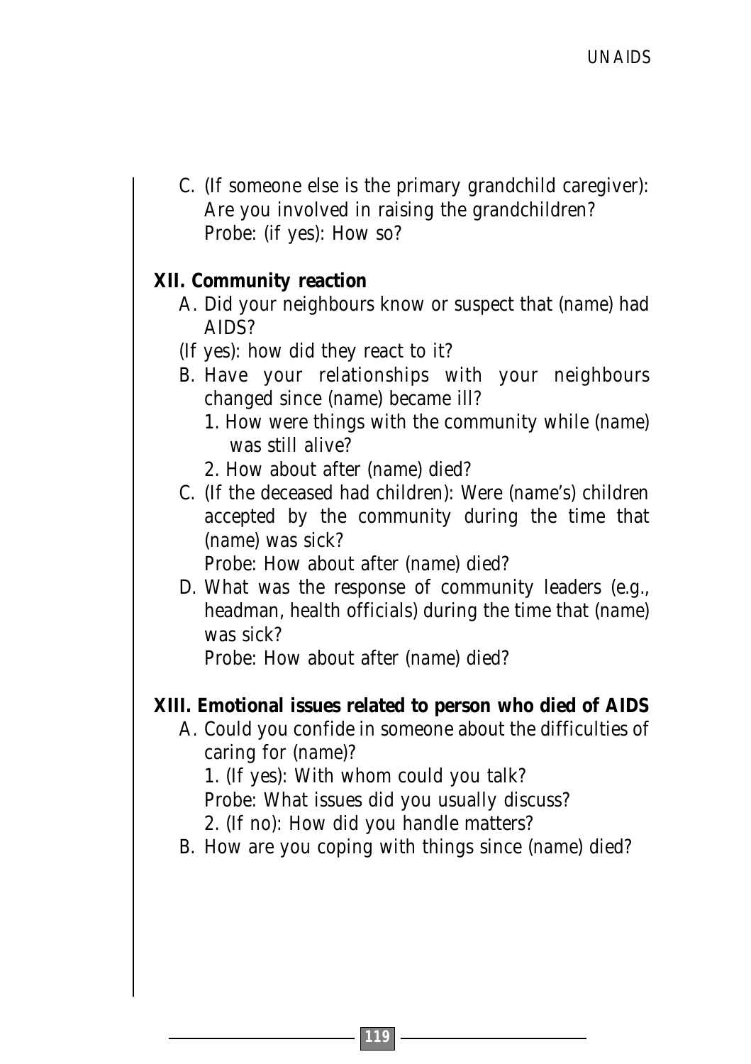C. (If someone else is the primary grandchild caregiver): Are you involved in raising the grandchildren?
   Probe: (if yes): How so?

**XII. Community reaction**

A. Did your neighbours know or suspect that (*name*) had AIDS?
   (If yes): how did they react to it?
B. Have your relationships with your neighbours changed since (*name*) became ill?
   1. How were things with the community while (*name*) was still alive?
   2. How about after (*name*) died?
C. (If the deceased had children): Were (*name's*) children accepted by the community during the time that (*name*) was sick?
   Probe: How about after (*name*) died?
D. What was the response of community leaders (e.g., headman, health officials) during the time that (*name*) was sick?
   Probe: How about after (*name*) died?

**XIII. Emotional issues related to person who died of AIDS**

A. Could you confide in someone about the difficulties of caring for (*name*)?
   1. (If yes): With whom could you talk?
   Probe: What issues did you usually discuss?
   2. (If no): How did you handle matters?
B. How are you coping with things since (*name*) died?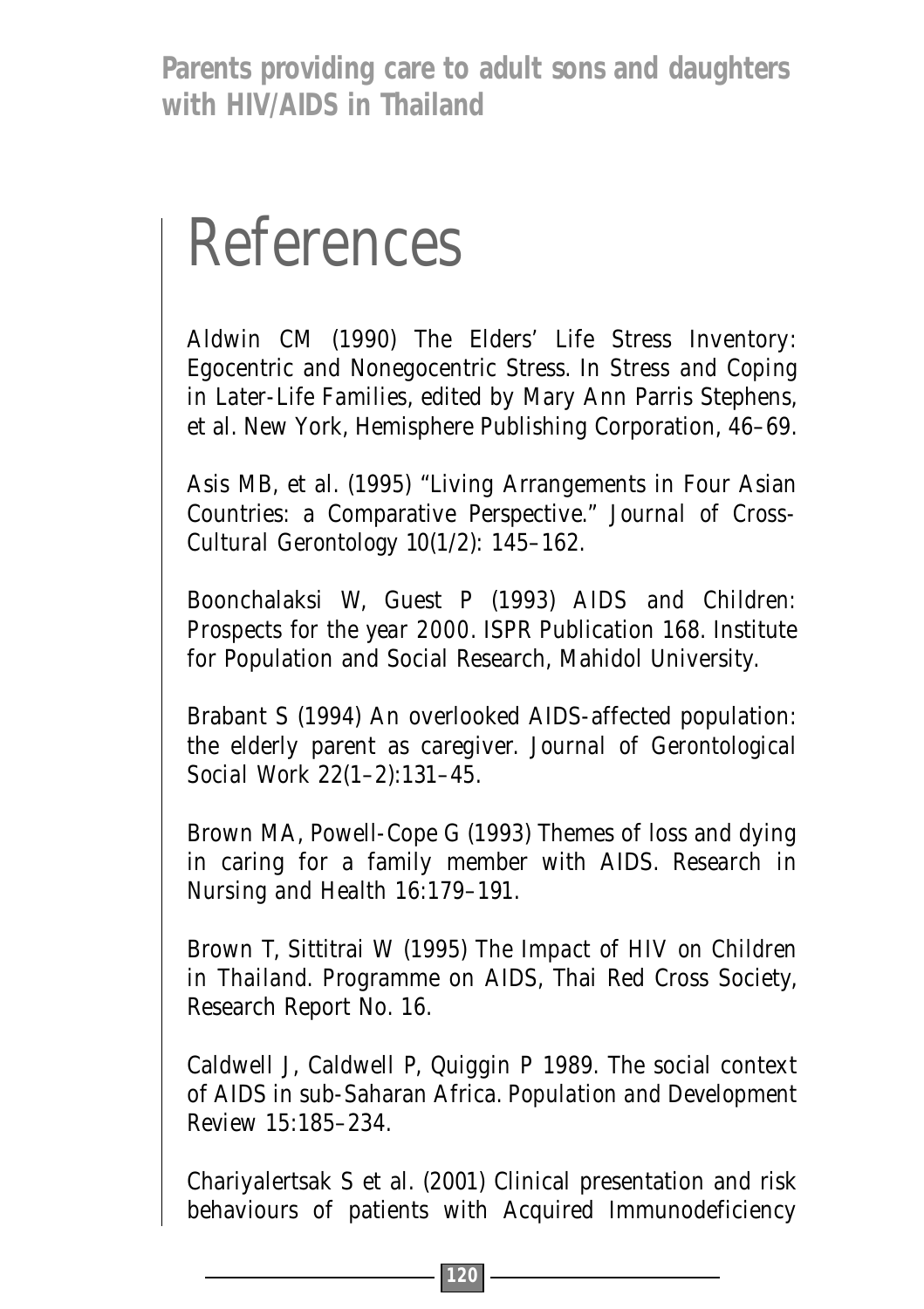# References

Aldwin CM (1990) The Elders' Life Stress Inventory: Egocentric and Nonegocentric Stress. In *Stress and Coping in Later-Life Families*, edited by Mary Ann Parris Stephens, et al. New York, Hemisphere Publishing Corporation, 46–69.

Asis MB, et al. (1995) "Living Arrangements in Four Asian Countries: a Comparative Perspective." *Journal of Cross-Cultural Gerontology* 10(1/2): 145–162.

Boonchalaksi W, Guest P (1993) *AIDS and Children: Prospects for the year 2000*. ISPR Publication 168. Institute for Population and Social Research, Mahidol University.

Brabant S (1994) An overlooked AIDS-affected population: the elderly parent as caregiver. *Journal of Gerontological Social Work* 22(1–2):131–45.

Brown MA, Powell-Cope G (1993) Themes of loss and dying in caring for a family member with AIDS. *Research in Nursing and Health* 16:179–191.

Brown T, Sittitrai W (1995) *The Impact of HIV on Children in Thailand*. Programme on AIDS, Thai Red Cross Society, Research Report No. 16.

Caldwell J, Caldwell P, Quiggin P 1989. The social context of AIDS in sub-Saharan Africa. *Population and Development Review* 15:185–234.

Chariyalertsak S et al. (2001) Clinical presentation and risk behaviours of patients with Acquired Immunodeficiency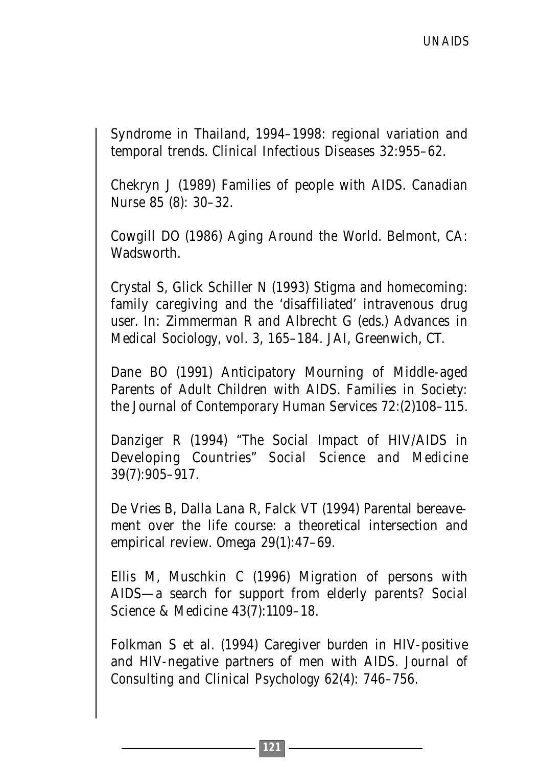Syndrome in Thailand, 1994–1998: regional variation and temporal trends. *Clinical Infectious Diseases* 32:955–62.

Chekryn J (1989) Families of people with AIDS. *Canadian Nurse* 85 (8): 30–32.

Cowgill DO (1986) *Aging Around the World*. Belmont, CA: Wadsworth.

Crystal S, Glick Schiller N (1993) Stigma and homecoming: family caregiving and the 'disaffiliated' intravenous drug user. In: Zimmerman R and Albrecht G (eds.) *Advances in Medical Sociology*, vol. 3, 165–184. JAI, Greenwich, CT.

Dane BO (1991) Anticipatory Mourning of Middle-aged Parents of Adult Children with AIDS. *Families in Society: the Journal of Contemporary Human Services* 72:(2)108–115.

Danziger R (1994) "The Social Impact of HIV/AIDS in Developing Countries" *Social Science and Medicine* 39(7):905–917.

De Vries B, Dalla Lana R, Falck VT (1994) Parental bereavement over the life course: a theoretical intersection and empirical review. *Omega* 29(1):47–69.

Ellis M, Muschkin C (1996) Migration of persons with AIDS—a search for support from elderly parents? *Social Science & Medicine* 43(7):1109–18.

Folkman S et al. (1994) Caregiver burden in HIV-positive and HIV-negative partners of men with AIDS. *Journal of Consulting and Clinical Psychology* 62(4): 746–756.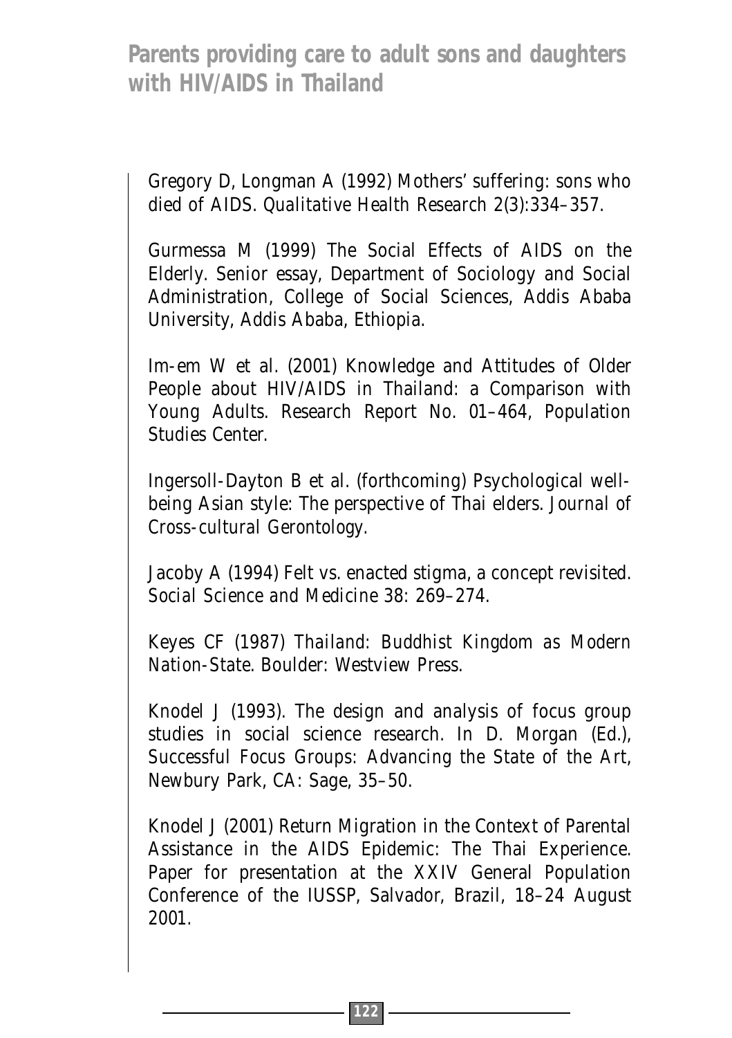Gregory D, Longman A (1992) Mothers' suffering: sons who died of AIDS. *Qualitative Health Research* 2(3):334–357.

Gurmessa M (1999) The Social Effects of AIDS on the Elderly. Senior essay, Department of Sociology and Social Administration, College of Social Sciences, Addis Ababa University, Addis Ababa, Ethiopia.

Im-em W et al. (2001) Knowledge and Attitudes of Older People about HIV/AIDS in Thailand: a Comparison with Young Adults. Research Report No. 01–464, Population Studies Center.

Ingersoll-Dayton B et al. (forthcoming) Psychological well-being Asian style: The perspective of Thai elders. *Journal of Cross-cultural Gerontology*.

Jacoby A (1994) Felt vs. enacted stigma, a concept revisited. *Social Science and Medicine* 38: 269–274.

Keyes CF (1987) *Thailand: Buddhist Kingdom as Modern Nation-State*. Boulder: Westview Press.

Knodel J (1993). The design and analysis of focus group studies in social science research. In D. Morgan (Ed.), *Successful Focus Groups: Advancing the State of the Art*, Newbury Park, CA: Sage, 35–50.

Knodel J (2001) Return Migration in the Context of Parental Assistance in the AIDS Epidemic: The Thai Experience. Paper for presentation at the XXIV General Population Conference of the IUSSP, Salvador, Brazil, 18–24 August 2001.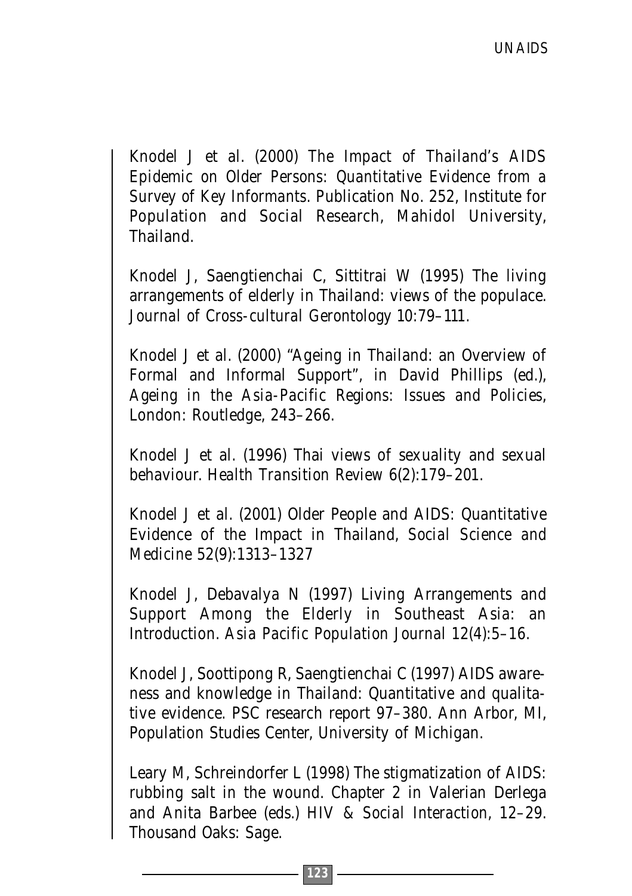Knodel J et al. (2000) *The Impact of Thailand's AIDS Epidemic on Older Persons: Quantitative Evidence from a Survey of Key Informants*. Publication No. 252, Institute for Population and Social Research, Mahidol University, Thailand.

Knodel J, Saengtienchai C, Sittitrai W (1995) The living arrangements of elderly in Thailand: views of the populace. *Journal of Cross-cultural Gerontology* 10:79–111.

Knodel J et al. (2000) "Ageing in Thailand: an Overview of Formal and Informal Support", in David Phillips (ed.), *Ageing in the Asia-Pacific Regions: Issues and Policies*, London: Routledge, 243–266.

Knodel J et al. (1996) Thai views of sexuality and sexual behaviour. *Health Transition Review* 6(2):179–201.

Knodel J et al. (2001) Older People and AIDS: Quantitative Evidence of the Impact in Thailand, *Social Science and Medicine* 52(9):1313–1327

Knodel J, Debavalya N (1997) Living Arrangements and Support Among the Elderly in Southeast Asia: an Introduction. *Asia Pacific Population Journal* 12(4):5–16.

Knodel J, Soottipong R, Saengtienchai C (1997) AIDS awareness and knowledge in Thailand: Quantitative and qualitative evidence. PSC research report 97–380. Ann Arbor, MI, Population Studies Center, University of Michigan.

Leary M, Schreindorfer L (1998) The stigmatization of AIDS: rubbing salt in the wound. Chapter 2 in Valerian Derlega and Anita Barbee (eds.) *HIV & Social Interaction*, 12–29. Thousand Oaks: Sage.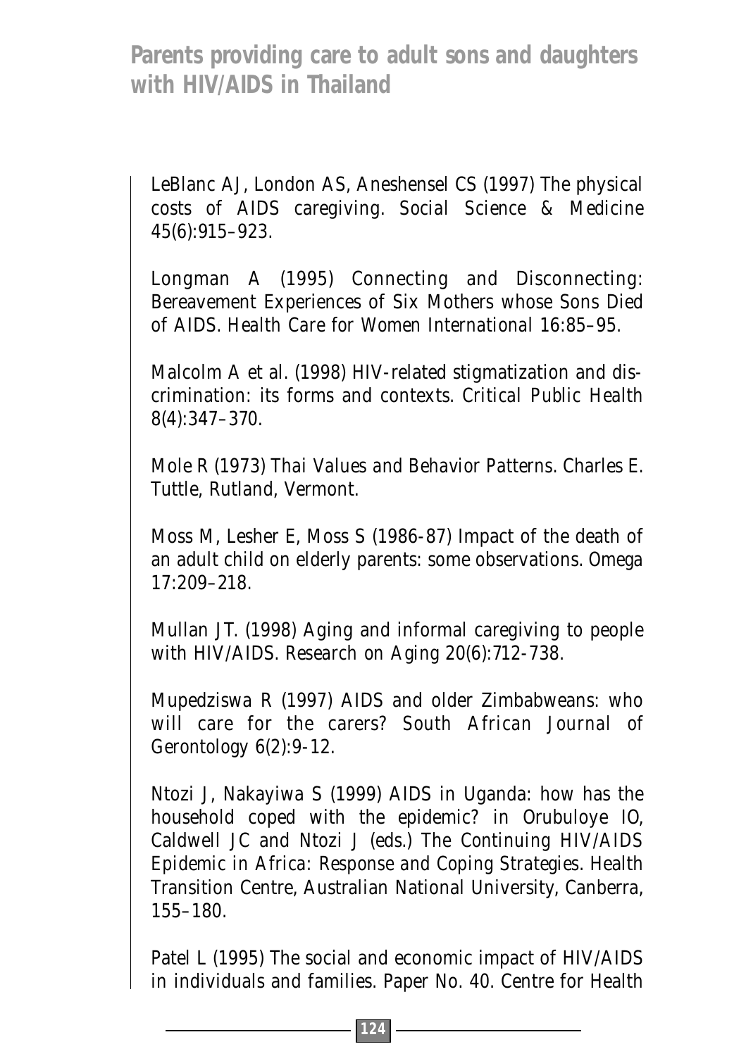LeBlanc AJ, London AS, Aneshensel CS (1997) The physical costs of AIDS caregiving. *Social Science & Medicine* 45(6):915–923.

Longman A (1995) Connecting and Disconnecting: Bereavement Experiences of Six Mothers whose Sons Died of AIDS. *Health Care for Women International* 16:85–95.

Malcolm A et al. (1998) HIV-related stigmatization and discrimination: its forms and contexts. *Critical Public Health* 8(4):347–370.

Mole R (1973) *Thai Values and Behavior Patterns*. Charles E. Tuttle, Rutland, Vermont.

Moss M, Lesher E, Moss S (1986-87) Impact of the death of an adult child on elderly parents: some observations. *Omega* 17:209–218.

Mullan JT. (1998) Aging and informal caregiving to people with HIV/AIDS. *Research on Aging* 20(6):712-738.

Mupedziswa R (1997) AIDS and older Zimbabweans: who will care for the carers? *South African Journal of Gerontology* 6(2):9-12.

Ntozi J, Nakayiwa S (1999) AIDS in Uganda: how has the household coped with the epidemic? in Orubuloye IO, Caldwell JC and Ntozi J (eds.) *The Continuing HIV/AIDS Epidemic in Africa: Response and Coping Strategies*. Health Transition Centre, Australian National University, Canberra, 155–180.

Patel L (1995) The social and economic impact of HIV/AIDS in individuals and families. Paper No. 40. Centre for Health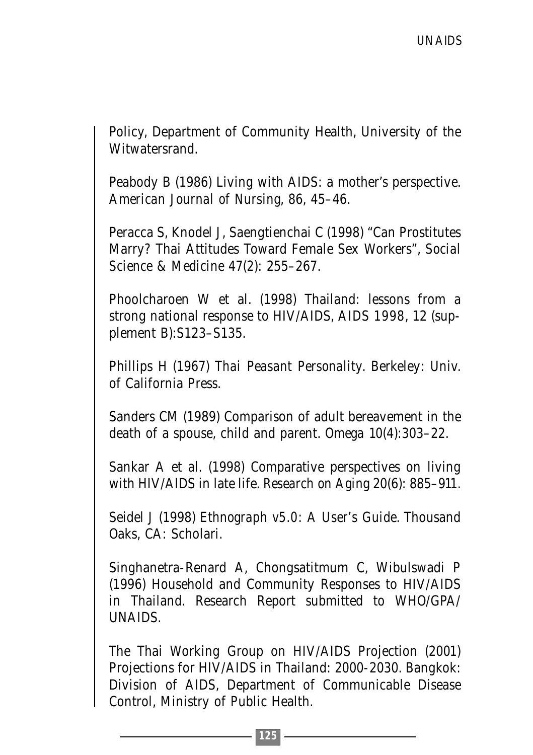Policy, Department of Community Health, University of the Witwatersrand.

Peabody B (1986) Living with AIDS: a mother's perspective. *American Journal of Nursing*, 86, 45–46.

Peracca S, Knodel J, Saengtienchai C (1998) "Can Prostitutes Marry? Thai Attitudes Toward Female Sex Workers", *Social Science & Medicine* 47(2): 255–267.

Phoolcharoen W et al. (1998) Thailand: lessons from a strong national response to HIV/AIDS, *AIDS 1998*, 12 (supplement B):S123–S135.

Phillips H (1967) *Thai Peasant Personality*. Berkeley: Univ. of California Press.

Sanders CM (1989) Comparison of adult bereavement in the death of a spouse, child and parent. *Omega* 10(4):303–22.

Sankar A et al. (1998) Comparative perspectives on living with HIV/AIDS in late life. *Research on Aging* 20(6): 885–911.

Seidel J (1998) *Ethnograph v5.0: A User's Guide*. Thousand Oaks, CA: Scholari.

Singhanetra-Renard A, Chongsatitmum C, Wibulswadi P (1996) Household and Community Responses to HIV/AIDS in Thailand. Research Report submitted to WHO/GPA/UNAIDS.

The Thai Working Group on HIV/AIDS Projection (2001) Projections for HIV/AIDS in Thailand: 2000-2030. Bangkok: Division of AIDS, Department of Communicable Disease Control, Ministry of Public Health.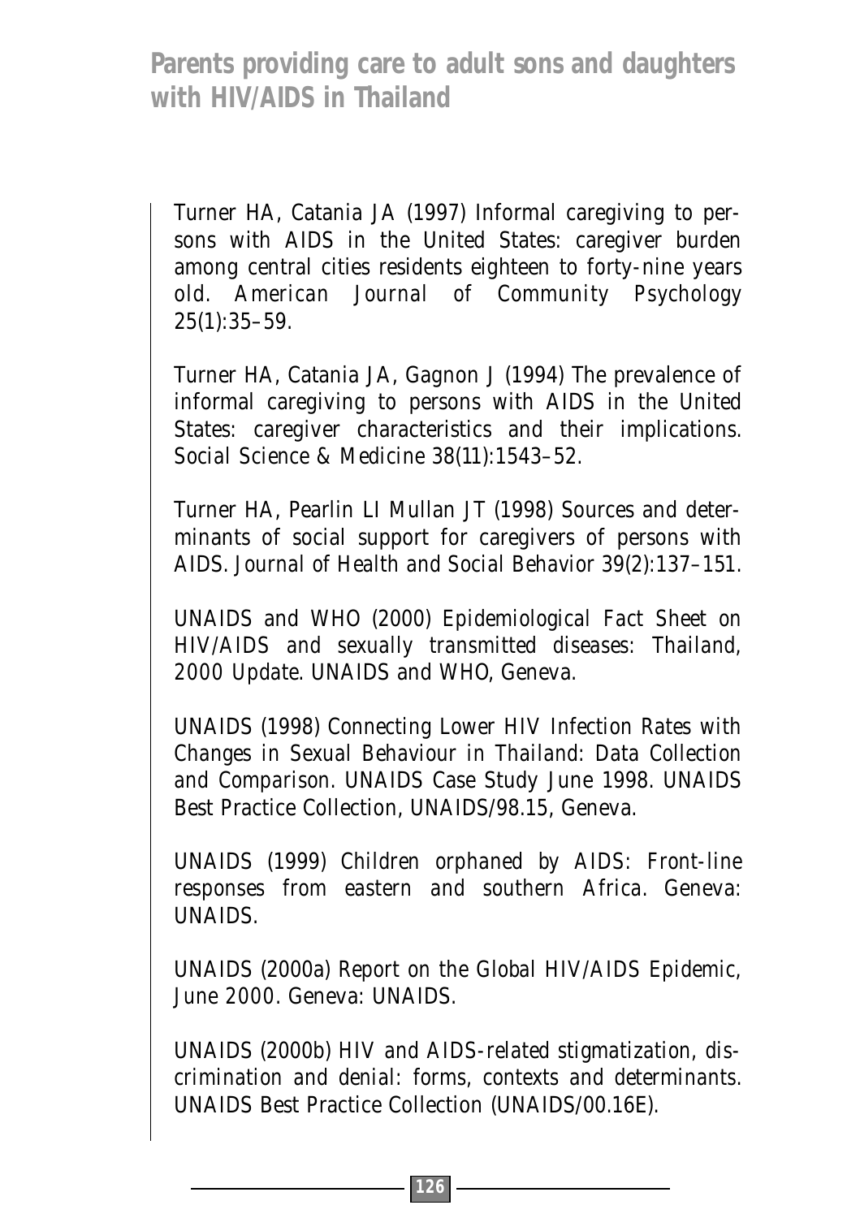Turner HA, Catania JA (1997) Informal caregiving to persons with AIDS in the United States: caregiver burden among central cities residents eighteen to forty-nine years old. *American Journal of Community Psychology* 25(1):35–59.

Turner HA, Catania JA, Gagnon J (1994) The prevalence of informal caregiving to persons with AIDS in the United States: caregiver characteristics and their implications. *Social Science & Medicine* 38(11):1543–52.

Turner HA, Pearlin LI Mullan JT (1998) Sources and determinants of social support for caregivers of persons with AIDS. *Journal of Health and Social Behavior* 39(2):137–151.

UNAIDS and WHO (2000) *Epidemiological Fact Sheet on HIV/AIDS and sexually transmitted diseases: Thailand, 2000 Update.* UNAIDS and WHO, Geneva.

UNAIDS (1998) *Connecting Lower HIV Infection Rates with Changes in Sexual Behaviour in Thailand: Data Collection and Comparison.* UNAIDS Case Study June 1998. UNAIDS Best Practice Collection, UNAIDS/98.15, Geneva.

UNAIDS (1999) *Children orphaned by AIDS: Front-line responses from eastern and southern Africa.* Geneva: UNAIDS.

UNAIDS (2000a) *Report on the Global HIV/AIDS Epidemic, June 2000.* Geneva: UNAIDS.

UNAIDS (2000b) *HIV and AIDS-related stigmatization, discrimination and denial: forms, contexts and determinants.* UNAIDS Best Practice Collection (UNAIDS/00.16E).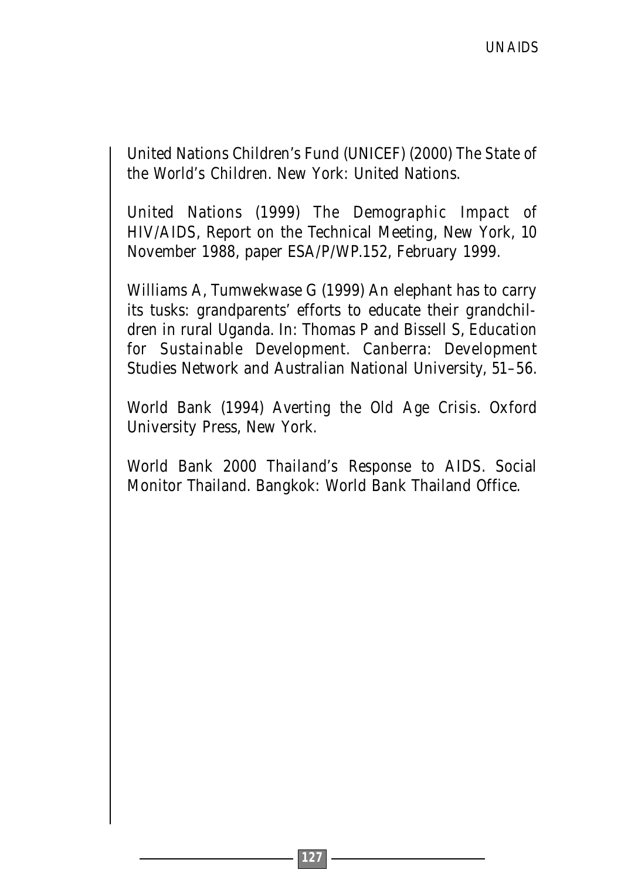United Nations Children's Fund (UNICEF) (2000) The State of the World's Children. New York: United Nations.

United Nations (1999) The Demographic Impact of HIV/AIDS, Report on the Technical Meeting, New York, 10 November 1988, paper ESA/P/WP.152, February 1999.

Williams A, Tumwekwase G (1999) An elephant has to carry its tusks: grandparents' efforts to educate their grandchildren in rural Uganda. In: Thomas P and Bissell S, Education for Sustainable Development. Canberra: Development Studies Network and Australian National University, 51–56.

World Bank (1994) Averting the Old Age Crisis. Oxford University Press, New York.

World Bank 2000 Thailand's Response to AIDS. Social Monitor Thailand. Bangkok: World Bank Thailand Office.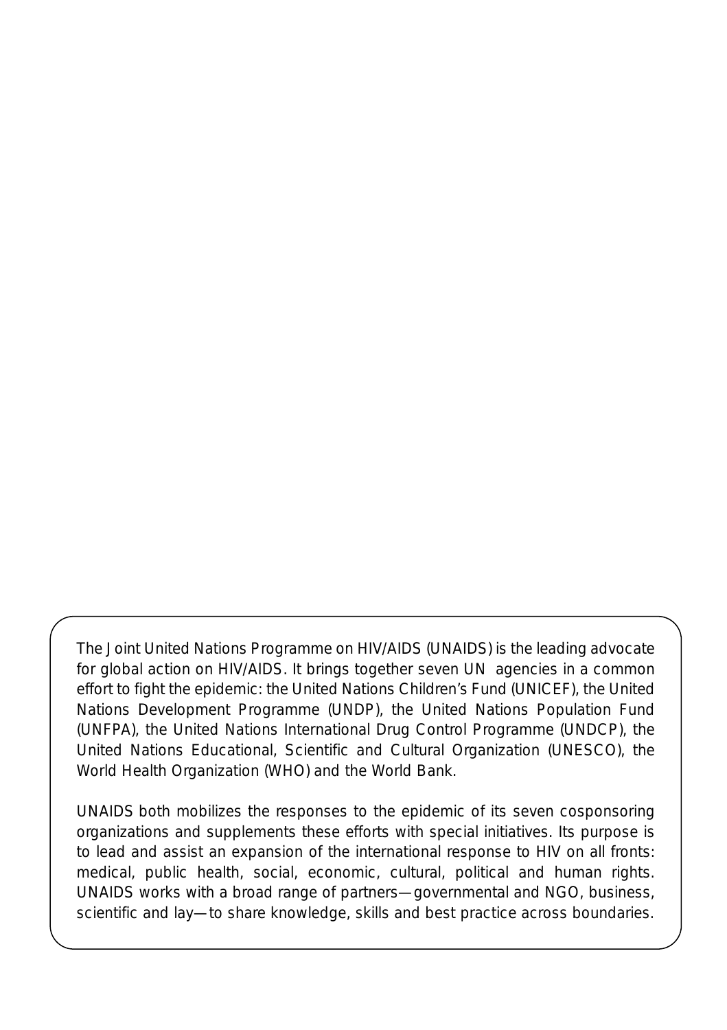The Joint United Nations Programme on HIV/AIDS (UNAIDS) is the leading advocate for global action on HIV/AIDS. It brings together seven UN agencies in a common effort to fight the epidemic: the United Nations Children's Fund (UNICEF), the United Nations Development Programme (UNDP), the United Nations Population Fund (UNFPA), the United Nations International Drug Control Programme (UNDCP), the United Nations Educational, Scientific and Cultural Organization (UNESCO), the World Health Organization (WHO) and the World Bank.

UNAIDS both mobilizes the responses to the epidemic of its seven cosponsoring organizations and supplements these efforts with special initiatives. Its purpose is to lead and assist an expansion of the international response to HIV on all fronts: medical, public health, social, economic, cultural, political and human rights. UNAIDS works with a broad range of partners—governmental and NGO, business, scientific and lay—to share knowledge, skills and best practice across boundaries.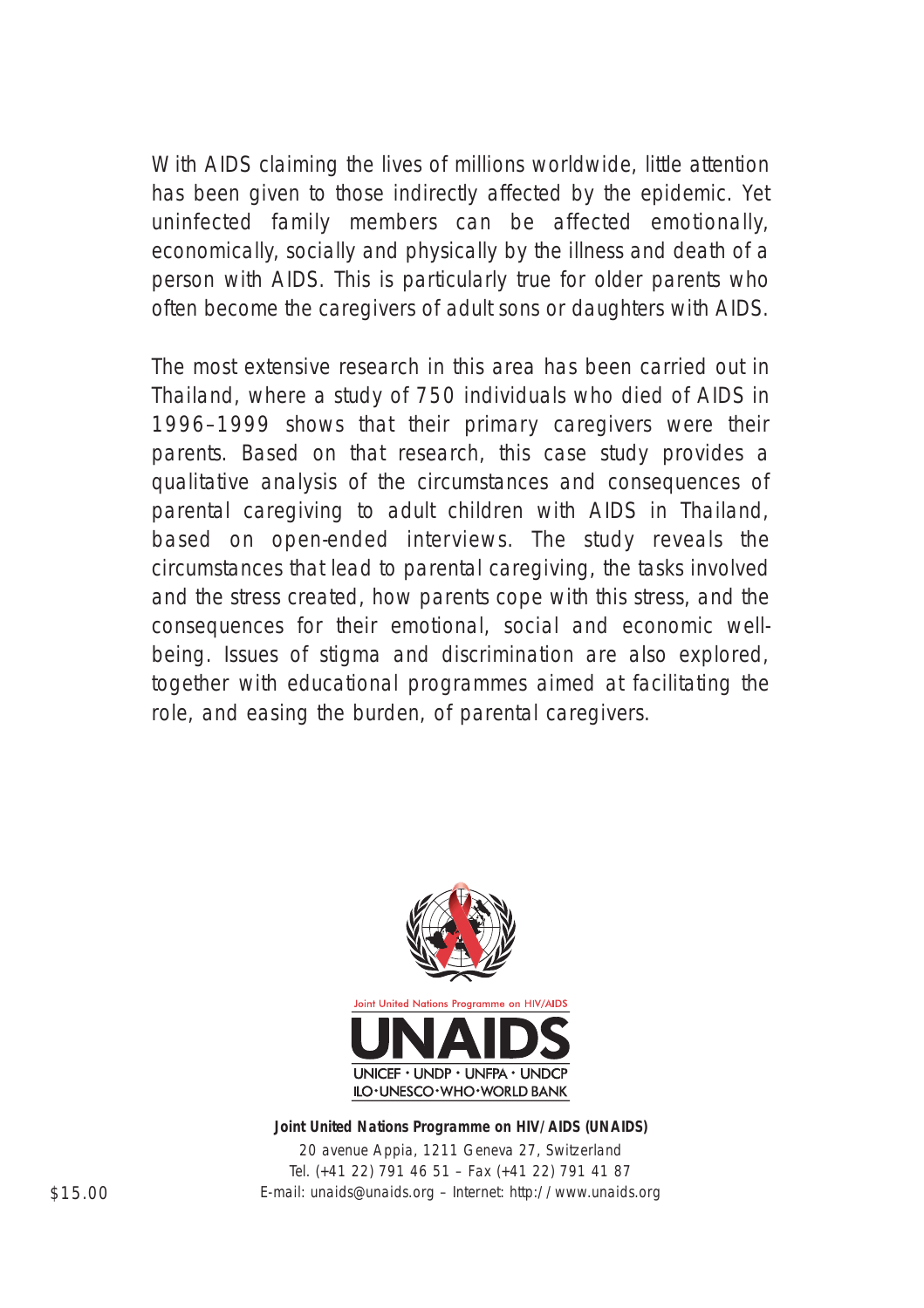With AIDS claiming the lives of millions worldwide, little attention has been given to those indirectly affected by the epidemic. Yet uninfected family members can be affected emotionally, economically, socially and physically by the illness and death of a person with AIDS. This is particularly true for older parents who often become the caregivers of adult sons or daughters with AIDS.

The most extensive research in this area has been carried out in Thailand, where a study of 750 individuals who died of AIDS in 1996–1999 shows that their primary caregivers were their parents. Based on that research, this case study provides a qualitative analysis of the circumstances and consequences of parental caregiving to adult children with AIDS in Thailand, based on open-ended interviews. The study reveals the circumstances that lead to parental caregiving, the tasks involved and the stress created, how parents cope with this stress, and the consequences for their emotional, social and economic well-being. Issues of stigma and discrimination are also explored, together with educational programmes aimed at facilitating the role, and easing the burden, of parental caregivers.

Joint United Nations Programme on HIV/AIDS

UNAIDS

UNICEF · UNDP · UNFPA · UNDCP
ILO · UNESCO · WHO · WORLD BANK

**Joint United Nations Programme on HIV/AIDS (UNAIDS)**
20 avenue Appia, 1211 Geneva 27, Switzerland
Tel. (+41 22) 791 46 51 – Fax (+41 22) 791 41 87
E-mail: unaids@unaids.org – Internet: http://www.unaids.org

$15.00